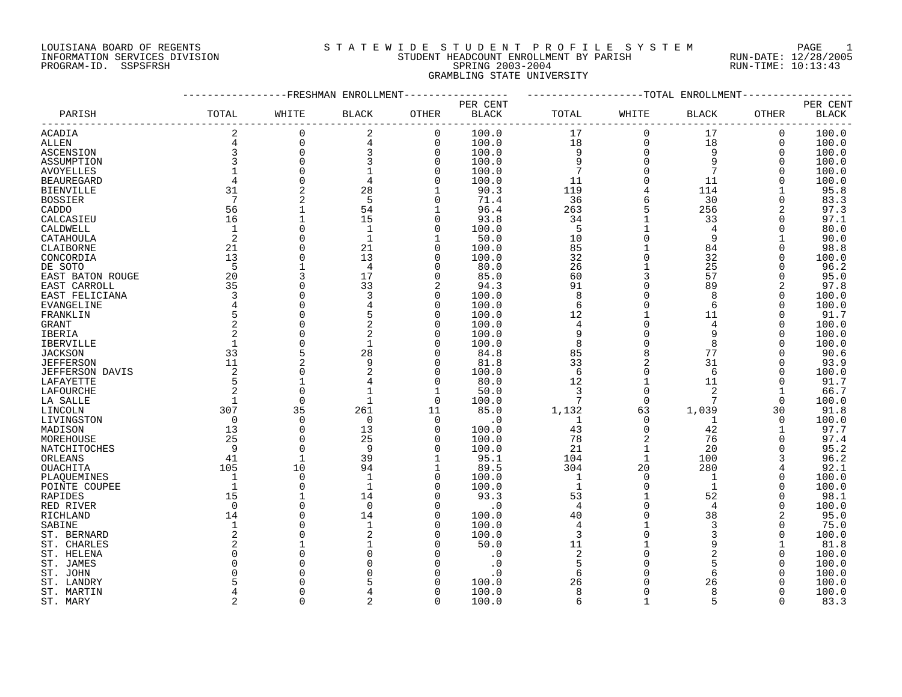LOUISIANA BOARD OF REGENTS
INFORMATION SERVICES DIVISION
PROGRAM-ID. SSPSFRSH

# S T A T E W I D E S T U D E N T P R O F I L E S Y S T E M
## STUDENT HEADCOUNT ENROLLMENT BY PARISH
## SPRING 2003-2004
## GRAMBLING STATE UNIVERSITY

RUN-DATE: 12/28/2005
RUN-TIME: 10:13:43

| PARISH | FRESHMAN ENROLLMENT TOTAL | WHITE | BLACK | OTHER | PER CENT BLACK | TOTAL ENROLLMENT TOTAL | WHITE | BLACK | OTHER | PER CENT BLACK |
|---|---|---|---|---|---|---|---|---|---|---|
| ACADIA | 2 | 0 | 2 | 0 | 100.0 | 17 | 0 | 17 | 0 | 100.0 |
| ALLEN | 4 | 0 | 4 | 0 | 100.0 | 18 | 0 | 18 | 0 | 100.0 |
| ASCENSION | 3 | 0 | 3 | 0 | 100.0 | 9 | 0 | 9 | 0 | 100.0 |
| ASSUMPTION | 3 | 0 | 3 | 0 | 100.0 | 9 | 0 | 9 | 0 | 100.0 |
| AVOYELLES | 1 | 0 | 1 | 0 | 100.0 | 7 | 0 | 7 | 0 | 100.0 |
| BEAUREGARD | 4 | 0 | 4 | 0 | 100.0 | 11 | 0 | 11 | 0 | 100.0 |
| BIENVILLE | 31 | 2 | 28 | 1 | 90.3 | 119 | 4 | 114 | 1 | 95.8 |
| BOSSIER | 7 | 2 | 5 | 0 | 71.4 | 36 | 6 | 30 | 0 | 83.3 |
| CADDO | 56 | 1 | 54 | 1 | 96.4 | 263 | 5 | 256 | 2 | 97.3 |
| CALCASIEU | 16 | 1 | 15 | 0 | 93.8 | 34 | 1 | 33 | 0 | 97.1 |
| CALDWELL | 1 | 0 | 1 | 0 | 100.0 | 5 | 1 | 4 | 0 | 80.0 |
| CATAHOULA | 2 | 0 | 1 | 1 | 50.0 | 10 | 0 | 9 | 1 | 90.0 |
| CLAIBORNE | 21 | 0 | 21 | 0 | 100.0 | 85 | 1 | 84 | 0 | 98.8 |
| CONCORDIA | 13 | 0 | 13 | 0 | 100.0 | 32 | 0 | 32 | 0 | 100.0 |
| DE SOTO | 5 | 1 | 4 | 0 | 80.0 | 26 | 1 | 25 | 0 | 96.2 |
| EAST BATON ROUGE | 20 | 3 | 17 | 0 | 85.0 | 60 | 3 | 57 | 0 | 95.0 |
| EAST CARROLL | 35 | 0 | 33 | 2 | 94.3 | 91 | 0 | 89 | 2 | 97.8 |
| EAST FELICIANA | 3 | 0 | 3 | 0 | 100.0 | 8 | 0 | 8 | 0 | 100.0 |
| EVANGELINE | 4 | 0 | 4 | 0 | 100.0 | 6 | 0 | 6 | 0 | 100.0 |
| FRANKLIN | 5 | 0 | 5 | 0 | 100.0 | 12 | 1 | 11 | 0 | 91.7 |
| GRANT | 2 | 0 | 2 | 0 | 100.0 | 4 | 0 | 4 | 0 | 100.0 |
| IBERIA | 2 | 0 | 2 | 0 | 100.0 | 9 | 0 | 9 | 0 | 100.0 |
| IBERVILLE | 1 | 0 | 1 | 0 | 100.0 | 8 | 0 | 8 | 0 | 100.0 |
| JACKSON | 33 | 5 | 28 | 0 | 84.8 | 85 | 8 | 77 | 0 | 90.6 |
| JEFFERSON | 11 | 2 | 9 | 0 | 81.8 | 33 | 2 | 31 | 0 | 93.9 |
| JEFFERSON DAVIS | 2 | 0 | 2 | 0 | 100.0 | 6 | 0 | 6 | 0 | 100.0 |
| LAFAYETTE | 5 | 1 | 4 | 0 | 80.0 | 12 | 1 | 11 | 0 | 91.7 |
| LAFOURCHE | 2 | 0 | 1 | 1 | 50.0 | 3 | 0 | 2 | 1 | 66.7 |
| LA SALLE | 1 | 0 | 1 | 0 | 100.0 | 7 | 0 | 7 | 0 | 100.0 |
| LINCOLN | 307 | 35 | 261 | 11 | 85.0 | 1,132 | 63 | 1,039 | 30 | 91.8 |
| LIVINGSTON | 0 | 0 | 0 | 0 | .0 | 1 | 0 | 1 | 0 | 100.0 |
| MADISON | 13 | 0 | 13 | 0 | 100.0 | 43 | 0 | 42 | 1 | 97.7 |
| MOREHOUSE | 25 | 0 | 25 | 0 | 100.0 | 78 | 2 | 76 | 0 | 97.4 |
| NATCHITOCHES | 9 | 0 | 9 | 0 | 100.0 | 21 | 1 | 20 | 0 | 95.2 |
| ORLEANS | 41 | 1 | 39 | 1 | 95.1 | 104 | 1 | 100 | 3 | 96.2 |
| OUACHITA | 105 | 10 | 94 | 1 | 89.5 | 304 | 20 | 280 | 4 | 92.1 |
| PLAQUEMINES | 1 | 0 | 1 | 0 | 100.0 | 1 | 0 | 1 | 0 | 100.0 |
| POINTE COUPEE | 1 | 0 | 1 | 0 | 100.0 | 1 | 0 | 1 | 0 | 100.0 |
| RAPIDES | 15 | 1 | 14 | 0 | 93.3 | 53 | 1 | 52 | 0 | 98.1 |
| RED RIVER | 0 | 0 | 0 | 0 | .0 | 4 | 0 | 4 | 0 | 100.0 |
| RICHLAND | 14 | 0 | 14 | 0 | 100.0 | 40 | 0 | 38 | 2 | 95.0 |
| SABINE | 1 | 0 | 1 | 0 | 100.0 | 4 | 1 | 3 | 0 | 75.0 |
| ST. BERNARD | 2 | 0 | 2 | 0 | 100.0 | 3 | 0 | 3 | 0 | 100.0 |
| ST. CHARLES | 2 | 1 | 1 | 0 | 50.0 | 11 | 1 | 9 | 1 | 81.8 |
| ST. HELENA | 0 | 0 | 0 | 0 | .0 | 2 | 0 | 2 | 0 | 100.0 |
| ST. JAMES | 0 | 0 | 0 | 0 | .0 | 5 | 0 | 5 | 0 | 100.0 |
| ST. JOHN | 0 | 0 | 0 | 0 | .0 | 6 | 0 | 6 | 0 | 100.0 |
| ST. LANDRY | 5 | 0 | 5 | 0 | 100.0 | 26 | 0 | 26 | 0 | 100.0 |
| ST. MARTIN | 4 | 0 | 4 | 0 | 100.0 | 8 | 0 | 8 | 0 | 100.0 |
| ST. MARY | 2 | 0 | 2 | 0 | 100.0 | 6 | 1 | 5 | 0 | 83.3 |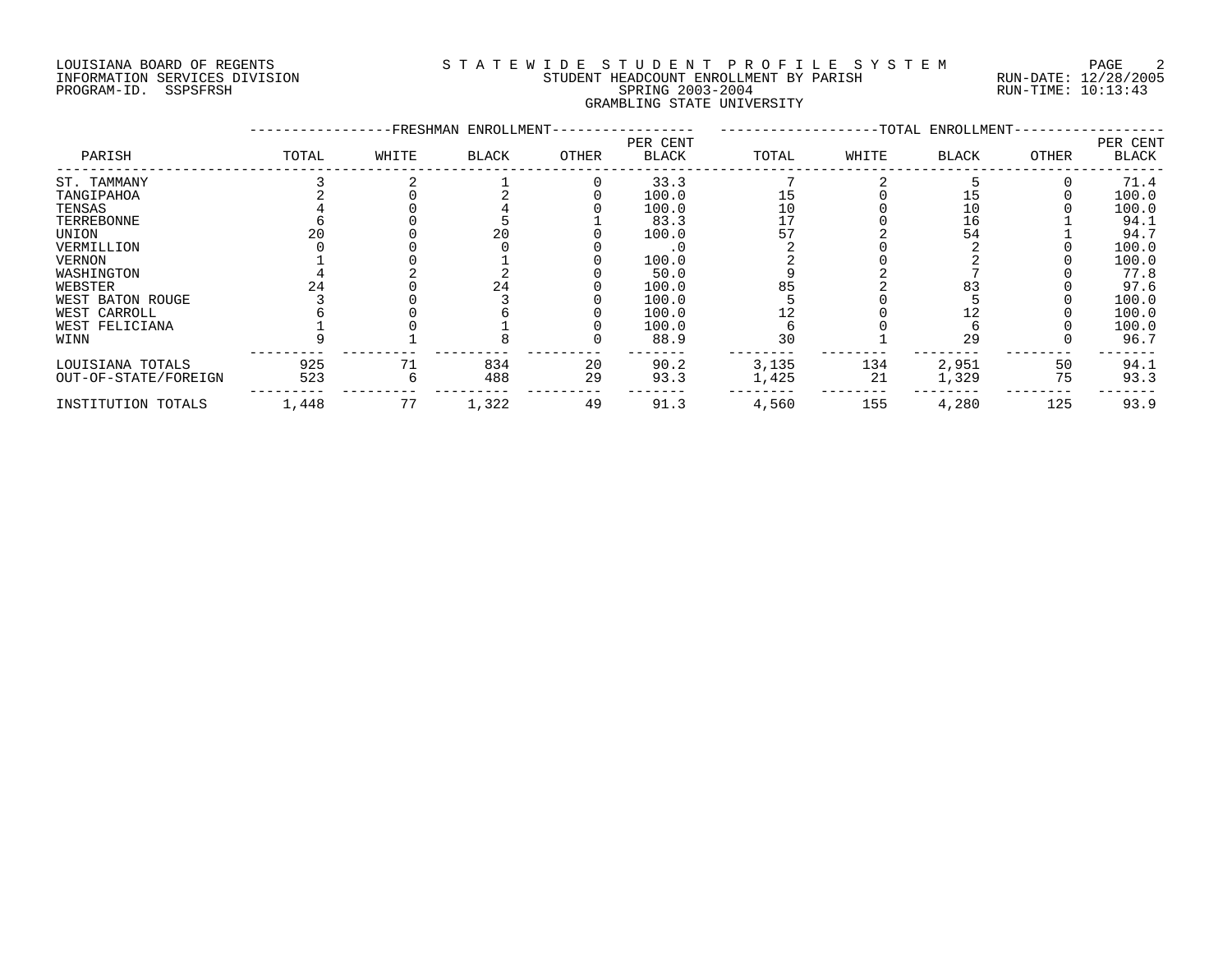LOUISIANA BOARD OF REGENTS
INFORMATION SERVICES DIVISION
PROGRAM-ID. SSPSFRSH

# STATEWIDE STUDENT PROFILE SYSTEM

STUDENT HEADCOUNT ENROLLMENT BY PARISH
SPRING 2003-2004
GRAMBLING STATE UNIVERSITY

RUN-DATE: 12/28/2005
RUN-TIME: 10:13:43

| PARISH | FRESHMAN ENROLLMENT TOTAL | WHITE | BLACK | OTHER | PER CENT BLACK | TOTAL ENROLLMENT TOTAL | WHITE | BLACK | OTHER | PER CENT BLACK |
|---|---|---|---|---|---|---|---|---|---|---|
| ST. TAMMANY | 3 | 2 | 1 | 0 | 33.3 | 7 | 2 | 5 | 0 | 71.4 |
| TANGIPAHOA | 2 | 0 | 2 | 0 | 100.0 | 15 | 0 | 15 | 0 | 100.0 |
| TENSAS | 4 | 0 | 4 | 0 | 100.0 | 10 | 0 | 10 | 0 | 100.0 |
| TERREBONNE | 6 | 0 | 5 | 1 | 83.3 | 17 | 0 | 16 | 1 | 94.1 |
| UNION | 20 | 0 | 20 | 0 | 100.0 | 57 | 2 | 54 | 1 | 94.7 |
| VERMILLION | 0 | 0 | 0 | 0 | .0 | 2 | 0 | 2 | 0 | 100.0 |
| VERNON | 1 | 0 | 1 | 0 | 100.0 | 2 | 0 | 2 | 0 | 100.0 |
| WASHINGTON | 4 | 2 | 2 | 0 | 50.0 | 9 | 2 | 7 | 0 | 77.8 |
| WEBSTER | 24 | 0 | 24 | 0 | 100.0 | 85 | 2 | 83 | 0 | 97.6 |
| WEST BATON ROUGE | 3 | 0 | 3 | 0 | 100.0 | 5 | 0 | 5 | 0 | 100.0 |
| WEST CARROLL | 6 | 0 | 6 | 0 | 100.0 | 12 | 0 | 12 | 0 | 100.0 |
| WEST FELICIANA | 1 | 0 | 1 | 0 | 100.0 | 6 | 0 | 6 | 0 | 100.0 |
| WINN | 9 | 1 | 8 | 0 | 88.9 | 30 | 1 | 29 | 0 | 96.7 |
| LOUISIANA TOTALS | 925 | 71 | 834 | 20 | 90.2 | 3,135 | 134 | 2,951 | 50 | 94.1 |
| OUT-OF-STATE/FOREIGN | 523 | 6 | 488 | 29 | 93.3 | 1,425 | 21 | 1,329 | 75 | 93.3 |
| INSTITUTION TOTALS | 1,448 | 77 | 1,322 | 49 | 91.3 | 4,560 | 155 | 4,280 | 125 | 93.9 |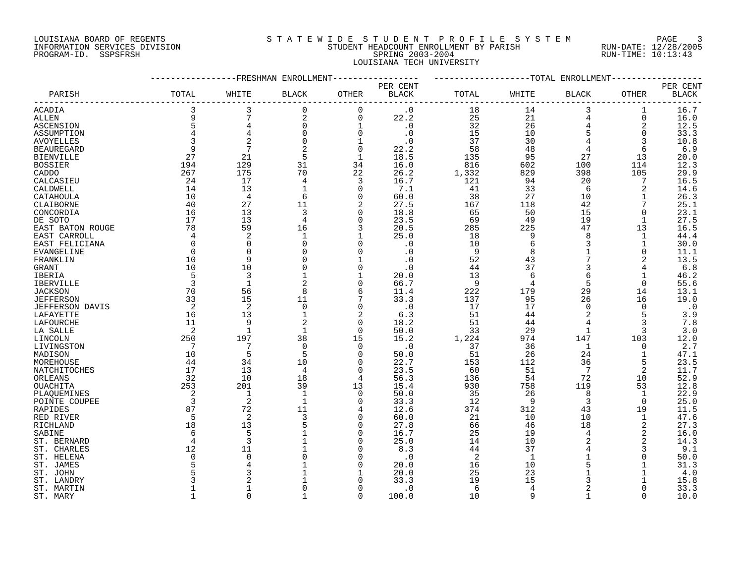LOUISIANA BOARD OF REGENTS
INFORMATION SERVICES DIVISION
PROGRAM-ID. SSPSFRSH

STATEWIDE STUDENT PROFILE SYSTEM
STUDENT HEADCOUNT ENROLLMENT BY PARISH
SPRING 2003-2004
LOUISIANA TECH UNIVERSITY

RUN-DATE: 12/28/2005
RUN-TIME: 10:13:43

| PARISH | FRESHMAN ENROLLMENT TOTAL | WHITE | BLACK | OTHER | PER CENT BLACK | TOTAL ENROLLMENT TOTAL | WHITE | BLACK | OTHER | PER CENT BLACK |
|---|---|---|---|---|---|---|---|---|---|---|
| ACADIA | 3 | 3 | 0 | 0 | .0 | 18 | 14 | 3 | 1 | 16.7 |
| ALLEN | 9 | 7 | 2 | 0 | 22.2 | 25 | 21 | 4 | 0 | 16.0 |
| ASCENSION | 5 | 4 | 0 | 1 | .0 | 32 | 26 | 4 | 2 | 12.5 |
| ASSUMPTION | 4 | 4 | 0 | 0 | .0 | 15 | 10 | 5 | 0 | 33.3 |
| AVOYELLES | 3 | 2 | 0 | 1 | .0 | 37 | 30 | 4 | 3 | 10.8 |
| BEAUREGARD | 9 | 7 | 2 | 0 | 22.2 | 58 | 48 | 4 | 6 | 6.9 |
| BIENVILLE | 27 | 21 | 5 | 1 | 18.5 | 135 | 95 | 27 | 13 | 20.0 |
| BOSSIER | 194 | 129 | 31 | 34 | 16.0 | 816 | 602 | 100 | 114 | 12.3 |
| CADDO | 267 | 175 | 70 | 22 | 26.2 | 1,332 | 829 | 398 | 105 | 29.9 |
| CALCASIEU | 24 | 17 | 4 | 3 | 16.7 | 121 | 94 | 20 | 7 | 16.5 |
| CALDWELL | 14 | 13 | 1 | 0 | 7.1 | 41 | 33 | 6 | 2 | 14.6 |
| CATAHOULA | 10 | 4 | 6 | 0 | 60.0 | 38 | 27 | 10 | 1 | 26.3 |
| CLAIBORNE | 40 | 27 | 11 | 2 | 27.5 | 167 | 118 | 42 | 7 | 25.1 |
| CONCORDIA | 16 | 13 | 3 | 0 | 18.8 | 65 | 50 | 15 | 0 | 23.1 |
| DE SOTO | 17 | 13 | 4 | 0 | 23.5 | 69 | 49 | 19 | 1 | 27.5 |
| EAST BATON ROUGE | 78 | 59 | 16 | 3 | 20.5 | 285 | 225 | 47 | 13 | 16.5 |
| EAST CARROLL | 4 | 2 | 1 | 1 | 25.0 | 18 | 9 | 8 | 1 | 44.4 |
| EAST FELICIANA | 0 | 0 | 0 | 0 | .0 | 10 | 6 | 3 | 1 | 30.0 |
| EVANGELINE | 0 | 0 | 0 | 0 | .0 | 9 | 8 | 1 | 0 | 11.1 |
| FRANKLIN | 10 | 9 | 0 | 1 | .0 | 52 | 43 | 7 | 2 | 13.5 |
| GRANT | 10 | 10 | 0 | 0 | .0 | 44 | 37 | 3 | 4 | 6.8 |
| IBERIA | 5 | 3 | 1 | 1 | 20.0 | 13 | 6 | 6 | 1 | 46.2 |
| IBERVILLE | 3 | 1 | 2 | 0 | 66.7 | 9 | 4 | 5 | 0 | 55.6 |
| JACKSON | 70 | 56 | 8 | 6 | 11.4 | 222 | 179 | 29 | 14 | 13.1 |
| JEFFERSON | 33 | 15 | 11 | 7 | 33.3 | 137 | 95 | 26 | 16 | 19.0 |
| JEFFERSON DAVIS | 2 | 2 | 0 | 0 | .0 | 17 | 17 | 0 | 0 | .0 |
| LAFAYETTE | 16 | 13 | 1 | 2 | 6.3 | 51 | 44 | 2 | 5 | 3.9 |
| LAFOURCHE | 11 | 9 | 2 | 0 | 18.2 | 51 | 44 | 4 | 3 | 7.8 |
| LA SALLE | 2 | 1 | 1 | 0 | 50.0 | 33 | 29 | 1 | 3 | 3.0 |
| LINCOLN | 250 | 197 | 38 | 15 | 15.2 | 1,224 | 974 | 147 | 103 | 12.0 |
| LIVINGSTON | 7 | 7 | 0 | 0 | .0 | 37 | 36 | 1 | 0 | 2.7 |
| MADISON | 10 | 5 | 5 | 0 | 50.0 | 51 | 26 | 24 | 1 | 47.1 |
| MOREHOUSE | 44 | 34 | 10 | 0 | 22.7 | 153 | 112 | 36 | 5 | 23.5 |
| NATCHITOCHES | 17 | 13 | 4 | 0 | 23.5 | 60 | 51 | 7 | 2 | 11.7 |
| ORLEANS | 32 | 10 | 18 | 4 | 56.3 | 136 | 54 | 72 | 10 | 52.9 |
| OUACHITA | 253 | 201 | 39 | 13 | 15.4 | 930 | 758 | 119 | 53 | 12.8 |
| PLAQUEMINES | 2 | 1 | 1 | 0 | 50.0 | 35 | 26 | 8 | 1 | 22.9 |
| POINTE COUPEE | 3 | 2 | 1 | 0 | 33.3 | 12 | 9 | 3 | 0 | 25.0 |
| RAPIDES | 87 | 72 | 11 | 4 | 12.6 | 374 | 312 | 43 | 19 | 11.5 |
| RED RIVER | 5 | 2 | 3 | 0 | 60.0 | 21 | 10 | 10 | 1 | 47.6 |
| RICHLAND | 18 | 13 | 5 | 0 | 27.8 | 66 | 46 | 18 | 2 | 27.3 |
| SABINE | 6 | 5 | 1 | 0 | 16.7 | 25 | 19 | 4 | 2 | 16.0 |
| ST. BERNARD | 4 | 3 | 1 | 0 | 25.0 | 14 | 10 | 2 | 2 | 14.3 |
| ST. CHARLES | 12 | 11 | 1 | 0 | 8.3 | 44 | 37 | 4 | 3 | 9.1 |
| ST. HELENA | 0 | 0 | 0 | 0 | .0 | 2 | 1 | 1 | 0 | 50.0 |
| ST. JAMES | 5 | 4 | 1 | 0 | 20.0 | 16 | 10 | 5 | 1 | 31.3 |
| ST. JOHN | 5 | 3 | 1 | 1 | 20.0 | 25 | 23 | 1 | 1 | 4.0 |
| ST. LANDRY | 3 | 2 | 1 | 0 | 33.3 | 19 | 15 | 3 | 1 | 15.8 |
| ST. MARTIN | 1 | 1 | 0 | 0 | .0 | 6 | 4 | 2 | 0 | 33.3 |
| ST. MARY | 1 | 0 | 1 | 0 | 100.0 | 10 | 9 | 1 | 0 | 10.0 |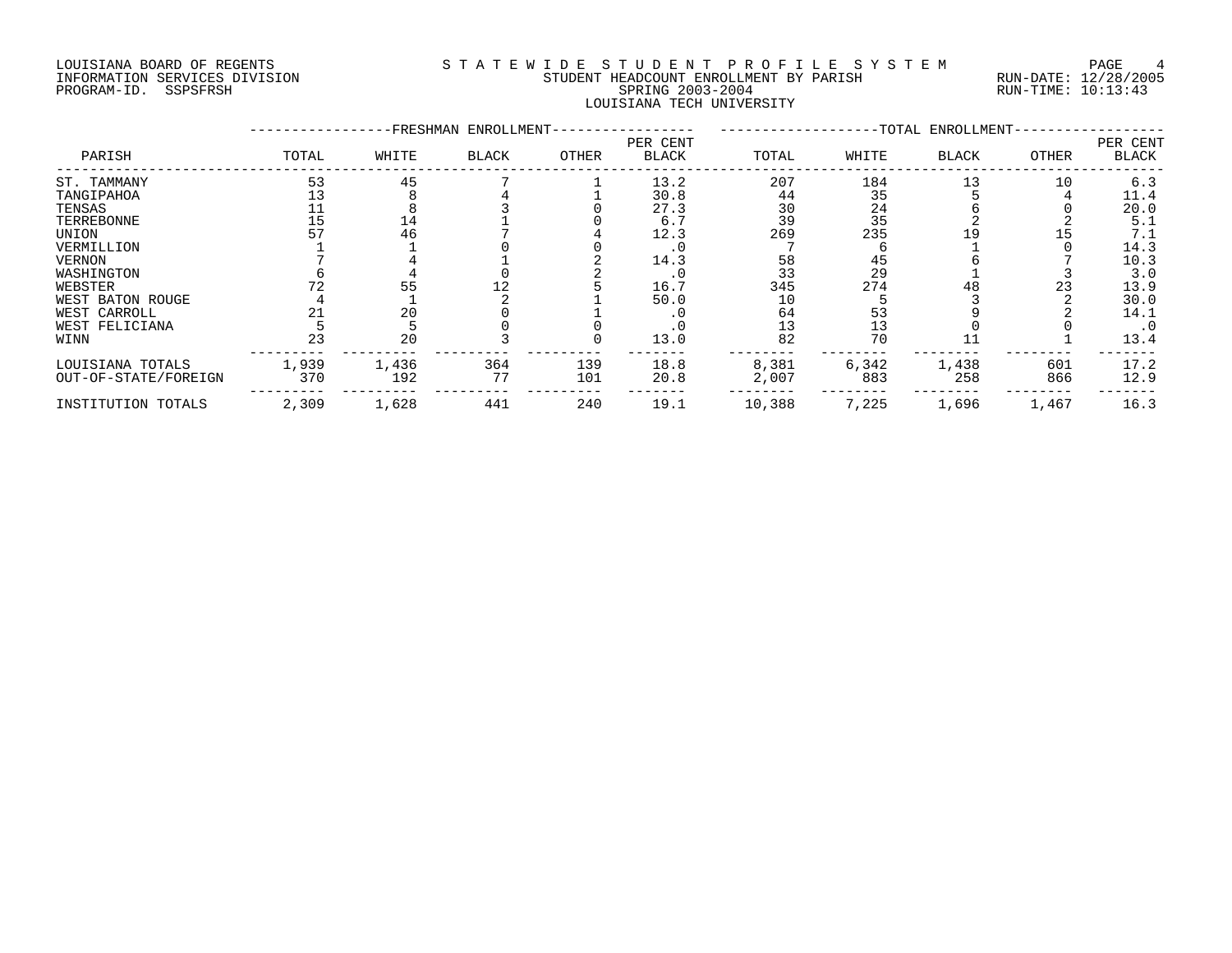LOUISIANA BOARD OF REGENTS
INFORMATION SERVICES DIVISION
PROGRAM-ID. SSPSFRSH

# STATEWIDE STUDENT PROFILE SYSTEM

STUDENT HEADCOUNT ENROLLMENT BY PARISH
SPRING 2003-2004
LOUISIANA TECH UNIVERSITY

RUN-DATE: 12/28/2005
RUN-TIME: 10:13:43

| PARISH | FRESHMAN ENROLLMENT TOTAL | WHITE | BLACK | OTHER | PER CENT BLACK | TOTAL ENROLLMENT TOTAL | WHITE | BLACK | OTHER | PER CENT BLACK |
|---|---|---|---|---|---|---|---|---|---|---|
| ST. TAMMANY | 53 | 45 | 7 | 1 | 13.2 | 207 | 184 | 13 | 10 | 6.3 |
| TANGIPAHOA | 13 | 8 | 4 | 1 | 30.8 | 44 | 35 | 5 | 4 | 11.4 |
| TENSAS | 11 | 8 | 3 | 0 | 27.3 | 30 | 24 | 6 | 0 | 20.0 |
| TERREBONNE | 15 | 14 | 1 | 0 | 6.7 | 39 | 35 | 2 | 2 | 5.1 |
| UNION | 57 | 46 | 7 | 4 | 12.3 | 269 | 235 | 19 | 15 | 7.1 |
| VERMILLION | 1 | 1 | 0 | 0 | .0 | 7 | 6 | 1 | 0 | 14.3 |
| VERNON | 7 | 4 | 1 | 2 | 14.3 | 58 | 45 | 6 | 7 | 10.3 |
| WASHINGTON | 6 | 4 | 0 | 2 | .0 | 33 | 29 | 1 | 3 | 3.0 |
| WEBSTER | 72 | 55 | 12 | 5 | 16.7 | 345 | 274 | 48 | 23 | 13.9 |
| WEST BATON ROUGE | 4 | 1 | 2 | 1 | 50.0 | 10 | 5 | 3 | 2 | 30.0 |
| WEST CARROLL | 21 | 20 | 0 | 1 | .0 | 64 | 53 | 9 | 2 | 14.1 |
| WEST FELICIANA | 5 | 5 | 0 | 0 | .0 | 13 | 13 | 0 | 0 | .0 |
| WINN | 23 | 20 | 3 | 0 | 13.0 | 82 | 70 | 11 | 1 | 13.4 |
| LOUISIANA TOTALS | 1,939 | 1,436 | 364 | 139 | 18.8 | 8,381 | 6,342 | 1,438 | 601 | 17.2 |
| OUT-OF-STATE/FOREIGN | 370 | 192 | 77 | 101 | 20.8 | 2,007 | 883 | 258 | 866 | 12.9 |
| INSTITUTION TOTALS | 2,309 | 1,628 | 441 | 240 | 19.1 | 10,388 | 7,225 | 1,696 | 1,467 | 16.3 |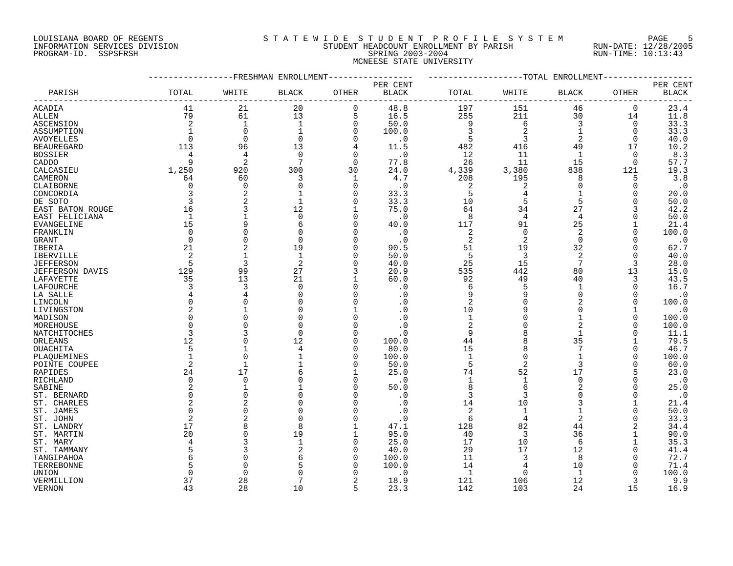LOUISIANA BOARD OF REGENTS
INFORMATION SERVICES DIVISION
PROGRAM-ID. SSPSFRSH

STATEWIDE STUDENT PROFILE SYSTEM
STUDENT HEADCOUNT ENROLLMENT BY PARISH
SPRING 2003-2004
MCNEESE STATE UNIVERSITY

RUN-DATE: 12/28/2005
RUN-TIME: 10:13:43

| PARISH | FRESHMAN ENROLLMENT TOTAL | WHITE | BLACK | OTHER | PER CENT BLACK | TOTAL ENROLLMENT TOTAL | WHITE | BLACK | OTHER | PER CENT BLACK |
|---|---|---|---|---|---|---|---|---|---|---|
| ACADIA | 41 | 21 | 20 | 0 | 48.8 | 197 | 151 | 46 | 0 | 23.4 |
| ALLEN | 79 | 61 | 13 | 5 | 16.5 | 255 | 211 | 30 | 14 | 11.8 |
| ASCENSION | 2 | 1 | 1 | 0 | 50.0 | 9 | 6 | 3 | 0 | 33.3 |
| ASSUMPTION | 1 | 0 | 1 | 0 | 100.0 | 3 | 2 | 1 | 0 | 33.3 |
| AVOYELLES | 0 | 0 | 0 | 0 | .0 | 5 | 3 | 2 | 0 | 40.0 |
| BEAUREGARD | 113 | 96 | 13 | 4 | 11.5 | 482 | 416 | 49 | 17 | 10.2 |
| BOSSIER | 4 | 4 | 0 | 0 | .0 | 12 | 11 | 1 | 0 | 8.3 |
| CADDO | 9 | 2 | 7 | 0 | 77.8 | 26 | 11 | 15 | 0 | 57.7 |
| CALCASIEU | 1,250 | 920 | 300 | 30 | 24.0 | 4,339 | 3,380 | 838 | 121 | 19.3 |
| CAMERON | 64 | 60 | 3 | 1 | 4.7 | 208 | 195 | 8 | 5 | 3.8 |
| CLAIBORNE | 0 | 0 | 0 | 0 | .0 | 2 | 2 | 0 | 0 | .0 |
| CONCORDIA | 3 | 2 | 1 | 0 | 33.3 | 5 | 4 | 1 | 0 | 20.0 |
| DE SOTO | 3 | 2 | 1 | 0 | 33.3 | 10 | 5 | 5 | 0 | 50.0 |
| EAST BATON ROUGE | 16 | 3 | 12 | 1 | 75.0 | 64 | 34 | 27 | 3 | 42.2 |
| EAST FELICIANA | 1 | 1 | 0 | 0 | .0 | 8 | 4 | 4 | 0 | 50.0 |
| EVANGELINE | 15 | 9 | 6 | 0 | 40.0 | 117 | 91 | 25 | 1 | 21.4 |
| FRANKLIN | 0 | 0 | 0 | 0 | .0 | 2 | 0 | 2 | 0 | 100.0 |
| GRANT | 0 | 0 | 0 | 0 | .0 | 2 | 2 | 0 | 0 | .0 |
| IBERIA | 21 | 2 | 19 | 0 | 90.5 | 51 | 19 | 32 | 0 | 62.7 |
| IBERVILLE | 2 | 1 | 1 | 0 | 50.0 | 5 | 3 | 2 | 0 | 40.0 |
| JEFFERSON | 5 | 3 | 2 | 0 | 40.0 | 25 | 15 | 7 | 3 | 28.0 |
| JEFFERSON DAVIS | 129 | 99 | 27 | 3 | 20.9 | 535 | 442 | 80 | 13 | 15.0 |
| LAFAYETTE | 35 | 13 | 21 | 1 | 60.0 | 92 | 49 | 40 | 3 | 43.5 |
| LAFOURCHE | 3 | 3 | 0 | 0 | .0 | 6 | 5 | 1 | 0 | 16.7 |
| LA SALLE | 4 | 4 | 0 | 0 | .0 | 9 | 9 | 0 | 0 | .0 |
| LINCOLN | 0 | 0 | 0 | 0 | .0 | 2 | 0 | 2 | 0 | 100.0 |
| LIVINGSTON | 2 | 1 | 0 | 1 | .0 | 10 | 9 | 0 | 1 | .0 |
| MADISON | 0 | 0 | 0 | 0 | .0 | 1 | 0 | 1 | 0 | 100.0 |
| MOREHOUSE | 0 | 0 | 0 | 0 | .0 | 2 | 0 | 2 | 0 | 100.0 |
| NATCHITOCHES | 3 | 3 | 0 | 0 | .0 | 9 | 8 | 1 | 0 | 11.1 |
| ORLEANS | 12 | 0 | 12 | 0 | 100.0 | 44 | 8 | 35 | 1 | 79.5 |
| OUACHITA | 5 | 1 | 4 | 0 | 80.0 | 15 | 8 | 7 | 0 | 46.7 |
| PLAQUEMINES | 1 | 0 | 1 | 0 | 100.0 | 1 | 0 | 1 | 0 | 100.0 |
| POINTE COUPEE | 2 | 1 | 1 | 0 | 50.0 | 5 | 2 | 3 | 0 | 60.0 |
| RAPIDES | 24 | 17 | 6 | 1 | 25.0 | 74 | 52 | 17 | 5 | 23.0 |
| RICHLAND | 0 | 0 | 0 | 0 | .0 | 1 | 1 | 0 | 0 | .0 |
| SABINE | 2 | 1 | 1 | 0 | 50.0 | 8 | 6 | 2 | 0 | 25.0 |
| ST. BERNARD | 0 | 0 | 0 | 0 | .0 | 3 | 3 | 0 | 0 | .0 |
| ST. CHARLES | 2 | 2 | 0 | 0 | .0 | 14 | 10 | 3 | 1 | 21.4 |
| ST. JAMES | 0 | 0 | 0 | 0 | .0 | 2 | 1 | 1 | 0 | 50.0 |
| ST. JOHN | 2 | 2 | 0 | 0 | .0 | 6 | 4 | 2 | 0 | 33.3 |
| ST. LANDRY | 17 | 8 | 8 | 1 | 47.1 | 128 | 82 | 44 | 2 | 34.4 |
| ST. MARTIN | 20 | 0 | 19 | 1 | 95.0 | 40 | 3 | 36 | 1 | 90.0 |
| ST. MARY | 4 | 3 | 1 | 0 | 25.0 | 17 | 10 | 6 | 1 | 35.3 |
| ST. TAMMANY | 5 | 3 | 2 | 0 | 40.0 | 29 | 17 | 12 | 0 | 41.4 |
| TANGIPAHOA | 6 | 0 | 6 | 0 | 100.0 | 11 | 3 | 8 | 0 | 72.7 |
| TERREBONNE | 5 | 0 | 5 | 0 | 100.0 | 14 | 4 | 10 | 0 | 71.4 |
| UNION | 0 | 0 | 0 | 0 | .0 | 1 | 0 | 1 | 0 | 100.0 |
| VERMILLION | 37 | 28 | 7 | 2 | 18.9 | 121 | 106 | 12 | 3 | 9.9 |
| VERNON | 43 | 28 | 10 | 5 | 23.3 | 142 | 103 | 24 | 15 | 16.9 |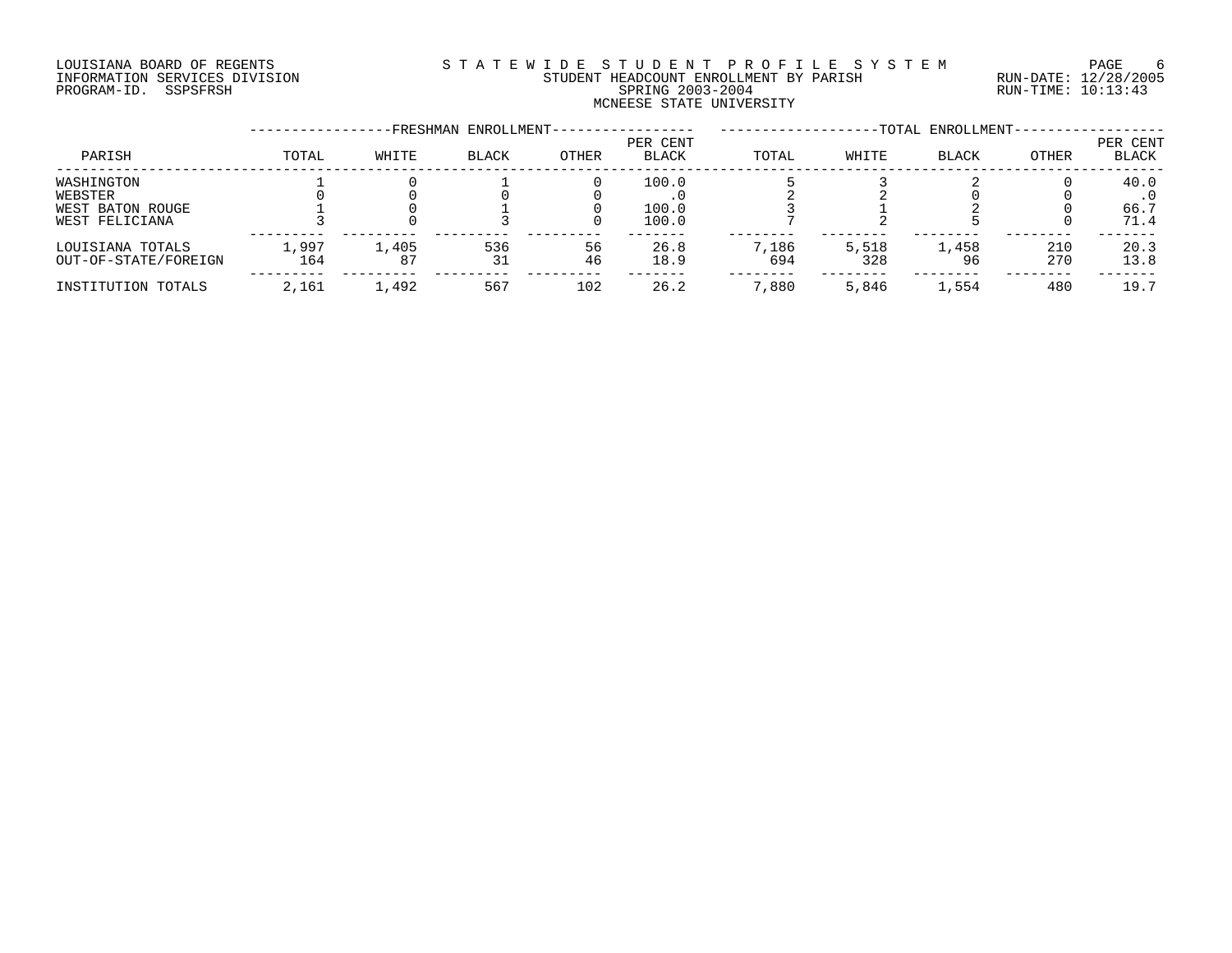LOUISIANA BOARD OF REGENTS
INFORMATION SERVICES DIVISION
PROGRAM-ID. SSPSFRSH

STATEWIDE STUDENT PROFILE SYSTEM
STUDENT HEADCOUNT ENROLLMENT BY PARISH
SPRING 2003-2004
MCNEESE STATE UNIVERSITY

RUN-DATE: 12/28/2005
RUN-TIME: 10:13:43

| PARISH | FRESHMAN ENROLLMENT TOTAL | WHITE | BLACK | OTHER | PER CENT BLACK | TOTAL ENROLLMENT TOTAL | WHITE | BLACK | OTHER | PER CENT BLACK |
|---|---|---|---|---|---|---|---|---|---|---|
| WASHINGTON | 1 | 0 | 1 | 0 | 100.0 | 5 | 3 | 2 | 0 | 40.0 |
| WEBSTER | 0 | 0 | 0 | 0 | .0 | 2 | 2 | 0 | 0 | .0 |
| WEST BATON ROUGE | 1 | 0 | 1 | 0 | 100.0 | 3 | 1 | 2 | 0 | 66.7 |
| WEST FELICIANA | 3 | 0 | 3 | 0 | 100.0 | 7 | 2 | 5 | 0 | 71.4 |
| LOUISIANA TOTALS | 1,997 | 1,405 | 536 | 56 | 26.8 | 7,186 | 5,518 | 1,458 | 210 | 20.3 |
| OUT-OF-STATE/FOREIGN | 164 | 87 | 31 | 46 | 18.9 | 694 | 328 | 96 | 270 | 13.8 |
| INSTITUTION TOTALS | 2,161 | 1,492 | 567 | 102 | 26.2 | 7,880 | 5,846 | 1,554 | 480 | 19.7 |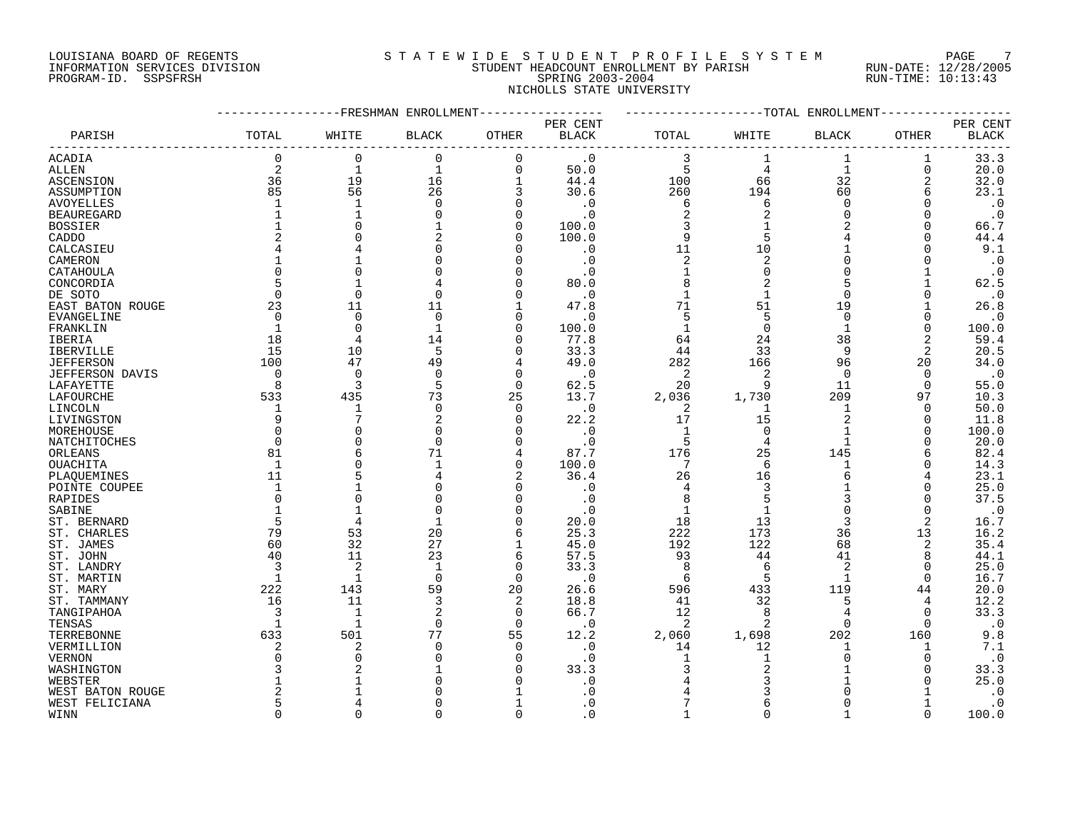LOUISIANA BOARD OF REGENTS
INFORMATION SERVICES DIVISION
PROGRAM-ID. SSPSFRSH

STATEWIDE STUDENT PROFILE SYSTEM
STUDENT HEADCOUNT ENROLLMENT BY PARISH
SPRING 2003-2004
NICHOLLS STATE UNIVERSITY

RUN-DATE: 12/28/2005
RUN-TIME: 10:13:43

| PARISH | FRESHMAN ENROLLMENT TOTAL | WHITE | BLACK | OTHER | PER CENT BLACK | TOTAL ENROLLMENT TOTAL | WHITE | BLACK | OTHER | PER CENT BLACK |
|---|---|---|---|---|---|---|---|---|---|---|
| ACADIA | 0 | 0 | 0 | 0 | .0 | 3 | 1 | 1 | 1 | 33.3 |
| ALLEN | 2 | 1 | 1 | 0 | 50.0 | 5 | 4 | 1 | 0 | 20.0 |
| ASCENSION | 36 | 19 | 16 | 1 | 44.4 | 100 | 66 | 32 | 2 | 32.0 |
| ASSUMPTION | 85 | 56 | 26 | 3 | 30.6 | 260 | 194 | 60 | 6 | 23.1 |
| AVOYELLES | 1 | 1 | 0 | 0 | .0 | 6 | 6 | 0 | 0 | .0 |
| BEAUREGARD | 1 | 1 | 0 | 0 | .0 | 2 | 2 | 0 | 0 | .0 |
| BOSSIER | 1 | 0 | 1 | 0 | 100.0 | 3 | 1 | 2 | 0 | 66.7 |
| CADDO | 2 | 0 | 2 | 0 | 100.0 | 9 | 5 | 4 | 0 | 44.4 |
| CALCASIEU | 4 | 4 | 0 | 0 | .0 | 11 | 10 | 1 | 0 | 9.1 |
| CAMERON | 1 | 1 | 0 | 0 | .0 | 2 | 2 | 0 | 0 | .0 |
| CATAHOULA | 0 | 0 | 0 | 0 | .0 | 1 | 0 | 0 | 1 | .0 |
| CONCORDIA | 5 | 1 | 4 | 0 | 80.0 | 8 | 2 | 5 | 1 | 62.5 |
| DE SOTO | 0 | 0 | 0 | 0 | .0 | 1 | 1 | 0 | 0 | .0 |
| EAST BATON ROUGE | 23 | 11 | 11 | 1 | 47.8 | 71 | 51 | 19 | 1 | 26.8 |
| EVANGELINE | 0 | 0 | 0 | 0 | .0 | 5 | 5 | 0 | 0 | .0 |
| FRANKLIN | 1 | 0 | 1 | 0 | 100.0 | 1 | 0 | 1 | 0 | 100.0 |
| IBERIA | 18 | 4 | 14 | 0 | 77.8 | 64 | 24 | 38 | 2 | 59.4 |
| IBERVILLE | 15 | 10 | 5 | 0 | 33.3 | 44 | 33 | 9 | 2 | 20.5 |
| JEFFERSON | 100 | 47 | 49 | 4 | 49.0 | 282 | 166 | 96 | 20 | 34.0 |
| JEFFERSON DAVIS | 0 | 0 | 0 | 0 | .0 | 2 | 2 | 0 | 0 | .0 |
| LAFAYETTE | 8 | 3 | 5 | 0 | 62.5 | 20 | 9 | 11 | 0 | 55.0 |
| LAFOURCHE | 533 | 435 | 73 | 25 | 13.7 | 2,036 | 1,730 | 209 | 97 | 10.3 |
| LINCOLN | 1 | 1 | 0 | 0 | .0 | 2 | 1 | 1 | 0 | 50.0 |
| LIVINGSTON | 9 | 7 | 2 | 0 | 22.2 | 17 | 15 | 2 | 0 | 11.8 |
| MOREHOUSE | 0 | 0 | 0 | 0 | .0 | 1 | 0 | 1 | 0 | 100.0 |
| NATCHITOCHES | 0 | 0 | 0 | 0 | .0 | 5 | 4 | 1 | 0 | 20.0 |
| ORLEANS | 81 | 6 | 71 | 4 | 87.7 | 176 | 25 | 145 | 6 | 82.4 |
| OUACHITA | 1 | 0 | 1 | 0 | 100.0 | 7 | 6 | 1 | 0 | 14.3 |
| PLAQUEMINES | 11 | 5 | 4 | 2 | 36.4 | 26 | 16 | 6 | 4 | 23.1 |
| POINTE COUPEE | 1 | 1 | 0 | 0 | .0 | 4 | 3 | 1 | 0 | 25.0 |
| RAPIDES | 0 | 0 | 0 | 0 | .0 | 8 | 5 | 3 | 0 | 37.5 |
| SABINE | 1 | 1 | 0 | 0 | .0 | 1 | 1 | 0 | 0 | .0 |
| ST. BERNARD | 5 | 4 | 1 | 0 | 20.0 | 18 | 13 | 3 | 2 | 16.7 |
| ST. CHARLES | 79 | 53 | 20 | 6 | 25.3 | 222 | 173 | 36 | 13 | 16.2 |
| ST. JAMES | 60 | 32 | 27 | 1 | 45.0 | 192 | 122 | 68 | 2 | 35.4 |
| ST. JOHN | 40 | 11 | 23 | 6 | 57.5 | 93 | 44 | 41 | 8 | 44.1 |
| ST. LANDRY | 3 | 2 | 1 | 0 | 33.3 | 8 | 6 | 2 | 0 | 25.0 |
| ST. MARTIN | 1 | 1 | 0 | 0 | .0 | 6 | 5 | 1 | 0 | 16.7 |
| ST. MARY | 222 | 143 | 59 | 20 | 26.6 | 596 | 433 | 119 | 44 | 20.0 |
| ST. TAMMANY | 16 | 11 | 3 | 2 | 18.8 | 41 | 32 | 5 | 4 | 12.2 |
| TANGIPAHOA | 3 | 1 | 2 | 0 | 66.7 | 12 | 8 | 4 | 0 | 33.3 |
| TENSAS | 1 | 1 | 0 | 0 | .0 | 2 | 2 | 0 | 0 | .0 |
| TERREBONNE | 633 | 501 | 77 | 55 | 12.2 | 2,060 | 1,698 | 202 | 160 | 9.8 |
| VERMILLION | 2 | 2 | 0 | 0 | .0 | 14 | 12 | 1 | 1 | 7.1 |
| VERNON | 0 | 0 | 0 | 0 | .0 | 1 | 1 | 0 | 0 | .0 |
| WASHINGTON | 3 | 2 | 1 | 0 | 33.3 | 3 | 2 | 1 | 0 | 33.3 |
| WEBSTER | 1 | 1 | 0 | 0 | .0 | 4 | 3 | 1 | 0 | 25.0 |
| WEST BATON ROUGE | 2 | 1 | 0 | 1 | .0 | 4 | 3 | 0 | 1 | .0 |
| WEST FELICIANA | 5 | 4 | 0 | 1 | .0 | 7 | 6 | 0 | 1 | .0 |
| WINN | 0 | 0 | 0 | 0 | .0 | 1 | 0 | 1 | 0 | 100.0 |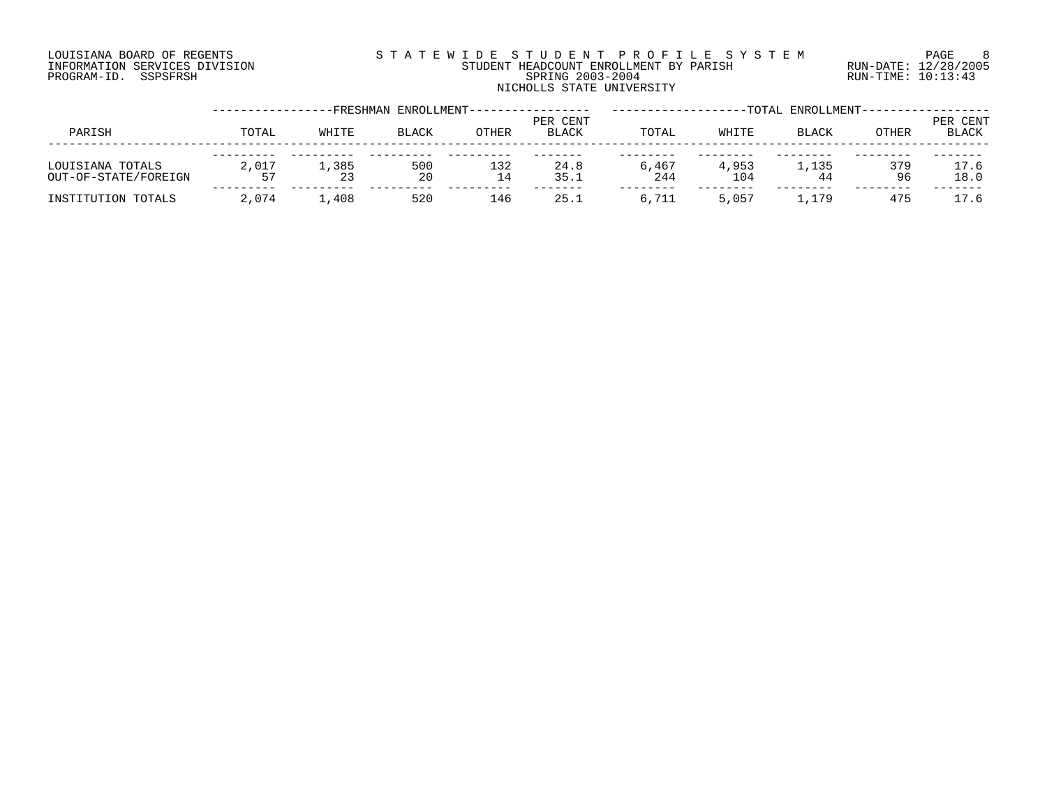LOUISIANA BOARD OF REGENTS
INFORMATION SERVICES DIVISION
PROGRAM-ID. SSPSFRSH

S T A T E W I D E S T U D E N T P R O F I L E S Y S T E M
STUDENT HEADCOUNT ENROLLMENT BY PARISH
SPRING 2003-2004
NICHOLLS STATE UNIVERSITY

RUN-DATE: 12/28/2005
RUN-TIME: 10:13:43

| PARISH | FRESHMAN ENROLLMENT TOTAL | WHITE | BLACK | OTHER | PER CENT BLACK | TOTAL ENROLLMENT TOTAL | WHITE | BLACK | OTHER | PER CENT BLACK |
|---|---|---|---|---|---|---|---|---|---|---|
| LOUISIANA TOTALS | 2,017 | 1,385 | 500 | 132 | 24.8 | 6,467 | 4,953 | 1,135 | 379 | 17.6 |
| OUT-OF-STATE/FOREIGN | 57 | 23 | 20 | 14 | 35.1 | 244 | 104 | 44 | 96 | 18.0 |
| INSTITUTION TOTALS | 2,074 | 1,408 | 520 | 146 | 25.1 | 6,711 | 5,057 | 1,179 | 475 | 17.6 |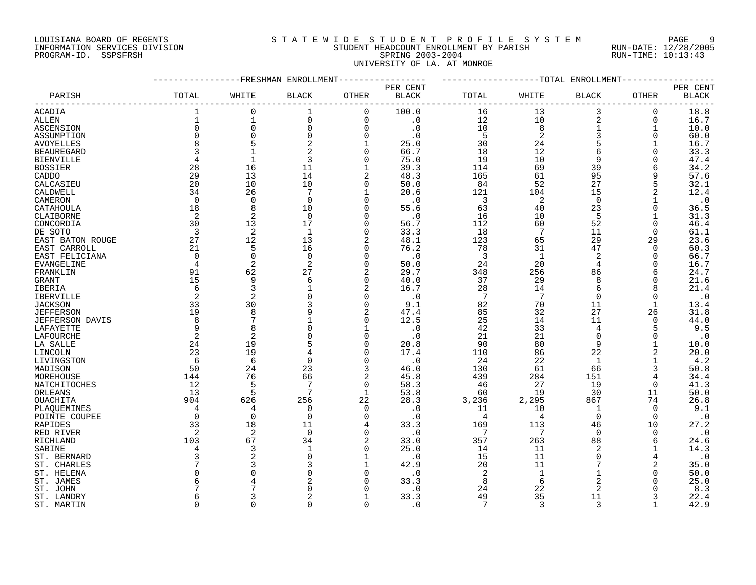LOUISIANA BOARD OF REGENTS
INFORMATION SERVICES DIVISION
PROGRAM-ID. SSPSFRSH

STATEWIDE STUDENT PROFILE SYSTEM
STUDENT HEADCOUNT ENROLLMENT BY PARISH
SPRING 2003-2004
UNIVERSITY OF LA. AT MONROE

RUN-DATE: 12/28/2005
RUN-TIME: 10:13:43

| PARISH | FRESHMAN ENROLLMENT TOTAL | WHITE | BLACK | OTHER | PER CENT BLACK | TOTAL ENROLLMENT TOTAL | WHITE | BLACK | OTHER | PER CENT BLACK |
|---|---|---|---|---|---|---|---|---|---|---|
| ACADIA | 1 | 0 | 1 | 0 | 100.0 | 16 | 13 | 3 | 0 | 18.8 |
| ALLEN | 1 | 1 | 0 | 0 | .0 | 12 | 10 | 2 | 0 | 16.7 |
| ASCENSION | 0 | 0 | 0 | 0 | .0 | 10 | 8 | 1 | 1 | 10.0 |
| ASSUMPTION | 0 | 0 | 0 | 0 | .0 | 5 | 2 | 3 | 0 | 60.0 |
| AVOYELLES | 8 | 5 | 2 | 1 | 25.0 | 30 | 24 | 5 | 1 | 16.7 |
| BEAUREGARD | 3 | 1 | 2 | 0 | 66.7 | 18 | 12 | 6 | 0 | 33.3 |
| BIENVILLE | 4 | 1 | 3 | 0 | 75.0 | 19 | 10 | 9 | 0 | 47.4 |
| BOSSIER | 28 | 16 | 11 | 1 | 39.3 | 114 | 69 | 39 | 6 | 34.2 |
| CADDO | 29 | 13 | 14 | 2 | 48.3 | 165 | 61 | 95 | 9 | 57.6 |
| CALCASIEU | 20 | 10 | 10 | 0 | 50.0 | 84 | 52 | 27 | 5 | 32.1 |
| CALDWELL | 34 | 26 | 7 | 1 | 20.6 | 121 | 104 | 15 | 2 | 12.4 |
| CAMERON | 0 | 0 | 0 | 0 | .0 | 3 | 2 | 0 | 1 | .0 |
| CATAHOULA | 18 | 8 | 10 | 0 | 55.6 | 63 | 40 | 23 | 0 | 36.5 |
| CLAIBORNE | 2 | 2 | 0 | 0 | .0 | 16 | 10 | 5 | 1 | 31.3 |
| CONCORDIA | 30 | 13 | 17 | 0 | 56.7 | 112 | 60 | 52 | 0 | 46.4 |
| DE SOTO | 3 | 2 | 1 | 0 | 33.3 | 18 | 7 | 11 | 0 | 61.1 |
| EAST BATON ROUGE | 27 | 12 | 13 | 2 | 48.1 | 123 | 65 | 29 | 29 | 23.6 |
| EAST CARROLL | 21 | 5 | 16 | 0 | 76.2 | 78 | 31 | 47 | 0 | 60.3 |
| EAST FELICIANA | 0 | 0 | 0 | 0 | .0 | 3 | 1 | 2 | 0 | 66.7 |
| EVANGELINE | 4 | 2 | 2 | 0 | 50.0 | 24 | 20 | 4 | 0 | 16.7 |
| FRANKLIN | 91 | 62 | 27 | 2 | 29.7 | 348 | 256 | 86 | 6 | 24.7 |
| GRANT | 15 | 9 | 6 | 0 | 40.0 | 37 | 29 | 8 | 0 | 21.6 |
| IBERIA | 6 | 3 | 1 | 2 | 16.7 | 28 | 14 | 6 | 8 | 21.4 |
| IBERVILLE | 2 | 2 | 0 | 0 | .0 | 7 | 7 | 0 | 0 | .0 |
| JACKSON | 33 | 30 | 3 | 0 | 9.1 | 82 | 70 | 11 | 1 | 13.4 |
| JEFFERSON | 19 | 8 | 9 | 2 | 47.4 | 85 | 32 | 27 | 26 | 31.8 |
| JEFFERSON DAVIS | 8 | 7 | 1 | 0 | 12.5 | 25 | 14 | 11 | 0 | 44.0 |
| LAFAYETTE | 9 | 8 | 0 | 1 | .0 | 42 | 33 | 4 | 5 | 9.5 |
| LAFOURCHE | 2 | 2 | 0 | 0 | .0 | 21 | 21 | 0 | 0 | .0 |
| LA SALLE | 24 | 19 | 5 | 0 | 20.8 | 90 | 80 | 9 | 1 | 10.0 |
| LINCOLN | 23 | 19 | 4 | 0 | 17.4 | 110 | 86 | 22 | 2 | 20.0 |
| LIVINGSTON | 6 | 6 | 0 | 0 | .0 | 24 | 22 | 1 | 1 | 4.2 |
| MADISON | 50 | 24 | 23 | 3 | 46.0 | 130 | 61 | 66 | 3 | 50.8 |
| MOREHOUSE | 144 | 76 | 66 | 2 | 45.8 | 439 | 284 | 151 | 4 | 34.4 |
| NATCHITOCHES | 12 | 5 | 7 | 0 | 58.3 | 46 | 27 | 19 | 0 | 41.3 |
| ORLEANS | 13 | 5 | 7 | 1 | 53.8 | 60 | 19 | 30 | 11 | 50.0 |
| OUACHITA | 904 | 626 | 256 | 22 | 28.3 | 3,236 | 2,295 | 867 | 74 | 26.8 |
| PLAQUEMINES | 4 | 4 | 0 | 0 | .0 | 11 | 10 | 1 | 0 | 9.1 |
| POINTE COUPEE | 0 | 0 | 0 | 0 | .0 | 4 | 4 | 0 | 0 | .0 |
| RAPIDES | 33 | 18 | 11 | 4 | 33.3 | 169 | 113 | 46 | 10 | 27.2 |
| RED RIVER | 2 | 2 | 0 | 0 | .0 | 7 | 7 | 0 | 0 | .0 |
| RICHLAND | 103 | 67 | 34 | 2 | 33.0 | 357 | 263 | 88 | 6 | 24.6 |
| SABINE | 4 | 3 | 1 | 0 | 25.0 | 14 | 11 | 2 | 1 | 14.3 |
| ST. BERNARD | 3 | 2 | 0 | 1 | .0 | 15 | 11 | 0 | 4 | .0 |
| ST. CHARLES | 7 | 3 | 3 | 1 | 42.9 | 20 | 11 | 7 | 2 | 35.0 |
| ST. HELENA | 0 | 0 | 0 | 0 | .0 | 2 | 1 | 1 | 0 | 50.0 |
| ST. JAMES | 6 | 4 | 2 | 0 | 33.3 | 8 | 6 | 2 | 0 | 25.0 |
| ST. JOHN | 7 | 7 | 0 | 0 | .0 | 24 | 22 | 2 | 0 | 8.3 |
| ST. LANDRY | 6 | 3 | 2 | 1 | 33.3 | 49 | 35 | 11 | 3 | 22.4 |
| ST. MARTIN | 0 | 0 | 0 | 0 | .0 | 7 | 3 | 3 | 1 | 42.9 |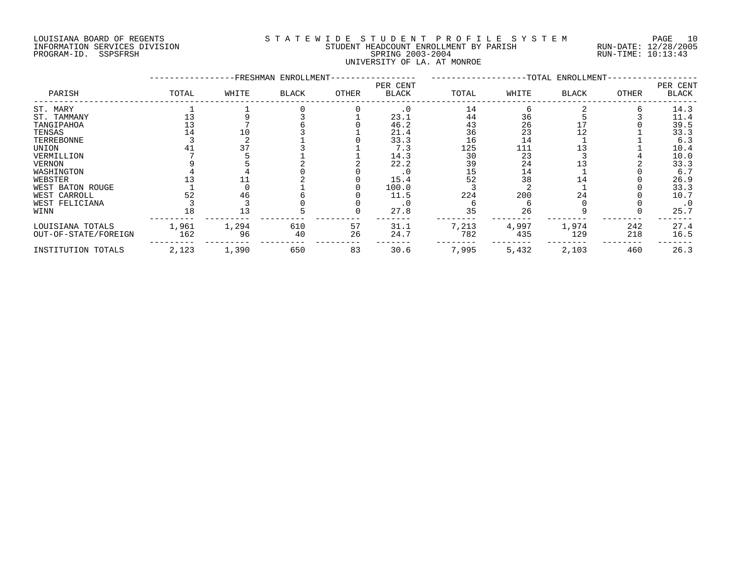LOUISIANA BOARD OF REGENTS
INFORMATION SERVICES DIVISION
PROGRAM-ID. SSPSFRSH

STATEWIDE STUDENT PROFILE SYSTEM
STUDENT HEADCOUNT ENROLLMENT BY PARISH
SPRING 2003-2004
UNIVERSITY OF LA. AT MONROE

RUN-DATE: 12/28/2005
RUN-TIME: 10:13:43

| PARISH | FRESHMAN ENROLLMENT | | | | | TOTAL ENROLLMENT | | | | |
|---|---|---|---|---|---|---|---|---|---|---|
| | TOTAL | WHITE | BLACK | OTHER | PER CENT BLACK | TOTAL | WHITE | BLACK | OTHER | PER CENT BLACK |
| ST. MARY | 1 | 1 | 0 | 0 | .0 | 14 | 6 | 2 | 6 | 14.3 |
| ST. TAMMANY | 13 | 9 | 3 | 1 | 23.1 | 44 | 36 | 5 | 3 | 11.4 |
| TANGIPAHOA | 13 | 7 | 6 | 0 | 46.2 | 43 | 26 | 17 | 0 | 39.5 |
| TENSAS | 14 | 10 | 3 | 1 | 21.4 | 36 | 23 | 12 | 1 | 33.3 |
| TERREBONNE | 3 | 2 | 1 | 0 | 33.3 | 16 | 14 | 1 | 1 | 6.3 |
| UNION | 41 | 37 | 3 | 1 | 7.3 | 125 | 111 | 13 | 1 | 10.4 |
| VERMILLION | 7 | 5 | 1 | 1 | 14.3 | 30 | 23 | 3 | 4 | 10.0 |
| VERNON | 9 | 5 | 2 | 2 | 22.2 | 39 | 24 | 13 | 2 | 33.3 |
| WASHINGTON | 4 | 4 | 0 | 0 | .0 | 15 | 14 | 1 | 0 | 6.7 |
| WEBSTER | 13 | 11 | 2 | 0 | 15.4 | 52 | 38 | 14 | 0 | 26.9 |
| WEST BATON ROUGE | 1 | 0 | 1 | 0 | 100.0 | 3 | 2 | 1 | 0 | 33.3 |
| WEST CARROLL | 52 | 46 | 6 | 0 | 11.5 | 224 | 200 | 24 | 0 | 10.7 |
| WEST FELICIANA | 3 | 3 | 0 | 0 | .0 | 6 | 6 | 0 | 0 | .0 |
| WINN | 18 | 13 | 5 | 0 | 27.8 | 35 | 26 | 9 | 0 | 25.7 |
| LOUISIANA TOTALS | 1,961 | 1,294 | 610 | 57 | 31.1 | 7,213 | 4,997 | 1,974 | 242 | 27.4 |
| OUT-OF-STATE/FOREIGN | 162 | 96 | 40 | 26 | 24.7 | 782 | 435 | 129 | 218 | 16.5 |
| INSTITUTION TOTALS | 2,123 | 1,390 | 650 | 83 | 30.6 | 7,995 | 5,432 | 2,103 | 460 | 26.3 |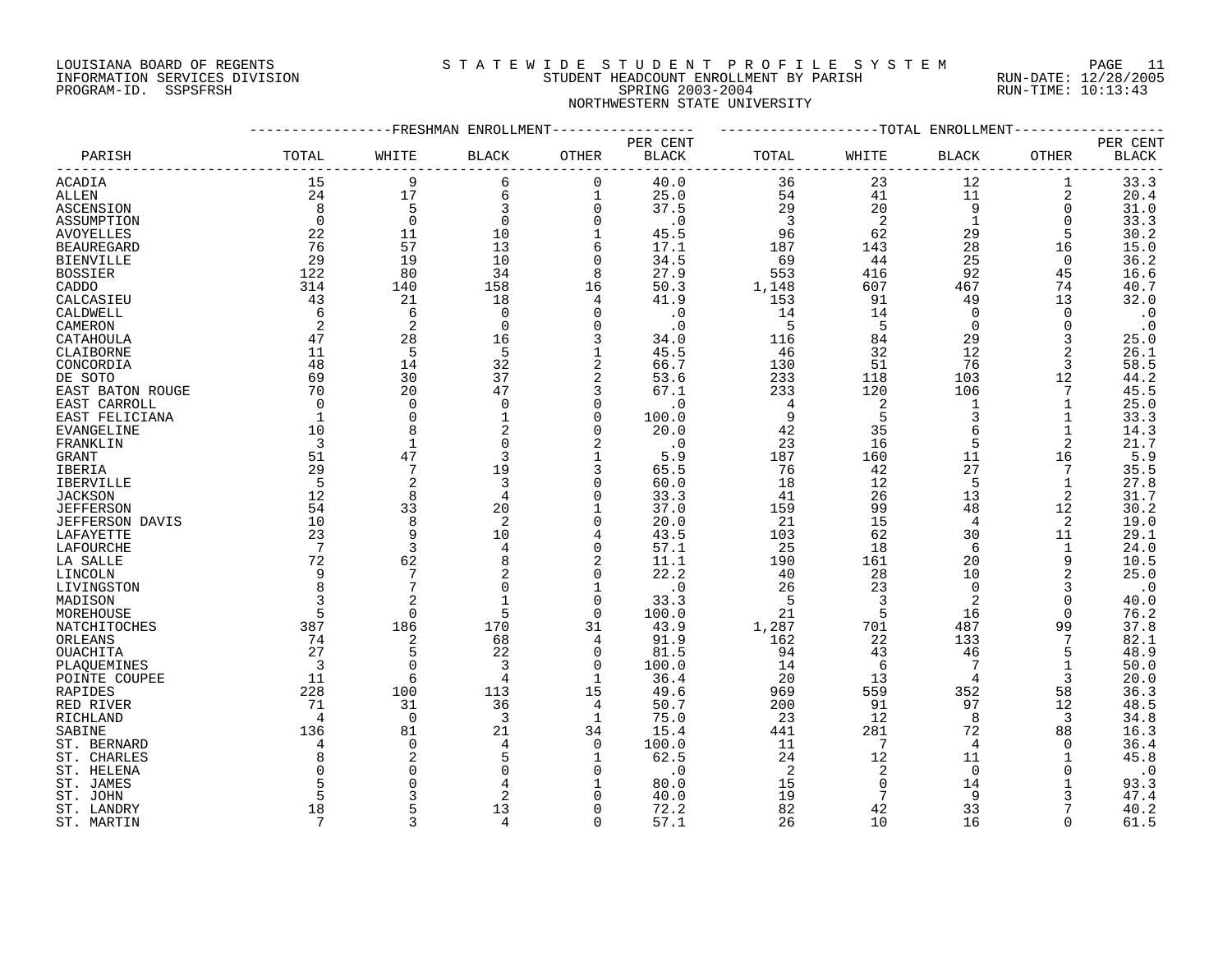LOUISIANA BOARD OF REGENTS
INFORMATION SERVICES DIVISION
PROGRAM-ID. SSPSFRSH

S T A T E W I D E   S T U D E N T   P R O F I L E   S Y S T E M
STUDENT HEADCOUNT ENROLLMENT BY PARISH
SPRING 2003-2004
NORTHWESTERN STATE UNIVERSITY

RUN-DATE: 12/28/2005
RUN-TIME: 10:13:43

| PARISH | FRESHMAN ENROLLMENT TOTAL | WHITE | BLACK | OTHER | PER CENT BLACK | TOTAL ENROLLMENT TOTAL | WHITE | BLACK | OTHER | PER CENT BLACK |
|---|---|---|---|---|---|---|---|---|---|---|
| ACADIA | 15 | 9 | 6 | 0 | 40.0 | 36 | 23 | 12 | 1 | 33.3 |
| ALLEN | 24 | 17 | 6 | 1 | 25.0 | 54 | 41 | 11 | 2 | 20.4 |
| ASCENSION | 8 | 5 | 3 | 0 | 37.5 | 29 | 20 | 9 | 0 | 31.0 |
| ASSUMPTION | 0 | 0 | 0 | 0 | .0 | 3 | 2 | 1 | 0 | 33.3 |
| AVOYELLES | 22 | 11 | 10 | 1 | 45.5 | 96 | 62 | 29 | 5 | 30.2 |
| BEAUREGARD | 76 | 57 | 13 | 6 | 17.1 | 187 | 143 | 28 | 16 | 15.0 |
| BIENVILLE | 29 | 19 | 10 | 0 | 34.5 | 69 | 44 | 25 | 0 | 36.2 |
| BOSSIER | 122 | 80 | 34 | 8 | 27.9 | 553 | 416 | 92 | 45 | 16.6 |
| CADDO | 314 | 140 | 158 | 16 | 50.3 | 1,148 | 607 | 467 | 74 | 40.7 |
| CALCASIEU | 43 | 21 | 18 | 4 | 41.9 | 153 | 91 | 49 | 13 | 32.0 |
| CALDWELL | 6 | 6 | 0 | 0 | .0 | 14 | 14 | 0 | 0 | .0 |
| CAMERON | 2 | 2 | 0 | 0 | .0 | 5 | 5 | 0 | 0 | .0 |
| CATAHOULA | 47 | 28 | 16 | 3 | 34.0 | 116 | 84 | 29 | 3 | 25.0 |
| CLAIBORNE | 11 | 5 | 5 | 1 | 45.5 | 46 | 32 | 12 | 2 | 26.1 |
| CONCORDIA | 48 | 14 | 32 | 2 | 66.7 | 130 | 51 | 76 | 3 | 58.5 |
| DE SOTO | 69 | 30 | 37 | 2 | 53.6 | 233 | 118 | 103 | 12 | 44.2 |
| EAST BATON ROUGE | 70 | 20 | 47 | 3 | 67.1 | 233 | 120 | 106 | 7 | 45.5 |
| EAST CARROLL | 0 | 0 | 0 | 0 | .0 | 4 | 2 | 1 | 1 | 25.0 |
| EAST FELICIANA | 1 | 0 | 1 | 0 | 100.0 | 9 | 5 | 3 | 1 | 33.3 |
| EVANGELINE | 10 | 8 | 2 | 0 | 20.0 | 42 | 35 | 6 | 1 | 14.3 |
| FRANKLIN | 3 | 1 | 0 | 2 | .0 | 23 | 16 | 5 | 2 | 21.7 |
| GRANT | 51 | 47 | 3 | 1 | 5.9 | 187 | 160 | 11 | 16 | 5.9 |
| IBERIA | 29 | 7 | 19 | 3 | 65.5 | 76 | 42 | 27 | 7 | 35.5 |
| IBERVILLE | 5 | 2 | 3 | 0 | 60.0 | 18 | 12 | 5 | 1 | 27.8 |
| JACKSON | 12 | 8 | 4 | 0 | 33.3 | 41 | 26 | 13 | 2 | 31.7 |
| JEFFERSON | 54 | 33 | 20 | 1 | 37.0 | 159 | 99 | 48 | 12 | 30.2 |
| JEFFERSON DAVIS | 10 | 8 | 2 | 0 | 20.0 | 21 | 15 | 4 | 2 | 19.0 |
| LAFAYETTE | 23 | 9 | 10 | 4 | 43.5 | 103 | 62 | 30 | 11 | 29.1 |
| LAFOURCHE | 7 | 3 | 4 | 0 | 57.1 | 25 | 18 | 6 | 1 | 24.0 |
| LA SALLE | 72 | 62 | 8 | 2 | 11.1 | 190 | 161 | 20 | 9 | 10.5 |
| LINCOLN | 9 | 7 | 2 | 0 | 22.2 | 40 | 28 | 10 | 2 | 25.0 |
| LIVINGSTON | 8 | 7 | 0 | 1 | .0 | 26 | 23 | 0 | 3 | .0 |
| MADISON | 3 | 2 | 1 | 0 | 33.3 | 5 | 3 | 2 | 0 | 40.0 |
| MOREHOUSE | 5 | 0 | 5 | 0 | 100.0 | 21 | 5 | 16 | 0 | 76.2 |
| NATCHITOCHES | 387 | 186 | 170 | 31 | 43.9 | 1,287 | 701 | 487 | 99 | 37.8 |
| ORLEANS | 74 | 2 | 68 | 4 | 91.9 | 162 | 22 | 133 | 7 | 82.1 |
| OUACHITA | 27 | 5 | 22 | 0 | 81.5 | 94 | 43 | 46 | 5 | 48.9 |
| PLAQUEMINES | 3 | 0 | 3 | 0 | 100.0 | 14 | 6 | 7 | 1 | 50.0 |
| POINTE COUPEE | 11 | 6 | 4 | 1 | 36.4 | 20 | 13 | 4 | 3 | 20.0 |
| RAPIDES | 228 | 100 | 113 | 15 | 49.6 | 969 | 559 | 352 | 58 | 36.3 |
| RED RIVER | 71 | 31 | 36 | 4 | 50.7 | 200 | 91 | 97 | 12 | 48.5 |
| RICHLAND | 4 | 0 | 3 | 1 | 75.0 | 23 | 12 | 8 | 3 | 34.8 |
| SABINE | 136 | 81 | 21 | 34 | 15.4 | 441 | 281 | 72 | 88 | 16.3 |
| ST. BERNARD | 4 | 0 | 4 | 0 | 100.0 | 11 | 7 | 4 | 0 | 36.4 |
| ST. CHARLES | 8 | 2 | 5 | 1 | 62.5 | 24 | 12 | 11 | 1 | 45.8 |
| ST. HELENA | 0 | 0 | 0 | 0 | .0 | 2 | 2 | 0 | 0 | .0 |
| ST. JAMES | 5 | 0 | 4 | 1 | 80.0 | 15 | 0 | 14 | 1 | 93.3 |
| ST. JOHN | 5 | 3 | 2 | 0 | 40.0 | 19 | 7 | 9 | 3 | 47.4 |
| ST. LANDRY | 18 | 5 | 13 | 0 | 72.2 | 82 | 42 | 33 | 7 | 40.2 |
| ST. MARTIN | 7 | 3 | 4 | 0 | 57.1 | 26 | 10 | 16 | 0 | 61.5 |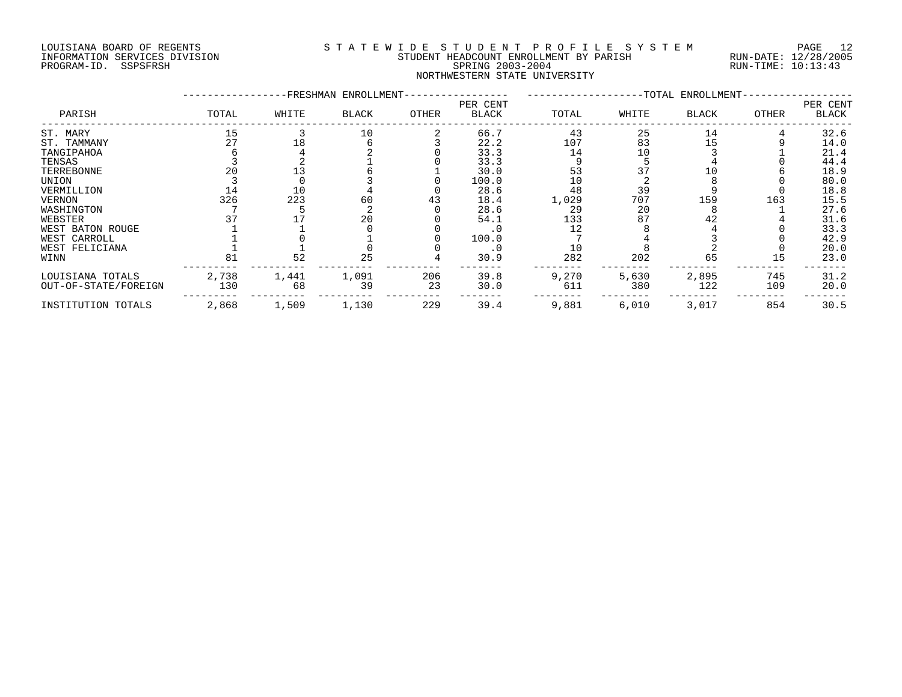LOUISIANA BOARD OF REGENTS
INFORMATION SERVICES DIVISION
PROGRAM-ID. SSPSFRSH

# STATEWIDE STUDENT PROFILE SYSTEM
## STUDENT HEADCOUNT ENROLLMENT BY PARISH
## SPRING 2003-2004
## NORTHWESTERN STATE UNIVERSITY

RUN-DATE: 12/28/2005
RUN-TIME: 10:13:43

| PARISH | FRESHMAN ENROLLMENT TOTAL | WHITE | BLACK | OTHER | PER CENT BLACK | TOTAL ENROLLMENT TOTAL | WHITE | BLACK | OTHER | PER CENT BLACK |
|---|---|---|---|---|---|---|---|---|---|---|
| ST. MARY | 15 | 3 | 10 | 2 | 66.7 | 43 | 25 | 14 | 4 | 32.6 |
| ST. TAMMANY | 27 | 18 | 6 | 3 | 22.2 | 107 | 83 | 15 | 9 | 14.0 |
| TANGIPAHOA | 6 | 4 | 2 | 0 | 33.3 | 14 | 10 | 3 | 1 | 21.4 |
| TENSAS | 3 | 2 | 1 | 0 | 33.3 | 9 | 5 | 4 | 0 | 44.4 |
| TERREBONNE | 20 | 13 | 6 | 1 | 30.0 | 53 | 37 | 10 | 6 | 18.9 |
| UNION | 3 | 0 | 3 | 0 | 100.0 | 10 | 2 | 8 | 0 | 80.0 |
| VERMILLION | 14 | 10 | 4 | 0 | 28.6 | 48 | 39 | 9 | 0 | 18.8 |
| VERNON | 326 | 223 | 60 | 43 | 18.4 | 1,029 | 707 | 159 | 163 | 15.5 |
| WASHINGTON | 7 | 5 | 2 | 0 | 28.6 | 29 | 20 | 8 | 1 | 27.6 |
| WEBSTER | 37 | 17 | 20 | 0 | 54.1 | 133 | 87 | 42 | 4 | 31.6 |
| WEST BATON ROUGE | 1 | 1 | 0 | 0 | .0 | 12 | 8 | 4 | 0 | 33.3 |
| WEST CARROLL | 1 | 0 | 1 | 0 | 100.0 | 7 | 4 | 3 | 0 | 42.9 |
| WEST FELICIANA | 1 | 1 | 0 | 0 | .0 | 10 | 8 | 2 | 0 | 20.0 |
| WINN | 81 | 52 | 25 | 4 | 30.9 | 282 | 202 | 65 | 15 | 23.0 |
| LOUISIANA TOTALS | 2,738 | 1,441 | 1,091 | 206 | 39.8 | 9,270 | 5,630 | 2,895 | 745 | 31.2 |
| OUT-OF-STATE/FOREIGN | 130 | 68 | 39 | 23 | 30.0 | 611 | 380 | 122 | 109 | 20.0 |
| INSTITUTION TOTALS | 2,868 | 1,509 | 1,130 | 229 | 39.4 | 9,881 | 6,010 | 3,017 | 854 | 30.5 |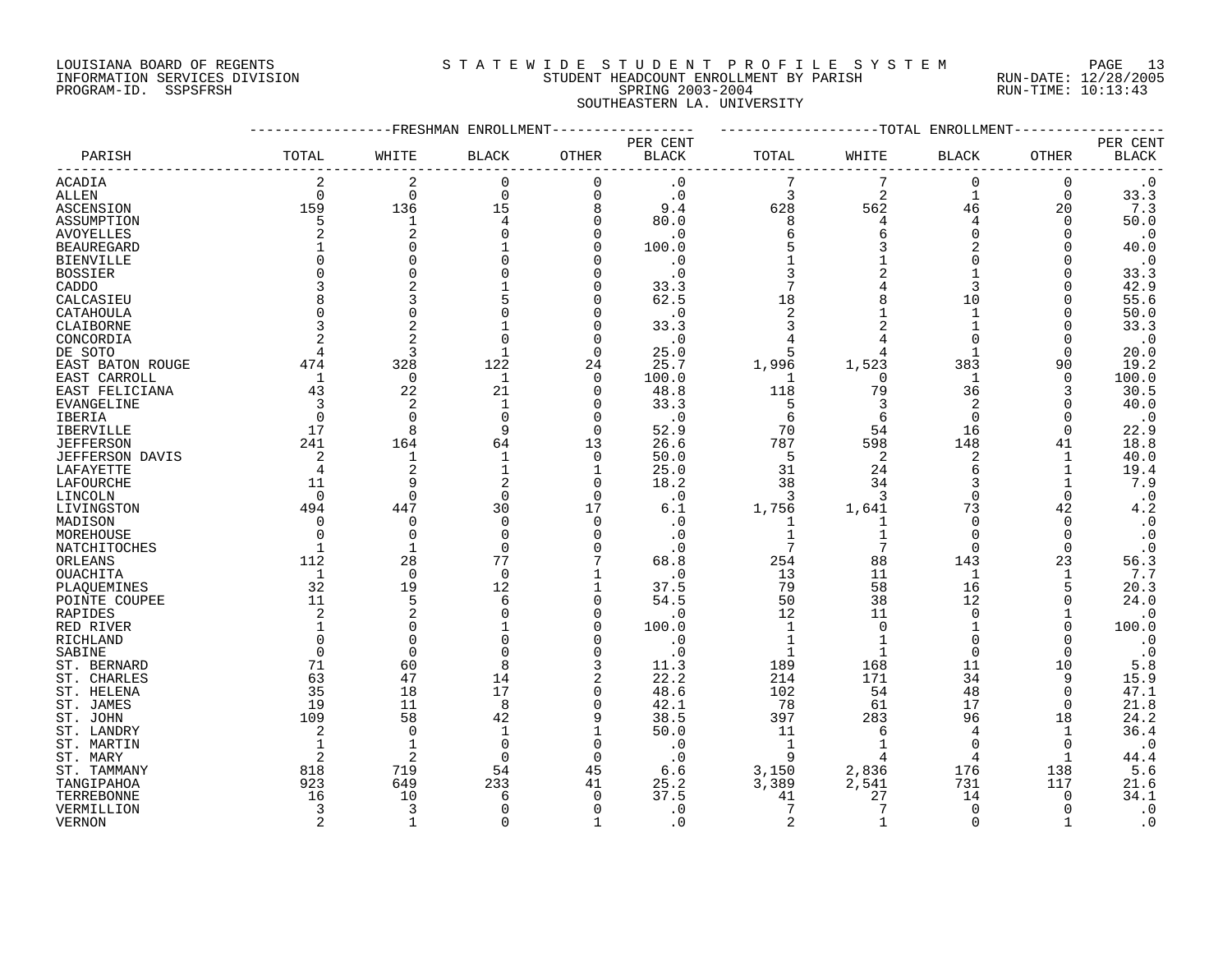LOUISIANA BOARD OF REGENTS
INFORMATION SERVICES DIVISION
PROGRAM-ID. SSPSFRSH

STATEWIDE STUDENT PROFILE SYSTEM
STUDENT HEADCOUNT ENROLLMENT BY PARISH
SPRING 2003-2004
SOUTHEASTERN LA. UNIVERSITY

RUN-DATE: 12/28/2005
RUN-TIME: 10:13:43

| PARISH | FRESHMAN ENROLLMENT TOTAL | WHITE | BLACK | OTHER | PER CENT BLACK | TOTAL ENROLLMENT TOTAL | WHITE | BLACK | OTHER | PER CENT BLACK |
|---|---|---|---|---|---|---|---|---|---|---|
| ACADIA | 2 | 2 | 0 | 0 | .0 | 7 | 7 | 0 | 0 | .0 |
| ALLEN | 0 | 0 | 0 | 0 | .0 | 3 | 2 | 1 | 0 | 33.3 |
| ASCENSION | 159 | 136 | 15 | 8 | 9.4 | 628 | 562 | 46 | 20 | 7.3 |
| ASSUMPTION | 5 | 1 | 4 | 0 | 80.0 | 8 | 4 | 4 | 0 | 50.0 |
| AVOYELLES | 2 | 2 | 0 | 0 | .0 | 6 | 6 | 0 | 0 | .0 |
| BEAUREGARD | 1 | 0 | 1 | 0 | 100.0 | 5 | 3 | 2 | 0 | 40.0 |
| BIENVILLE | 0 | 0 | 0 | 0 | .0 | 1 | 1 | 0 | 0 | .0 |
| BOSSIER | 0 | 0 | 0 | 0 | .0 | 3 | 2 | 1 | 0 | 33.3 |
| CADDO | 3 | 2 | 1 | 0 | 33.3 | 7 | 4 | 3 | 0 | 42.9 |
| CALCASIEU | 8 | 3 | 5 | 0 | 62.5 | 18 | 8 | 10 | 0 | 55.6 |
| CATAHOULA | 0 | 0 | 0 | 0 | .0 | 2 | 1 | 1 | 0 | 50.0 |
| CLAIBORNE | 3 | 2 | 1 | 0 | 33.3 | 3 | 2 | 1 | 0 | 33.3 |
| CONCORDIA | 2 | 2 | 0 | 0 | .0 | 4 | 4 | 0 | 0 | .0 |
| DE SOTO | 4 | 3 | 1 | 0 | 25.0 | 5 | 4 | 1 | 0 | 20.0 |
| EAST BATON ROUGE | 474 | 328 | 122 | 24 | 25.7 | 1,996 | 1,523 | 383 | 90 | 19.2 |
| EAST CARROLL | 1 | 0 | 1 | 0 | 100.0 | 1 | 0 | 1 | 0 | 100.0 |
| EAST FELICIANA | 43 | 22 | 21 | 0 | 48.8 | 118 | 79 | 36 | 3 | 30.5 |
| EVANGELINE | 3 | 2 | 1 | 0 | 33.3 | 5 | 3 | 2 | 0 | 40.0 |
| IBERIA | 0 | 0 | 0 | 0 | .0 | 6 | 6 | 0 | 0 | .0 |
| IBERVILLE | 17 | 8 | 9 | 0 | 52.9 | 70 | 54 | 16 | 0 | 22.9 |
| JEFFERSON | 241 | 164 | 64 | 13 | 26.6 | 787 | 598 | 148 | 41 | 18.8 |
| JEFFERSON DAVIS | 2 | 1 | 1 | 0 | 50.0 | 5 | 2 | 2 | 1 | 40.0 |
| LAFAYETTE | 4 | 2 | 1 | 1 | 25.0 | 31 | 24 | 6 | 1 | 19.4 |
| LAFOURCHE | 11 | 9 | 2 | 0 | 18.2 | 38 | 34 | 3 | 1 | 7.9 |
| LINCOLN | 0 | 0 | 0 | 0 | .0 | 3 | 3 | 0 | 0 | .0 |
| LIVINGSTON | 494 | 447 | 30 | 17 | 6.1 | 1,756 | 1,641 | 73 | 42 | 4.2 |
| MADISON | 0 | 0 | 0 | 0 | .0 | 1 | 1 | 0 | 0 | .0 |
| MOREHOUSE | 0 | 0 | 0 | 0 | .0 | 1 | 1 | 0 | 0 | .0 |
| NATCHITOCHES | 1 | 1 | 0 | 0 | .0 | 7 | 7 | 0 | 0 | .0 |
| ORLEANS | 112 | 28 | 77 | 7 | 68.8 | 254 | 88 | 143 | 23 | 56.3 |
| OUACHITA | 1 | 0 | 0 | 1 | .0 | 13 | 11 | 1 | 1 | 7.7 |
| PLAQUEMINES | 32 | 19 | 12 | 1 | 37.5 | 79 | 58 | 16 | 5 | 20.3 |
| POINTE COUPEE | 11 | 5 | 6 | 0 | 54.5 | 50 | 38 | 12 | 0 | 24.0 |
| RAPIDES | 2 | 2 | 0 | 0 | .0 | 12 | 11 | 0 | 1 | .0 |
| RED RIVER | 1 | 0 | 1 | 0 | 100.0 | 1 | 0 | 1 | 0 | 100.0 |
| RICHLAND | 0 | 0 | 0 | 0 | .0 | 1 | 1 | 0 | 0 | .0 |
| SABINE | 0 | 0 | 0 | 0 | .0 | 1 | 1 | 0 | 0 | .0 |
| ST. BERNARD | 71 | 60 | 8 | 3 | 11.3 | 189 | 168 | 11 | 10 | 5.8 |
| ST. CHARLES | 63 | 47 | 14 | 2 | 22.2 | 214 | 171 | 34 | 9 | 15.9 |
| ST. HELENA | 35 | 18 | 17 | 0 | 48.6 | 102 | 54 | 48 | 0 | 47.1 |
| ST. JAMES | 19 | 11 | 8 | 0 | 42.1 | 78 | 61 | 17 | 0 | 21.8 |
| ST. JOHN | 109 | 58 | 42 | 9 | 38.5 | 397 | 283 | 96 | 18 | 24.2 |
| ST. LANDRY | 2 | 0 | 1 | 1 | 50.0 | 11 | 6 | 4 | 1 | 36.4 |
| ST. MARTIN | 1 | 1 | 0 | 0 | .0 | 1 | 1 | 0 | 0 | .0 |
| ST. MARY | 2 | 2 | 0 | 0 | .0 | 9 | 4 | 4 | 1 | 44.4 |
| ST. TAMMANY | 818 | 719 | 54 | 45 | 6.6 | 3,150 | 2,836 | 176 | 138 | 5.6 |
| TANGIPAHOA | 923 | 649 | 233 | 41 | 25.2 | 3,389 | 2,541 | 731 | 117 | 21.6 |
| TERREBONNE | 16 | 10 | 6 | 0 | 37.5 | 41 | 27 | 14 | 0 | 34.1 |
| VERMILLION | 3 | 3 | 0 | 0 | .0 | 7 | 7 | 0 | 0 | .0 |
| VERNON | 2 | 1 | 0 | 1 | .0 | 2 | 1 | 0 | 1 | .0 |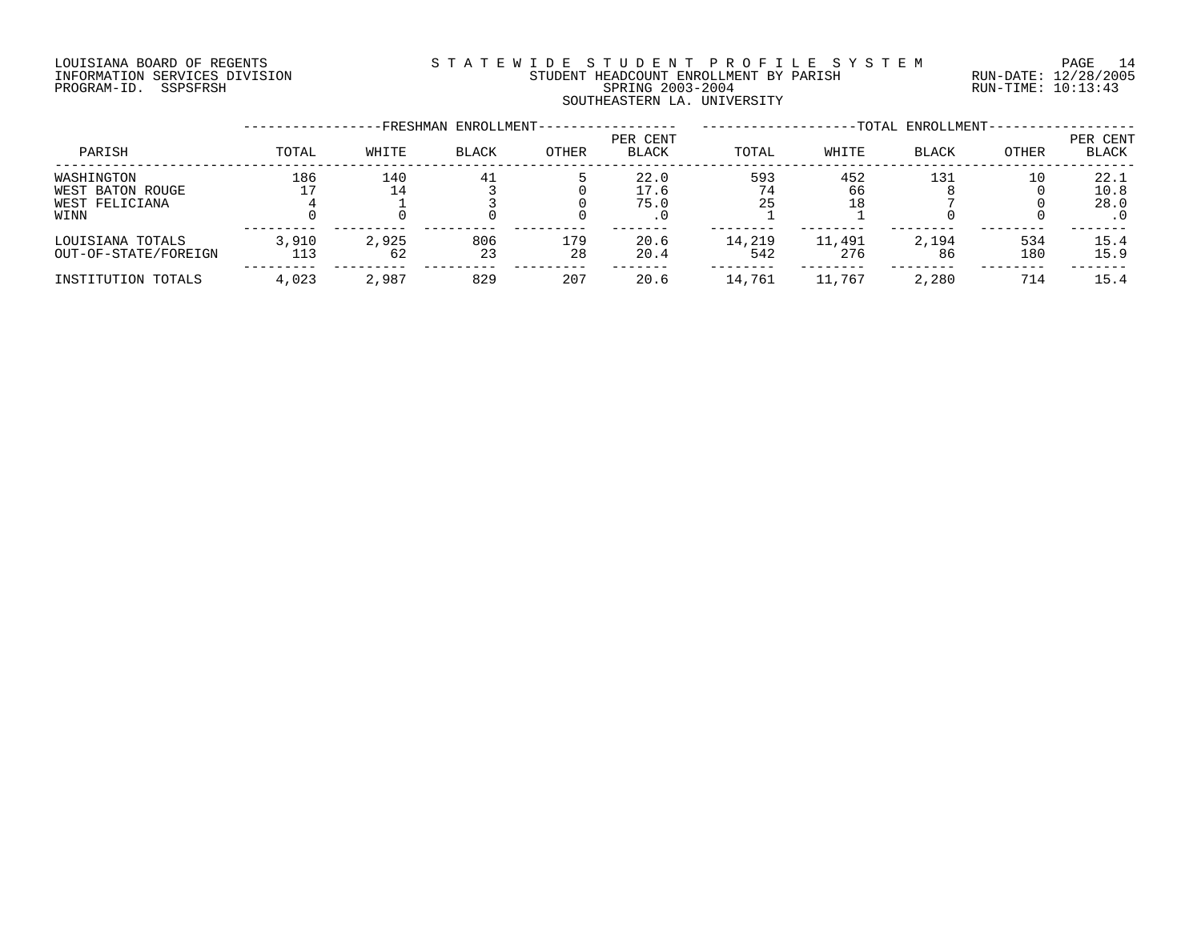LOUISIANA BOARD OF REGENTS
INFORMATION SERVICES DIVISION
PROGRAM-ID. SSPSFRSH

STATEWIDE STUDENT PROFILE SYSTEM
STUDENT HEADCOUNT ENROLLMENT BY PARISH
SPRING 2003-2004
SOUTHEASTERN LA. UNIVERSITY

RUN-DATE: 12/28/2005
RUN-TIME: 10:13:43

| | FRESHMAN ENROLLMENT | | | | | TOTAL ENROLLMENT | | | | |
|---|---|---|---|---|---|---|---|---|---|---|
| PARISH | TOTAL | WHITE | BLACK | OTHER | PER CENT BLACK | TOTAL | WHITE | BLACK | OTHER | PER CENT BLACK |
| WASHINGTON | 186 | 140 | 41 | 5 | 22.0 | 593 | 452 | 131 | 10 | 22.1 |
| WEST BATON ROUGE | 17 | 14 | 3 | 0 | 17.6 | 74 | 66 | 8 | 0 | 10.8 |
| WEST FELICIANA | 4 | 1 | 3 | 0 | 75.0 | 25 | 18 | 7 | 0 | 28.0 |
| WINN | 0 | 0 | 0 | 0 | .0 | 1 | 1 | 0 | 0 | .0 |
| LOUISIANA TOTALS | 3,910 | 2,925 | 806 | 179 | 20.6 | 14,219 | 11,491 | 2,194 | 534 | 15.4 |
| OUT-OF-STATE/FOREIGN | 113 | 62 | 23 | 28 | 20.4 | 542 | 276 | 86 | 180 | 15.9 |
| INSTITUTION TOTALS | 4,023 | 2,987 | 829 | 207 | 20.6 | 14,761 | 11,767 | 2,280 | 714 | 15.4 |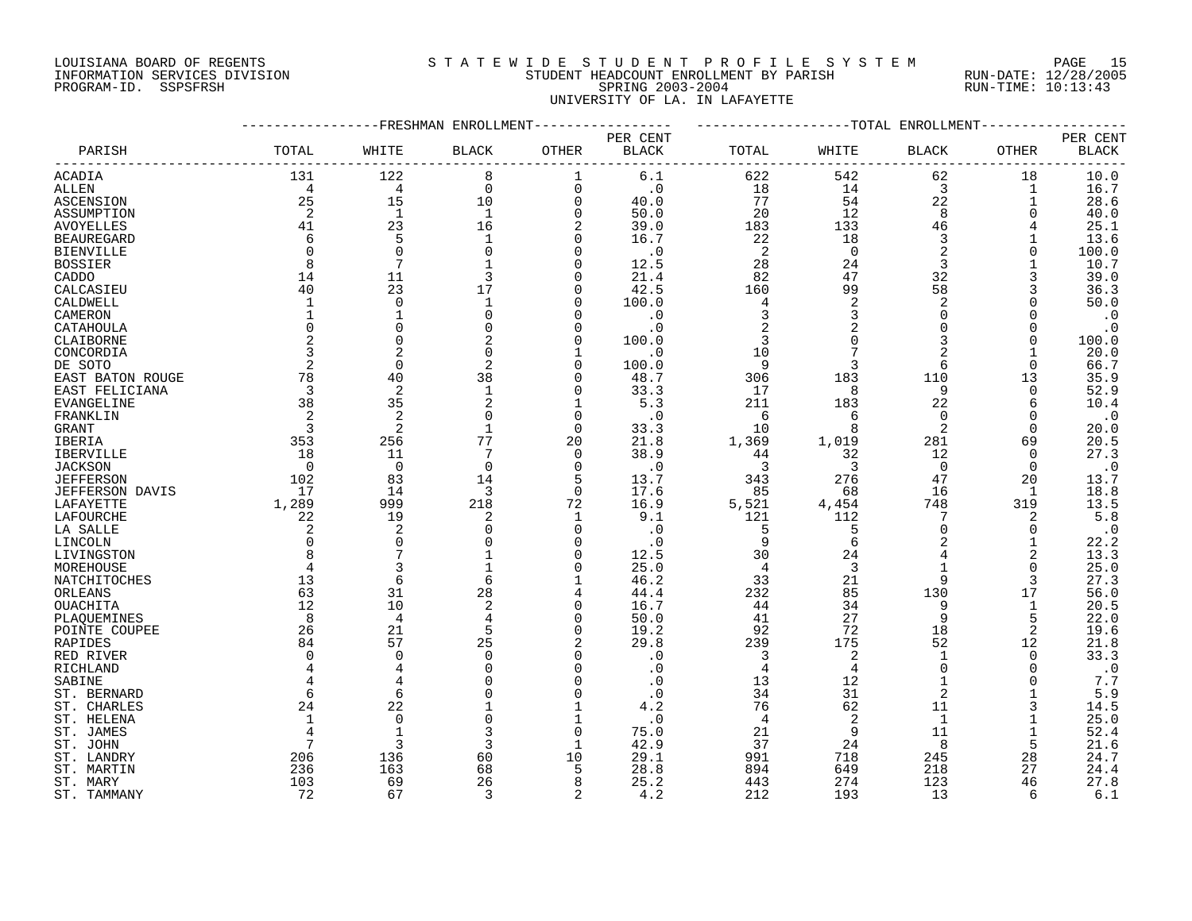LOUISIANA BOARD OF REGENTS
INFORMATION SERVICES DIVISION
PROGRAM-ID. SSPSFRSH

STATEWIDE STUDENT PROFILE SYSTEM
STUDENT HEADCOUNT ENROLLMENT BY PARISH
SPRING 2003-2004
UNIVERSITY OF LA. IN LAFAYETTE

RUN-DATE: 12/28/2005
RUN-TIME: 10:13:43

| PARISH | FRESHMAN ENROLLMENT TOTAL | WHITE | BLACK | OTHER | PER CENT BLACK | TOTAL ENROLLMENT TOTAL | WHITE | BLACK | OTHER | PER CENT BLACK |
|---|---|---|---|---|---|---|---|---|---|---|
| ACADIA | 131 | 122 | 8 | 1 | 6.1 | 622 | 542 | 62 | 18 | 10.0 |
| ALLEN | 4 | 4 | 0 | 0 | .0 | 18 | 14 | 3 | 1 | 16.7 |
| ASCENSION | 25 | 15 | 10 | 0 | 40.0 | 77 | 54 | 22 | 1 | 28.6 |
| ASSUMPTION | 2 | 1 | 1 | 0 | 50.0 | 20 | 12 | 8 | 0 | 40.0 |
| AVOYELLES | 41 | 23 | 16 | 2 | 39.0 | 183 | 133 | 46 | 4 | 25.1 |
| BEAUREGARD | 6 | 5 | 1 | 0 | 16.7 | 22 | 18 | 3 | 1 | 13.6 |
| BIENVILLE | 0 | 0 | 0 | 0 | .0 | 2 | 0 | 2 | 0 | 100.0 |
| BOSSIER | 8 | 7 | 1 | 0 | 12.5 | 28 | 24 | 3 | 1 | 10.7 |
| CADDO | 14 | 11 | 3 | 0 | 21.4 | 82 | 47 | 32 | 3 | 39.0 |
| CALCASIEU | 40 | 23 | 17 | 0 | 42.5 | 160 | 99 | 58 | 3 | 36.3 |
| CALDWELL | 1 | 0 | 1 | 0 | 100.0 | 4 | 2 | 2 | 0 | 50.0 |
| CAMERON | 1 | 1 | 0 | 0 | .0 | 3 | 3 | 0 | 0 | .0 |
| CATAHOULA | 0 | 0 | 0 | 0 | .0 | 2 | 2 | 0 | 0 | .0 |
| CLAIBORNE | 2 | 0 | 2 | 0 | 100.0 | 3 | 0 | 3 | 0 | 100.0 |
| CONCORDIA | 3 | 2 | 0 | 1 | .0 | 10 | 7 | 2 | 1 | 20.0 |
| DE SOTO | 2 | 0 | 2 | 0 | 100.0 | 9 | 3 | 6 | 0 | 66.7 |
| EAST BATON ROUGE | 78 | 40 | 38 | 0 | 48.7 | 306 | 183 | 110 | 13 | 35.9 |
| EAST FELICIANA | 3 | 2 | 1 | 0 | 33.3 | 17 | 8 | 9 | 0 | 52.9 |
| EVANGELINE | 38 | 35 | 2 | 1 | 5.3 | 211 | 183 | 22 | 6 | 10.4 |
| FRANKLIN | 2 | 2 | 0 | 0 | .0 | 6 | 6 | 0 | 0 | .0 |
| GRANT | 3 | 2 | 1 | 0 | 33.3 | 10 | 8 | 2 | 0 | 20.0 |
| IBERIA | 353 | 256 | 77 | 20 | 21.8 | 1,369 | 1,019 | 281 | 69 | 20.5 |
| IBERVILLE | 18 | 11 | 7 | 0 | 38.9 | 44 | 32 | 12 | 0 | 27.3 |
| JACKSON | 0 | 0 | 0 | 0 | .0 | 3 | 3 | 0 | 0 | .0 |
| JEFFERSON | 102 | 83 | 14 | 5 | 13.7 | 343 | 276 | 47 | 20 | 13.7 |
| JEFFERSON DAVIS | 17 | 14 | 3 | 0 | 17.6 | 85 | 68 | 16 | 1 | 18.8 |
| LAFAYETTE | 1,289 | 999 | 218 | 72 | 16.9 | 5,521 | 4,454 | 748 | 319 | 13.5 |
| LAFOURCHE | 22 | 19 | 2 | 1 | 9.1 | 121 | 112 | 7 | 2 | 5.8 |
| LA SALLE | 2 | 2 | 0 | 0 | .0 | 5 | 5 | 0 | 0 | .0 |
| LINCOLN | 0 | 0 | 0 | 0 | .0 | 9 | 6 | 2 | 1 | 22.2 |
| LIVINGSTON | 8 | 7 | 1 | 0 | 12.5 | 30 | 24 | 4 | 2 | 13.3 |
| MOREHOUSE | 4 | 3 | 1 | 0 | 25.0 | 4 | 3 | 1 | 0 | 25.0 |
| NATCHITOCHES | 13 | 6 | 6 | 1 | 46.2 | 33 | 21 | 9 | 3 | 27.3 |
| ORLEANS | 63 | 31 | 28 | 4 | 44.4 | 232 | 85 | 130 | 17 | 56.0 |
| OUACHITA | 12 | 10 | 2 | 0 | 16.7 | 44 | 34 | 9 | 1 | 20.5 |
| PLAQUEMINES | 8 | 4 | 4 | 0 | 50.0 | 41 | 27 | 9 | 5 | 22.0 |
| POINTE COUPEE | 26 | 21 | 5 | 0 | 19.2 | 92 | 72 | 18 | 2 | 19.6 |
| RAPIDES | 84 | 57 | 25 | 2 | 29.8 | 239 | 175 | 52 | 12 | 21.8 |
| RED RIVER | 0 | 0 | 0 | 0 | .0 | 3 | 2 | 1 | 0 | 33.3 |
| RICHLAND | 4 | 4 | 0 | 0 | .0 | 4 | 4 | 0 | 0 | .0 |
| SABINE | 4 | 4 | 0 | 0 | .0 | 13 | 12 | 1 | 0 | 7.7 |
| ST. BERNARD | 6 | 6 | 0 | 0 | .0 | 34 | 31 | 2 | 1 | 5.9 |
| ST. CHARLES | 24 | 22 | 1 | 1 | 4.2 | 76 | 62 | 11 | 3 | 14.5 |
| ST. HELENA | 1 | 0 | 0 | 1 | .0 | 4 | 2 | 1 | 1 | 25.0 |
| ST. JAMES | 4 | 1 | 3 | 0 | 75.0 | 21 | 9 | 11 | 1 | 52.4 |
| ST. JOHN | 7 | 3 | 3 | 1 | 42.9 | 37 | 24 | 8 | 5 | 21.6 |
| ST. LANDRY | 206 | 136 | 60 | 10 | 29.1 | 991 | 718 | 245 | 28 | 24.7 |
| ST. MARTIN | 236 | 163 | 68 | 5 | 28.8 | 894 | 649 | 218 | 27 | 24.4 |
| ST. MARY | 103 | 69 | 26 | 8 | 25.2 | 443 | 274 | 123 | 46 | 27.8 |
| ST. TAMMANY | 72 | 67 | 3 | 2 | 4.2 | 212 | 193 | 13 | 6 | 6.1 |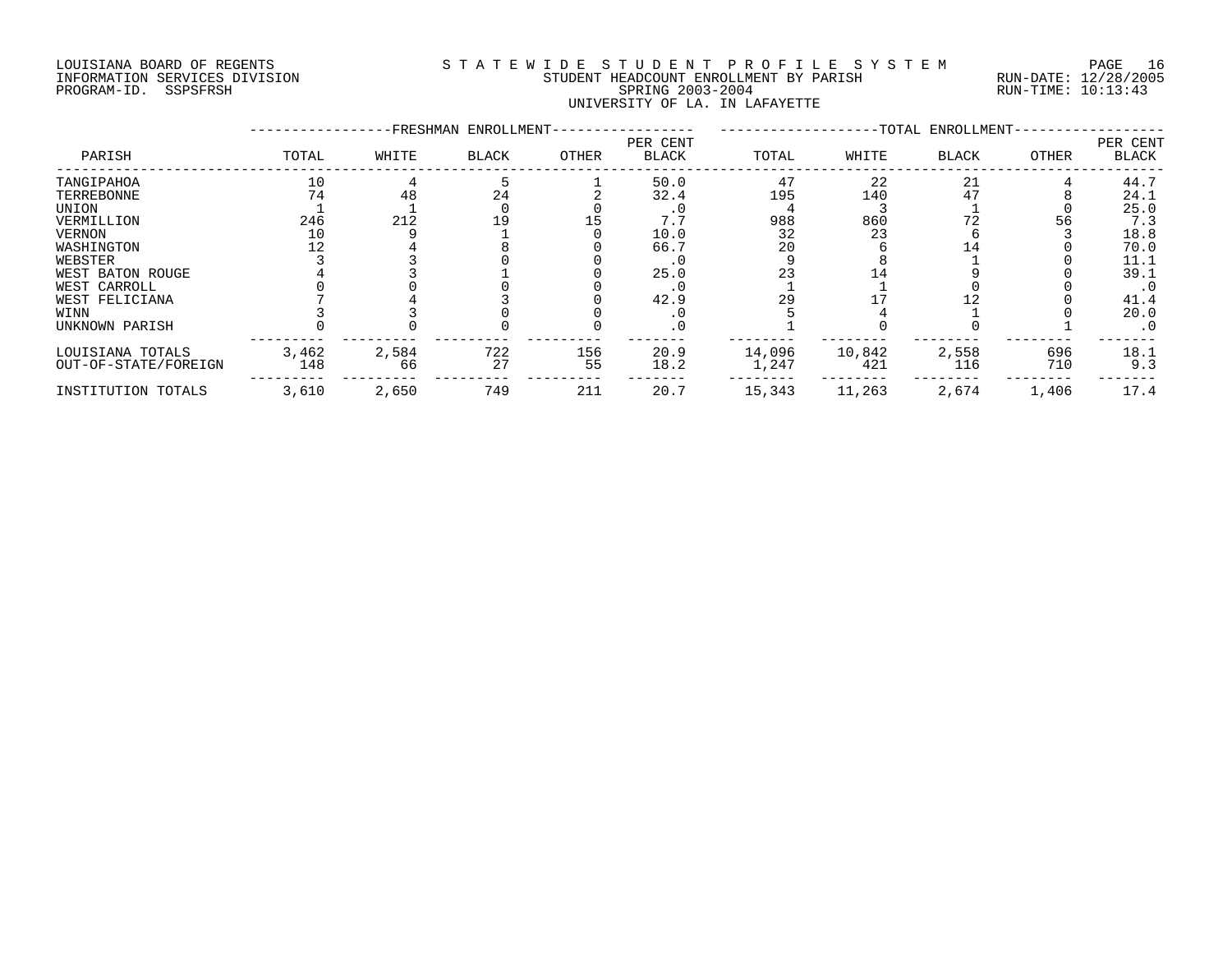LOUISIANA BOARD OF REGENTS
INFORMATION SERVICES DIVISION
PROGRAM-ID. SSPSFRSH

STATEWIDE STUDENT PROFILE SYSTEM
STUDENT HEADCOUNT ENROLLMENT BY PARISH
SPRING 2003-2004
UNIVERSITY OF LA. IN LAFAYETTE

RUN-DATE: 12/28/2005
RUN-TIME: 10:13:43

| PARISH | FRESHMAN ENROLLMENT | | | | | TOTAL ENROLLMENT | | | | |
|---|---|---|---|---|---|---|---|---|---|---|
| | TOTAL | WHITE | BLACK | OTHER | PER CENT BLACK | TOTAL | WHITE | BLACK | OTHER | PER CENT BLACK |
| TANGIPAHOA | 10 | 4 | 5 | 1 | 50.0 | 47 | 22 | 21 | 4 | 44.7 |
| TERREBONNE | 74 | 48 | 24 | 2 | 32.4 | 195 | 140 | 47 | 8 | 24.1 |
| UNION | 1 | 1 | 0 | 0 | .0 | 4 | 3 | 1 | 0 | 25.0 |
| VERMILLION | 246 | 212 | 19 | 15 | 7.7 | 988 | 860 | 72 | 56 | 7.3 |
| VERNON | 10 | 9 | 1 | 0 | 10.0 | 32 | 23 | 6 | 3 | 18.8 |
| WASHINGTON | 12 | 4 | 8 | 0 | 66.7 | 20 | 6 | 14 | 0 | 70.0 |
| WEBSTER | 3 | 3 | 0 | 0 | .0 | 9 | 8 | 1 | 0 | 11.1 |
| WEST BATON ROUGE | 4 | 3 | 1 | 0 | 25.0 | 23 | 14 | 9 | 0 | 39.1 |
| WEST CARROLL | 0 | 0 | 0 | 0 | .0 | 1 | 1 | 0 | 0 | .0 |
| WEST FELICIANA | 7 | 4 | 3 | 0 | 42.9 | 29 | 17 | 12 | 0 | 41.4 |
| WINN | 3 | 3 | 0 | 0 | .0 | 5 | 4 | 1 | 0 | 20.0 |
| UNKNOWN PARISH | 0 | 0 | 0 | 0 | .0 | 1 | 0 | 0 | 1 | .0 |
| LOUISIANA TOTALS | 3,462 | 2,584 | 722 | 156 | 20.9 | 14,096 | 10,842 | 2,558 | 696 | 18.1 |
| OUT-OF-STATE/FOREIGN | 148 | 66 | 27 | 55 | 18.2 | 1,247 | 421 | 116 | 710 | 9.3 |
| INSTITUTION TOTALS | 3,610 | 2,650 | 749 | 211 | 20.7 | 15,343 | 11,263 | 2,674 | 1,406 | 17.4 |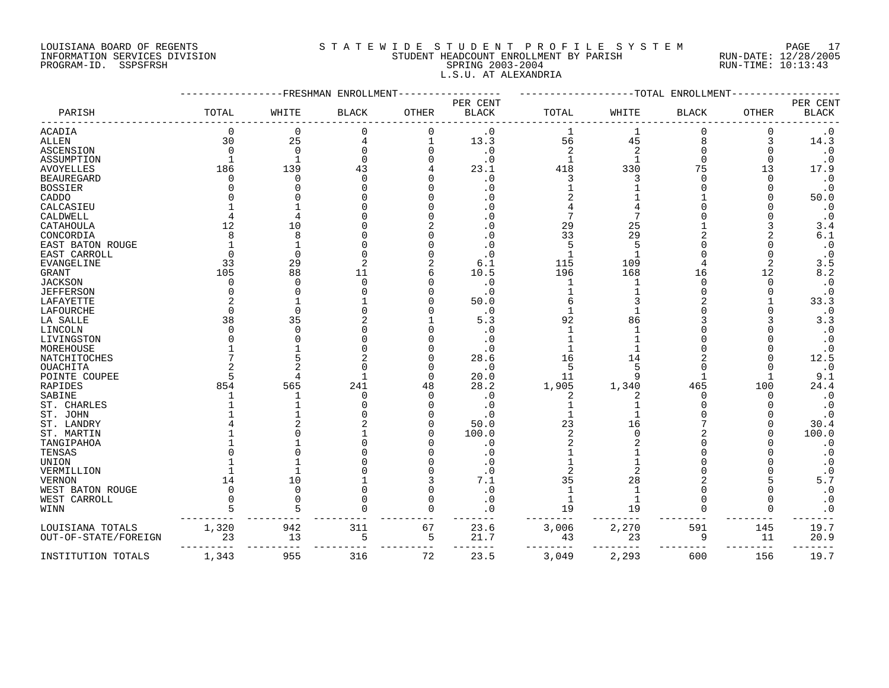LOUISIANA BOARD OF REGENTS
INFORMATION SERVICES DIVISION
PROGRAM-ID. SSPSFRSH

STATEWIDE STUDENT PROFILE SYSTEM
STUDENT HEADCOUNT ENROLLMENT BY PARISH
SPRING 2003-2004
L.S.U. AT ALEXANDRIA

RUN-DATE: 12/28/2005
RUN-TIME: 10:13:43

| PARISH | FRESHMAN ENROLLMENT TOTAL | WHITE | BLACK | OTHER | PER CENT BLACK | TOTAL ENROLLMENT TOTAL | WHITE | BLACK | OTHER | PER CENT BLACK |
|---|---|---|---|---|---|---|---|---|---|---|
| ACADIA | 0 | 0 | 0 | 0 | .0 | 1 | 1 | 0 | 0 | .0 |
| ALLEN | 30 | 25 | 4 | 1 | 13.3 | 56 | 45 | 8 | 3 | 14.3 |
| ASCENSION | 0 | 0 | 0 | 0 | .0 | 2 | 2 | 0 | 0 | .0 |
| ASSUMPTION | 1 | 1 | 0 | 0 | .0 | 1 | 1 | 0 | 0 | .0 |
| AVOYELLES | 186 | 139 | 43 | 4 | 23.1 | 418 | 330 | 75 | 13 | 17.9 |
| BEAUREGARD | 0 | 0 | 0 | 0 | .0 | 3 | 3 | 0 | 0 | .0 |
| BOSSIER | 0 | 0 | 0 | 0 | .0 | 1 | 1 | 0 | 0 | .0 |
| CADDO | 0 | 0 | 0 | 0 | .0 | 2 | 1 | 1 | 0 | 50.0 |
| CALCASIEU | 1 | 1 | 0 | 0 | .0 | 4 | 4 | 0 | 0 | .0 |
| CALDWELL | 4 | 4 | 0 | 0 | .0 | 7 | 7 | 0 | 0 | .0 |
| CATAHOULA | 12 | 10 | 0 | 2 | .0 | 29 | 25 | 1 | 3 | 3.4 |
| CONCORDIA | 8 | 8 | 0 | 0 | .0 | 33 | 29 | 2 | 2 | 6.1 |
| EAST BATON ROUGE | 1 | 1 | 0 | 0 | .0 | 5 | 5 | 0 | 0 | .0 |
| EAST CARROLL | 0 | 0 | 0 | 0 | .0 | 1 | 1 | 0 | 0 | .0 |
| EVANGELINE | 33 | 29 | 2 | 2 | 6.1 | 115 | 109 | 4 | 2 | 3.5 |
| GRANT | 105 | 88 | 11 | 6 | 10.5 | 196 | 168 | 16 | 12 | 8.2 |
| JACKSON | 0 | 0 | 0 | 0 | .0 | 1 | 1 | 0 | 0 | .0 |
| JEFFERSON | 0 | 0 | 0 | 0 | .0 | 1 | 1 | 0 | 0 | .0 |
| LAFAYETTE | 2 | 1 | 1 | 0 | 50.0 | 6 | 3 | 2 | 1 | 33.3 |
| LAFOURCHE | 0 | 0 | 0 | 0 | .0 | 1 | 1 | 0 | 0 | .0 |
| LA SALLE | 38 | 35 | 2 | 1 | 5.3 | 92 | 86 | 3 | 3 | 3.3 |
| LINCOLN | 0 | 0 | 0 | 0 | .0 | 1 | 1 | 0 | 0 | .0 |
| LIVINGSTON | 0 | 0 | 0 | 0 | .0 | 1 | 1 | 0 | 0 | .0 |
| MOREHOUSE | 1 | 1 | 0 | 0 | .0 | 1 | 1 | 0 | 0 | .0 |
| NATCHITOCHES | 7 | 5 | 2 | 0 | 28.6 | 16 | 14 | 2 | 0 | 12.5 |
| OUACHITA | 2 | 2 | 0 | 0 | .0 | 5 | 5 | 0 | 0 | .0 |
| POINTE COUPEE | 5 | 4 | 1 | 0 | 20.0 | 11 | 9 | 1 | 1 | 9.1 |
| RAPIDES | 854 | 565 | 241 | 48 | 28.2 | 1,905 | 1,340 | 465 | 100 | 24.4 |
| SABINE | 1 | 1 | 0 | 0 | .0 | 2 | 2 | 0 | 0 | .0 |
| ST. CHARLES | 1 | 1 | 0 | 0 | .0 | 1 | 1 | 0 | 0 | .0 |
| ST. JOHN | 1 | 1 | 0 | 0 | .0 | 1 | 1 | 0 | 0 | .0 |
| ST. LANDRY | 4 | 2 | 2 | 0 | 50.0 | 23 | 16 | 7 | 0 | 30.4 |
| ST. MARTIN | 1 | 0 | 1 | 0 | 100.0 | 2 | 0 | 2 | 0 | 100.0 |
| TANGIPAHOA | 1 | 1 | 0 | 0 | .0 | 2 | 2 | 0 | 0 | .0 |
| TENSAS | 0 | 0 | 0 | 0 | .0 | 1 | 1 | 0 | 0 | .0 |
| UNION | 1 | 1 | 0 | 0 | .0 | 1 | 1 | 0 | 0 | .0 |
| VERMILLION | 1 | 1 | 0 | 0 | .0 | 2 | 2 | 0 | 0 | .0 |
| VERNON | 14 | 10 | 1 | 3 | 7.1 | 35 | 28 | 2 | 5 | 5.7 |
| WEST BATON ROUGE | 0 | 0 | 0 | 0 | .0 | 1 | 1 | 0 | 0 | .0 |
| WEST CARROLL | 0 | 0 | 0 | 0 | .0 | 1 | 1 | 0 | 0 | .0 |
| WINN | 5 | 5 | 0 | 0 | .0 | 19 | 19 | 0 | 0 | .0 |
| LOUISIANA TOTALS | 1,320 | 942 | 311 | 67 | 23.6 | 3,006 | 2,270 | 591 | 145 | 19.7 |
| OUT-OF-STATE/FOREIGN | 23 | 13 | 5 | 5 | 21.7 | 43 | 23 | 9 | 11 | 20.9 |
| INSTITUTION TOTALS | 1,343 | 955 | 316 | 72 | 23.5 | 3,049 | 2,293 | 600 | 156 | 19.7 |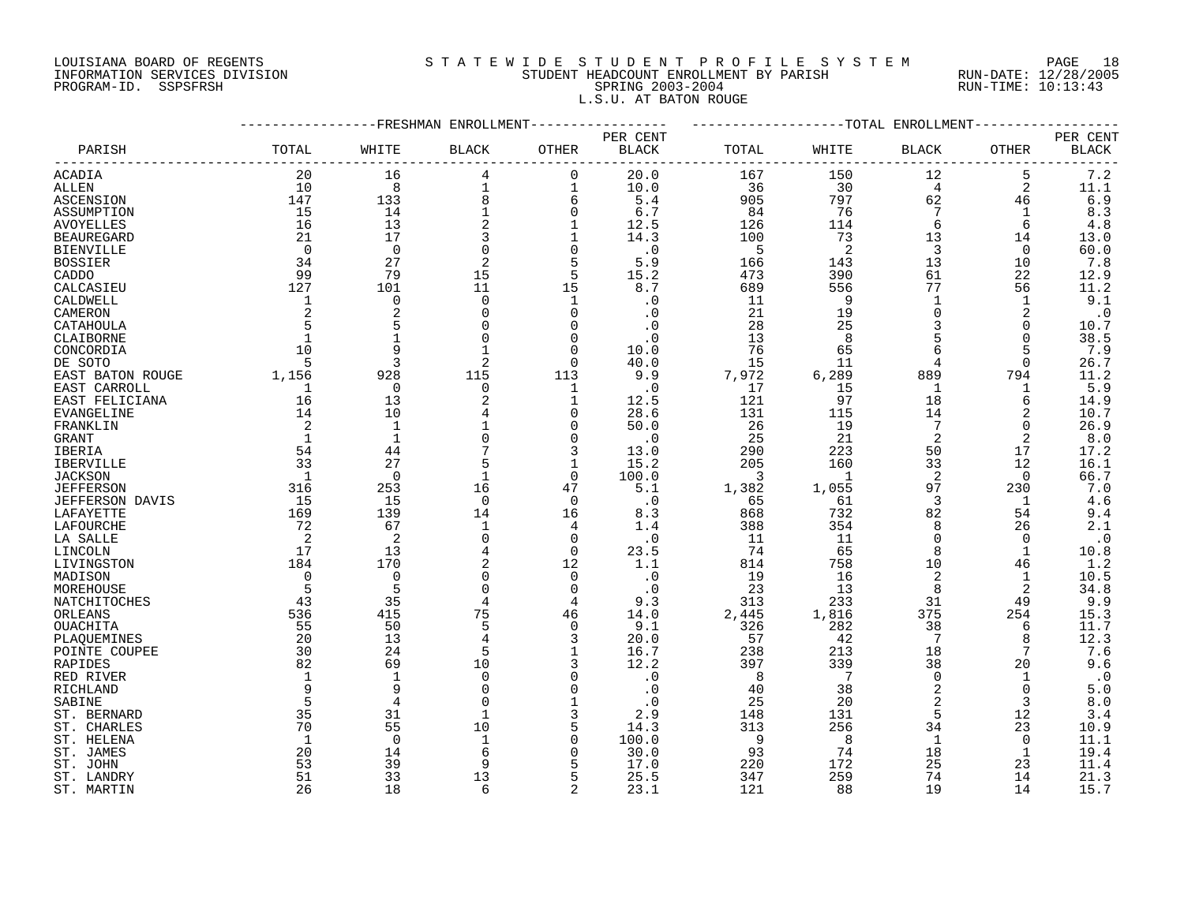LOUISIANA BOARD OF REGENTS
INFORMATION SERVICES DIVISION
PROGRAM-ID. SSPSFRSH

# S T A T E W I D E S T U D E N T P R O F I L E S Y S T E M

STUDENT HEADCOUNT ENROLLMENT BY PARISH
SPRING 2003-2004
L.S.U. AT BATON ROUGE

RUN-DATE: 12/28/2005
RUN-TIME: 10:13:43

| PARISH | FRESHMAN ENROLLMENT TOTAL | WHITE | BLACK | OTHER | PER CENT BLACK | TOTAL ENROLLMENT TOTAL | WHITE | BLACK | OTHER | PER CENT BLACK |
|---|---|---|---|---|---|---|---|---|---|---|
| ACADIA | 20 | 16 | 4 | 0 | 20.0 | 167 | 150 | 12 | 5 | 7.2 |
| ALLEN | 10 | 8 | 1 | 1 | 10.0 | 36 | 30 | 4 | 2 | 11.1 |
| ASCENSION | 147 | 133 | 8 | 6 | 5.4 | 905 | 797 | 62 | 46 | 6.9 |
| ASSUMPTION | 15 | 14 | 1 | 0 | 6.7 | 84 | 76 | 7 | 1 | 8.3 |
| AVOYELLES | 16 | 13 | 2 | 1 | 12.5 | 126 | 114 | 6 | 6 | 4.8 |
| BEAUREGARD | 21 | 17 | 3 | 1 | 14.3 | 100 | 73 | 13 | 14 | 13.0 |
| BIENVILLE | 0 | 0 | 0 | 0 | .0 | 5 | 2 | 3 | 0 | 60.0 |
| BOSSIER | 34 | 27 | 2 | 5 | 5.9 | 166 | 143 | 13 | 10 | 7.8 |
| CADDO | 99 | 79 | 15 | 5 | 15.2 | 473 | 390 | 61 | 22 | 12.9 |
| CALCASIEU | 127 | 101 | 11 | 15 | 8.7 | 689 | 556 | 77 | 56 | 11.2 |
| CALDWELL | 1 | 0 | 0 | 1 | .0 | 11 | 9 | 1 | 1 | 9.1 |
| CAMERON | 2 | 2 | 0 | 0 | .0 | 21 | 19 | 0 | 2 | .0 |
| CATAHOULA | 5 | 5 | 0 | 0 | .0 | 28 | 25 | 3 | 0 | 10.7 |
| CLAIBORNE | 1 | 1 | 0 | 0 | .0 | 13 | 8 | 5 | 0 | 38.5 |
| CONCORDIA | 10 | 9 | 1 | 0 | 10.0 | 76 | 65 | 6 | 5 | 7.9 |
| DE SOTO | 5 | 3 | 2 | 0 | 40.0 | 15 | 11 | 4 | 0 | 26.7 |
| EAST BATON ROUGE | 1,156 | 928 | 115 | 113 | 9.9 | 7,972 | 6,289 | 889 | 794 | 11.2 |
| EAST CARROLL | 1 | 0 | 0 | 1 | .0 | 17 | 15 | 1 | 1 | 5.9 |
| EAST FELICIANA | 16 | 13 | 2 | 1 | 12.5 | 121 | 97 | 18 | 6 | 14.9 |
| EVANGELINE | 14 | 10 | 4 | 0 | 28.6 | 131 | 115 | 14 | 2 | 10.7 |
| FRANKLIN | 2 | 1 | 1 | 0 | 50.0 | 26 | 19 | 7 | 0 | 26.9 |
| GRANT | 1 | 1 | 0 | 0 | .0 | 25 | 21 | 2 | 2 | 8.0 |
| IBERIA | 54 | 44 | 7 | 3 | 13.0 | 290 | 223 | 50 | 17 | 17.2 |
| IBERVILLE | 33 | 27 | 5 | 1 | 15.2 | 205 | 160 | 33 | 12 | 16.1 |
| JACKSON | 1 | 0 | 1 | 0 | 100.0 | 3 | 1 | 2 | 0 | 66.7 |
| JEFFERSON | 316 | 253 | 16 | 47 | 5.1 | 1,382 | 1,055 | 97 | 230 | 7.0 |
| JEFFERSON DAVIS | 15 | 15 | 0 | 0 | .0 | 65 | 61 | 3 | 1 | 4.6 |
| LAFAYETTE | 169 | 139 | 14 | 16 | 8.3 | 868 | 732 | 82 | 54 | 9.4 |
| LAFOURCHE | 72 | 67 | 1 | 4 | 1.4 | 388 | 354 | 8 | 26 | 2.1 |
| LA SALLE | 2 | 2 | 0 | 0 | .0 | 11 | 11 | 0 | 0 | .0 |
| LINCOLN | 17 | 13 | 4 | 0 | 23.5 | 74 | 65 | 8 | 1 | 10.8 |
| LIVINGSTON | 184 | 170 | 2 | 12 | 1.1 | 814 | 758 | 10 | 46 | 1.2 |
| MADISON | 0 | 0 | 0 | 0 | .0 | 19 | 16 | 2 | 1 | 10.5 |
| MOREHOUSE | 5 | 5 | 0 | 0 | .0 | 23 | 13 | 8 | 2 | 34.8 |
| NATCHITOCHES | 43 | 35 | 4 | 4 | 9.3 | 313 | 233 | 31 | 49 | 9.9 |
| ORLEANS | 536 | 415 | 75 | 46 | 14.0 | 2,445 | 1,816 | 375 | 254 | 15.3 |
| OUACHITA | 55 | 50 | 5 | 0 | 9.1 | 326 | 282 | 38 | 6 | 11.7 |
| PLAQUEMINES | 20 | 13 | 4 | 3 | 20.0 | 57 | 42 | 7 | 8 | 12.3 |
| POINTE COUPEE | 30 | 24 | 5 | 1 | 16.7 | 238 | 213 | 18 | 7 | 7.6 |
| RAPIDES | 82 | 69 | 10 | 3 | 12.2 | 397 | 339 | 38 | 20 | 9.6 |
| RED RIVER | 1 | 1 | 0 | 0 | .0 | 8 | 7 | 0 | 1 | .0 |
| RICHLAND | 9 | 9 | 0 | 0 | .0 | 40 | 38 | 2 | 0 | 5.0 |
| SABINE | 5 | 4 | 0 | 1 | .0 | 25 | 20 | 2 | 3 | 8.0 |
| ST. BERNARD | 35 | 31 | 1 | 3 | 2.9 | 148 | 131 | 5 | 12 | 3.4 |
| ST. CHARLES | 70 | 55 | 10 | 5 | 14.3 | 313 | 256 | 34 | 23 | 10.9 |
| ST. HELENA | 1 | 0 | 1 | 0 | 100.0 | 9 | 8 | 1 | 0 | 11.1 |
| ST. JAMES | 20 | 14 | 6 | 0 | 30.0 | 93 | 74 | 18 | 1 | 19.4 |
| ST. JOHN | 53 | 39 | 9 | 5 | 17.0 | 220 | 172 | 25 | 23 | 11.4 |
| ST. LANDRY | 51 | 33 | 13 | 5 | 25.5 | 347 | 259 | 74 | 14 | 21.3 |
| ST. MARTIN | 26 | 18 | 6 | 2 | 23.1 | 121 | 88 | 19 | 14 | 15.7 |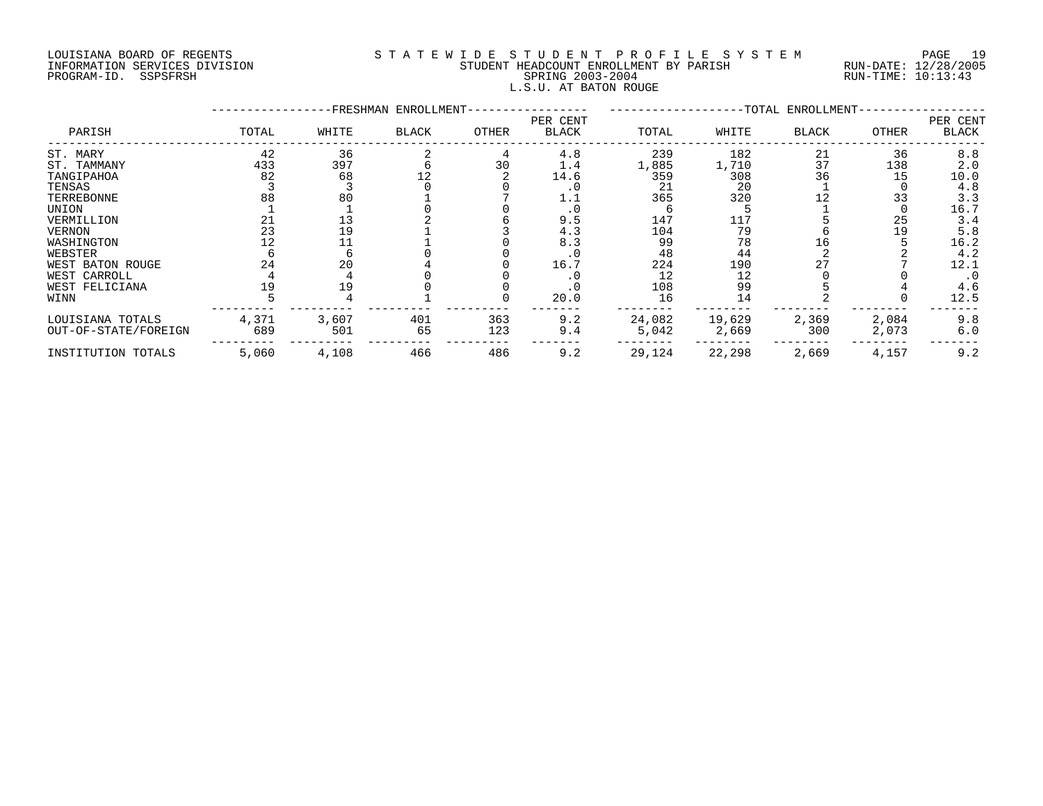LOUISIANA BOARD OF REGENTS
INFORMATION SERVICES DIVISION
PROGRAM-ID. SSPSFRSH

STATEWIDE STUDENT PROFILE SYSTEM
STUDENT HEADCOUNT ENROLLMENT BY PARISH
SPRING 2003-2004
L.S.U. AT BATON ROUGE

RUN-DATE: 12/28/2005
RUN-TIME: 10:13:43

| PARISH | FRESHMAN ENROLLMENT TOTAL | WHITE | BLACK | OTHER | PER CENT BLACK | TOTAL ENROLLMENT TOTAL | WHITE | BLACK | OTHER | PER CENT BLACK |
|---|---|---|---|---|---|---|---|---|---|---|
| ST. MARY | 42 | 36 | 2 | 4 | 4.8 | 239 | 182 | 21 | 36 | 8.8 |
| ST. TAMMANY | 433 | 397 | 6 | 30 | 1.4 | 1,885 | 1,710 | 37 | 138 | 2.0 |
| TANGIPAHOA | 82 | 68 | 12 | 2 | 14.6 | 359 | 308 | 36 | 15 | 10.0 |
| TENSAS | 3 | 3 | 0 | 0 | .0 | 21 | 20 | 1 | 0 | 4.8 |
| TERREBONNE | 88 | 80 | 1 | 7 | 1.1 | 365 | 320 | 12 | 33 | 3.3 |
| UNION | 1 | 1 | 0 | 0 | .0 | 6 | 5 | 1 | 0 | 16.7 |
| VERMILLION | 21 | 13 | 2 | 6 | 9.5 | 147 | 117 | 5 | 25 | 3.4 |
| VERNON | 23 | 19 | 1 | 3 | 4.3 | 104 | 79 | 6 | 19 | 5.8 |
| WASHINGTON | 12 | 11 | 1 | 0 | 8.3 | 99 | 78 | 16 | 5 | 16.2 |
| WEBSTER | 6 | 6 | 0 | 0 | .0 | 48 | 44 | 2 | 2 | 4.2 |
| WEST BATON ROUGE | 24 | 20 | 4 | 0 | 16.7 | 224 | 190 | 27 | 7 | 12.1 |
| WEST CARROLL | 4 | 4 | 0 | 0 | .0 | 12 | 12 | 0 | 0 | .0 |
| WEST FELICIANA | 19 | 19 | 0 | 0 | .0 | 108 | 99 | 5 | 4 | 4.6 |
| WINN | 5 | 4 | 1 | 0 | 20.0 | 16 | 14 | 2 | 0 | 12.5 |
| LOUISIANA TOTALS | 4,371 | 3,607 | 401 | 363 | 9.2 | 24,082 | 19,629 | 2,369 | 2,084 | 9.8 |
| OUT-OF-STATE/FOREIGN | 689 | 501 | 65 | 123 | 9.4 | 5,042 | 2,669 | 300 | 2,073 | 6.0 |
| INSTITUTION TOTALS | 5,060 | 4,108 | 466 | 486 | 9.2 | 29,124 | 22,298 | 2,669 | 4,157 | 9.2 |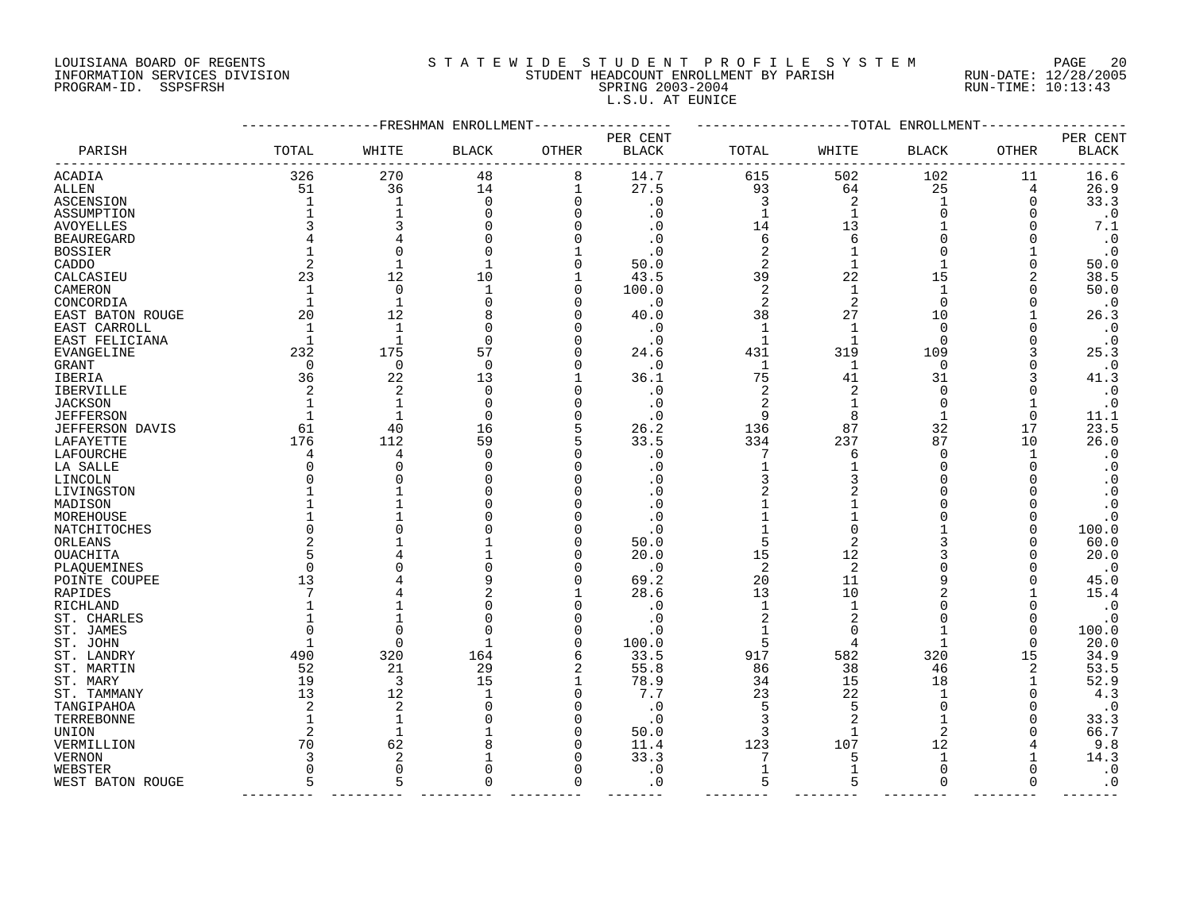LOUISIANA BOARD OF REGENTS — STATEWIDE STUDENT PROFILE SYSTEM

INFORMATION SERVICES DIVISION — STUDENT HEADCOUNT ENROLLMENT BY PARISH — RUN-DATE: 12/28/2005

PROGRAM-ID. SSPSFRSH — SPRING 2003-2004 — RUN-TIME: 10:13:43

L.S.U. AT EUNICE

| PARISH | FRESHMAN ENROLLMENT TOTAL | WHITE | BLACK | OTHER | PER CENT BLACK | TOTAL ENROLLMENT TOTAL | WHITE | BLACK | OTHER | PER CENT BLACK |
|---|---|---|---|---|---|---|---|---|---|---|
| ACADIA | 326 | 270 | 48 | 8 | 14.7 | 615 | 502 | 102 | 11 | 16.6 |
| ALLEN | 51 | 36 | 14 | 1 | 27.5 | 93 | 64 | 25 | 4 | 26.9 |
| ASCENSION | 1 | 1 | 0 | 0 | .0 | 3 | 2 | 1 | 0 | 33.3 |
| ASSUMPTION | 1 | 1 | 0 | 0 | .0 | 1 | 1 | 0 | 0 | .0 |
| AVOYELLES | 3 | 3 | 0 | 0 | .0 | 14 | 13 | 1 | 0 | 7.1 |
| BEAUREGARD | 4 | 4 | 0 | 0 | .0 | 6 | 6 | 0 | 0 | .0 |
| BOSSIER | 1 | 0 | 0 | 1 | .0 | 2 | 1 | 0 | 1 | .0 |
| CADDO | 2 | 1 | 1 | 0 | 50.0 | 2 | 1 | 1 | 0 | 50.0 |
| CALCASIEU | 23 | 12 | 10 | 1 | 43.5 | 39 | 22 | 15 | 2 | 38.5 |
| CAMERON | 1 | 0 | 1 | 0 | 100.0 | 2 | 1 | 1 | 0 | 50.0 |
| CONCORDIA | 1 | 1 | 0 | 0 | .0 | 2 | 2 | 0 | 0 | .0 |
| EAST BATON ROUGE | 20 | 12 | 8 | 0 | 40.0 | 38 | 27 | 10 | 1 | 26.3 |
| EAST CARROLL | 1 | 1 | 0 | 0 | .0 | 1 | 1 | 0 | 0 | .0 |
| EAST FELICIANA | 1 | 1 | 0 | 0 | .0 | 1 | 1 | 0 | 0 | .0 |
| EVANGELINE | 232 | 175 | 57 | 0 | 24.6 | 431 | 319 | 109 | 3 | 25.3 |
| GRANT | 0 | 0 | 0 | 0 | .0 | 1 | 1 | 0 | 0 | .0 |
| IBERIA | 36 | 22 | 13 | 1 | 36.1 | 75 | 41 | 31 | 3 | 41.3 |
| IBERVILLE | 2 | 2 | 0 | 0 | .0 | 2 | 2 | 0 | 0 | .0 |
| JACKSON | 1 | 1 | 0 | 0 | .0 | 2 | 1 | 0 | 1 | .0 |
| JEFFERSON | 1 | 1 | 0 | 0 | .0 | 9 | 8 | 1 | 0 | 11.1 |
| JEFFERSON DAVIS | 61 | 40 | 16 | 5 | 26.2 | 136 | 87 | 32 | 17 | 23.5 |
| LAFAYETTE | 176 | 112 | 59 | 5 | 33.5 | 334 | 237 | 87 | 10 | 26.0 |
| LAFOURCHE | 4 | 4 | 0 | 0 | .0 | 7 | 6 | 0 | 1 | .0 |
| LA SALLE | 0 | 0 | 0 | 0 | .0 | 1 | 1 | 0 | 0 | .0 |
| LINCOLN | 0 | 0 | 0 | 0 | .0 | 3 | 3 | 0 | 0 | .0 |
| LIVINGSTON | 1 | 1 | 0 | 0 | .0 | 2 | 2 | 0 | 0 | .0 |
| MADISON | 1 | 1 | 0 | 0 | .0 | 1 | 1 | 0 | 0 | .0 |
| MOREHOUSE | 1 | 1 | 0 | 0 | .0 | 1 | 1 | 0 | 0 | .0 |
| NATCHITOCHES | 0 | 0 | 0 | 0 | .0 | 1 | 0 | 1 | 0 | 100.0 |
| ORLEANS | 2 | 1 | 1 | 0 | 50.0 | 5 | 2 | 3 | 0 | 60.0 |
| OUACHITA | 5 | 4 | 1 | 0 | 20.0 | 15 | 12 | 3 | 0 | 20.0 |
| PLAQUEMINES | 0 | 0 | 0 | 0 | .0 | 2 | 2 | 0 | 0 | .0 |
| POINTE COUPEE | 13 | 4 | 9 | 0 | 69.2 | 20 | 11 | 9 | 0 | 45.0 |
| RAPIDES | 7 | 4 | 2 | 1 | 28.6 | 13 | 10 | 2 | 1 | 15.4 |
| RICHLAND | 1 | 1 | 0 | 0 | .0 | 1 | 1 | 0 | 0 | .0 |
| ST. CHARLES | 1 | 1 | 0 | 0 | .0 | 2 | 2 | 0 | 0 | .0 |
| ST. JAMES | 0 | 0 | 0 | 0 | .0 | 1 | 0 | 1 | 0 | 100.0 |
| ST. JOHN | 1 | 0 | 1 | 0 | 100.0 | 5 | 4 | 1 | 0 | 20.0 |
| ST. LANDRY | 490 | 320 | 164 | 6 | 33.5 | 917 | 582 | 320 | 15 | 34.9 |
| ST. MARTIN | 52 | 21 | 29 | 2 | 55.8 | 86 | 38 | 46 | 2 | 53.5 |
| ST. MARY | 19 | 3 | 15 | 1 | 78.9 | 34 | 15 | 18 | 1 | 52.9 |
| ST. TAMMANY | 13 | 12 | 1 | 0 | 7.7 | 23 | 22 | 1 | 0 | 4.3 |
| TANGIPAHOA | 2 | 2 | 0 | 0 | .0 | 5 | 5 | 0 | 0 | .0 |
| TERREBONNE | 1 | 1 | 0 | 0 | .0 | 3 | 2 | 1 | 0 | 33.3 |
| UNION | 2 | 1 | 1 | 0 | 50.0 | 3 | 1 | 2 | 0 | 66.7 |
| VERMILLION | 70 | 62 | 8 | 0 | 11.4 | 123 | 107 | 12 | 4 | 9.8 |
| VERNON | 3 | 2 | 1 | 0 | 33.3 | 7 | 5 | 1 | 1 | 14.3 |
| WEBSTER | 0 | 0 | 0 | 0 | .0 | 1 | 1 | 0 | 0 | .0 |
| WEST BATON ROUGE | 5 | 5 | 0 | 0 | .0 | 5 | 5 | 0 | 0 | .0 |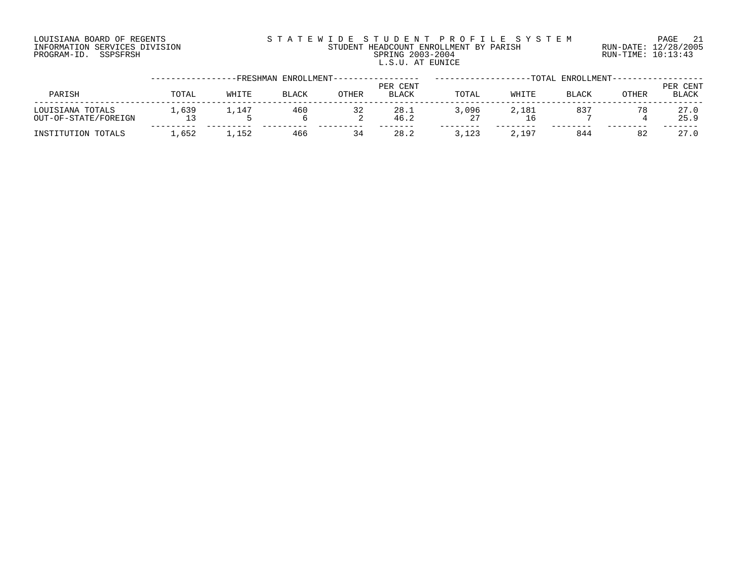LOUISIANA BOARD OF REGENTS
INFORMATION SERVICES DIVISION
PROGRAM-ID. SSPSFRSH

STATEWIDE STUDENT PROFILE SYSTEM
STUDENT HEADCOUNT ENROLLMENT BY PARISH
SPRING 2003-2004
L.S.U. AT EUNICE

RUN-DATE: 12/28/2005
RUN-TIME: 10:13:43

| PARISH | FRESHMAN ENROLLMENT TOTAL | WHITE | BLACK | OTHER | PER CENT BLACK | TOTAL ENROLLMENT TOTAL | WHITE | BLACK | OTHER | PER CENT BLACK |
|---|---|---|---|---|---|---|---|---|---|---|
| LOUISIANA TOTALS | 1,639 | 1,147 | 460 | 32 | 28.1 | 3,096 | 2,181 | 837 | 78 | 27.0 |
| OUT-OF-STATE/FOREIGN | 13 | 5 | 6 | 2 | 46.2 | 27 | 16 | 7 | 4 | 25.9 |
| INSTITUTION TOTALS | 1,652 | 1,152 | 466 | 34 | 28.2 | 3,123 | 2,197 | 844 | 82 | 27.0 |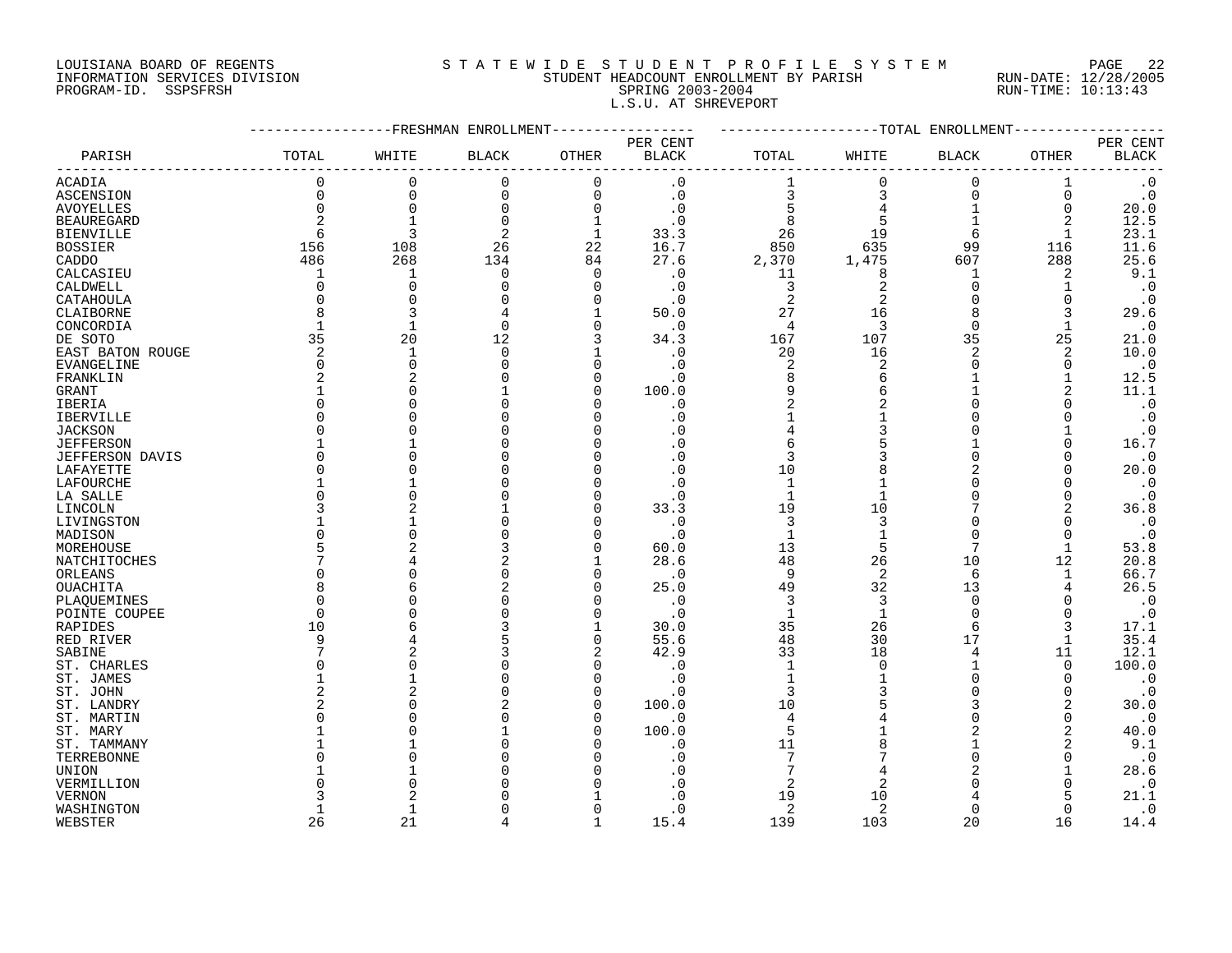LOUISIANA BOARD OF REGENTS
INFORMATION SERVICES DIVISION
PROGRAM-ID. SSPSFRSH

STATEWIDE STUDENT PROFILE SYSTEM
STUDENT HEADCOUNT ENROLLMENT BY PARISH
SPRING 2003-2004
L.S.U. AT SHREVEPORT

RUN-DATE: 12/28/2005
RUN-TIME: 10:13:43

| PARISH | FRESHMAN ENROLLMENT TOTAL | WHITE | BLACK | OTHER | PER CENT BLACK | TOTAL ENROLLMENT TOTAL | WHITE | BLACK | OTHER | PER CENT BLACK |
|---|---|---|---|---|---|---|---|---|---|---|
| ACADIA | 0 | 0 | 0 | 0 | .0 | 1 | 0 | 0 | 1 | .0 |
| ASCENSION | 0 | 0 | 0 | 0 | .0 | 3 | 3 | 0 | 0 | .0 |
| AVOYELLES | 0 | 0 | 0 | 0 | .0 | 5 | 4 | 1 | 0 | 20.0 |
| BEAUREGARD | 2 | 1 | 0 | 1 | .0 | 8 | 5 | 1 | 2 | 12.5 |
| BIENVILLE | 6 | 3 | 2 | 1 | 33.3 | 26 | 19 | 6 | 1 | 23.1 |
| BOSSIER | 156 | 108 | 26 | 22 | 16.7 | 850 | 635 | 99 | 116 | 11.6 |
| CADDO | 486 | 268 | 134 | 84 | 27.6 | 2,370 | 1,475 | 607 | 288 | 25.6 |
| CALCASIEU | 1 | 1 | 0 | 0 | .0 | 11 | 8 | 1 | 2 | 9.1 |
| CALDWELL | 0 | 0 | 0 | 0 | .0 | 3 | 2 | 0 | 1 | .0 |
| CATAHOULA | 0 | 0 | 0 | 0 | .0 | 2 | 2 | 0 | 0 | .0 |
| CLAIBORNE | 8 | 3 | 4 | 1 | 50.0 | 27 | 16 | 8 | 3 | 29.6 |
| CONCORDIA | 1 | 1 | 0 | 0 | .0 | 4 | 3 | 0 | 1 | .0 |
| DE SOTO | 35 | 20 | 12 | 3 | 34.3 | 167 | 107 | 35 | 25 | 21.0 |
| EAST BATON ROUGE | 2 | 1 | 0 | 1 | .0 | 20 | 16 | 2 | 2 | 10.0 |
| EVANGELINE | 0 | 0 | 0 | 0 | .0 | 2 | 2 | 0 | 0 | .0 |
| FRANKLIN | 2 | 2 | 0 | 0 | .0 | 8 | 6 | 1 | 1 | 12.5 |
| GRANT | 1 | 0 | 1 | 0 | 100.0 | 9 | 6 | 1 | 2 | 11.1 |
| IBERIA | 0 | 0 | 0 | 0 | .0 | 2 | 2 | 0 | 0 | .0 |
| IBERVILLE | 0 | 0 | 0 | 0 | .0 | 1 | 1 | 0 | 0 | .0 |
| JACKSON | 0 | 0 | 0 | 0 | .0 | 4 | 3 | 0 | 1 | .0 |
| JEFFERSON | 1 | 1 | 0 | 0 | .0 | 6 | 5 | 1 | 0 | 16.7 |
| JEFFERSON DAVIS | 0 | 0 | 0 | 0 | .0 | 3 | 3 | 0 | 0 | .0 |
| LAFAYETTE | 0 | 0 | 0 | 0 | .0 | 10 | 8 | 2 | 0 | 20.0 |
| LAFOURCHE | 1 | 1 | 0 | 0 | .0 | 1 | 1 | 0 | 0 | .0 |
| LA SALLE | 0 | 0 | 0 | 0 | .0 | 1 | 1 | 0 | 0 | .0 |
| LINCOLN | 3 | 2 | 1 | 0 | 33.3 | 19 | 10 | 7 | 2 | 36.8 |
| LIVINGSTON | 1 | 1 | 0 | 0 | .0 | 3 | 3 | 0 | 0 | .0 |
| MADISON | 0 | 0 | 0 | 0 | .0 | 1 | 1 | 0 | 0 | .0 |
| MOREHOUSE | 5 | 2 | 3 | 0 | 60.0 | 13 | 5 | 7 | 1 | 53.8 |
| NATCHITOCHES | 7 | 4 | 2 | 1 | 28.6 | 48 | 26 | 10 | 12 | 20.8 |
| ORLEANS | 0 | 0 | 0 | 0 | .0 | 9 | 2 | 6 | 1 | 66.7 |
| OUACHITA | 8 | 6 | 2 | 0 | 25.0 | 49 | 32 | 13 | 4 | 26.5 |
| PLAQUEMINES | 0 | 0 | 0 | 0 | .0 | 3 | 3 | 0 | 0 | .0 |
| POINTE COUPEE | 0 | 0 | 0 | 0 | .0 | 1 | 1 | 0 | 0 | .0 |
| RAPIDES | 10 | 6 | 3 | 1 | 30.0 | 35 | 26 | 6 | 3 | 17.1 |
| RED RIVER | 9 | 4 | 5 | 0 | 55.6 | 48 | 30 | 17 | 1 | 35.4 |
| SABINE | 7 | 2 | 3 | 2 | 42.9 | 33 | 18 | 4 | 11 | 12.1 |
| ST. CHARLES | 0 | 0 | 0 | 0 | .0 | 1 | 0 | 1 | 0 | 100.0 |
| ST. JAMES | 1 | 1 | 0 | 0 | .0 | 1 | 1 | 0 | 0 | .0 |
| ST. JOHN | 2 | 2 | 0 | 0 | .0 | 3 | 3 | 0 | 0 | .0 |
| ST. LANDRY | 2 | 0 | 2 | 0 | 100.0 | 10 | 5 | 3 | 2 | 30.0 |
| ST. MARTIN | 0 | 0 | 0 | 0 | .0 | 4 | 4 | 0 | 0 | .0 |
| ST. MARY | 1 | 0 | 1 | 0 | 100.0 | 5 | 1 | 2 | 2 | 40.0 |
| ST. TAMMANY | 1 | 1 | 0 | 0 | .0 | 11 | 8 | 1 | 2 | 9.1 |
| TERREBONNE | 0 | 0 | 0 | 0 | .0 | 7 | 7 | 0 | 0 | .0 |
| UNION | 1 | 1 | 0 | 0 | .0 | 7 | 4 | 2 | 1 | 28.6 |
| VERMILLION | 0 | 0 | 0 | 0 | .0 | 2 | 2 | 0 | 0 | .0 |
| VERNON | 3 | 2 | 0 | 1 | .0 | 19 | 10 | 4 | 5 | 21.1 |
| WASHINGTON | 1 | 1 | 0 | 0 | .0 | 2 | 2 | 0 | 0 | .0 |
| WEBSTER | 26 | 21 | 4 | 1 | 15.4 | 139 | 103 | 20 | 16 | 14.4 |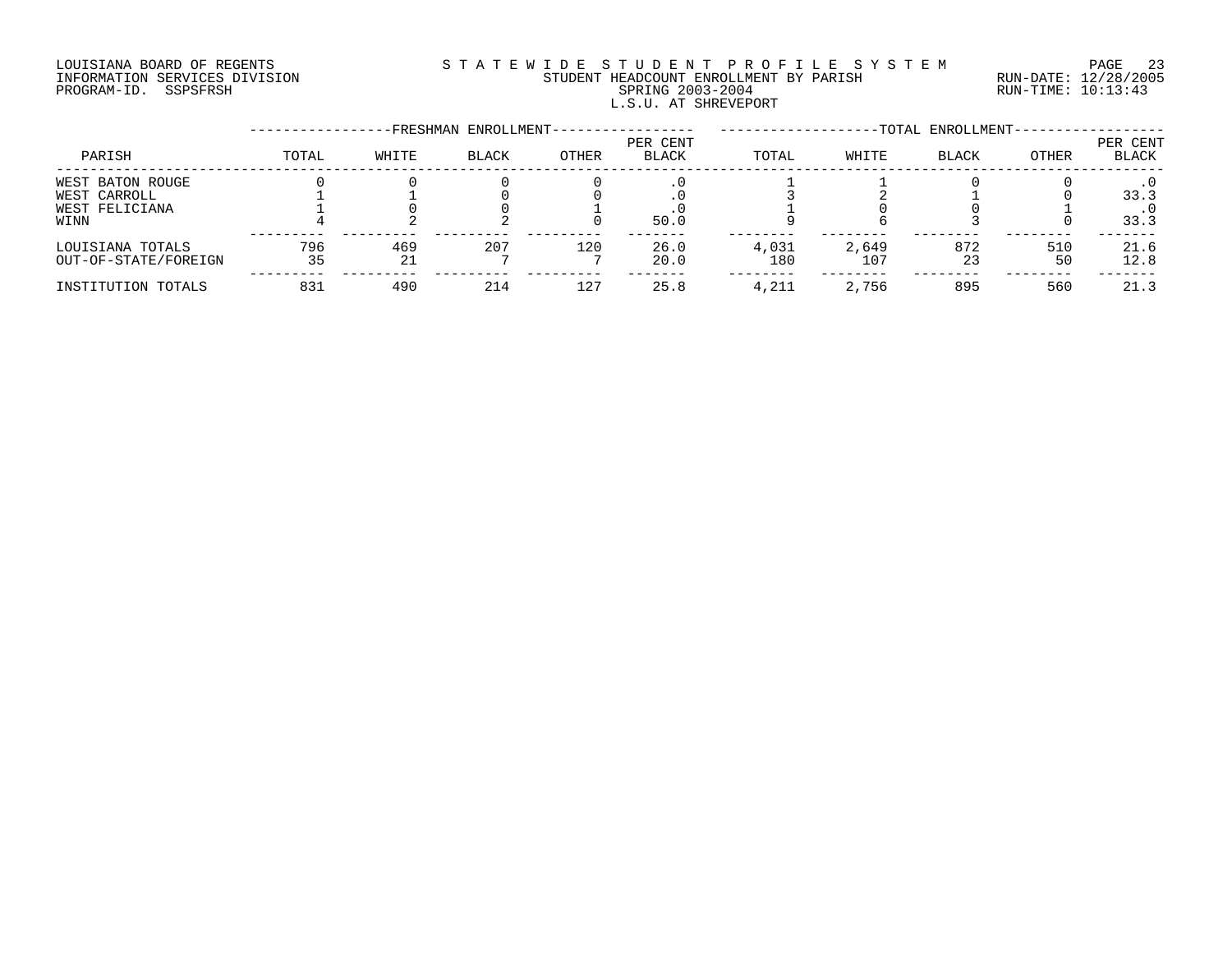LOUISIANA BOARD OF REGENTS
INFORMATION SERVICES DIVISION
PROGRAM-ID. SSPSFRSH

STATEWIDE STUDENT PROFILE SYSTEM
STUDENT HEADCOUNT ENROLLMENT BY PARISH
SPRING 2003-2004
L.S.U. AT SHREVEPORT

RUN-DATE: 12/28/2005
RUN-TIME: 10:13:43

| PARISH | FRESHMAN ENROLLMENT TOTAL | WHITE | BLACK | OTHER | PER CENT BLACK | TOTAL ENROLLMENT TOTAL | WHITE | BLACK | OTHER | PER CENT BLACK |
|---|---|---|---|---|---|---|---|---|---|---|
| WEST BATON ROUGE | 0 | 0 | 0 | 0 | .0 | 1 | 1 | 0 | 0 | .0 |
| WEST CARROLL | 1 | 1 | 0 | 0 | .0 | 3 | 2 | 1 | 0 | 33.3 |
| WEST FELICIANA | 1 | 0 | 0 | 1 | .0 | 1 | 0 | 0 | 1 | .0 |
| WINN | 4 | 2 | 2 | 0 | 50.0 | 9 | 6 | 3 | 0 | 33.3 |
| LOUISIANA TOTALS | 796 | 469 | 207 | 120 | 26.0 | 4,031 | 2,649 | 872 | 510 | 21.6 |
| OUT-OF-STATE/FOREIGN | 35 | 21 | 7 | 7 | 20.0 | 180 | 107 | 23 | 50 | 12.8 |
| INSTITUTION TOTALS | 831 | 490 | 214 | 127 | 25.8 | 4,211 | 2,756 | 895 | 560 | 21.3 |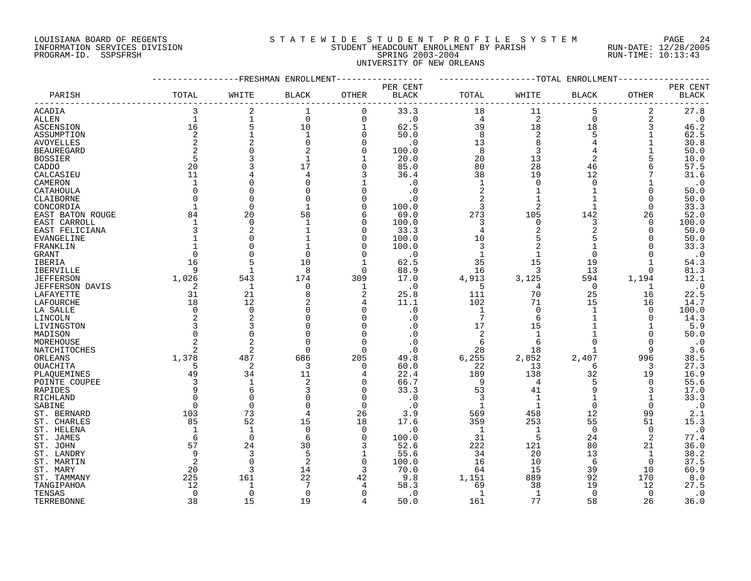LOUISIANA BOARD OF REGENTS
INFORMATION SERVICES DIVISION
PROGRAM-ID. SSPSFRSH

STATEWIDE STUDENT PROFILE SYSTEM
STUDENT HEADCOUNT ENROLLMENT BY PARISH
SPRING 2003-2004
UNIVERSITY OF NEW ORLEANS

RUN-DATE: 12/28/2005
RUN-TIME: 10:13:43

| PARISH | FRESHMAN ENROLLMENT TOTAL | WHITE | BLACK | OTHER | PER CENT BLACK | TOTAL ENROLLMENT TOTAL | WHITE | BLACK | OTHER | PER CENT BLACK |
|---|---|---|---|---|---|---|---|---|---|---|
| ACADIA | 3 | 2 | 1 | 0 | 33.3 | 18 | 11 | 5 | 2 | 27.8 |
| ALLEN | 1 | 1 | 0 | 0 | .0 | 4 | 2 | 0 | 2 | .0 |
| ASCENSION | 16 | 5 | 10 | 1 | 62.5 | 39 | 18 | 18 | 3 | 46.2 |
| ASSUMPTION | 2 | 1 | 1 | 0 | 50.0 | 8 | 2 | 5 | 1 | 62.5 |
| AVOYELLES | 2 | 2 | 0 | 0 | .0 | 13 | 8 | 4 | 1 | 30.8 |
| BEAUREGARD | 2 | 0 | 2 | 0 | 100.0 | 8 | 3 | 4 | 1 | 50.0 |
| BOSSIER | 5 | 3 | 1 | 1 | 20.0 | 20 | 13 | 2 | 5 | 10.0 |
| CADDO | 20 | 3 | 17 | 0 | 85.0 | 80 | 28 | 46 | 6 | 57.5 |
| CALCASIEU | 11 | 4 | 4 | 3 | 36.4 | 38 | 19 | 12 | 7 | 31.6 |
| CAMERON | 1 | 0 | 0 | 1 | .0 | 1 | 0 | 0 | 1 | .0 |
| CATAHOULA | 0 | 0 | 0 | 0 | .0 | 2 | 1 | 1 | 0 | 50.0 |
| CLAIBORNE | 0 | 0 | 0 | 0 | .0 | 2 | 1 | 1 | 0 | 50.0 |
| CONCORDIA | 1 | 0 | 1 | 0 | 100.0 | 3 | 2 | 1 | 0 | 33.3 |
| EAST BATON ROUGE | 84 | 20 | 58 | 6 | 69.0 | 273 | 105 | 142 | 26 | 52.0 |
| EAST CARROLL | 1 | 0 | 1 | 0 | 100.0 | 3 | 0 | 3 | 0 | 100.0 |
| EAST FELICIANA | 3 | 2 | 1 | 0 | 33.3 | 4 | 2 | 2 | 0 | 50.0 |
| EVANGELINE | 1 | 0 | 1 | 0 | 100.0 | 10 | 5 | 5 | 0 | 50.0 |
| FRANKLIN | 1 | 0 | 1 | 0 | 100.0 | 3 | 2 | 1 | 0 | 33.3 |
| GRANT | 0 | 0 | 0 | 0 | .0 | 1 | 1 | 0 | 0 | .0 |
| IBERIA | 16 | 5 | 10 | 1 | 62.5 | 35 | 15 | 19 | 1 | 54.3 |
| IBERVILLE | 9 | 1 | 8 | 0 | 88.9 | 16 | 3 | 13 | 0 | 81.3 |
| JEFFERSON | 1,026 | 543 | 174 | 309 | 17.0 | 4,913 | 3,125 | 594 | 1,194 | 12.1 |
| JEFFERSON DAVIS | 2 | 1 | 0 | 1 | .0 | 5 | 4 | 0 | 1 | .0 |
| LAFAYETTE | 31 | 21 | 8 | 2 | 25.8 | 111 | 70 | 25 | 16 | 22.5 |
| LAFOURCHE | 18 | 12 | 2 | 4 | 11.1 | 102 | 71 | 15 | 16 | 14.7 |
| LA SALLE | 0 | 0 | 0 | 0 | .0 | 1 | 0 | 1 | 0 | 100.0 |
| LINCOLN | 2 | 2 | 0 | 0 | .0 | 7 | 6 | 1 | 0 | 14.3 |
| LIVINGSTON | 3 | 3 | 0 | 0 | .0 | 17 | 15 | 1 | 1 | 5.9 |
| MADISON | 0 | 0 | 0 | 0 | .0 | 2 | 1 | 1 | 0 | 50.0 |
| MOREHOUSE | 2 | 2 | 0 | 0 | .0 | 6 | 6 | 0 | 0 | .0 |
| NATCHITOCHES | 2 | 2 | 0 | 0 | .0 | 28 | 18 | 1 | 9 | 3.6 |
| ORLEANS | 1,378 | 487 | 686 | 205 | 49.8 | 6,255 | 2,852 | 2,407 | 996 | 38.5 |
| OUACHITA | 5 | 2 | 3 | 0 | 60.0 | 22 | 13 | 6 | 3 | 27.3 |
| PLAQUEMINES | 49 | 34 | 11 | 4 | 22.4 | 189 | 138 | 32 | 19 | 16.9 |
| POINTE COUPEE | 3 | 1 | 2 | 0 | 66.7 | 9 | 4 | 5 | 0 | 55.6 |
| RAPIDES | 9 | 6 | 3 | 0 | 33.3 | 53 | 41 | 9 | 3 | 17.0 |
| RICHLAND | 0 | 0 | 0 | 0 | .0 | 3 | 1 | 1 | 1 | 33.3 |
| SABINE | 0 | 0 | 0 | 0 | .0 | 1 | 1 | 0 | 0 | .0 |
| ST. BERNARD | 103 | 73 | 4 | 26 | 3.9 | 569 | 458 | 12 | 99 | 2.1 |
| ST. CHARLES | 85 | 52 | 15 | 18 | 17.6 | 359 | 253 | 55 | 51 | 15.3 |
| ST. HELENA | 1 | 1 | 0 | 0 | .0 | 1 | 1 | 0 | 0 | .0 |
| ST. JAMES | 6 | 0 | 6 | 0 | 100.0 | 31 | 5 | 24 | 2 | 77.4 |
| ST. JOHN | 57 | 24 | 30 | 3 | 52.6 | 222 | 121 | 80 | 21 | 36.0 |
| ST. LANDRY | 9 | 3 | 5 | 1 | 55.6 | 34 | 20 | 13 | 1 | 38.2 |
| ST. MARTIN | 2 | 0 | 2 | 0 | 100.0 | 16 | 10 | 6 | 0 | 37.5 |
| ST. MARY | 20 | 3 | 14 | 3 | 70.0 | 64 | 15 | 39 | 10 | 60.9 |
| ST. TAMMANY | 225 | 161 | 22 | 42 | 9.8 | 1,151 | 889 | 92 | 170 | 8.0 |
| TANGIPAHOA | 12 | 1 | 7 | 4 | 58.3 | 69 | 38 | 19 | 12 | 27.5 |
| TENSAS | 0 | 0 | 0 | 0 | .0 | 1 | 1 | 0 | 0 | .0 |
| TERREBONNE | 38 | 15 | 19 | 4 | 50.0 | 161 | 77 | 58 | 26 | 36.0 |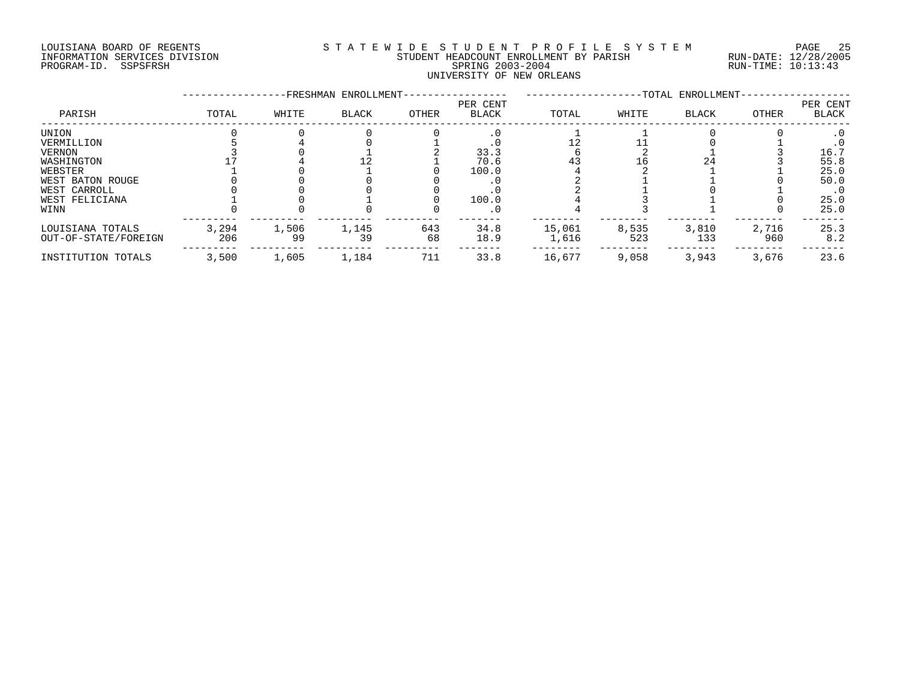LOUISIANA BOARD OF REGENTS
INFORMATION SERVICES DIVISION
PROGRAM-ID. SSPSFRSH

STATEWIDE STUDENT PROFILE SYSTEM
STUDENT HEADCOUNT ENROLLMENT BY PARISH
SPRING 2003-2004
UNIVERSITY OF NEW ORLEANS

RUN-DATE: 12/28/2005
RUN-TIME: 10:13:43

| PARISH | FRESHMAN ENROLLMENT | | | | | TOTAL ENROLLMENT | | | | |
|---|---|---|---|---|---|---|---|---|---|---|
| | TOTAL | WHITE | BLACK | OTHER | PER CENT BLACK | TOTAL | WHITE | BLACK | OTHER | PER CENT BLACK |
| UNION | 0 | 0 | 0 | 0 | .0 | 1 | 1 | 0 | 0 | .0 |
| VERMILLION | 5 | 4 | 0 | 1 | .0 | 12 | 11 | 0 | 1 | .0 |
| VERNON | 3 | 0 | 1 | 2 | 33.3 | 6 | 2 | 1 | 3 | 16.7 |
| WASHINGTON | 17 | 4 | 12 | 1 | 70.6 | 43 | 16 | 24 | 3 | 55.8 |
| WEBSTER | 1 | 0 | 1 | 0 | 100.0 | 4 | 2 | 1 | 1 | 25.0 |
| WEST BATON ROUGE | 0 | 0 | 0 | 0 | .0 | 2 | 1 | 1 | 0 | 50.0 |
| WEST CARROLL | 0 | 0 | 0 | 0 | .0 | 2 | 1 | 0 | 1 | .0 |
| WEST FELICIANA | 1 | 0 | 1 | 0 | 100.0 | 4 | 3 | 1 | 0 | 25.0 |
| WINN | 0 | 0 | 0 | 0 | .0 | 4 | 3 | 1 | 0 | 25.0 |
| LOUISIANA TOTALS | 3,294 | 1,506 | 1,145 | 643 | 34.8 | 15,061 | 8,535 | 3,810 | 2,716 | 25.3 |
| OUT-OF-STATE/FOREIGN | 206 | 99 | 39 | 68 | 18.9 | 1,616 | 523 | 133 | 960 | 8.2 |
| INSTITUTION TOTALS | 3,500 | 1,605 | 1,184 | 711 | 33.8 | 16,677 | 9,058 | 3,943 | 3,676 | 23.6 |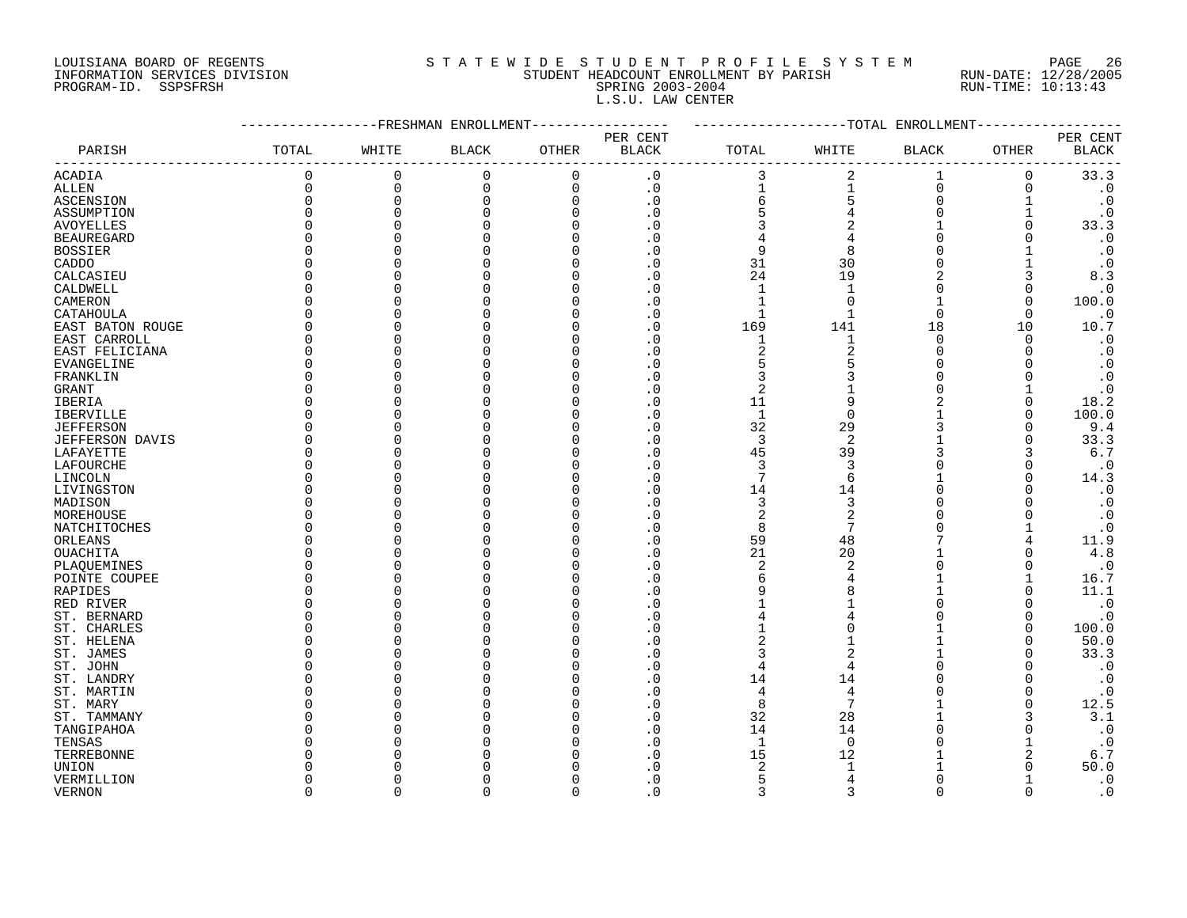LOUISIANA BOARD OF REGENTS
INFORMATION SERVICES DIVISION
PROGRAM-ID. SSPSFRSH

S T A T E W I D E   S T U D E N T   P R O F I L E   S Y S T E M
STUDENT HEADCOUNT ENROLLMENT BY PARISH
SPRING 2003-2004
L.S.U. LAW CENTER

RUN-DATE: 12/28/2005
RUN-TIME: 10:13:43

| PARISH | FRESHMAN ENROLLMENT TOTAL | WHITE | BLACK | OTHER | PER CENT BLACK | TOTAL ENROLLMENT TOTAL | WHITE | BLACK | OTHER | PER CENT BLACK |
|---|---|---|---|---|---|---|---|---|---|---|
| ACADIA | 0 | 0 | 0 | 0 | .0 | 3 | 2 | 1 | 0 | 33.3 |
| ALLEN | 0 | 0 | 0 | 0 | .0 | 1 | 1 | 0 | 0 | .0 |
| ASCENSION | 0 | 0 | 0 | 0 | .0 | 6 | 5 | 0 | 1 | .0 |
| ASSUMPTION | 0 | 0 | 0 | 0 | .0 | 5 | 4 | 0 | 1 | .0 |
| AVOYELLES | 0 | 0 | 0 | 0 | .0 | 3 | 2 | 1 | 0 | 33.3 |
| BEAUREGARD | 0 | 0 | 0 | 0 | .0 | 4 | 4 | 0 | 0 | .0 |
| BOSSIER | 0 | 0 | 0 | 0 | .0 | 9 | 8 | 0 | 1 | .0 |
| CADDO | 0 | 0 | 0 | 0 | .0 | 31 | 30 | 0 | 1 | .0 |
| CALCASIEU | 0 | 0 | 0 | 0 | .0 | 24 | 19 | 2 | 3 | 8.3 |
| CALDWELL | 0 | 0 | 0 | 0 | .0 | 1 | 1 | 0 | 0 | .0 |
| CAMERON | 0 | 0 | 0 | 0 | .0 | 1 | 0 | 1 | 0 | 100.0 |
| CATAHOULA | 0 | 0 | 0 | 0 | .0 | 1 | 1 | 0 | 0 | .0 |
| EAST BATON ROUGE | 0 | 0 | 0 | 0 | .0 | 169 | 141 | 18 | 10 | 10.7 |
| EAST CARROLL | 0 | 0 | 0 | 0 | .0 | 1 | 1 | 0 | 0 | .0 |
| EAST FELICIANA | 0 | 0 | 0 | 0 | .0 | 2 | 2 | 0 | 0 | .0 |
| EVANGELINE | 0 | 0 | 0 | 0 | .0 | 5 | 5 | 0 | 0 | .0 |
| FRANKLIN | 0 | 0 | 0 | 0 | .0 | 3 | 3 | 0 | 0 | .0 |
| GRANT | 0 | 0 | 0 | 0 | .0 | 2 | 1 | 0 | 1 | .0 |
| IBERIA | 0 | 0 | 0 | 0 | .0 | 11 | 9 | 2 | 0 | 18.2 |
| IBERVILLE | 0 | 0 | 0 | 0 | .0 | 1 | 0 | 1 | 0 | 100.0 |
| JEFFERSON | 0 | 0 | 0 | 0 | .0 | 32 | 29 | 3 | 0 | 9.4 |
| JEFFERSON DAVIS | 0 | 0 | 0 | 0 | .0 | 3 | 2 | 1 | 0 | 33.3 |
| LAFAYETTE | 0 | 0 | 0 | 0 | .0 | 45 | 39 | 3 | 3 | 6.7 |
| LAFOURCHE | 0 | 0 | 0 | 0 | .0 | 3 | 3 | 0 | 0 | .0 |
| LINCOLN | 0 | 0 | 0 | 0 | .0 | 7 | 6 | 1 | 0 | 14.3 |
| LIVINGSTON | 0 | 0 | 0 | 0 | .0 | 14 | 14 | 0 | 0 | .0 |
| MADISON | 0 | 0 | 0 | 0 | .0 | 3 | 3 | 0 | 0 | .0 |
| MOREHOUSE | 0 | 0 | 0 | 0 | .0 | 2 | 2 | 0 | 0 | .0 |
| NATCHITOCHES | 0 | 0 | 0 | 0 | .0 | 8 | 7 | 0 | 1 | .0 |
| ORLEANS | 0 | 0 | 0 | 0 | .0 | 59 | 48 | 7 | 4 | 11.9 |
| OUACHITA | 0 | 0 | 0 | 0 | .0 | 21 | 20 | 1 | 0 | 4.8 |
| PLAQUEMINES | 0 | 0 | 0 | 0 | .0 | 2 | 2 | 0 | 0 | .0 |
| POINTE COUPEE | 0 | 0 | 0 | 0 | .0 | 6 | 4 | 1 | 1 | 16.7 |
| RAPIDES | 0 | 0 | 0 | 0 | .0 | 9 | 8 | 1 | 0 | 11.1 |
| RED RIVER | 0 | 0 | 0 | 0 | .0 | 1 | 1 | 0 | 0 | .0 |
| ST. BERNARD | 0 | 0 | 0 | 0 | .0 | 4 | 4 | 0 | 0 | .0 |
| ST. CHARLES | 0 | 0 | 0 | 0 | .0 | 1 | 0 | 1 | 0 | 100.0 |
| ST. HELENA | 0 | 0 | 0 | 0 | .0 | 2 | 1 | 1 | 0 | 50.0 |
| ST. JAMES | 0 | 0 | 0 | 0 | .0 | 3 | 2 | 1 | 0 | 33.3 |
| ST. JOHN | 0 | 0 | 0 | 0 | .0 | 4 | 4 | 0 | 0 | .0 |
| ST. LANDRY | 0 | 0 | 0 | 0 | .0 | 14 | 14 | 0 | 0 | .0 |
| ST. MARTIN | 0 | 0 | 0 | 0 | .0 | 4 | 4 | 0 | 0 | .0 |
| ST. MARY | 0 | 0 | 0 | 0 | .0 | 8 | 7 | 1 | 0 | 12.5 |
| ST. TAMMANY | 0 | 0 | 0 | 0 | .0 | 32 | 28 | 1 | 3 | 3.1 |
| TANGIPAHOA | 0 | 0 | 0 | 0 | .0 | 14 | 14 | 0 | 0 | .0 |
| TENSAS | 0 | 0 | 0 | 0 | .0 | 1 | 0 | 0 | 1 | .0 |
| TERREBONNE | 0 | 0 | 0 | 0 | .0 | 15 | 12 | 1 | 2 | 6.7 |
| UNION | 0 | 0 | 0 | 0 | .0 | 2 | 1 | 1 | 0 | 50.0 |
| VERMILLION | 0 | 0 | 0 | 0 | .0 | 5 | 4 | 0 | 1 | .0 |
| VERNON | 0 | 0 | 0 | 0 | .0 | 3 | 3 | 0 | 0 | .0 |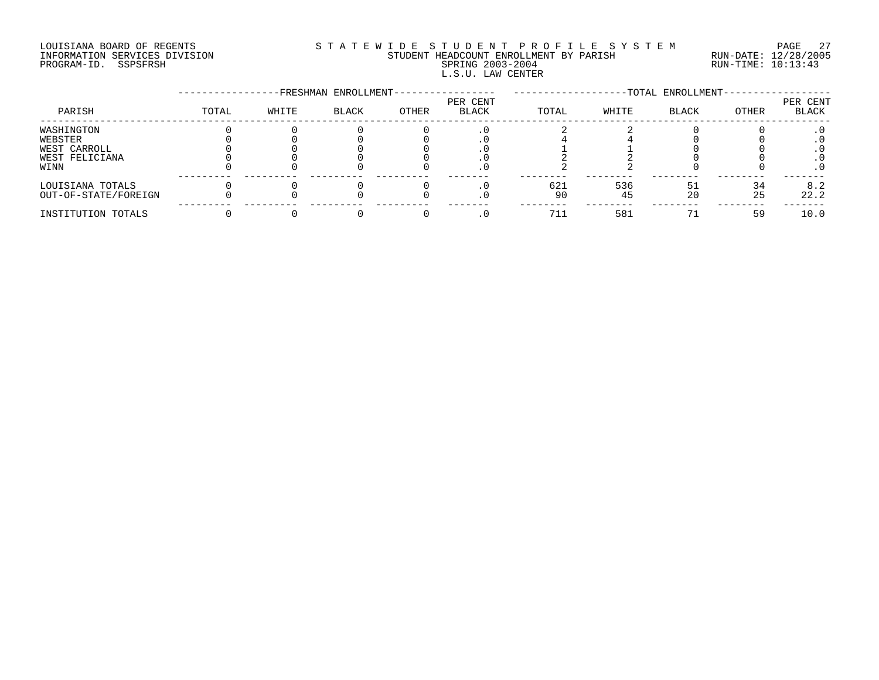LOUISIANA BOARD OF REGENTS
INFORMATION SERVICES DIVISION
PROGRAM-ID. SSPSFRSH

STATEWIDE STUDENT PROFILE SYSTEM
STUDENT HEADCOUNT ENROLLMENT BY PARISH
SPRING 2003-2004
L.S.U. LAW CENTER

RUN-DATE: 12/28/2005
RUN-TIME: 10:13:43

| PARISH | FRESHMAN ENROLLMENT TOTAL | WHITE | BLACK | OTHER | PER CENT BLACK | TOTAL ENROLLMENT TOTAL | WHITE | BLACK | OTHER | PER CENT BLACK |
|---|---|---|---|---|---|---|---|---|---|---|
| WASHINGTON | 0 | 0 | 0 | 0 | .0 | 2 | 2 | 0 | 0 | .0 |
| WEBSTER | 0 | 0 | 0 | 0 | .0 | 4 | 4 | 0 | 0 | .0 |
| WEST CARROLL | 0 | 0 | 0 | 0 | .0 | 1 | 1 | 0 | 0 | .0 |
| WEST FELICIANA | 0 | 0 | 0 | 0 | .0 | 2 | 2 | 0 | 0 | .0 |
| WINN | 0 | 0 | 0 | 0 | .0 | 2 | 2 | 0 | 0 | .0 |
| LOUISIANA TOTALS | 0 | 0 | 0 | 0 | .0 | 621 | 536 | 51 | 34 | 8.2 |
| OUT-OF-STATE/FOREIGN | 0 | 0 | 0 | 0 | .0 | 90 | 45 | 20 | 25 | 22.2 |
| INSTITUTION TOTALS | 0 | 0 | 0 | 0 | .0 | 711 | 581 | 71 | 59 | 10.0 |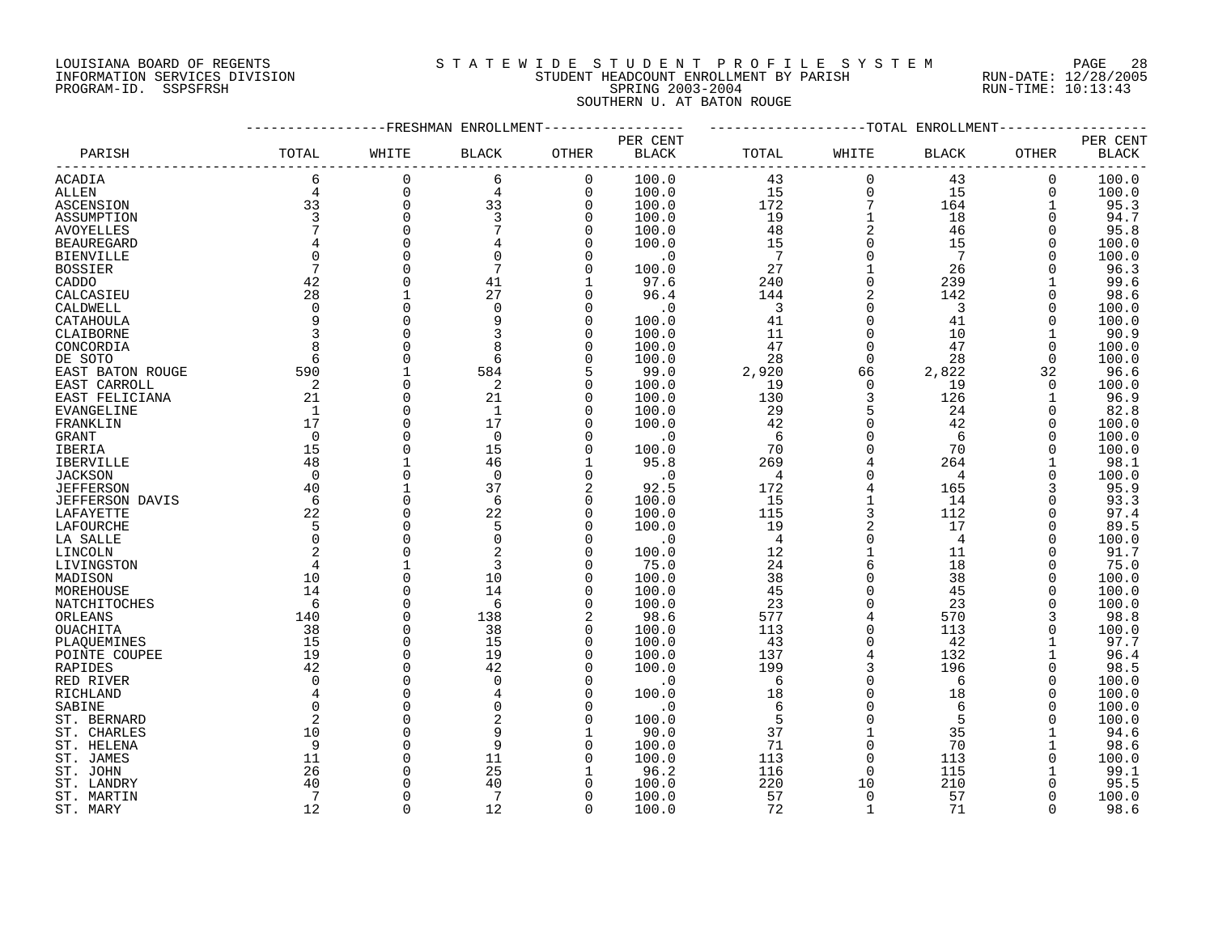LOUISIANA BOARD OF REGENTS
INFORMATION SERVICES DIVISION
PROGRAM-ID. SSPSFRSH

STATEWIDE STUDENT PROFILE SYSTEM
STUDENT HEADCOUNT ENROLLMENT BY PARISH
SPRING 2003-2004
SOUTHERN U. AT BATON ROUGE

RUN-DATE: 12/28/2005
RUN-TIME: 10:13:43

| PARISH | FRESHMAN ENROLLMENT TOTAL | WHITE | BLACK | OTHER | PER CENT BLACK | TOTAL ENROLLMENT TOTAL | WHITE | BLACK | OTHER | PER CENT BLACK |
|---|---|---|---|---|---|---|---|---|---|---|
| ACADIA | 6 | 0 | 6 | 0 | 100.0 | 43 | 0 | 43 | 0 | 100.0 |
| ALLEN | 4 | 0 | 4 | 0 | 100.0 | 15 | 0 | 15 | 0 | 100.0 |
| ASCENSION | 33 | 0 | 33 | 0 | 100.0 | 172 | 7 | 164 | 1 | 95.3 |
| ASSUMPTION | 3 | 0 | 3 | 0 | 100.0 | 19 | 1 | 18 | 0 | 94.7 |
| AVOYELLES | 7 | 0 | 7 | 0 | 100.0 | 48 | 2 | 46 | 0 | 95.8 |
| BEAUREGARD | 4 | 0 | 4 | 0 | 100.0 | 15 | 0 | 15 | 0 | 100.0 |
| BIENVILLE | 0 | 0 | 0 | 0 | .0 | 7 | 0 | 7 | 0 | 100.0 |
| BOSSIER | 7 | 0 | 7 | 0 | 100.0 | 27 | 1 | 26 | 0 | 96.3 |
| CADDO | 42 | 0 | 41 | 1 | 97.6 | 240 | 0 | 239 | 1 | 99.6 |
| CALCASIEU | 28 | 1 | 27 | 0 | 96.4 | 144 | 2 | 142 | 0 | 98.6 |
| CALDWELL | 0 | 0 | 0 | 0 | .0 | 3 | 0 | 3 | 0 | 100.0 |
| CATAHOULA | 9 | 0 | 9 | 0 | 100.0 | 41 | 0 | 41 | 0 | 100.0 |
| CLAIBORNE | 3 | 0 | 3 | 0 | 100.0 | 11 | 0 | 10 | 1 | 90.9 |
| CONCORDIA | 8 | 0 | 8 | 0 | 100.0 | 47 | 0 | 47 | 0 | 100.0 |
| DE SOTO | 6 | 0 | 6 | 0 | 100.0 | 28 | 0 | 28 | 0 | 100.0 |
| EAST BATON ROUGE | 590 | 1 | 584 | 5 | 99.0 | 2,920 | 66 | 2,822 | 32 | 96.6 |
| EAST CARROLL | 2 | 0 | 2 | 0 | 100.0 | 19 | 0 | 19 | 0 | 100.0 |
| EAST FELICIANA | 21 | 0 | 21 | 0 | 100.0 | 130 | 3 | 126 | 1 | 96.9 |
| EVANGELINE | 1 | 0 | 1 | 0 | 100.0 | 29 | 5 | 24 | 0 | 82.8 |
| FRANKLIN | 17 | 0 | 17 | 0 | 100.0 | 42 | 0 | 42 | 0 | 100.0 |
| GRANT | 0 | 0 | 0 | 0 | .0 | 6 | 0 | 6 | 0 | 100.0 |
| IBERIA | 15 | 0 | 15 | 0 | 100.0 | 70 | 0 | 70 | 0 | 100.0 |
| IBERVILLE | 48 | 1 | 46 | 1 | 95.8 | 269 | 4 | 264 | 1 | 98.1 |
| JACKSON | 0 | 0 | 0 | 0 | .0 | 4 | 0 | 4 | 0 | 100.0 |
| JEFFERSON | 40 | 1 | 37 | 2 | 92.5 | 172 | 4 | 165 | 3 | 95.9 |
| JEFFERSON DAVIS | 6 | 0 | 6 | 0 | 100.0 | 15 | 1 | 14 | 0 | 93.3 |
| LAFAYETTE | 22 | 0 | 22 | 0 | 100.0 | 115 | 3 | 112 | 0 | 97.4 |
| LAFOURCHE | 5 | 0 | 5 | 0 | 100.0 | 19 | 2 | 17 | 0 | 89.5 |
| LA SALLE | 0 | 0 | 0 | 0 | .0 | 4 | 0 | 4 | 0 | 100.0 |
| LINCOLN | 2 | 0 | 2 | 0 | 100.0 | 12 | 1 | 11 | 0 | 91.7 |
| LIVINGSTON | 4 | 1 | 3 | 0 | 75.0 | 24 | 6 | 18 | 0 | 75.0 |
| MADISON | 10 | 0 | 10 | 0 | 100.0 | 38 | 0 | 38 | 0 | 100.0 |
| MOREHOUSE | 14 | 0 | 14 | 0 | 100.0 | 45 | 0 | 45 | 0 | 100.0 |
| NATCHITOCHES | 6 | 0 | 6 | 0 | 100.0 | 23 | 0 | 23 | 0 | 100.0 |
| ORLEANS | 140 | 0 | 138 | 2 | 98.6 | 577 | 4 | 570 | 3 | 98.8 |
| OUACHITA | 38 | 0 | 38 | 0 | 100.0 | 113 | 0 | 113 | 0 | 100.0 |
| PLAQUEMINES | 15 | 0 | 15 | 0 | 100.0 | 43 | 0 | 42 | 1 | 97.7 |
| POINTE COUPEE | 19 | 0 | 19 | 0 | 100.0 | 137 | 4 | 132 | 1 | 96.4 |
| RAPIDES | 42 | 0 | 42 | 0 | 100.0 | 199 | 3 | 196 | 0 | 98.5 |
| RED RIVER | 0 | 0 | 0 | 0 | .0 | 6 | 0 | 6 | 0 | 100.0 |
| RICHLAND | 4 | 0 | 4 | 0 | 100.0 | 18 | 0 | 18 | 0 | 100.0 |
| SABINE | 0 | 0 | 0 | 0 | .0 | 6 | 0 | 6 | 0 | 100.0 |
| ST. BERNARD | 2 | 0 | 2 | 0 | 100.0 | 5 | 0 | 5 | 0 | 100.0 |
| ST. CHARLES | 10 | 0 | 9 | 1 | 90.0 | 37 | 1 | 35 | 1 | 94.6 |
| ST. HELENA | 9 | 0 | 9 | 0 | 100.0 | 71 | 0 | 70 | 1 | 98.6 |
| ST. JAMES | 11 | 0 | 11 | 0 | 100.0 | 113 | 0 | 113 | 0 | 100.0 |
| ST. JOHN | 26 | 0 | 25 | 1 | 96.2 | 116 | 0 | 115 | 1 | 99.1 |
| ST. LANDRY | 40 | 0 | 40 | 0 | 100.0 | 220 | 10 | 210 | 0 | 95.5 |
| ST. MARTIN | 7 | 0 | 7 | 0 | 100.0 | 57 | 0 | 57 | 0 | 100.0 |
| ST. MARY | 12 | 0 | 12 | 0 | 100.0 | 72 | 1 | 71 | 0 | 98.6 |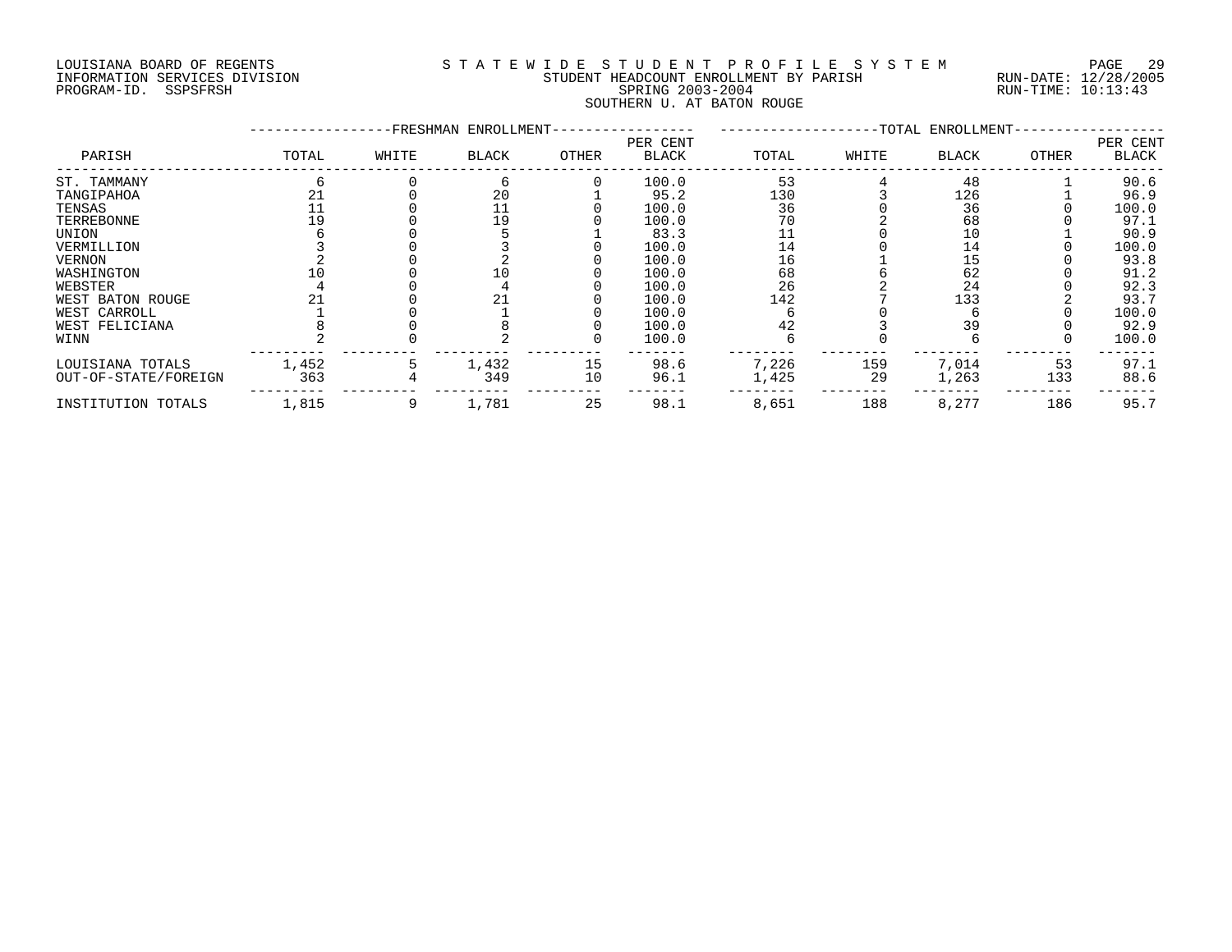LOUISIANA BOARD OF REGENTS
INFORMATION SERVICES DIVISION
PROGRAM-ID. SSPSFRSH

STATEWIDE STUDENT PROFILE SYSTEM
STUDENT HEADCOUNT ENROLLMENT BY PARISH
SPRING 2003-2004
SOUTHERN U. AT BATON ROUGE

RUN-DATE: 12/28/2005
RUN-TIME: 10:13:43

| PARISH | FRESHMAN ENROLLMENT TOTAL | WHITE | BLACK | OTHER | PER CENT BLACK | TOTAL ENROLLMENT TOTAL | WHITE | BLACK | OTHER | PER CENT BLACK |
|---|---|---|---|---|---|---|---|---|---|---|
| ST. TAMMANY | 6 | 0 | 6 | 0 | 100.0 | 53 | 4 | 48 | 1 | 90.6 |
| TANGIPAHOA | 21 | 0 | 20 | 1 | 95.2 | 130 | 3 | 126 | 1 | 96.9 |
| TENSAS | 11 | 0 | 11 | 0 | 100.0 | 36 | 0 | 36 | 0 | 100.0 |
| TERREBONNE | 19 | 0 | 19 | 0 | 100.0 | 70 | 2 | 68 | 0 | 97.1 |
| UNION | 6 | 0 | 5 | 1 | 83.3 | 11 | 0 | 10 | 1 | 90.9 |
| VERMILLION | 3 | 0 | 3 | 0 | 100.0 | 14 | 0 | 14 | 0 | 100.0 |
| VERNON | 2 | 0 | 2 | 0 | 100.0 | 16 | 1 | 15 | 0 | 93.8 |
| WASHINGTON | 10 | 0 | 10 | 0 | 100.0 | 68 | 6 | 62 | 0 | 91.2 |
| WEBSTER | 4 | 0 | 4 | 0 | 100.0 | 26 | 2 | 24 | 0 | 92.3 |
| WEST BATON ROUGE | 21 | 0 | 21 | 0 | 100.0 | 142 | 7 | 133 | 2 | 93.7 |
| WEST CARROLL | 1 | 0 | 1 | 0 | 100.0 | 6 | 0 | 6 | 0 | 100.0 |
| WEST FELICIANA | 8 | 0 | 8 | 0 | 100.0 | 42 | 3 | 39 | 0 | 92.9 |
| WINN | 2 | 0 | 2 | 0 | 100.0 | 6 | 0 | 6 | 0 | 100.0 |
| LOUISIANA TOTALS | 1,452 | 5 | 1,432 | 15 | 98.6 | 7,226 | 159 | 7,014 | 53 | 97.1 |
| OUT-OF-STATE/FOREIGN | 363 | 4 | 349 | 10 | 96.1 | 1,425 | 29 | 1,263 | 133 | 88.6 |
| INSTITUTION TOTALS | 1,815 | 9 | 1,781 | 25 | 98.1 | 8,651 | 188 | 8,277 | 186 | 95.7 |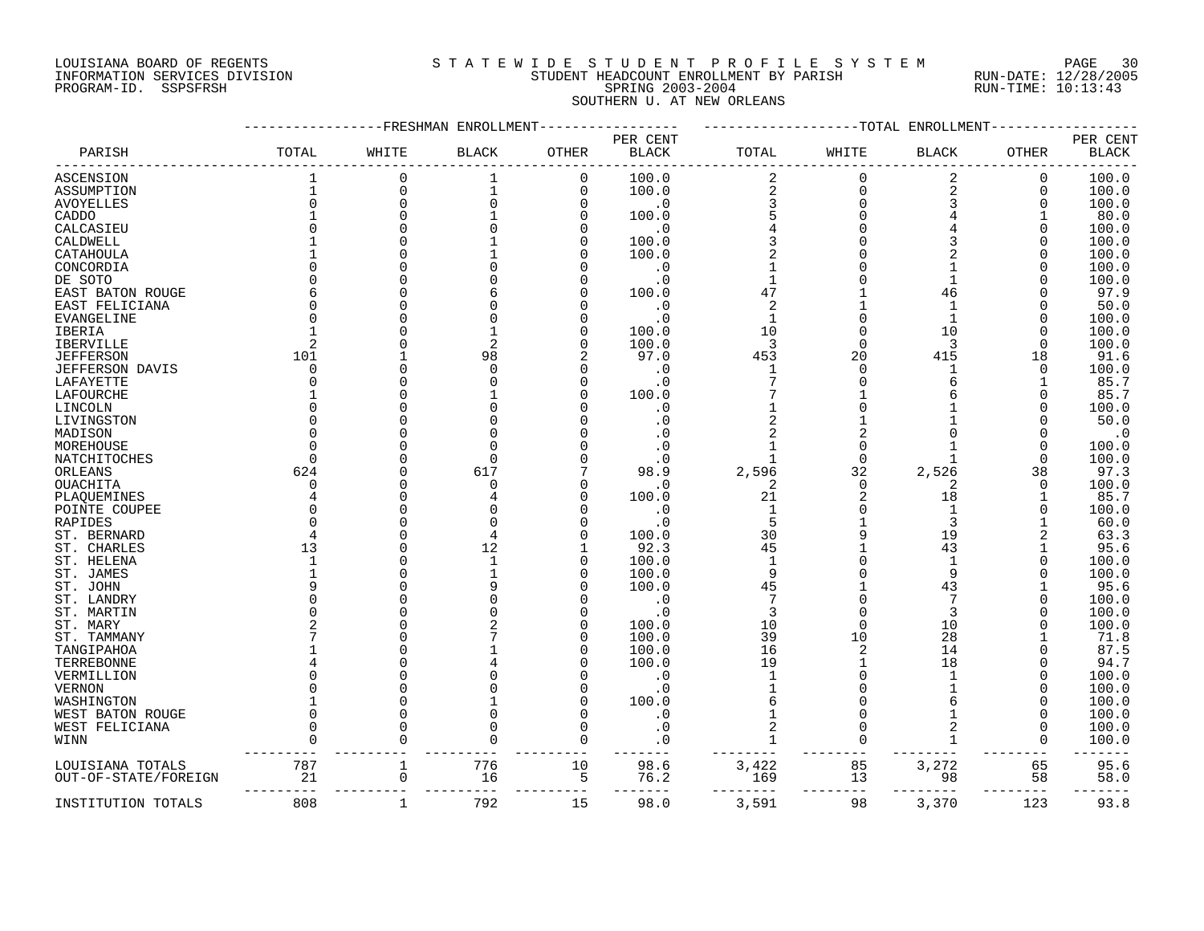LOUISIANA BOARD OF REGENTS
INFORMATION SERVICES DIVISION
PROGRAM-ID. SSPSFRSH

STATEWIDE STUDENT PROFILE SYSTEM
STUDENT HEADCOUNT ENROLLMENT BY PARISH
SPRING 2003-2004
SOUTHERN U. AT NEW ORLEANS

RUN-DATE: 12/28/2005
RUN-TIME: 10:13:43

| PARISH | FRESHMAN ENROLLMENT TOTAL | WHITE | BLACK | OTHER | PER CENT BLACK | TOTAL ENROLLMENT TOTAL | WHITE | BLACK | OTHER | PER CENT BLACK |
|---|---|---|---|---|---|---|---|---|---|---|
| ASCENSION | 1 | 0 | 1 | 0 | 100.0 | 2 | 0 | 2 | 0 | 100.0 |
| ASSUMPTION | 1 | 0 | 1 | 0 | 100.0 | 2 | 0 | 2 | 0 | 100.0 |
| AVOYELLES | 0 | 0 | 0 | 0 | .0 | 3 | 0 | 3 | 0 | 100.0 |
| CADDO | 1 | 0 | 1 | 0 | 100.0 | 5 | 0 | 4 | 1 | 80.0 |
| CALCASIEU | 0 | 0 | 0 | 0 | .0 | 4 | 0 | 4 | 0 | 100.0 |
| CALDWELL | 1 | 0 | 1 | 0 | 100.0 | 3 | 0 | 3 | 0 | 100.0 |
| CATAHOULA | 1 | 0 | 1 | 0 | 100.0 | 2 | 0 | 2 | 0 | 100.0 |
| CONCORDIA | 0 | 0 | 0 | 0 | .0 | 1 | 0 | 1 | 0 | 100.0 |
| DE SOTO | 0 | 0 | 0 | 0 | .0 | 1 | 0 | 1 | 0 | 100.0 |
| EAST BATON ROUGE | 6 | 0 | 6 | 0 | 100.0 | 47 | 1 | 46 | 0 | 97.9 |
| EAST FELICIANA | 0 | 0 | 0 | 0 | .0 | 2 | 1 | 1 | 0 | 50.0 |
| EVANGELINE | 0 | 0 | 0 | 0 | .0 | 1 | 0 | 1 | 0 | 100.0 |
| IBERIA | 1 | 0 | 1 | 0 | 100.0 | 10 | 0 | 10 | 0 | 100.0 |
| IBERVILLE | 2 | 0 | 2 | 0 | 100.0 | 3 | 0 | 3 | 0 | 100.0 |
| JEFFERSON | 101 | 1 | 98 | 2 | 97.0 | 453 | 20 | 415 | 18 | 91.6 |
| JEFFERSON DAVIS | 0 | 0 | 0 | 0 | .0 | 1 | 0 | 1 | 0 | 100.0 |
| LAFAYETTE | 0 | 0 | 0 | 0 | .0 | 7 | 0 | 6 | 1 | 85.7 |
| LAFOURCHE | 1 | 0 | 1 | 0 | 100.0 | 7 | 1 | 6 | 0 | 85.7 |
| LINCOLN | 0 | 0 | 0 | 0 | .0 | 1 | 0 | 1 | 0 | 100.0 |
| LIVINGSTON | 0 | 0 | 0 | 0 | .0 | 2 | 1 | 1 | 0 | 50.0 |
| MADISON | 0 | 0 | 0 | 0 | .0 | 2 | 2 | 0 | 0 | .0 |
| MOREHOUSE | 0 | 0 | 0 | 0 | .0 | 1 | 0 | 1 | 0 | 100.0 |
| NATCHITOCHES | 0 | 0 | 0 | 0 | .0 | 1 | 0 | 1 | 0 | 100.0 |
| ORLEANS | 624 | 0 | 617 | 7 | 98.9 | 2,596 | 32 | 2,526 | 38 | 97.3 |
| OUACHITA | 0 | 0 | 0 | 0 | .0 | 2 | 0 | 2 | 0 | 100.0 |
| PLAQUEMINES | 4 | 0 | 4 | 0 | 100.0 | 21 | 2 | 18 | 1 | 85.7 |
| POINTE COUPEE | 0 | 0 | 0 | 0 | .0 | 1 | 0 | 1 | 0 | 100.0 |
| RAPIDES | 0 | 0 | 0 | 0 | .0 | 5 | 1 | 3 | 1 | 60.0 |
| ST. BERNARD | 4 | 0 | 4 | 0 | 100.0 | 30 | 9 | 19 | 2 | 63.3 |
| ST. CHARLES | 13 | 0 | 12 | 1 | 92.3 | 45 | 1 | 43 | 1 | 95.6 |
| ST. HELENA | 1 | 0 | 1 | 0 | 100.0 | 1 | 0 | 1 | 0 | 100.0 |
| ST. JAMES | 1 | 0 | 1 | 0 | 100.0 | 9 | 0 | 9 | 0 | 100.0 |
| ST. JOHN | 9 | 0 | 9 | 0 | 100.0 | 45 | 1 | 43 | 1 | 95.6 |
| ST. LANDRY | 0 | 0 | 0 | 0 | .0 | 7 | 0 | 7 | 0 | 100.0 |
| ST. MARTIN | 0 | 0 | 0 | 0 | .0 | 3 | 0 | 3 | 0 | 100.0 |
| ST. MARY | 2 | 0 | 2 | 0 | 100.0 | 10 | 0 | 10 | 0 | 100.0 |
| ST. TAMMANY | 7 | 0 | 7 | 0 | 100.0 | 39 | 10 | 28 | 1 | 71.8 |
| TANGIPAHOA | 1 | 0 | 1 | 0 | 100.0 | 16 | 2 | 14 | 0 | 87.5 |
| TERREBONNE | 4 | 0 | 4 | 0 | 100.0 | 19 | 1 | 18 | 0 | 94.7 |
| VERMILLION | 0 | 0 | 0 | 0 | .0 | 1 | 0 | 1 | 0 | 100.0 |
| VERNON | 0 | 0 | 0 | 0 | .0 | 1 | 0 | 1 | 0 | 100.0 |
| WASHINGTON | 1 | 0 | 1 | 0 | 100.0 | 6 | 0 | 6 | 0 | 100.0 |
| WEST BATON ROUGE | 0 | 0 | 0 | 0 | .0 | 1 | 0 | 1 | 0 | 100.0 |
| WEST FELICIANA | 0 | 0 | 0 | 0 | .0 | 2 | 0 | 2 | 0 | 100.0 |
| WINN | 0 | 0 | 0 | 0 | .0 | 1 | 0 | 1 | 0 | 100.0 |
| LOUISIANA TOTALS | 787 | 1 | 776 | 10 | 98.6 | 3,422 | 85 | 3,272 | 65 | 95.6 |
| OUT-OF-STATE/FOREIGN | 21 | 0 | 16 | 5 | 76.2 | 169 | 13 | 98 | 58 | 58.0 |
| INSTITUTION TOTALS | 808 | 1 | 792 | 15 | 98.0 | 3,591 | 98 | 3,370 | 123 | 93.8 |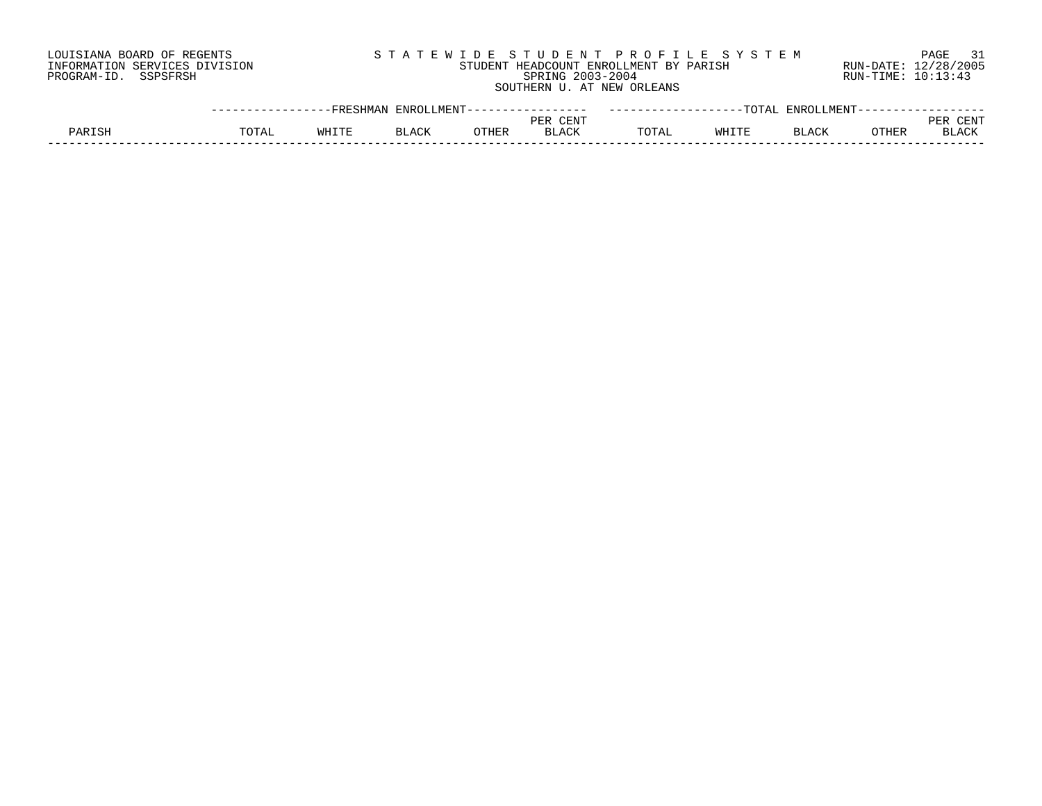LOUISIANA BOARD OF REGENTS
INFORMATION SERVICES DIVISION
PROGRAM-ID. SSPSFRSH

STATEWIDE STUDENT PROFILE SYSTEM
STUDENT HEADCOUNT ENROLLMENT BY PARISH
SPRING 2003-2004
SOUTHERN U. AT NEW ORLEANS

RUN-DATE: 12/28/2005
RUN-TIME: 10:13:43

| PARISH | FRESHMAN ENROLLMENT | | | | | TOTAL ENROLLMENT | | | | |
|---|---|---|---|---|---|---|---|---|---|---|
| | TOTAL | WHITE | BLACK | OTHER | PER CENT BLACK | TOTAL | WHITE | BLACK | OTHER | PER CENT BLACK |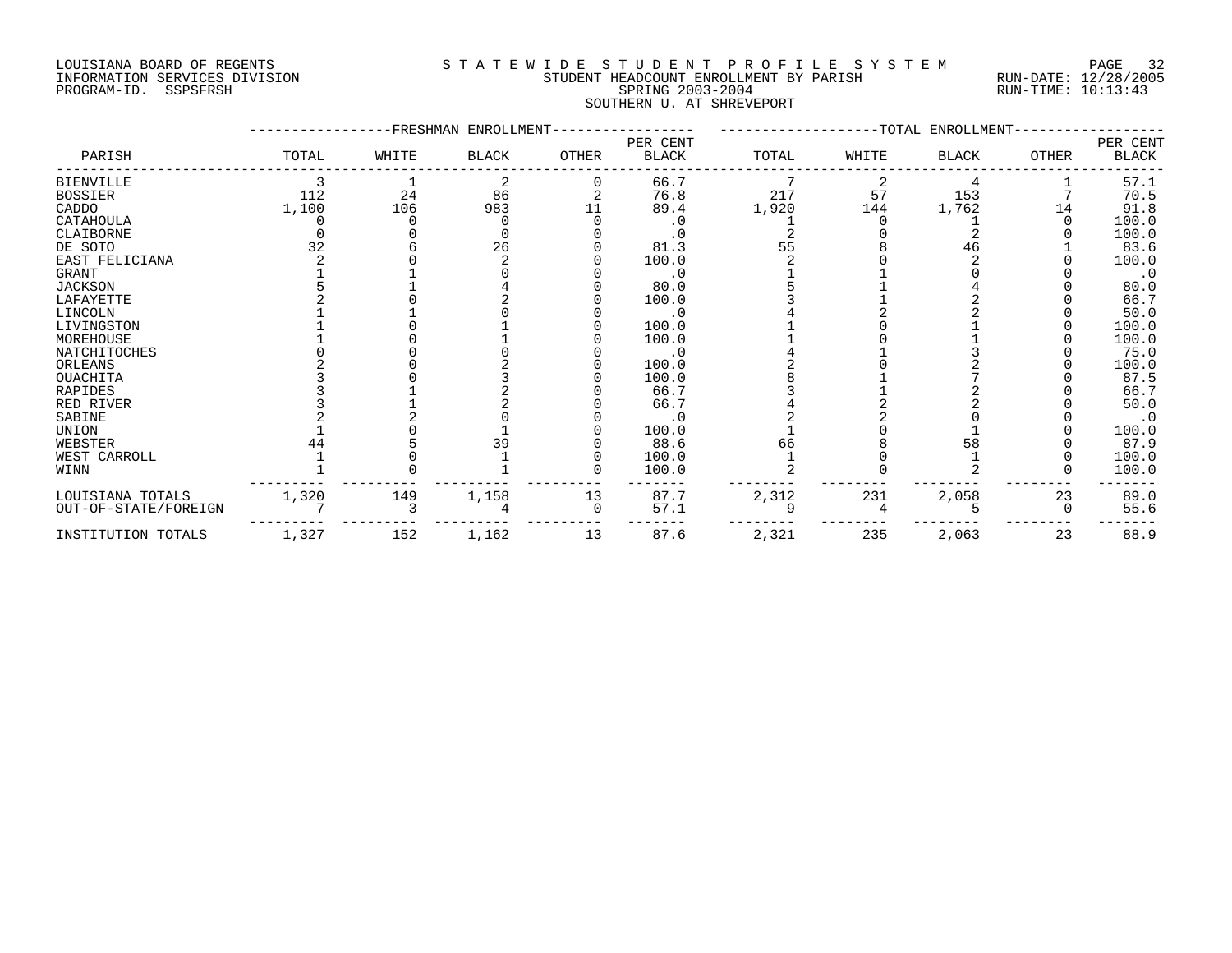LOUISIANA BOARD OF REGENTS
INFORMATION SERVICES DIVISION
PROGRAM-ID. SSPSFRSH

# STATEWIDE STUDENT PROFILE SYSTEM

STUDENT HEADCOUNT ENROLLMENT BY PARISH
SPRING 2003-2004
SOUTHERN U. AT SHREVEPORT

RUN-DATE: 12/28/2005
RUN-TIME: 10:13:43

| PARISH | FRESHMAN ENROLLMENT TOTAL | WHITE | BLACK | OTHER | PER CENT BLACK | TOTAL ENROLLMENT TOTAL | WHITE | BLACK | OTHER | PER CENT BLACK |
|---|---|---|---|---|---|---|---|---|---|---|
| BIENVILLE | 3 | 1 | 2 | 0 | 66.7 | 7 | 2 | 4 | 1 | 57.1 |
| BOSSIER | 112 | 24 | 86 | 2 | 76.8 | 217 | 57 | 153 | 7 | 70.5 |
| CADDO | 1,100 | 106 | 983 | 11 | 89.4 | 1,920 | 144 | 1,762 | 14 | 91.8 |
| CATAHOULA | 0 | 0 | 0 | 0 | .0 | 1 | 0 | 1 | 0 | 100.0 |
| CLAIBORNE | 0 | 0 | 0 | 0 | .0 | 2 | 0 | 2 | 0 | 100.0 |
| DE SOTO | 32 | 6 | 26 | 0 | 81.3 | 55 | 8 | 46 | 1 | 83.6 |
| EAST FELICIANA | 2 | 0 | 2 | 0 | 100.0 | 2 | 0 | 2 | 0 | 100.0 |
| GRANT | 1 | 1 | 0 | 0 | .0 | 1 | 1 | 0 | 0 | .0 |
| JACKSON | 5 | 1 | 4 | 0 | 80.0 | 5 | 1 | 4 | 0 | 80.0 |
| LAFAYETTE | 2 | 0 | 2 | 0 | 100.0 | 3 | 1 | 2 | 0 | 66.7 |
| LINCOLN | 1 | 1 | 0 | 0 | .0 | 4 | 2 | 2 | 0 | 50.0 |
| LIVINGSTON | 1 | 0 | 1 | 0 | 100.0 | 1 | 0 | 1 | 0 | 100.0 |
| MOREHOUSE | 1 | 0 | 1 | 0 | 100.0 | 1 | 0 | 1 | 0 | 100.0 |
| NATCHITOCHES | 0 | 0 | 0 | 0 | .0 | 4 | 1 | 3 | 0 | 75.0 |
| ORLEANS | 2 | 0 | 2 | 0 | 100.0 | 2 | 0 | 2 | 0 | 100.0 |
| OUACHITA | 3 | 0 | 3 | 0 | 100.0 | 8 | 1 | 7 | 0 | 87.5 |
| RAPIDES | 3 | 1 | 2 | 0 | 66.7 | 3 | 1 | 2 | 0 | 66.7 |
| RED RIVER | 3 | 1 | 2 | 0 | 66.7 | 4 | 2 | 2 | 0 | 50.0 |
| SABINE | 2 | 2 | 0 | 0 | .0 | 2 | 2 | 0 | 0 | .0 |
| UNION | 1 | 0 | 1 | 0 | 100.0 | 1 | 0 | 1 | 0 | 100.0 |
| WEBSTER | 44 | 5 | 39 | 0 | 88.6 | 66 | 8 | 58 | 0 | 87.9 |
| WEST CARROLL | 1 | 0 | 1 | 0 | 100.0 | 1 | 0 | 1 | 0 | 100.0 |
| WINN | 1 | 0 | 1 | 0 | 100.0 | 2 | 0 | 2 | 0 | 100.0 |
| LOUISIANA TOTALS | 1,320 | 149 | 1,158 | 13 | 87.7 | 2,312 | 231 | 2,058 | 23 | 89.0 |
| OUT-OF-STATE/FOREIGN | 7 | 3 | 4 | 0 | 57.1 | 9 | 4 | 5 | 0 | 55.6 |
| INSTITUTION TOTALS | 1,327 | 152 | 1,162 | 13 | 87.6 | 2,321 | 235 | 2,063 | 23 | 88.9 |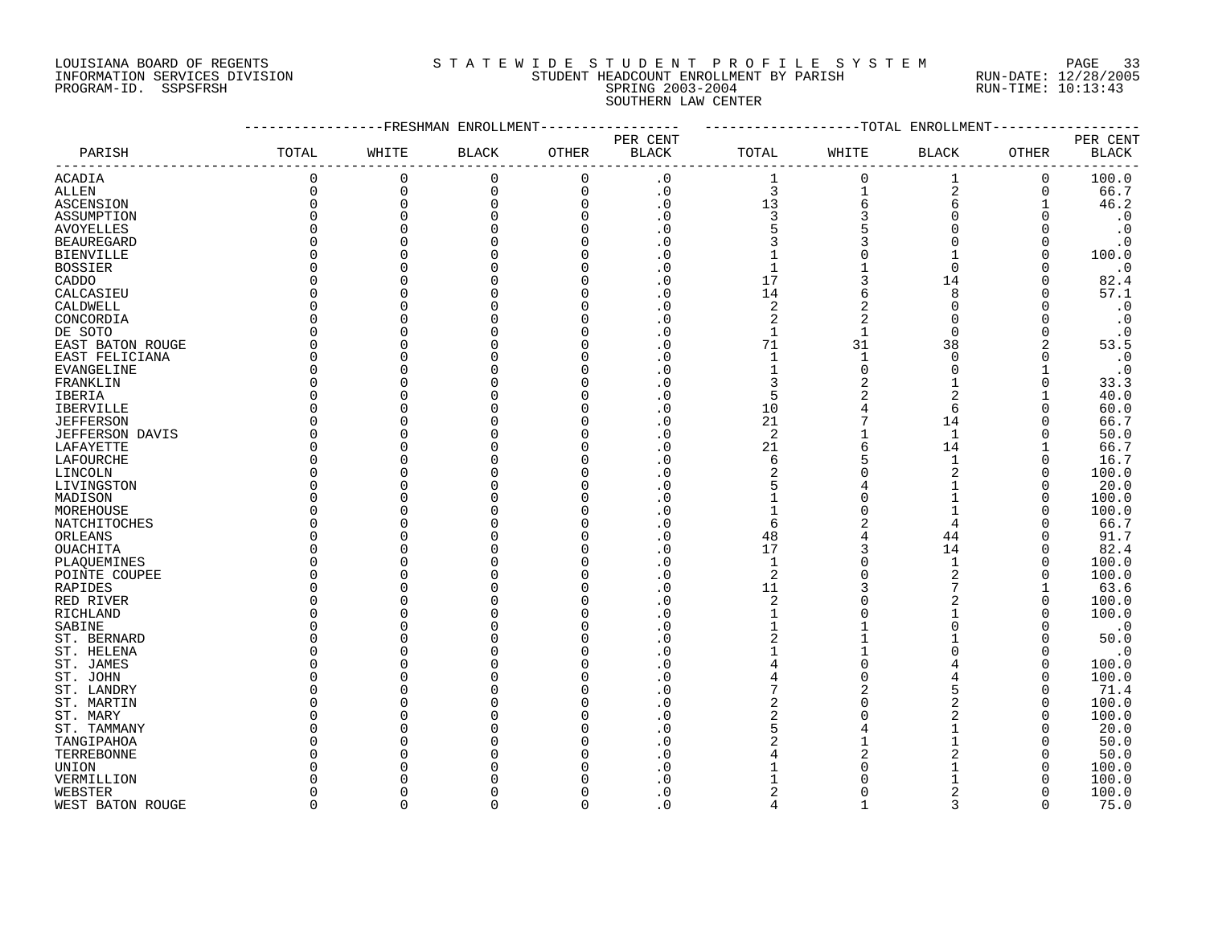LOUISIANA BOARD OF REGENTS
INFORMATION SERVICES DIVISION
PROGRAM-ID. SSPSFRSH

STATEWIDE STUDENT PROFILE SYSTEM
STUDENT HEADCOUNT ENROLLMENT BY PARISH
SPRING 2003-2004
SOUTHERN LAW CENTER

RUN-DATE: 12/28/2005
RUN-TIME: 10:13:43

| PARISH | FRESHMAN ENROLLMENT TOTAL | WHITE | BLACK | OTHER | PER CENT BLACK | TOTAL ENROLLMENT TOTAL | WHITE | BLACK | OTHER | PER CENT BLACK |
|---|---|---|---|---|---|---|---|---|---|---|
| ACADIA | 0 | 0 | 0 | 0 | .0 | 1 | 0 | 1 | 0 | 100.0 |
| ALLEN | 0 | 0 | 0 | 0 | .0 | 3 | 1 | 2 | 0 | 66.7 |
| ASCENSION | 0 | 0 | 0 | 0 | .0 | 13 | 6 | 6 | 1 | 46.2 |
| ASSUMPTION | 0 | 0 | 0 | 0 | .0 | 3 | 3 | 0 | 0 | .0 |
| AVOYELLES | 0 | 0 | 0 | 0 | .0 | 5 | 5 | 0 | 0 | .0 |
| BEAUREGARD | 0 | 0 | 0 | 0 | .0 | 3 | 3 | 0 | 0 | .0 |
| BIENVILLE | 0 | 0 | 0 | 0 | .0 | 1 | 0 | 1 | 0 | 100.0 |
| BOSSIER | 0 | 0 | 0 | 0 | .0 | 1 | 1 | 0 | 0 | .0 |
| CADDO | 0 | 0 | 0 | 0 | .0 | 17 | 3 | 14 | 0 | 82.4 |
| CALCASIEU | 0 | 0 | 0 | 0 | .0 | 14 | 6 | 8 | 0 | 57.1 |
| CALDWELL | 0 | 0 | 0 | 0 | .0 | 2 | 2 | 0 | 0 | .0 |
| CONCORDIA | 0 | 0 | 0 | 0 | .0 | 2 | 2 | 0 | 0 | .0 |
| DE SOTO | 0 | 0 | 0 | 0 | .0 | 1 | 1 | 0 | 0 | .0 |
| EAST BATON ROUGE | 0 | 0 | 0 | 0 | .0 | 71 | 31 | 38 | 2 | 53.5 |
| EAST FELICIANA | 0 | 0 | 0 | 0 | .0 | 1 | 1 | 0 | 0 | .0 |
| EVANGELINE | 0 | 0 | 0 | 0 | .0 | 1 | 0 | 0 | 1 | .0 |
| FRANKLIN | 0 | 0 | 0 | 0 | .0 | 3 | 2 | 1 | 0 | 33.3 |
| IBERIA | 0 | 0 | 0 | 0 | .0 | 5 | 2 | 2 | 1 | 40.0 |
| IBERVILLE | 0 | 0 | 0 | 0 | .0 | 10 | 4 | 6 | 0 | 60.0 |
| JEFFERSON | 0 | 0 | 0 | 0 | .0 | 21 | 7 | 14 | 0 | 66.7 |
| JEFFERSON DAVIS | 0 | 0 | 0 | 0 | .0 | 2 | 1 | 1 | 0 | 50.0 |
| LAFAYETTE | 0 | 0 | 0 | 0 | .0 | 21 | 6 | 14 | 1 | 66.7 |
| LAFOURCHE | 0 | 0 | 0 | 0 | .0 | 6 | 5 | 1 | 0 | 16.7 |
| LINCOLN | 0 | 0 | 0 | 0 | .0 | 2 | 0 | 2 | 0 | 100.0 |
| LIVINGSTON | 0 | 0 | 0 | 0 | .0 | 5 | 4 | 1 | 0 | 20.0 |
| MADISON | 0 | 0 | 0 | 0 | .0 | 1 | 0 | 1 | 0 | 100.0 |
| MOREHOUSE | 0 | 0 | 0 | 0 | .0 | 1 | 0 | 1 | 0 | 100.0 |
| NATCHITOCHES | 0 | 0 | 0 | 0 | .0 | 6 | 2 | 4 | 0 | 66.7 |
| ORLEANS | 0 | 0 | 0 | 0 | .0 | 48 | 4 | 44 | 0 | 91.7 |
| OUACHITA | 0 | 0 | 0 | 0 | .0 | 17 | 3 | 14 | 0 | 82.4 |
| PLAQUEMINES | 0 | 0 | 0 | 0 | .0 | 1 | 0 | 1 | 0 | 100.0 |
| POINTE COUPEE | 0 | 0 | 0 | 0 | .0 | 2 | 0 | 2 | 0 | 100.0 |
| RAPIDES | 0 | 0 | 0 | 0 | .0 | 11 | 3 | 7 | 1 | 63.6 |
| RED RIVER | 0 | 0 | 0 | 0 | .0 | 2 | 0 | 2 | 0 | 100.0 |
| RICHLAND | 0 | 0 | 0 | 0 | .0 | 1 | 0 | 1 | 0 | 100.0 |
| SABINE | 0 | 0 | 0 | 0 | .0 | 1 | 1 | 0 | 0 | .0 |
| ST. BERNARD | 0 | 0 | 0 | 0 | .0 | 2 | 1 | 1 | 0 | 50.0 |
| ST. HELENA | 0 | 0 | 0 | 0 | .0 | 1 | 1 | 0 | 0 | .0 |
| ST. JAMES | 0 | 0 | 0 | 0 | .0 | 4 | 0 | 4 | 0 | 100.0 |
| ST. JOHN | 0 | 0 | 0 | 0 | .0 | 4 | 0 | 4 | 0 | 100.0 |
| ST. LANDRY | 0 | 0 | 0 | 0 | .0 | 7 | 2 | 5 | 0 | 71.4 |
| ST. MARTIN | 0 | 0 | 0 | 0 | .0 | 2 | 0 | 2 | 0 | 100.0 |
| ST. MARY | 0 | 0 | 0 | 0 | .0 | 2 | 0 | 2 | 0 | 100.0 |
| ST. TAMMANY | 0 | 0 | 0 | 0 | .0 | 5 | 4 | 1 | 0 | 20.0 |
| TANGIPAHOA | 0 | 0 | 0 | 0 | .0 | 2 | 1 | 1 | 0 | 50.0 |
| TERREBONNE | 0 | 0 | 0 | 0 | .0 | 4 | 2 | 2 | 0 | 50.0 |
| UNION | 0 | 0 | 0 | 0 | .0 | 1 | 0 | 1 | 0 | 100.0 |
| VERMILLION | 0 | 0 | 0 | 0 | .0 | 1 | 0 | 1 | 0 | 100.0 |
| WEBSTER | 0 | 0 | 0 | 0 | .0 | 2 | 0 | 2 | 0 | 100.0 |
| WEST BATON ROUGE | 0 | 0 | 0 | 0 | .0 | 4 | 1 | 3 | 0 | 75.0 |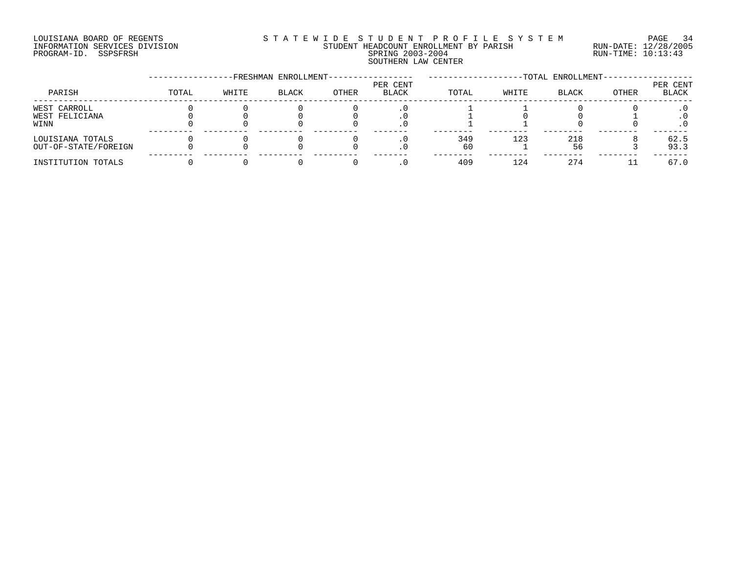LOUISIANA BOARD OF REGENTS
INFORMATION SERVICES DIVISION
PROGRAM-ID. SSPSFRSH

STATEWIDE STUDENT PROFILE SYSTEM
STUDENT HEADCOUNT ENROLLMENT BY PARISH
SPRING 2003-2004
SOUTHERN LAW CENTER

RUN-DATE: 12/28/2005
RUN-TIME: 10:13:43

| PARISH | FRESHMAN ENROLLMENT TOTAL | WHITE | BLACK | OTHER | PER CENT BLACK | TOTAL ENROLLMENT TOTAL | WHITE | BLACK | OTHER | PER CENT BLACK |
|---|---|---|---|---|---|---|---|---|---|---|
| WEST CARROLL | 0 | 0 | 0 | 0 | .0 | 1 | 1 | 0 | 0 | .0 |
| WEST FELICIANA | 0 | 0 | 0 | 0 | .0 | 1 | 0 | 0 | 1 | .0 |
| WINN | 0 | 0 | 0 | 0 | .0 | 1 | 1 | 0 | 0 | .0 |
| LOUISIANA TOTALS | 0 | 0 | 0 | 0 | .0 | 349 | 123 | 218 | 8 | 62.5 |
| OUT-OF-STATE/FOREIGN | 0 | 0 | 0 | 0 | .0 | 60 | 1 | 56 | 3 | 93.3 |
| INSTITUTION TOTALS | 0 | 0 | 0 | 0 | .0 | 409 | 124 | 274 | 11 | 67.0 |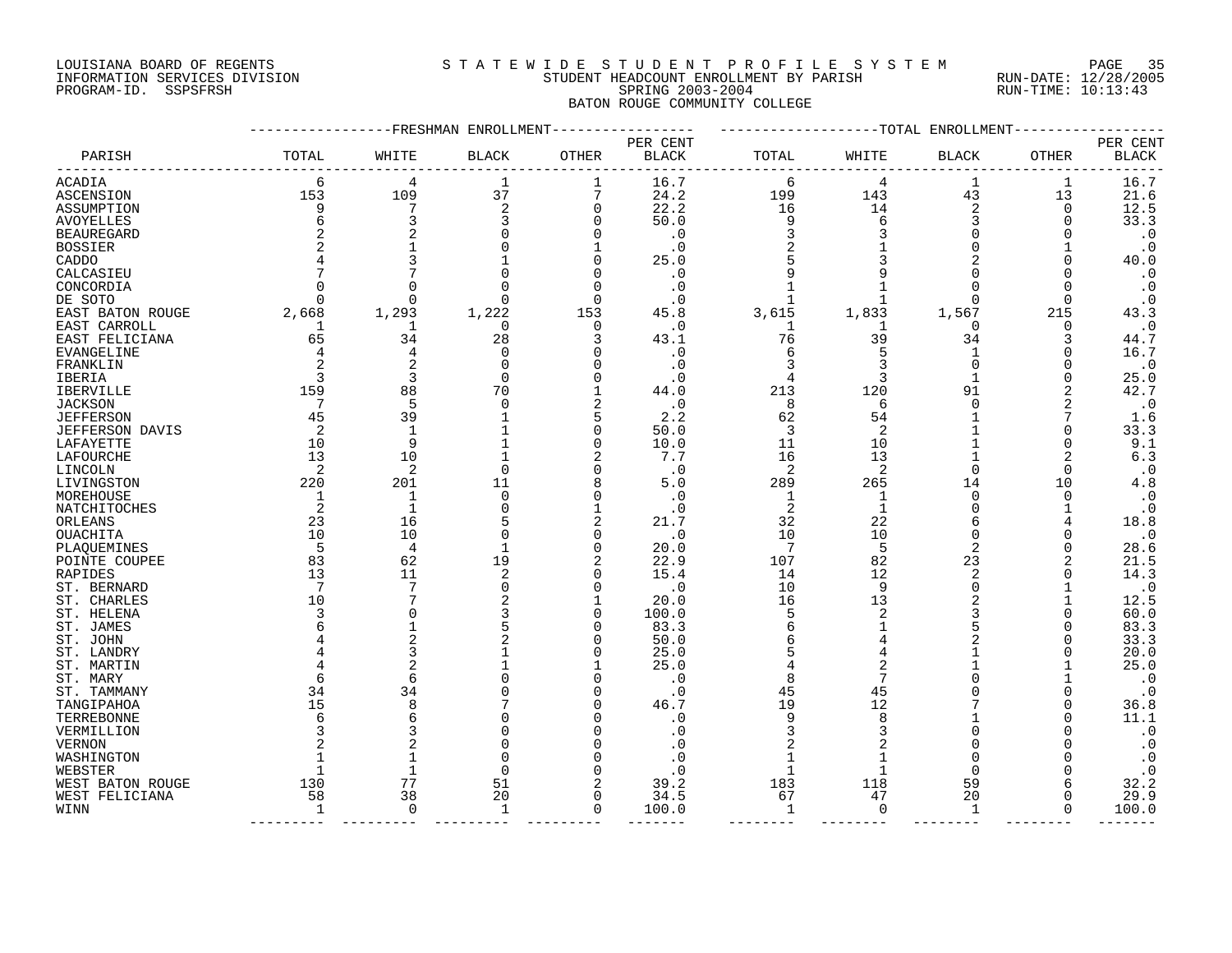LOUISIANA BOARD OF REGENTS — STATEWIDE STUDENT PROFILE SYSTEM
INFORMATION SERVICES DIVISION — STUDENT HEADCOUNT ENROLLMENT BY PARISH — RUN-DATE: 12/28/2005
PROGRAM-ID. SSPSFRSH — SPRING 2003-2004 — RUN-TIME: 10:13:43

BATON ROUGE COMMUNITY COLLEGE

| PARISH | FRESHMAN ENROLLMENT TOTAL | WHITE | BLACK | OTHER | PER CENT BLACK | TOTAL ENROLLMENT TOTAL | WHITE | BLACK | OTHER | PER CENT BLACK |
|---|---|---|---|---|---|---|---|---|---|---|
| ACADIA | 6 | 4 | 1 | 1 | 16.7 | 6 | 4 | 1 | 1 | 16.7 |
| ASCENSION | 153 | 109 | 37 | 7 | 24.2 | 199 | 143 | 43 | 13 | 21.6 |
| ASSUMPTION | 9 | 7 | 2 | 0 | 22.2 | 16 | 14 | 2 | 0 | 12.5 |
| AVOYELLES | 6 | 3 | 3 | 0 | 50.0 | 9 | 6 | 3 | 0 | 33.3 |
| BEAUREGARD | 2 | 2 | 0 | 0 | .0 | 3 | 3 | 0 | 0 | .0 |
| BOSSIER | 2 | 1 | 0 | 1 | .0 | 2 | 1 | 0 | 1 | .0 |
| CADDO | 4 | 3 | 1 | 0 | 25.0 | 5 | 3 | 2 | 0 | 40.0 |
| CALCASIEU | 7 | 7 | 0 | 0 | .0 | 9 | 9 | 0 | 0 | .0 |
| CONCORDIA | 0 | 0 | 0 | 0 | .0 | 1 | 1 | 0 | 0 | .0 |
| DE SOTO | 0 | 0 | 0 | 0 | .0 | 1 | 1 | 0 | 0 | .0 |
| EAST BATON ROUGE | 2,668 | 1,293 | 1,222 | 153 | 45.8 | 3,615 | 1,833 | 1,567 | 215 | 43.3 |
| EAST CARROLL | 1 | 1 | 0 | 0 | .0 | 1 | 1 | 0 | 0 | .0 |
| EAST FELICIANA | 65 | 34 | 28 | 3 | 43.1 | 76 | 39 | 34 | 3 | 44.7 |
| EVANGELINE | 4 | 4 | 0 | 0 | .0 | 6 | 5 | 1 | 0 | 16.7 |
| FRANKLIN | 2 | 2 | 0 | 0 | .0 | 3 | 3 | 0 | 0 | .0 |
| IBERIA | 3 | 3 | 0 | 0 | .0 | 4 | 3 | 1 | 0 | 25.0 |
| IBERVILLE | 159 | 88 | 70 | 1 | 44.0 | 213 | 120 | 91 | 2 | 42.7 |
| JACKSON | 7 | 5 | 0 | 2 | .0 | 8 | 6 | 0 | 2 | .0 |
| JEFFERSON | 45 | 39 | 1 | 5 | 2.2 | 62 | 54 | 1 | 7 | 1.6 |
| JEFFERSON DAVIS | 2 | 1 | 1 | 0 | 50.0 | 3 | 2 | 1 | 0 | 33.3 |
| LAFAYETTE | 10 | 9 | 1 | 0 | 10.0 | 11 | 10 | 1 | 0 | 9.1 |
| LAFOURCHE | 13 | 10 | 1 | 2 | 7.7 | 16 | 13 | 1 | 2 | 6.3 |
| LINCOLN | 2 | 2 | 0 | 0 | .0 | 2 | 2 | 0 | 0 | .0 |
| LIVINGSTON | 220 | 201 | 11 | 8 | 5.0 | 289 | 265 | 14 | 10 | 4.8 |
| MOREHOUSE | 1 | 1 | 0 | 0 | .0 | 1 | 1 | 0 | 0 | .0 |
| NATCHITOCHES | 2 | 1 | 0 | 1 | .0 | 2 | 1 | 0 | 1 | .0 |
| ORLEANS | 23 | 16 | 5 | 2 | 21.7 | 32 | 22 | 6 | 4 | 18.8 |
| OUACHITA | 10 | 10 | 0 | 0 | .0 | 10 | 10 | 0 | 0 | .0 |
| PLAQUEMINES | 5 | 4 | 1 | 0 | 20.0 | 7 | 5 | 2 | 0 | 28.6 |
| POINTE COUPEE | 83 | 62 | 19 | 2 | 22.9 | 107 | 82 | 23 | 2 | 21.5 |
| RAPIDES | 13 | 11 | 2 | 0 | 15.4 | 14 | 12 | 2 | 0 | 14.3 |
| ST. BERNARD | 7 | 7 | 0 | 0 | .0 | 10 | 9 | 0 | 1 | .0 |
| ST. CHARLES | 10 | 7 | 2 | 1 | 20.0 | 16 | 13 | 2 | 1 | 12.5 |
| ST. HELENA | 3 | 0 | 3 | 0 | 100.0 | 5 | 2 | 3 | 0 | 60.0 |
| ST. JAMES | 6 | 1 | 5 | 0 | 83.3 | 6 | 1 | 5 | 0 | 83.3 |
| ST. JOHN | 4 | 2 | 2 | 0 | 50.0 | 6 | 4 | 2 | 0 | 33.3 |
| ST. LANDRY | 4 | 3 | 1 | 0 | 25.0 | 5 | 4 | 1 | 0 | 20.0 |
| ST. MARTIN | 4 | 2 | 1 | 1 | 25.0 | 4 | 2 | 1 | 1 | 25.0 |
| ST. MARY | 6 | 6 | 0 | 0 | .0 | 8 | 7 | 0 | 1 | .0 |
| ST. TAMMANY | 34 | 34 | 0 | 0 | .0 | 45 | 45 | 0 | 0 | .0 |
| TANGIPAHOA | 15 | 8 | 7 | 0 | 46.7 | 19 | 12 | 7 | 0 | 36.8 |
| TERREBONNE | 6 | 6 | 0 | 0 | .0 | 9 | 8 | 1 | 0 | 11.1 |
| VERMILLION | 3 | 3 | 0 | 0 | .0 | 3 | 3 | 0 | 0 | .0 |
| VERNON | 2 | 2 | 0 | 0 | .0 | 2 | 2 | 0 | 0 | .0 |
| WASHINGTON | 1 | 1 | 0 | 0 | .0 | 1 | 1 | 0 | 0 | .0 |
| WEBSTER | 1 | 1 | 0 | 0 | .0 | 1 | 1 | 0 | 0 | .0 |
| WEST BATON ROUGE | 130 | 77 | 51 | 2 | 39.2 | 183 | 118 | 59 | 6 | 32.2 |
| WEST FELICIANA | 58 | 38 | 20 | 0 | 34.5 | 67 | 47 | 20 | 0 | 29.9 |
| WINN | 1 | 0 | 1 | 0 | 100.0 | 1 | 0 | 1 | 0 | 100.0 |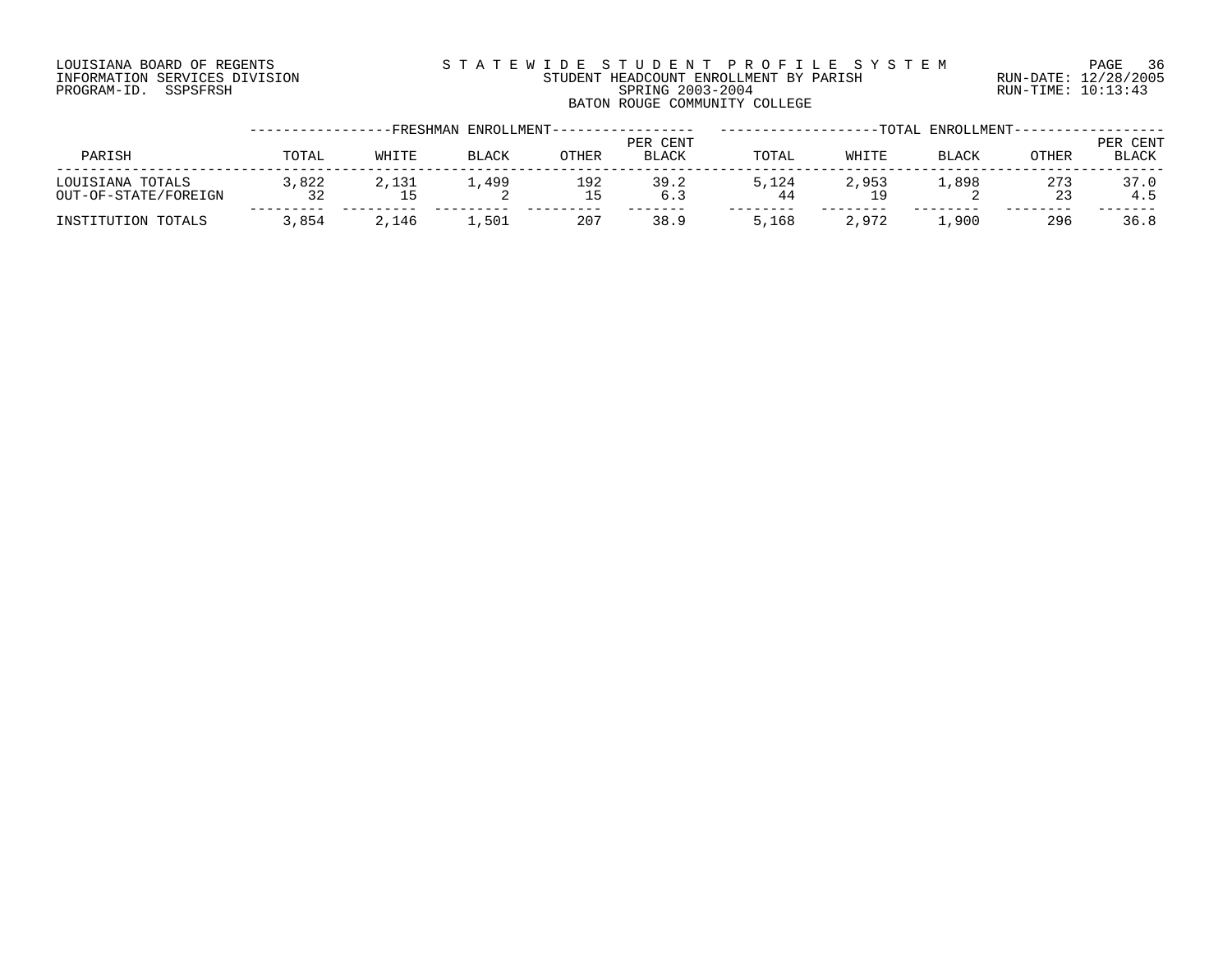LOUISIANA BOARD OF REGENTS
INFORMATION SERVICES DIVISION
PROGRAM-ID. SSPSFRSH

STATEWIDE STUDENT PROFILE SYSTEM
STUDENT HEADCOUNT ENROLLMENT BY PARISH
SPRING 2003-2004
BATON ROUGE COMMUNITY COLLEGE

RUN-DATE: 12/28/2005
RUN-TIME: 10:13:43

| PARISH | FRESHMAN ENROLLMENT TOTAL | WHITE | BLACK | OTHER | PER CENT BLACK | TOTAL ENROLLMENT TOTAL | WHITE | BLACK | OTHER | PER CENT BLACK |
|---|---|---|---|---|---|---|---|---|---|---|
| LOUISIANA TOTALS | 3,822 | 2,131 | 1,499 | 192 | 39.2 | 5,124 | 2,953 | 1,898 | 273 | 37.0 |
| OUT-OF-STATE/FOREIGN | 32 | 15 | 2 | 15 | 6.3 | 44 | 19 | 2 | 23 | 4.5 |
| INSTITUTION TOTALS | 3,854 | 2,146 | 1,501 | 207 | 38.9 | 5,168 | 2,972 | 1,900 | 296 | 36.8 |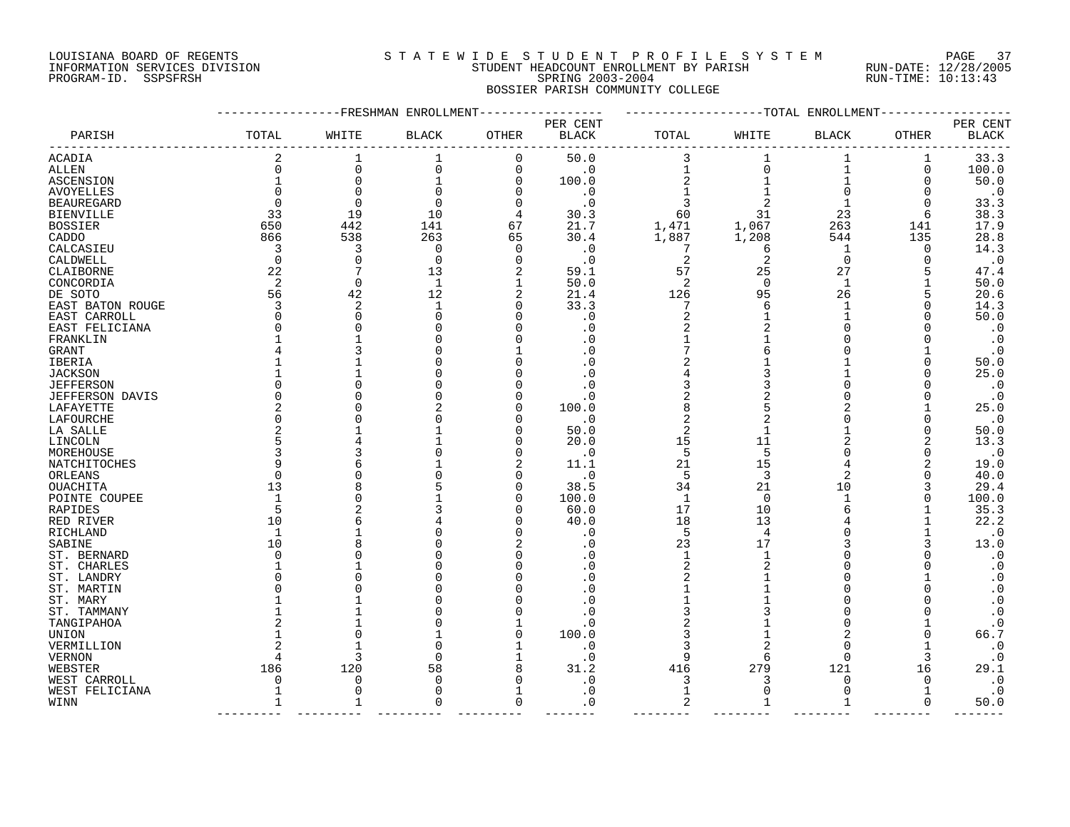LOUISIANA BOARD OF REGENTS
INFORMATION SERVICES DIVISION
PROGRAM-ID. SSPSFRSH

# STATEWIDE STUDENT PROFILE SYSTEM

STUDENT HEADCOUNT ENROLLMENT BY PARISH
SPRING 2003-2004
BOSSIER PARISH COMMUNITY COLLEGE

RUN-DATE: 12/28/2005
RUN-TIME: 10:13:43

| PARISH | FRESHMAN ENROLLMENT TOTAL | WHITE | BLACK | OTHER | PER CENT BLACK | TOTAL ENROLLMENT TOTAL | WHITE | BLACK | OTHER | PER CENT BLACK |
|---|---|---|---|---|---|---|---|---|---|---|
| ACADIA | 2 | 1 | 1 | 0 | 50.0 | 3 | 1 | 1 | 1 | 33.3 |
| ALLEN | 0 | 0 | 0 | 0 | .0 | 1 | 0 | 1 | 0 | 100.0 |
| ASCENSION | 1 | 0 | 1 | 0 | 100.0 | 2 | 1 | 1 | 0 | 50.0 |
| AVOYELLES | 0 | 0 | 0 | 0 | .0 | 1 | 1 | 0 | 0 | .0 |
| BEAUREGARD | 0 | 0 | 0 | 0 | .0 | 3 | 2 | 1 | 0 | 33.3 |
| BIENVILLE | 33 | 19 | 10 | 4 | 30.3 | 60 | 31 | 23 | 6 | 38.3 |
| BOSSIER | 650 | 442 | 141 | 67 | 21.7 | 1,471 | 1,067 | 263 | 141 | 17.9 |
| CADDO | 866 | 538 | 263 | 65 | 30.4 | 1,887 | 1,208 | 544 | 135 | 28.8 |
| CALCASIEU | 3 | 3 | 0 | 0 | .0 | 7 | 6 | 1 | 0 | 14.3 |
| CALDWELL | 0 | 0 | 0 | 0 | .0 | 2 | 2 | 0 | 0 | .0 |
| CLAIBORNE | 22 | 7 | 13 | 2 | 59.1 | 57 | 25 | 27 | 5 | 47.4 |
| CONCORDIA | 2 | 0 | 1 | 1 | 50.0 | 2 | 0 | 1 | 1 | 50.0 |
| DE SOTO | 56 | 42 | 12 | 2 | 21.4 | 126 | 95 | 26 | 5 | 20.6 |
| EAST BATON ROUGE | 3 | 2 | 1 | 0 | 33.3 | 7 | 6 | 1 | 0 | 14.3 |
| EAST CARROLL | 0 | 0 | 0 | 0 | .0 | 2 | 1 | 1 | 0 | 50.0 |
| EAST FELICIANA | 0 | 0 | 0 | 0 | .0 | 2 | 2 | 0 | 0 | .0 |
| FRANKLIN | 1 | 1 | 0 | 0 | .0 | 1 | 1 | 0 | 0 | .0 |
| GRANT | 4 | 3 | 0 | 1 | .0 | 7 | 6 | 0 | 1 | .0 |
| IBERIA | 1 | 1 | 0 | 0 | .0 | 2 | 1 | 1 | 0 | 50.0 |
| JACKSON | 1 | 1 | 0 | 0 | .0 | 4 | 3 | 1 | 0 | 25.0 |
| JEFFERSON | 0 | 0 | 0 | 0 | .0 | 3 | 3 | 0 | 0 | .0 |
| JEFFERSON DAVIS | 0 | 0 | 0 | 0 | .0 | 2 | 2 | 0 | 0 | .0 |
| LAFAYETTE | 2 | 0 | 2 | 0 | 100.0 | 8 | 5 | 2 | 1 | 25.0 |
| LAFOURCHE | 0 | 0 | 0 | 0 | .0 | 2 | 2 | 0 | 0 | .0 |
| LA SALLE | 2 | 1 | 1 | 0 | 50.0 | 2 | 1 | 1 | 0 | 50.0 |
| LINCOLN | 5 | 4 | 1 | 0 | 20.0 | 15 | 11 | 2 | 2 | 13.3 |
| MOREHOUSE | 3 | 3 | 0 | 0 | .0 | 5 | 5 | 0 | 0 | .0 |
| NATCHITOCHES | 9 | 6 | 1 | 2 | 11.1 | 21 | 15 | 4 | 2 | 19.0 |
| ORLEANS | 0 | 0 | 0 | 0 | .0 | 5 | 3 | 2 | 0 | 40.0 |
| OUACHITA | 13 | 8 | 5 | 0 | 38.5 | 34 | 21 | 10 | 3 | 29.4 |
| POINTE COUPEE | 1 | 0 | 1 | 0 | 100.0 | 1 | 0 | 1 | 0 | 100.0 |
| RAPIDES | 5 | 2 | 3 | 0 | 60.0 | 17 | 10 | 6 | 1 | 35.3 |
| RED RIVER | 10 | 6 | 4 | 0 | 40.0 | 18 | 13 | 4 | 1 | 22.2 |
| RICHLAND | 1 | 1 | 0 | 0 | .0 | 5 | 4 | 0 | 1 | .0 |
| SABINE | 10 | 8 | 0 | 2 | .0 | 23 | 17 | 3 | 3 | 13.0 |
| ST. BERNARD | 0 | 0 | 0 | 0 | .0 | 1 | 1 | 0 | 0 | .0 |
| ST. CHARLES | 1 | 1 | 0 | 0 | .0 | 2 | 2 | 0 | 0 | .0 |
| ST. LANDRY | 0 | 0 | 0 | 0 | .0 | 2 | 1 | 0 | 1 | .0 |
| ST. MARTIN | 0 | 0 | 0 | 0 | .0 | 1 | 1 | 0 | 0 | .0 |
| ST. MARY | 1 | 1 | 0 | 0 | .0 | 1 | 1 | 0 | 0 | .0 |
| ST. TAMMANY | 1 | 1 | 0 | 0 | .0 | 3 | 3 | 0 | 0 | .0 |
| TANGIPAHOA | 2 | 1 | 0 | 1 | .0 | 2 | 1 | 0 | 1 | .0 |
| UNION | 1 | 0 | 1 | 0 | 100.0 | 3 | 1 | 2 | 0 | 66.7 |
| VERMILLION | 2 | 1 | 0 | 1 | .0 | 3 | 2 | 0 | 1 | .0 |
| VERNON | 4 | 3 | 0 | 1 | .0 | 9 | 6 | 0 | 3 | .0 |
| WEBSTER | 186 | 120 | 58 | 8 | 31.2 | 416 | 279 | 121 | 16 | 29.1 |
| WEST CARROLL | 0 | 0 | 0 | 0 | .0 | 3 | 3 | 0 | 0 | .0 |
| WEST FELICIANA | 1 | 0 | 0 | 1 | .0 | 1 | 0 | 0 | 1 | .0 |
| WINN | 1 | 1 | 0 | 0 | .0 | 2 | 1 | 1 | 0 | 50.0 |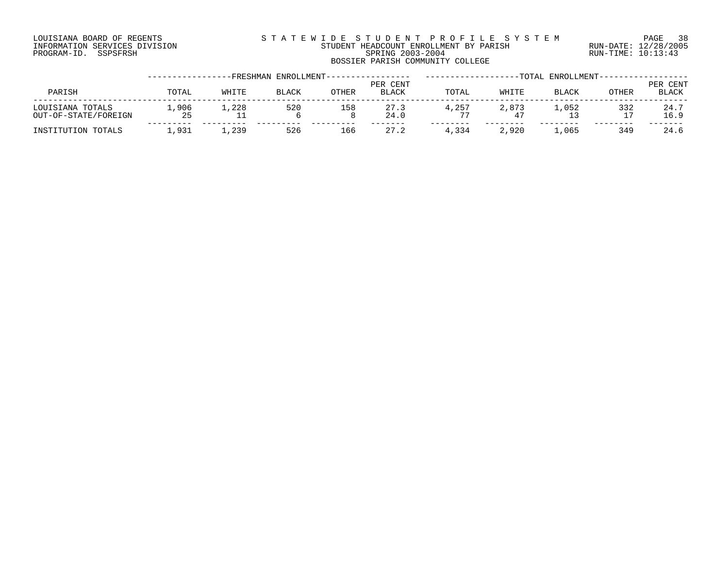LOUISIANA BOARD OF REGENTS
INFORMATION SERVICES DIVISION
PROGRAM-ID. SSPSFRSH

STATEWIDE STUDENT PROFILE SYSTEM
STUDENT HEADCOUNT ENROLLMENT BY PARISH
SPRING 2003-2004
BOSSIER PARISH COMMUNITY COLLEGE

RUN-DATE: 12/28/2005
RUN-TIME: 10:13:43

| PARISH | FRESHMAN ENROLLMENT TOTAL | WHITE | BLACK | OTHER | PER CENT BLACK | TOTAL ENROLLMENT TOTAL | WHITE | BLACK | OTHER | PER CENT BLACK |
|---|---|---|---|---|---|---|---|---|---|---|
| LOUISIANA TOTALS | 1,906 | 1,228 | 520 | 158 | 27.3 | 4,257 | 2,873 | 1,052 | 332 | 24.7 |
| OUT-OF-STATE/FOREIGN | 25 | 11 | 6 | 8 | 24.0 | 77 | 47 | 13 | 17 | 16.9 |
| INSTITUTION TOTALS | 1,931 | 1,239 | 526 | 166 | 27.2 | 4,334 | 2,920 | 1,065 | 349 | 24.6 |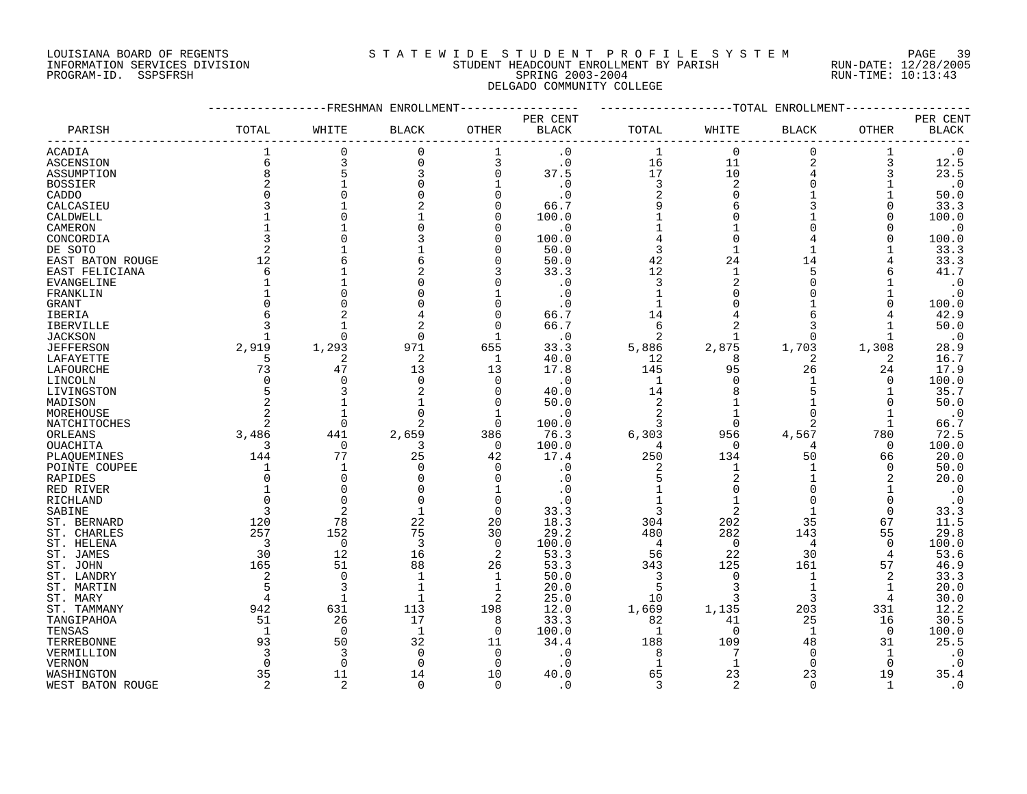LOUISIANA BOARD OF REGENTS
INFORMATION SERVICES DIVISION
PROGRAM-ID. SSPSFRSH

STATEWIDE STUDENT PROFILE SYSTEM
STUDENT HEADCOUNT ENROLLMENT BY PARISH
SPRING 2003-2004
DELGADO COMMUNITY COLLEGE

RUN-DATE: 12/28/2005
RUN-TIME: 10:13:43

| PARISH | FRESHMAN ENROLLMENT TOTAL | WHITE | BLACK | OTHER | PER CENT BLACK | TOTAL ENROLLMENT TOTAL | WHITE | BLACK | OTHER | PER CENT BLACK |
|---|---|---|---|---|---|---|---|---|---|---|
| ACADIA | 1 | 0 | 0 | 1 | .0 | 1 | 0 | 0 | 1 | .0 |
| ASCENSION | 6 | 3 | 0 | 3 | .0 | 16 | 11 | 2 | 3 | 12.5 |
| ASSUMPTION | 8 | 5 | 3 | 0 | 37.5 | 17 | 10 | 4 | 3 | 23.5 |
| BOSSIER | 2 | 1 | 0 | 1 | .0 | 3 | 2 | 0 | 1 | .0 |
| CADDO | 0 | 0 | 0 | 0 | .0 | 2 | 0 | 1 | 1 | 50.0 |
| CALCASIEU | 3 | 1 | 2 | 0 | 66.7 | 9 | 6 | 3 | 0 | 33.3 |
| CALDWELL | 1 | 0 | 1 | 0 | 100.0 | 1 | 0 | 1 | 0 | 100.0 |
| CAMERON | 1 | 1 | 0 | 0 | .0 | 1 | 1 | 0 | 0 | .0 |
| CONCORDIA | 3 | 0 | 3 | 0 | 100.0 | 4 | 0 | 4 | 0 | 100.0 |
| DE SOTO | 2 | 1 | 1 | 0 | 50.0 | 3 | 1 | 1 | 1 | 33.3 |
| EAST BATON ROUGE | 12 | 6 | 6 | 0 | 50.0 | 42 | 24 | 14 | 4 | 33.3 |
| EAST FELICIANA | 6 | 1 | 2 | 3 | 33.3 | 12 | 1 | 5 | 6 | 41.7 |
| EVANGELINE | 1 | 1 | 0 | 0 | .0 | 3 | 2 | 0 | 1 | .0 |
| FRANKLIN | 1 | 0 | 0 | 1 | .0 | 1 | 0 | 0 | 1 | .0 |
| GRANT | 0 | 0 | 0 | 0 | .0 | 1 | 0 | 1 | 0 | 100.0 |
| IBERIA | 6 | 2 | 4 | 0 | 66.7 | 14 | 4 | 6 | 4 | 42.9 |
| IBERVILLE | 3 | 1 | 2 | 0 | 66.7 | 6 | 2 | 3 | 1 | 50.0 |
| JACKSON | 1 | 0 | 0 | 1 | .0 | 2 | 1 | 0 | 1 | .0 |
| JEFFERSON | 2,919 | 1,293 | 971 | 655 | 33.3 | 5,886 | 2,875 | 1,703 | 1,308 | 28.9 |
| LAFAYETTE | 5 | 2 | 2 | 1 | 40.0 | 12 | 8 | 2 | 2 | 16.7 |
| LAFOURCHE | 73 | 47 | 13 | 13 | 17.8 | 145 | 95 | 26 | 24 | 17.9 |
| LINCOLN | 0 | 0 | 0 | 0 | .0 | 1 | 0 | 1 | 0 | 100.0 |
| LIVINGSTON | 5 | 3 | 2 | 0 | 40.0 | 14 | 8 | 5 | 1 | 35.7 |
| MADISON | 2 | 1 | 1 | 0 | 50.0 | 2 | 1 | 1 | 0 | 50.0 |
| MOREHOUSE | 2 | 1 | 0 | 1 | .0 | 2 | 1 | 0 | 1 | .0 |
| NATCHITOCHES | 2 | 0 | 2 | 0 | 100.0 | 3 | 0 | 2 | 1 | 66.7 |
| ORLEANS | 3,486 | 441 | 2,659 | 386 | 76.3 | 6,303 | 956 | 4,567 | 780 | 72.5 |
| OUACHITA | 3 | 0 | 3 | 0 | 100.0 | 4 | 0 | 4 | 0 | 100.0 |
| PLAQUEMINES | 144 | 77 | 25 | 42 | 17.4 | 250 | 134 | 50 | 66 | 20.0 |
| POINTE COUPEE | 1 | 1 | 0 | 0 | .0 | 2 | 1 | 1 | 0 | 50.0 |
| RAPIDES | 0 | 0 | 0 | 0 | .0 | 5 | 2 | 1 | 2 | 20.0 |
| RED RIVER | 1 | 0 | 0 | 1 | .0 | 1 | 0 | 0 | 1 | .0 |
| RICHLAND | 0 | 0 | 0 | 0 | .0 | 1 | 1 | 0 | 0 | .0 |
| SABINE | 3 | 2 | 1 | 0 | 33.3 | 3 | 2 | 1 | 0 | 33.3 |
| ST. BERNARD | 120 | 78 | 22 | 20 | 18.3 | 304 | 202 | 35 | 67 | 11.5 |
| ST. CHARLES | 257 | 152 | 75 | 30 | 29.2 | 480 | 282 | 143 | 55 | 29.8 |
| ST. HELENA | 3 | 0 | 3 | 0 | 100.0 | 4 | 0 | 4 | 0 | 100.0 |
| ST. JAMES | 30 | 12 | 16 | 2 | 53.3 | 56 | 22 | 30 | 4 | 53.6 |
| ST. JOHN | 165 | 51 | 88 | 26 | 53.3 | 343 | 125 | 161 | 57 | 46.9 |
| ST. LANDRY | 2 | 0 | 1 | 1 | 50.0 | 3 | 0 | 1 | 2 | 33.3 |
| ST. MARTIN | 5 | 3 | 1 | 1 | 20.0 | 5 | 3 | 1 | 1 | 20.0 |
| ST. MARY | 4 | 1 | 1 | 2 | 25.0 | 10 | 3 | 3 | 4 | 30.0 |
| ST. TAMMANY | 942 | 631 | 113 | 198 | 12.0 | 1,669 | 1,135 | 203 | 331 | 12.2 |
| TANGIPAHOA | 51 | 26 | 17 | 8 | 33.3 | 82 | 41 | 25 | 16 | 30.5 |
| TENSAS | 1 | 0 | 1 | 0 | 100.0 | 1 | 0 | 1 | 0 | 100.0 |
| TERREBONNE | 93 | 50 | 32 | 11 | 34.4 | 188 | 109 | 48 | 31 | 25.5 |
| VERMILLION | 3 | 3 | 0 | 0 | .0 | 8 | 7 | 0 | 1 | .0 |
| VERNON | 0 | 0 | 0 | 0 | .0 | 1 | 1 | 0 | 0 | .0 |
| WASHINGTON | 35 | 11 | 14 | 10 | 40.0 | 65 | 23 | 23 | 19 | 35.4 |
| WEST BATON ROUGE | 2 | 2 | 0 | 0 | .0 | 3 | 2 | 0 | 1 | .0 |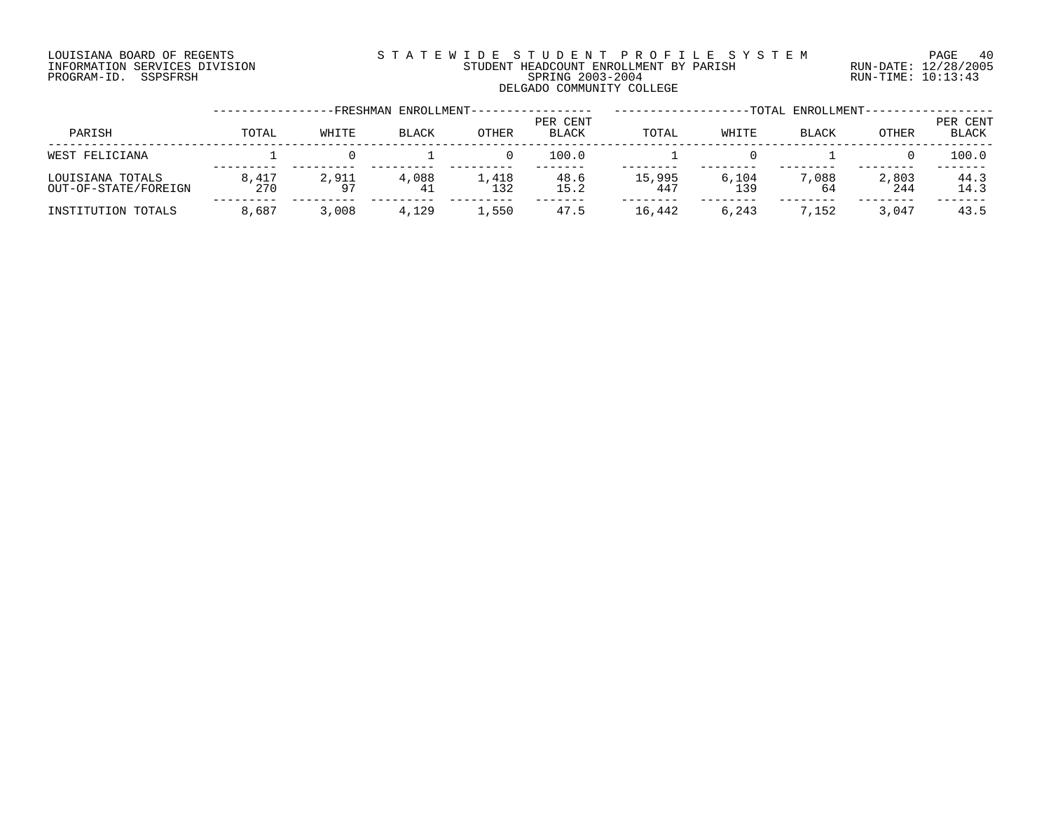LOUISIANA BOARD OF REGENTS
INFORMATION SERVICES DIVISION
PROGRAM-ID. SSPSFRSH

STATEWIDE STUDENT PROFILE SYSTEM
STUDENT HEADCOUNT ENROLLMENT BY PARISH
SPRING 2003-2004
DELGADO COMMUNITY COLLEGE

RUN-DATE: 12/28/2005
RUN-TIME: 10:13:43

| PARISH | FRESHMAN ENROLLMENT TOTAL | WHITE | BLACK | OTHER | PER CENT BLACK | TOTAL ENROLLMENT TOTAL | WHITE | BLACK | OTHER | PER CENT BLACK |
|---|---|---|---|---|---|---|---|---|---|---|
| WEST FELICIANA | 1 | 0 | 1 | 0 | 100.0 | 1 | 0 | 1 | 0 | 100.0 |
| LOUISIANA TOTALS | 8,417 | 2,911 | 4,088 | 1,418 | 48.6 | 15,995 | 6,104 | 7,088 | 2,803 | 44.3 |
| OUT-OF-STATE/FOREIGN | 270 | 97 | 41 | 132 | 15.2 | 447 | 139 | 64 | 244 | 14.3 |
| INSTITUTION TOTALS | 8,687 | 3,008 | 4,129 | 1,550 | 47.5 | 16,442 | 6,243 | 7,152 | 3,047 | 43.5 |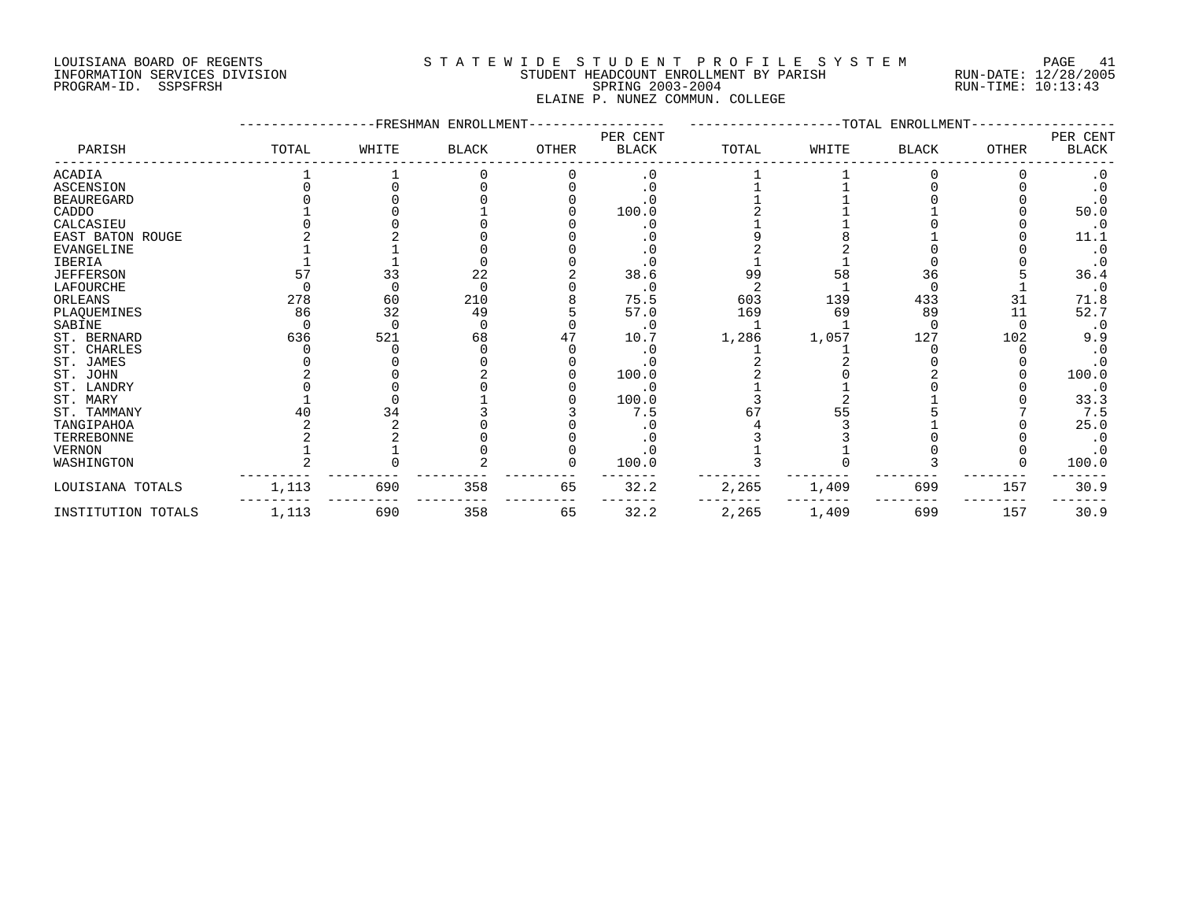LOUISIANA BOARD OF REGENTS
INFORMATION SERVICES DIVISION
PROGRAM-ID. SSPSFRSH

STATEWIDE STUDENT PROFILE SYSTEM
STUDENT HEADCOUNT ENROLLMENT BY PARISH
SPRING 2003-2004
ELAINE P. NUNEZ COMMUN. COLLEGE

RUN-DATE: 12/28/2005
RUN-TIME: 10:13:43

| PARISH | FRESHMAN ENROLLMENT TOTAL | WHITE | BLACK | OTHER | PER CENT BLACK | TOTAL ENROLLMENT TOTAL | WHITE | BLACK | OTHER | PER CENT BLACK |
|---|---|---|---|---|---|---|---|---|---|---|
| ACADIA | 1 | 1 | 0 | 0 | .0 | 1 | 1 | 0 | 0 | .0 |
| ASCENSION | 0 | 0 | 0 | 0 | .0 | 1 | 1 | 0 | 0 | .0 |
| BEAUREGARD | 0 | 0 | 0 | 0 | .0 | 1 | 1 | 0 | 0 | .0 |
| CADDO | 1 | 0 | 1 | 0 | 100.0 | 2 | 1 | 1 | 0 | 50.0 |
| CALCASIEU | 0 | 0 | 0 | 0 | .0 | 1 | 1 | 0 | 0 | .0 |
| EAST BATON ROUGE | 2 | 2 | 0 | 0 | .0 | 9 | 8 | 1 | 0 | 11.1 |
| EVANGELINE | 1 | 1 | 0 | 0 | .0 | 2 | 2 | 0 | 0 | .0 |
| IBERIA | 1 | 1 | 0 | 0 | .0 | 1 | 1 | 0 | 0 | .0 |
| JEFFERSON | 57 | 33 | 22 | 2 | 38.6 | 99 | 58 | 36 | 5 | 36.4 |
| LAFOURCHE | 0 | 0 | 0 | 0 | .0 | 2 | 1 | 0 | 1 | .0 |
| ORLEANS | 278 | 60 | 210 | 8 | 75.5 | 603 | 139 | 433 | 31 | 71.8 |
| PLAQUEMINES | 86 | 32 | 49 | 5 | 57.0 | 169 | 69 | 89 | 11 | 52.7 |
| SABINE | 0 | 0 | 0 | 0 | .0 | 1 | 1 | 0 | 0 | .0 |
| ST. BERNARD | 636 | 521 | 68 | 47 | 10.7 | 1,286 | 1,057 | 127 | 102 | 9.9 |
| ST. CHARLES | 0 | 0 | 0 | 0 | .0 | 1 | 1 | 0 | 0 | .0 |
| ST. JAMES | 0 | 0 | 0 | 0 | .0 | 2 | 2 | 0 | 0 | .0 |
| ST. JOHN | 2 | 0 | 2 | 0 | 100.0 | 2 | 0 | 2 | 0 | 100.0 |
| ST. LANDRY | 0 | 0 | 0 | 0 | .0 | 1 | 1 | 0 | 0 | .0 |
| ST. MARY | 1 | 0 | 1 | 0 | 100.0 | 3 | 2 | 1 | 0 | 33.3 |
| ST. TAMMANY | 40 | 34 | 3 | 3 | 7.5 | 67 | 55 | 5 | 7 | 7.5 |
| TANGIPAHOA | 2 | 2 | 0 | 0 | .0 | 4 | 3 | 1 | 0 | 25.0 |
| TERREBONNE | 2 | 2 | 0 | 0 | .0 | 3 | 3 | 0 | 0 | .0 |
| VERNON | 1 | 1 | 0 | 0 | .0 | 1 | 1 | 0 | 0 | .0 |
| WASHINGTON | 2 | 0 | 2 | 0 | 100.0 | 3 | 0 | 3 | 0 | 100.0 |
| LOUISIANA TOTALS | 1,113 | 690 | 358 | 65 | 32.2 | 2,265 | 1,409 | 699 | 157 | 30.9 |
| INSTITUTION TOTALS | 1,113 | 690 | 358 | 65 | 32.2 | 2,265 | 1,409 | 699 | 157 | 30.9 |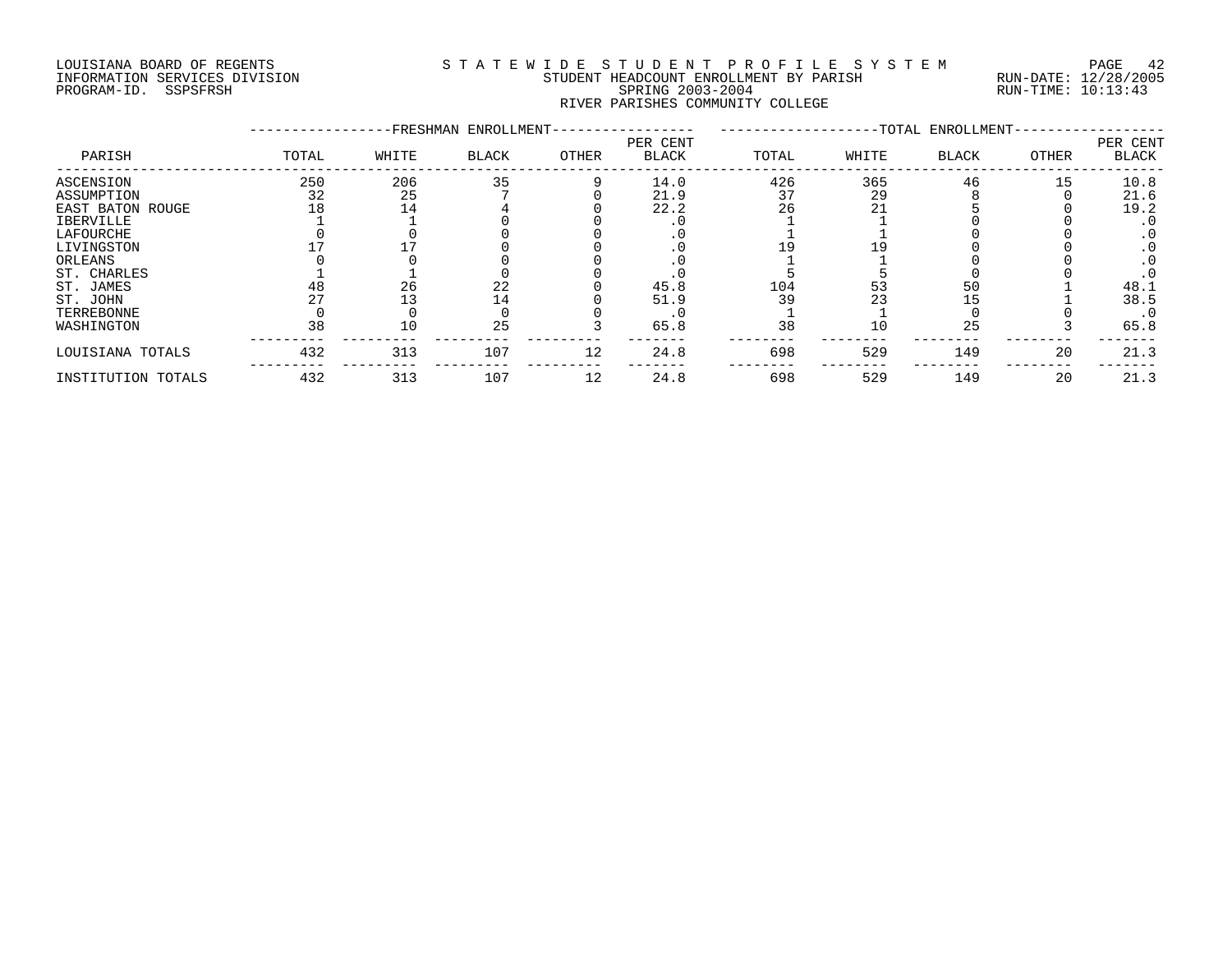LOUISIANA BOARD OF REGENTS
INFORMATION SERVICES DIVISION
PROGRAM-ID. SSPSFRSH

STATEWIDE STUDENT PROFILE SYSTEM
STUDENT HEADCOUNT ENROLLMENT BY PARISH
SPRING 2003-2004
RIVER PARISHES COMMUNITY COLLEGE

RUN-DATE: 12/28/2005
RUN-TIME: 10:13:43

| PARISH | FRESHMAN ENROLLMENT TOTAL | WHITE | BLACK | OTHER | PER CENT BLACK | TOTAL ENROLLMENT TOTAL | WHITE | BLACK | OTHER | PER CENT BLACK |
|---|---|---|---|---|---|---|---|---|---|---|
| ASCENSION | 250 | 206 | 35 | 9 | 14.0 | 426 | 365 | 46 | 15 | 10.8 |
| ASSUMPTION | 32 | 25 | 7 | 0 | 21.9 | 37 | 29 | 8 | 0 | 21.6 |
| EAST BATON ROUGE | 18 | 14 | 4 | 0 | 22.2 | 26 | 21 | 5 | 0 | 19.2 |
| IBERVILLE | 1 | 1 | 0 | 0 | .0 | 1 | 1 | 0 | 0 | .0 |
| LAFOURCHE | 0 | 0 | 0 | 0 | .0 | 1 | 1 | 0 | 0 | .0 |
| LIVINGSTON | 17 | 17 | 0 | 0 | .0 | 19 | 19 | 0 | 0 | .0 |
| ORLEANS | 0 | 0 | 0 | 0 | .0 | 1 | 1 | 0 | 0 | .0 |
| ST. CHARLES | 1 | 1 | 0 | 0 | .0 | 5 | 5 | 0 | 0 | .0 |
| ST. JAMES | 48 | 26 | 22 | 0 | 45.8 | 104 | 53 | 50 | 1 | 48.1 |
| ST. JOHN | 27 | 13 | 14 | 0 | 51.9 | 39 | 23 | 15 | 1 | 38.5 |
| TERREBONNE | 0 | 0 | 0 | 0 | .0 | 1 | 1 | 0 | 0 | .0 |
| WASHINGTON | 38 | 10 | 25 | 3 | 65.8 | 38 | 10 | 25 | 3 | 65.8 |
| LOUISIANA TOTALS | 432 | 313 | 107 | 12 | 24.8 | 698 | 529 | 149 | 20 | 21.3 |
| INSTITUTION TOTALS | 432 | 313 | 107 | 12 | 24.8 | 698 | 529 | 149 | 20 | 21.3 |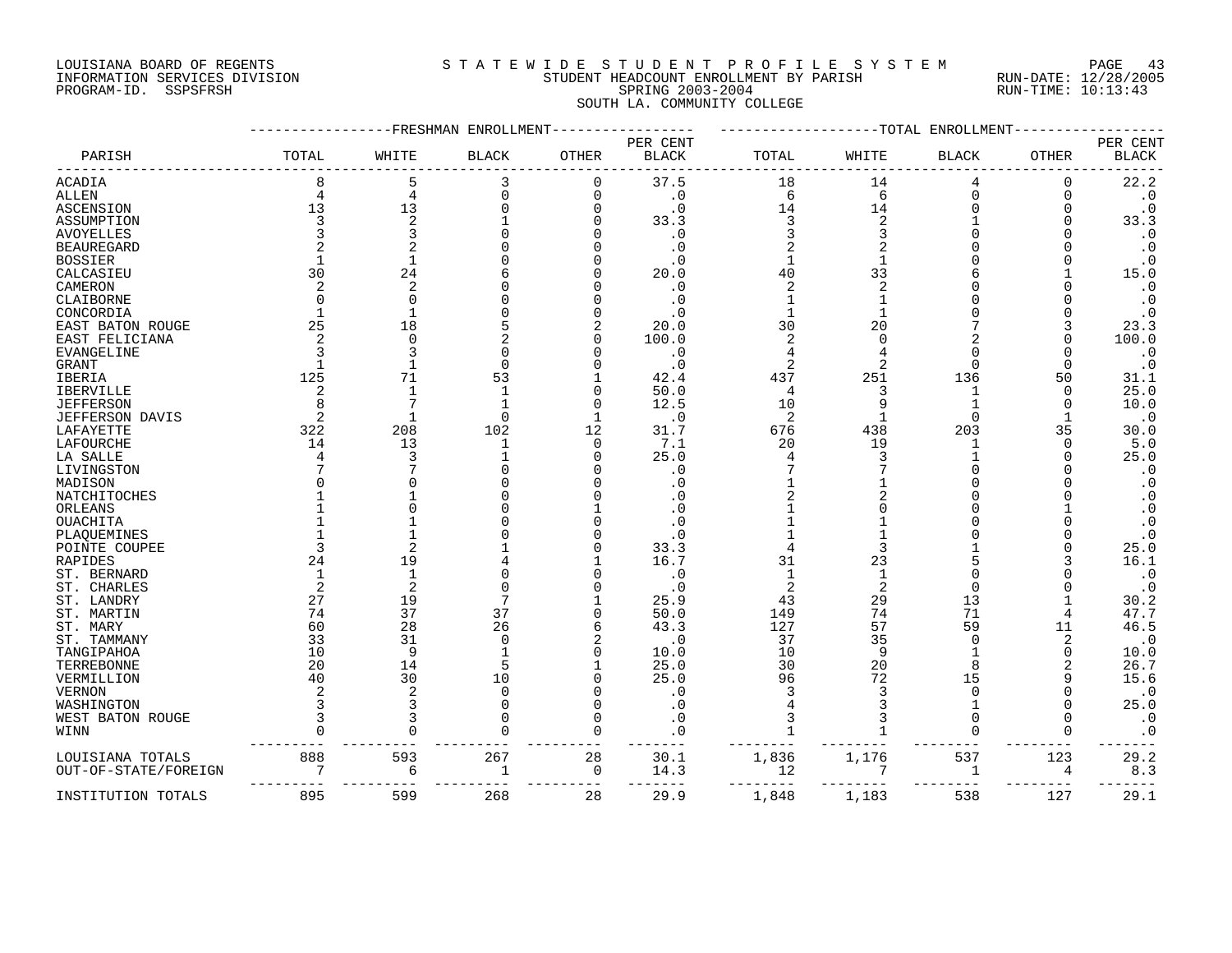LOUISIANA BOARD OF REGENTS
INFORMATION SERVICES DIVISION
PROGRAM-ID. SSPSFRSH

# STATEWIDE STUDENT PROFILE SYSTEM

STUDENT HEADCOUNT ENROLLMENT BY PARISH
SPRING 2003-2004
SOUTH LA. COMMUNITY COLLEGE

RUN-DATE: 12/28/2005
RUN-TIME: 10:13:43

| PARISH | FRESHMAN ENROLLMENT TOTAL | WHITE | BLACK | OTHER | PER CENT BLACK | TOTAL ENROLLMENT TOTAL | WHITE | BLACK | OTHER | PER CENT BLACK |
|---|---|---|---|---|---|---|---|---|---|---|
| ACADIA | 8 | 5 | 3 | 0 | 37.5 | 18 | 14 | 4 | 0 | 22.2 |
| ALLEN | 4 | 4 | 0 | 0 | .0 | 6 | 6 | 0 | 0 | .0 |
| ASCENSION | 13 | 13 | 0 | 0 | .0 | 14 | 14 | 0 | 0 | .0 |
| ASSUMPTION | 3 | 2 | 1 | 0 | 33.3 | 3 | 2 | 1 | 0 | 33.3 |
| AVOYELLES | 3 | 3 | 0 | 0 | .0 | 3 | 3 | 0 | 0 | .0 |
| BEAUREGARD | 2 | 2 | 0 | 0 | .0 | 2 | 2 | 0 | 0 | .0 |
| BOSSIER | 1 | 1 | 0 | 0 | .0 | 1 | 1 | 0 | 0 | .0 |
| CALCASIEU | 30 | 24 | 6 | 0 | 20.0 | 40 | 33 | 6 | 1 | 15.0 |
| CAMERON | 2 | 2 | 0 | 0 | .0 | 2 | 2 | 0 | 0 | .0 |
| CLAIBORNE | 0 | 0 | 0 | 0 | .0 | 1 | 1 | 0 | 0 | .0 |
| CONCORDIA | 1 | 1 | 0 | 0 | .0 | 1 | 1 | 0 | 0 | .0 |
| EAST BATON ROUGE | 25 | 18 | 5 | 2 | 20.0 | 30 | 20 | 7 | 3 | 23.3 |
| EAST FELICIANA | 2 | 0 | 2 | 0 | 100.0 | 2 | 0 | 2 | 0 | 100.0 |
| EVANGELINE | 3 | 3 | 0 | 0 | .0 | 4 | 4 | 0 | 0 | .0 |
| GRANT | 1 | 1 | 0 | 0 | .0 | 2 | 2 | 0 | 0 | .0 |
| IBERIA | 125 | 71 | 53 | 1 | 42.4 | 437 | 251 | 136 | 50 | 31.1 |
| IBERVILLE | 2 | 1 | 1 | 0 | 50.0 | 4 | 3 | 1 | 0 | 25.0 |
| JEFFERSON | 8 | 7 | 1 | 0 | 12.5 | 10 | 9 | 1 | 0 | 10.0 |
| JEFFERSON DAVIS | 2 | 1 | 0 | 1 | .0 | 2 | 1 | 0 | 1 | .0 |
| LAFAYETTE | 322 | 208 | 102 | 12 | 31.7 | 676 | 438 | 203 | 35 | 30.0 |
| LAFOURCHE | 14 | 13 | 1 | 0 | 7.1 | 20 | 19 | 1 | 0 | 5.0 |
| LA SALLE | 4 | 3 | 1 | 0 | 25.0 | 4 | 3 | 1 | 0 | 25.0 |
| LIVINGSTON | 7 | 7 | 0 | 0 | .0 | 7 | 7 | 0 | 0 | .0 |
| MADISON | 0 | 0 | 0 | 0 | .0 | 1 | 1 | 0 | 0 | .0 |
| NATCHITOCHES | 1 | 1 | 0 | 0 | .0 | 2 | 2 | 0 | 0 | .0 |
| ORLEANS | 1 | 0 | 0 | 1 | .0 | 1 | 0 | 0 | 1 | .0 |
| OUACHITA | 1 | 1 | 0 | 0 | .0 | 1 | 1 | 0 | 0 | .0 |
| PLAQUEMINES | 1 | 1 | 0 | 0 | .0 | 1 | 1 | 0 | 0 | .0 |
| POINTE COUPEE | 3 | 2 | 1 | 0 | 33.3 | 4 | 3 | 1 | 0 | 25.0 |
| RAPIDES | 24 | 19 | 4 | 1 | 16.7 | 31 | 23 | 5 | 3 | 16.1 |
| ST. BERNARD | 1 | 1 | 0 | 0 | .0 | 1 | 1 | 0 | 0 | .0 |
| ST. CHARLES | 2 | 2 | 0 | 0 | .0 | 2 | 2 | 0 | 0 | .0 |
| ST. LANDRY | 27 | 19 | 7 | 1 | 25.9 | 43 | 29 | 13 | 1 | 30.2 |
| ST. MARTIN | 74 | 37 | 37 | 0 | 50.0 | 149 | 74 | 71 | 4 | 47.7 |
| ST. MARY | 60 | 28 | 26 | 6 | 43.3 | 127 | 57 | 59 | 11 | 46.5 |
| ST. TAMMANY | 33 | 31 | 0 | 2 | .0 | 37 | 35 | 0 | 2 | .0 |
| TANGIPAHOA | 10 | 9 | 1 | 0 | 10.0 | 10 | 9 | 1 | 0 | 10.0 |
| TERREBONNE | 20 | 14 | 5 | 1 | 25.0 | 30 | 20 | 8 | 2 | 26.7 |
| VERMILLION | 40 | 30 | 10 | 0 | 25.0 | 96 | 72 | 15 | 9 | 15.6 |
| VERNON | 2 | 2 | 0 | 0 | .0 | 3 | 3 | 0 | 0 | .0 |
| WASHINGTON | 3 | 3 | 0 | 0 | .0 | 4 | 3 | 1 | 0 | 25.0 |
| WEST BATON ROUGE | 3 | 3 | 0 | 0 | .0 | 3 | 3 | 0 | 0 | .0 |
| WINN | 0 | 0 | 0 | 0 | .0 | 1 | 1 | 0 | 0 | .0 |
| LOUISIANA TOTALS | 888 | 593 | 267 | 28 | 30.1 | 1,836 | 1,176 | 537 | 123 | 29.2 |
| OUT-OF-STATE/FOREIGN | 7 | 6 | 1 | 0 | 14.3 | 12 | 7 | 1 | 4 | 8.3 |
| INSTITUTION TOTALS | 895 | 599 | 268 | 28 | 29.9 | 1,848 | 1,183 | 538 | 127 | 29.1 |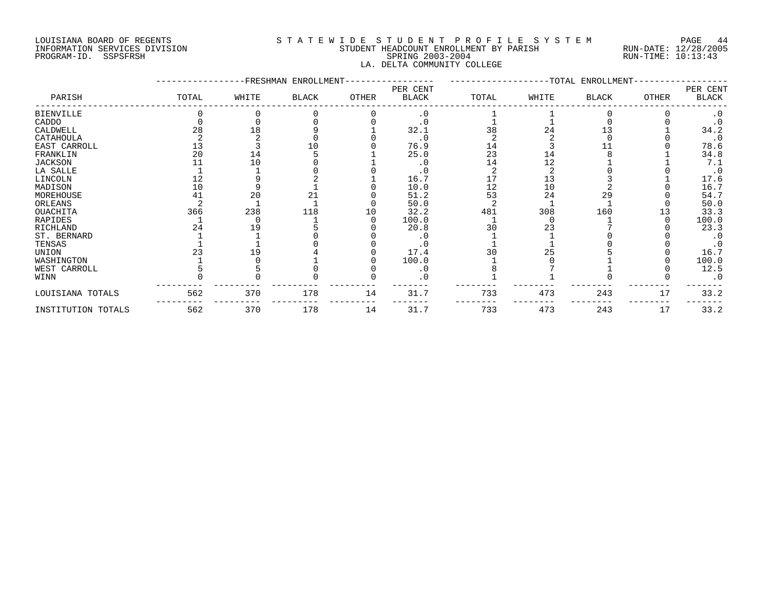LOUISIANA BOARD OF REGENTS
INFORMATION SERVICES DIVISION
PROGRAM-ID. SSPSFRSH

# STATEWIDE STUDENT PROFILE SYSTEM
## STUDENT HEADCOUNT ENROLLMENT BY PARISH
### SPRING 2003-2004
### LA. DELTA COMMUNITY COLLEGE

RUN-DATE: 12/28/2005
RUN-TIME: 10:13:43

| PARISH | FRESHMAN ENROLLMENT TOTAL | WHITE | BLACK | OTHER | PER CENT BLACK | TOTAL ENROLLMENT TOTAL | WHITE | BLACK | OTHER | PER CENT BLACK |
|---|---|---|---|---|---|---|---|---|---|---|
| BIENVILLE | 0 | 0 | 0 | 0 | .0 | 1 | 1 | 0 | 0 | .0 |
| CADDO | 0 | 0 | 0 | 0 | .0 | 1 | 1 | 0 | 0 | .0 |
| CALDWELL | 28 | 18 | 9 | 1 | 32.1 | 38 | 24 | 13 | 1 | 34.2 |
| CATAHOULA | 2 | 2 | 0 | 0 | .0 | 2 | 2 | 0 | 0 | .0 |
| EAST CARROLL | 13 | 3 | 10 | 0 | 76.9 | 14 | 3 | 11 | 0 | 78.6 |
| FRANKLIN | 20 | 14 | 5 | 1 | 25.0 | 23 | 14 | 8 | 1 | 34.8 |
| JACKSON | 11 | 10 | 0 | 1 | .0 | 14 | 12 | 1 | 1 | 7.1 |
| LA SALLE | 1 | 1 | 0 | 0 | .0 | 2 | 2 | 0 | 0 | .0 |
| LINCOLN | 12 | 9 | 2 | 1 | 16.7 | 17 | 13 | 3 | 1 | 17.6 |
| MADISON | 10 | 9 | 1 | 0 | 10.0 | 12 | 10 | 2 | 0 | 16.7 |
| MOREHOUSE | 41 | 20 | 21 | 0 | 51.2 | 53 | 24 | 29 | 0 | 54.7 |
| ORLEANS | 2 | 1 | 1 | 0 | 50.0 | 2 | 1 | 1 | 0 | 50.0 |
| OUACHITA | 366 | 238 | 118 | 10 | 32.2 | 481 | 308 | 160 | 13 | 33.3 |
| RAPIDES | 1 | 0 | 1 | 0 | 100.0 | 1 | 0 | 1 | 0 | 100.0 |
| RICHLAND | 24 | 19 | 5 | 0 | 20.8 | 30 | 23 | 7 | 0 | 23.3 |
| ST. BERNARD | 1 | 1 | 0 | 0 | .0 | 1 | 1 | 0 | 0 | .0 |
| TENSAS | 1 | 1 | 0 | 0 | .0 | 1 | 1 | 0 | 0 | .0 |
| UNION | 23 | 19 | 4 | 0 | 17.4 | 30 | 25 | 5 | 0 | 16.7 |
| WASHINGTON | 1 | 0 | 1 | 0 | 100.0 | 1 | 0 | 1 | 0 | 100.0 |
| WEST CARROLL | 5 | 5 | 0 | 0 | .0 | 8 | 7 | 1 | 0 | 12.5 |
| WINN | 0 | 0 | 0 | 0 | .0 | 1 | 1 | 0 | 0 | .0 |
| LOUISIANA TOTALS | 562 | 370 | 178 | 14 | 31.7 | 733 | 473 | 243 | 17 | 33.2 |
| INSTITUTION TOTALS | 562 | 370 | 178 | 14 | 31.7 | 733 | 473 | 243 | 17 | 33.2 |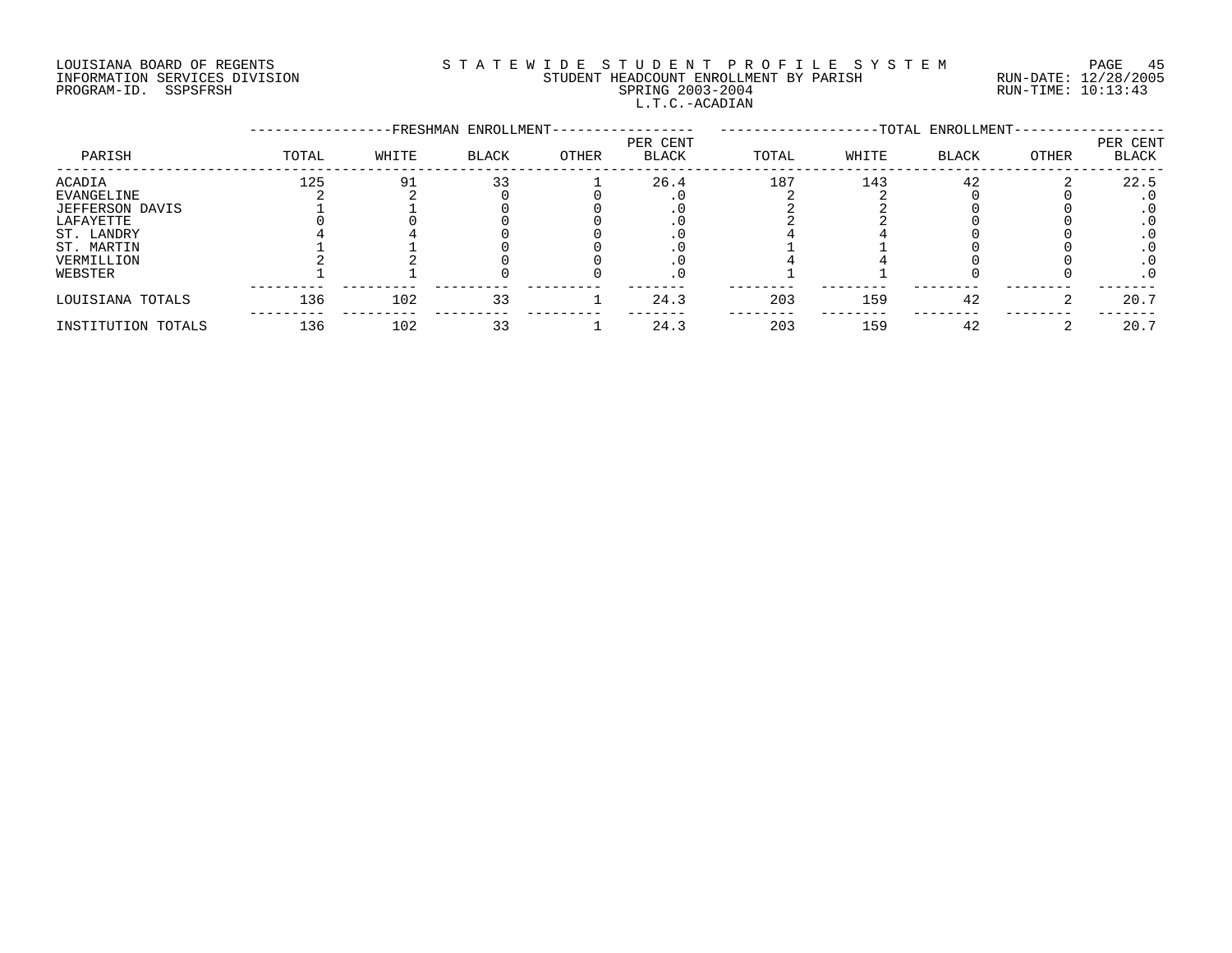LOUISIANA BOARD OF REGENTS
INFORMATION SERVICES DIVISION
PROGRAM-ID. SSPSFRSH

STATEWIDE STUDENT PROFILE SYSTEM
STUDENT HEADCOUNT ENROLLMENT BY PARISH
SPRING 2003-2004
L.T.C.-ACADIAN

RUN-DATE: 12/28/2005
RUN-TIME: 10:13:43

| PARISH | FRESHMAN ENROLLMENT TOTAL | WHITE | BLACK | OTHER | PER CENT BLACK | TOTAL ENROLLMENT TOTAL | WHITE | BLACK | OTHER | PER CENT BLACK |
|---|---|---|---|---|---|---|---|---|---|---|
| ACADIA | 125 | 91 | 33 | 1 | 26.4 | 187 | 143 | 42 | 2 | 22.5 |
| EVANGELINE | 2 | 2 | 0 | 0 | .0 | 2 | 2 | 0 | 0 | .0 |
| JEFFERSON DAVIS | 1 | 1 | 0 | 0 | .0 | 2 | 2 | 0 | 0 | .0 |
| LAFAYETTE | 0 | 0 | 0 | 0 | .0 | 2 | 2 | 0 | 0 | .0 |
| ST. LANDRY | 4 | 4 | 0 | 0 | .0 | 4 | 4 | 0 | 0 | .0 |
| ST. MARTIN | 1 | 1 | 0 | 0 | .0 | 1 | 1 | 0 | 0 | .0 |
| VERMILLION | 2 | 2 | 0 | 0 | .0 | 4 | 4 | 0 | 0 | .0 |
| WEBSTER | 1 | 1 | 0 | 0 | .0 | 1 | 1 | 0 | 0 | .0 |
| LOUISIANA TOTALS | 136 | 102 | 33 | 1 | 24.3 | 203 | 159 | 42 | 2 | 20.7 |
| INSTITUTION TOTALS | 136 | 102 | 33 | 1 | 24.3 | 203 | 159 | 42 | 2 | 20.7 |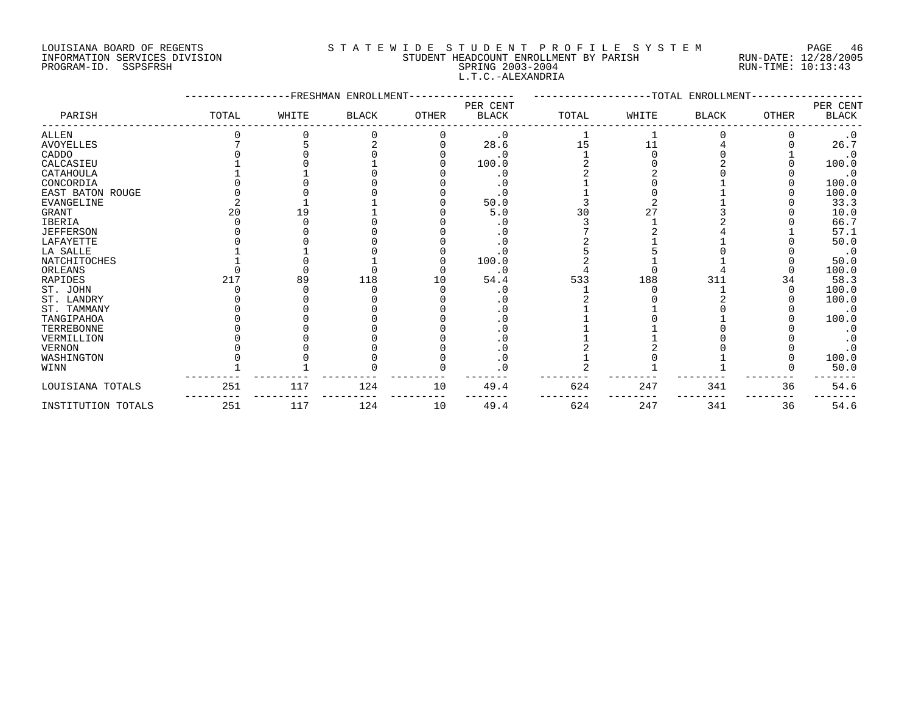LOUISIANA BOARD OF REGENTS
INFORMATION SERVICES DIVISION
PROGRAM-ID. SSPSFRSH

STATEWIDE STUDENT PROFILE SYSTEM
STUDENT HEADCOUNT ENROLLMENT BY PARISH
SPRING 2003-2004
L.T.C.-ALEXANDRIA

RUN-DATE: 12/28/2005
RUN-TIME: 10:13:43

| PARISH | FRESHMAN ENROLLMENT TOTAL | WHITE | BLACK | OTHER | PER CENT BLACK | TOTAL ENROLLMENT TOTAL | WHITE | BLACK | OTHER | PER CENT BLACK |
|---|---|---|---|---|---|---|---|---|---|---|
| ALLEN | 0 | 0 | 0 | 0 | .0 | 1 | 1 | 0 | 0 | .0 |
| AVOYELLES | 7 | 5 | 2 | 0 | 28.6 | 15 | 11 | 4 | 0 | 26.7 |
| CADDO | 0 | 0 | 0 | 0 | .0 | 1 | 0 | 0 | 1 | .0 |
| CALCASIEU | 1 | 0 | 1 | 0 | 100.0 | 2 | 0 | 2 | 0 | 100.0 |
| CATAHOULA | 1 | 1 | 0 | 0 | .0 | 2 | 2 | 0 | 0 | .0 |
| CONCORDIA | 0 | 0 | 0 | 0 | .0 | 1 | 0 | 1 | 0 | 100.0 |
| EAST BATON ROUGE | 0 | 0 | 0 | 0 | .0 | 1 | 0 | 1 | 0 | 100.0 |
| EVANGELINE | 2 | 1 | 1 | 0 | 50.0 | 3 | 2 | 1 | 0 | 33.3 |
| GRANT | 20 | 19 | 1 | 0 | 5.0 | 30 | 27 | 3 | 0 | 10.0 |
| IBERIA | 0 | 0 | 0 | 0 | .0 | 3 | 1 | 2 | 0 | 66.7 |
| JEFFERSON | 0 | 0 | 0 | 0 | .0 | 7 | 2 | 4 | 1 | 57.1 |
| LAFAYETTE | 0 | 0 | 0 | 0 | .0 | 2 | 1 | 1 | 0 | 50.0 |
| LA SALLE | 1 | 1 | 0 | 0 | .0 | 5 | 5 | 0 | 0 | .0 |
| NATCHITOCHES | 1 | 0 | 1 | 0 | 100.0 | 2 | 1 | 1 | 0 | 50.0 |
| ORLEANS | 0 | 0 | 0 | 0 | .0 | 4 | 0 | 4 | 0 | 100.0 |
| RAPIDES | 217 | 89 | 118 | 10 | 54.4 | 533 | 188 | 311 | 34 | 58.3 |
| ST. JOHN | 0 | 0 | 0 | 0 | .0 | 1 | 0 | 1 | 0 | 100.0 |
| ST. LANDRY | 0 | 0 | 0 | 0 | .0 | 2 | 0 | 2 | 0 | 100.0 |
| ST. TAMMANY | 0 | 0 | 0 | 0 | .0 | 1 | 1 | 0 | 0 | .0 |
| TANGIPAHOA | 0 | 0 | 0 | 0 | .0 | 1 | 0 | 1 | 0 | 100.0 |
| TERREBONNE | 0 | 0 | 0 | 0 | .0 | 1 | 1 | 0 | 0 | .0 |
| VERMILLION | 0 | 0 | 0 | 0 | .0 | 1 | 1 | 0 | 0 | .0 |
| VERNON | 0 | 0 | 0 | 0 | .0 | 2 | 2 | 0 | 0 | .0 |
| WASHINGTON | 0 | 0 | 0 | 0 | .0 | 1 | 0 | 1 | 0 | 100.0 |
| WINN | 1 | 1 | 0 | 0 | .0 | 2 | 1 | 1 | 0 | 50.0 |
| LOUISIANA TOTALS | 251 | 117 | 124 | 10 | 49.4 | 624 | 247 | 341 | 36 | 54.6 |
| INSTITUTION TOTALS | 251 | 117 | 124 | 10 | 49.4 | 624 | 247 | 341 | 36 | 54.6 |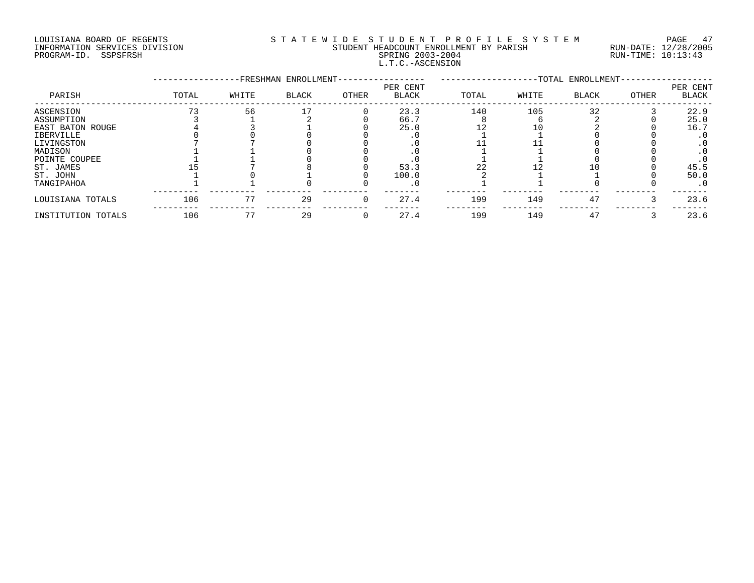LOUISIANA BOARD OF REGENTS
INFORMATION SERVICES DIVISION
PROGRAM-ID. SSPSFRSH

STATEWIDE STUDENT PROFILE SYSTEM
STUDENT HEADCOUNT ENROLLMENT BY PARISH
SPRING 2003-2004
L.T.C.-ASCENSION

RUN-DATE: 12/28/2005
RUN-TIME: 10:13:43

| PARISH | FRESHMAN ENROLLMENT | | | | | TOTAL ENROLLMENT | | | | |
|---|---|---|---|---|---|---|---|---|---|---|
| | TOTAL | WHITE | BLACK | OTHER | PER CENT BLACK | TOTAL | WHITE | BLACK | OTHER | PER CENT BLACK |
| ASCENSION | 73 | 56 | 17 | 0 | 23.3 | 140 | 105 | 32 | 3 | 22.9 |
| ASSUMPTION | 3 | 1 | 2 | 0 | 66.7 | 8 | 6 | 2 | 0 | 25.0 |
| EAST BATON ROUGE | 4 | 3 | 1 | 0 | 25.0 | 12 | 10 | 2 | 0 | 16.7 |
| IBERVILLE | 0 | 0 | 0 | 0 | .0 | 1 | 1 | 0 | 0 | .0 |
| LIVINGSTON | 7 | 7 | 0 | 0 | .0 | 11 | 11 | 0 | 0 | .0 |
| MADISON | 1 | 1 | 0 | 0 | .0 | 1 | 1 | 0 | 0 | .0 |
| POINTE COUPEE | 1 | 1 | 0 | 0 | .0 | 1 | 1 | 0 | 0 | .0 |
| ST. JAMES | 15 | 7 | 8 | 0 | 53.3 | 22 | 12 | 10 | 0 | 45.5 |
| ST. JOHN | 1 | 0 | 1 | 0 | 100.0 | 2 | 1 | 1 | 0 | 50.0 |
| TANGIPAHOA | 1 | 1 | 0 | 0 | .0 | 1 | 1 | 0 | 0 | .0 |
| LOUISIANA TOTALS | 106 | 77 | 29 | 0 | 27.4 | 199 | 149 | 47 | 3 | 23.6 |
| INSTITUTION TOTALS | 106 | 77 | 29 | 0 | 27.4 | 199 | 149 | 47 | 3 | 23.6 |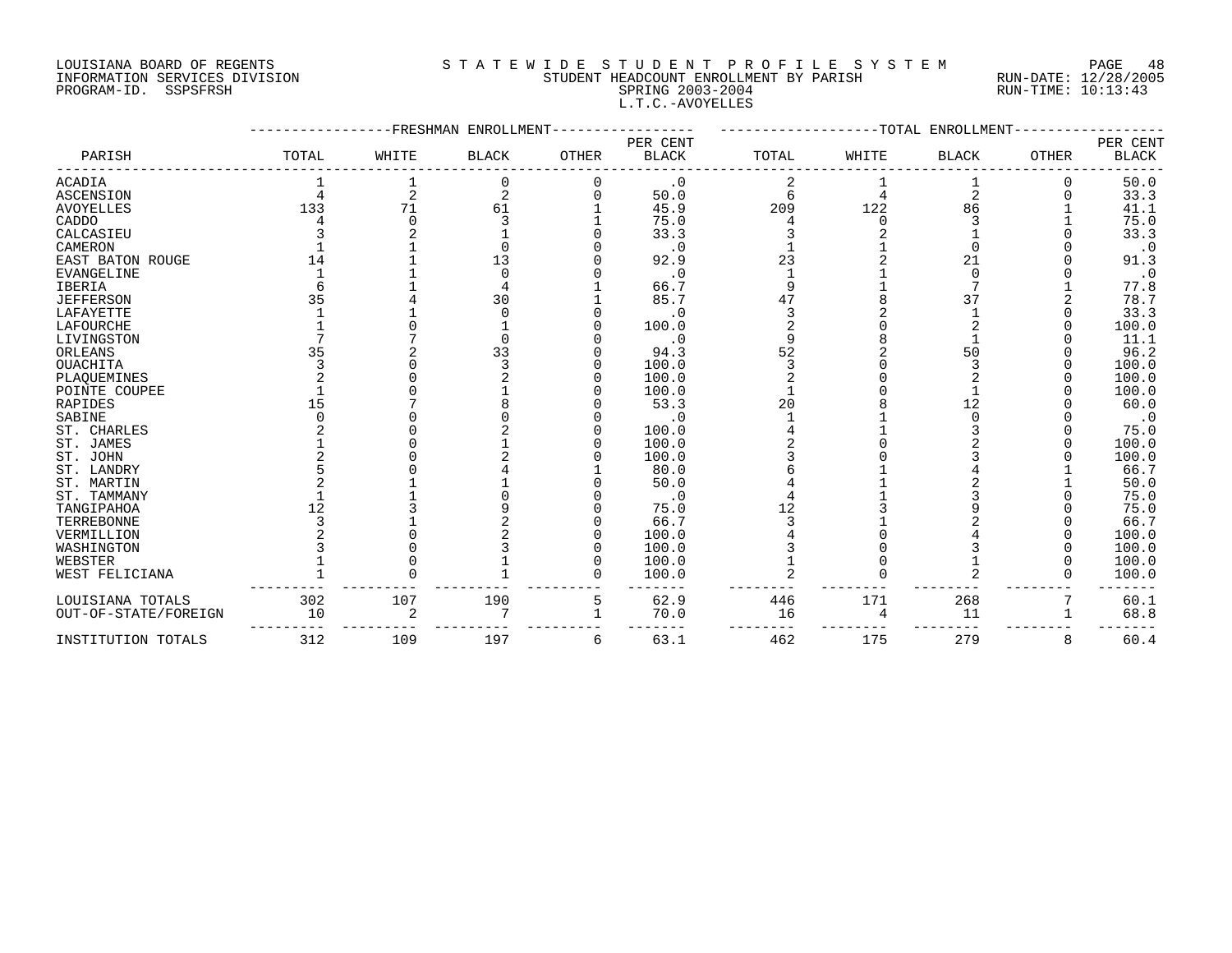LOUISIANA BOARD OF REGENTS
INFORMATION SERVICES DIVISION
PROGRAM-ID. SSPSFRSH

S T A T E W I D E   S T U D E N T   P R O F I L E   S Y S T E M
STUDENT HEADCOUNT ENROLLMENT BY PARISH
SPRING 2003-2004
L.T.C.-AVOYELLES

RUN-DATE: 12/28/2005
RUN-TIME: 10:13:43

| PARISH | FRESHMAN ENROLLMENT TOTAL | WHITE | BLACK | OTHER | PER CENT BLACK | TOTAL ENROLLMENT TOTAL | WHITE | BLACK | OTHER | PER CENT BLACK |
|---|---|---|---|---|---|---|---|---|---|---|
| ACADIA | 1 | 1 | 0 | 0 | .0 | 2 | 1 | 1 | 0 | 50.0 |
| ASCENSION | 4 | 2 | 2 | 0 | 50.0 | 6 | 4 | 2 | 0 | 33.3 |
| AVOYELLES | 133 | 71 | 61 | 1 | 45.9 | 209 | 122 | 86 | 1 | 41.1 |
| CADDO | 4 | 0 | 3 | 1 | 75.0 | 4 | 0 | 3 | 1 | 75.0 |
| CALCASIEU | 3 | 2 | 1 | 0 | 33.3 | 3 | 2 | 1 | 0 | 33.3 |
| CAMERON | 1 | 1 | 0 | 0 | .0 | 1 | 1 | 0 | 0 | .0 |
| EAST BATON ROUGE | 14 | 1 | 13 | 0 | 92.9 | 23 | 2 | 21 | 0 | 91.3 |
| EVANGELINE | 1 | 1 | 0 | 0 | .0 | 1 | 1 | 0 | 0 | .0 |
| IBERIA | 6 | 1 | 4 | 1 | 66.7 | 9 | 1 | 7 | 1 | 77.8 |
| JEFFERSON | 35 | 4 | 30 | 1 | 85.7 | 47 | 8 | 37 | 2 | 78.7 |
| LAFAYETTE | 1 | 1 | 0 | 0 | .0 | 3 | 2 | 1 | 0 | 33.3 |
| LAFOURCHE | 1 | 0 | 1 | 0 | 100.0 | 2 | 0 | 2 | 0 | 100.0 |
| LIVINGSTON | 7 | 7 | 0 | 0 | .0 | 9 | 8 | 1 | 0 | 11.1 |
| ORLEANS | 35 | 2 | 33 | 0 | 94.3 | 52 | 2 | 50 | 0 | 96.2 |
| OUACHITA | 3 | 0 | 3 | 0 | 100.0 | 3 | 0 | 3 | 0 | 100.0 |
| PLAQUEMINES | 2 | 0 | 2 | 0 | 100.0 | 2 | 0 | 2 | 0 | 100.0 |
| POINTE COUPEE | 1 | 0 | 1 | 0 | 100.0 | 1 | 0 | 1 | 0 | 100.0 |
| RAPIDES | 15 | 7 | 8 | 0 | 53.3 | 20 | 8 | 12 | 0 | 60.0 |
| SABINE | 0 | 0 | 0 | 0 | .0 | 1 | 1 | 0 | 0 | .0 |
| ST. CHARLES | 2 | 0 | 2 | 0 | 100.0 | 4 | 1 | 3 | 0 | 75.0 |
| ST. JAMES | 1 | 0 | 1 | 0 | 100.0 | 2 | 0 | 2 | 0 | 100.0 |
| ST. JOHN | 2 | 0 | 2 | 0 | 100.0 | 3 | 0 | 3 | 0 | 100.0 |
| ST. LANDRY | 5 | 0 | 4 | 1 | 80.0 | 6 | 1 | 4 | 1 | 66.7 |
| ST. MARTIN | 2 | 1 | 1 | 0 | 50.0 | 4 | 1 | 2 | 1 | 50.0 |
| ST. TAMMANY | 1 | 1 | 0 | 0 | .0 | 4 | 1 | 3 | 0 | 75.0 |
| TANGIPAHOA | 12 | 3 | 9 | 0 | 75.0 | 12 | 3 | 9 | 0 | 75.0 |
| TERREBONNE | 3 | 1 | 2 | 0 | 66.7 | 3 | 1 | 2 | 0 | 66.7 |
| VERMILLION | 2 | 0 | 2 | 0 | 100.0 | 4 | 0 | 4 | 0 | 100.0 |
| WASHINGTON | 3 | 0 | 3 | 0 | 100.0 | 3 | 0 | 3 | 0 | 100.0 |
| WEBSTER | 1 | 0 | 1 | 0 | 100.0 | 1 | 0 | 1 | 0 | 100.0 |
| WEST FELICIANA | 1 | 0 | 1 | 0 | 100.0 | 2 | 0 | 2 | 0 | 100.0 |
| LOUISIANA TOTALS | 302 | 107 | 190 | 5 | 62.9 | 446 | 171 | 268 | 7 | 60.1 |
| OUT-OF-STATE/FOREIGN | 10 | 2 | 7 | 1 | 70.0 | 16 | 4 | 11 | 1 | 68.8 |
| INSTITUTION TOTALS | 312 | 109 | 197 | 6 | 63.1 | 462 | 175 | 279 | 8 | 60.4 |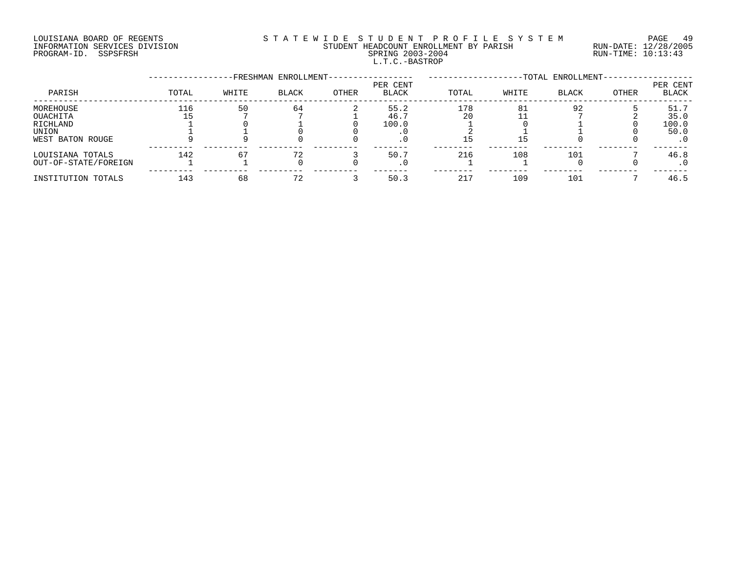LOUISIANA BOARD OF REGENTS
INFORMATION SERVICES DIVISION
PROGRAM-ID. SSPSFRSH

# STATEWIDE STUDENT PROFILE SYSTEM
## STUDENT HEADCOUNT ENROLLMENT BY PARISH
### SPRING 2003-2004
### L.T.C.-BASTROP

RUN-DATE: 12/28/2005
RUN-TIME: 10:13:43

| PARISH | FRESHMAN ENROLLMENT TOTAL | WHITE | BLACK | OTHER | PER CENT BLACK | TOTAL ENROLLMENT TOTAL | WHITE | BLACK | OTHER | PER CENT BLACK |
|---|---|---|---|---|---|---|---|---|---|---|
| MOREHOUSE | 116 | 50 | 64 | 2 | 55.2 | 178 | 81 | 92 | 5 | 51.7 |
| OUACHITA | 15 | 7 | 7 | 1 | 46.7 | 20 | 11 | 7 | 2 | 35.0 |
| RICHLAND | 1 | 0 | 1 | 0 | 100.0 | 1 | 0 | 1 | 0 | 100.0 |
| UNION | 1 | 1 | 0 | 0 | .0 | 2 | 1 | 1 | 0 | 50.0 |
| WEST BATON ROUGE | 9 | 9 | 0 | 0 | .0 | 15 | 15 | 0 | 0 | .0 |
| LOUISIANA TOTALS | 142 | 67 | 72 | 3 | 50.7 | 216 | 108 | 101 | 7 | 46.8 |
| OUT-OF-STATE/FOREIGN | 1 | 1 | 0 | 0 | .0 | 1 | 1 | 0 | 0 | .0 |
| INSTITUTION TOTALS | 143 | 68 | 72 | 3 | 50.3 | 217 | 109 | 101 | 7 | 46.5 |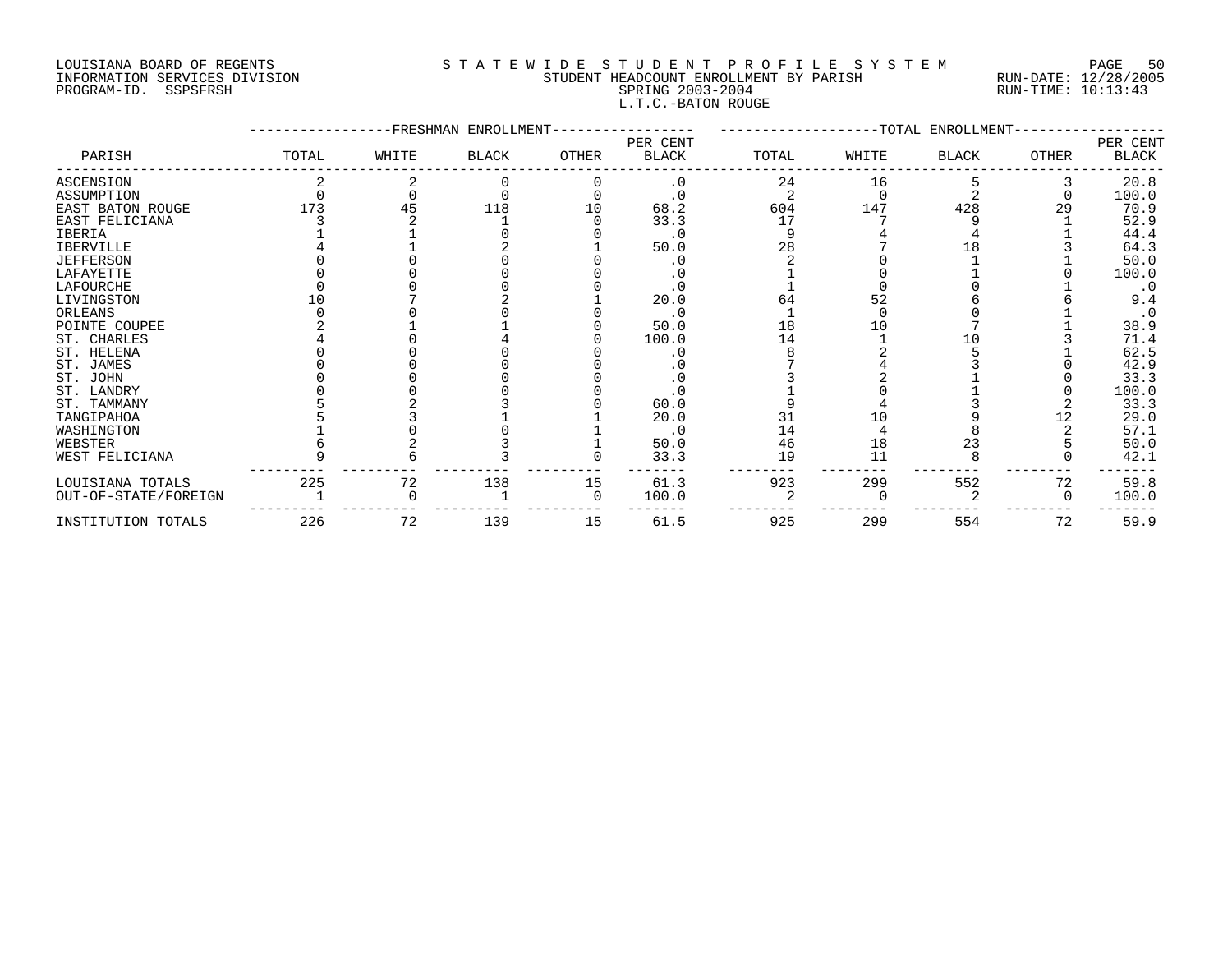LOUISIANA BOARD OF REGENTS
INFORMATION SERVICES DIVISION
PROGRAM-ID. SSPSFRSH

# STATEWIDE STUDENT PROFILE SYSTEM
## STUDENT HEADCOUNT ENROLLMENT BY PARISH
### SPRING 2003-2004
### L.T.C.-BATON ROUGE

RUN-DATE: 12/28/2005
RUN-TIME: 10:13:43

| PARISH | FRESHMAN ENROLLMENT TOTAL | WHITE | BLACK | OTHER | PER CENT BLACK | TOTAL ENROLLMENT TOTAL | WHITE | BLACK | OTHER | PER CENT BLACK |
|---|---|---|---|---|---|---|---|---|---|---|
| ASCENSION | 2 | 2 | 0 | 0 | .0 | 24 | 16 | 5 | 3 | 20.8 |
| ASSUMPTION | 0 | 0 | 0 | 0 | .0 | 2 | 0 | 2 | 0 | 100.0 |
| EAST BATON ROUGE | 173 | 45 | 118 | 10 | 68.2 | 604 | 147 | 428 | 29 | 70.9 |
| EAST FELICIANA | 3 | 2 | 1 | 0 | 33.3 | 17 | 7 | 9 | 1 | 52.9 |
| IBERIA | 1 | 1 | 0 | 0 | .0 | 9 | 4 | 4 | 1 | 44.4 |
| IBERVILLE | 4 | 1 | 2 | 1 | 50.0 | 28 | 7 | 18 | 3 | 64.3 |
| JEFFERSON | 0 | 0 | 0 | 0 | .0 | 2 | 0 | 1 | 1 | 50.0 |
| LAFAYETTE | 0 | 0 | 0 | 0 | .0 | 1 | 0 | 1 | 0 | 100.0 |
| LAFOURCHE | 0 | 0 | 0 | 0 | .0 | 1 | 0 | 0 | 1 | .0 |
| LIVINGSTON | 10 | 7 | 2 | 1 | 20.0 | 64 | 52 | 6 | 6 | 9.4 |
| ORLEANS | 0 | 0 | 0 | 0 | .0 | 1 | 0 | 0 | 1 | .0 |
| POINTE COUPEE | 2 | 1 | 1 | 0 | 50.0 | 18 | 10 | 7 | 1 | 38.9 |
| ST. CHARLES | 4 | 0 | 4 | 0 | 100.0 | 14 | 1 | 10 | 3 | 71.4 |
| ST. HELENA | 0 | 0 | 0 | 0 | .0 | 8 | 2 | 5 | 1 | 62.5 |
| ST. JAMES | 0 | 0 | 0 | 0 | .0 | 7 | 4 | 3 | 0 | 42.9 |
| ST. JOHN | 0 | 0 | 0 | 0 | .0 | 3 | 2 | 1 | 0 | 33.3 |
| ST. LANDRY | 0 | 0 | 0 | 0 | .0 | 1 | 0 | 1 | 0 | 100.0 |
| ST. TAMMANY | 5 | 2 | 3 | 0 | 60.0 | 9 | 4 | 3 | 2 | 33.3 |
| TANGIPAHOA | 5 | 3 | 1 | 1 | 20.0 | 31 | 10 | 9 | 12 | 29.0 |
| WASHINGTON | 1 | 0 | 0 | 1 | .0 | 14 | 4 | 8 | 2 | 57.1 |
| WEBSTER | 6 | 2 | 3 | 1 | 50.0 | 46 | 18 | 23 | 5 | 50.0 |
| WEST FELICIANA | 9 | 6 | 3 | 0 | 33.3 | 19 | 11 | 8 | 0 | 42.1 |
| LOUISIANA TOTALS | 225 | 72 | 138 | 15 | 61.3 | 923 | 299 | 552 | 72 | 59.8 |
| OUT-OF-STATE/FOREIGN | 1 | 0 | 1 | 0 | 100.0 | 2 | 0 | 2 | 0 | 100.0 |
| INSTITUTION TOTALS | 226 | 72 | 139 | 15 | 61.5 | 925 | 299 | 554 | 72 | 59.9 |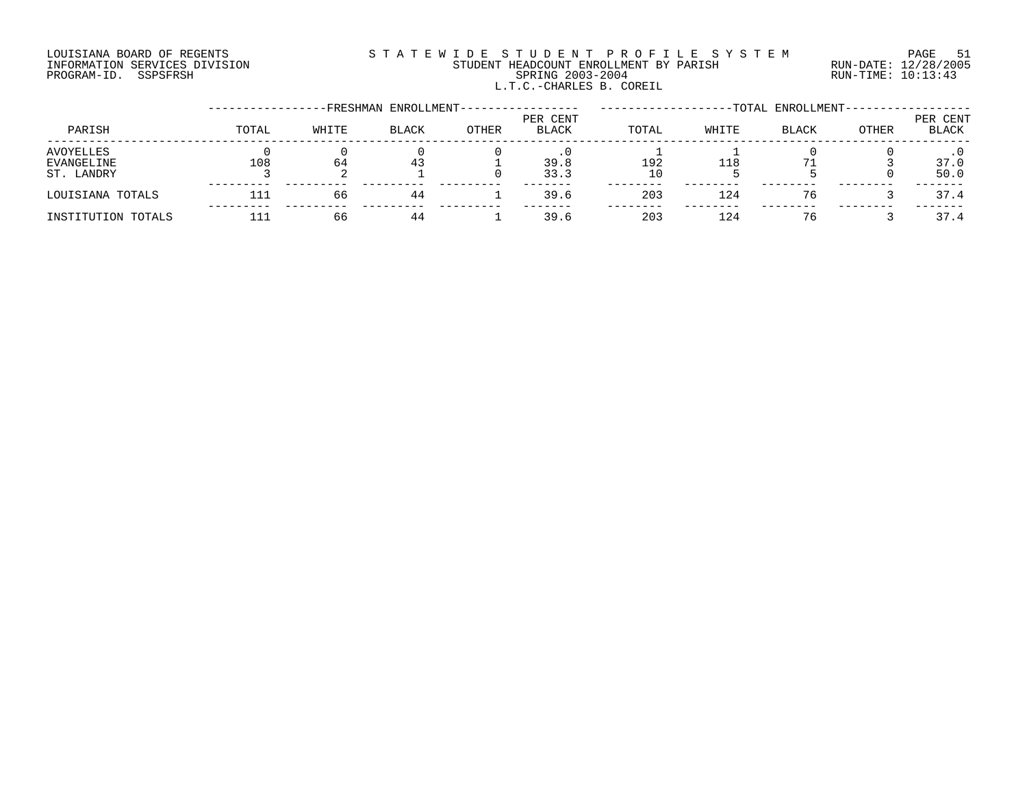LOUISIANA BOARD OF REGENTS
INFORMATION SERVICES DIVISION
PROGRAM-ID. SSPSFRSH

STATEWIDE STUDENT PROFILE SYSTEM
STUDENT HEADCOUNT ENROLLMENT BY PARISH
SPRING 2003-2004
L.T.C.-CHARLES B. COREIL

RUN-DATE: 12/28/2005
RUN-TIME: 10:13:43

| PARISH | FRESHMAN ENROLLMENT TOTAL | WHITE | BLACK | OTHER | PER CENT BLACK | TOTAL ENROLLMENT TOTAL | WHITE | BLACK | OTHER | PER CENT BLACK |
|---|---|---|---|---|---|---|---|---|---|---|
| AVOYELLES | 0 | 0 | 0 | 0 | .0 | 1 | 1 | 0 | 0 | .0 |
| EVANGELINE | 108 | 64 | 43 | 1 | 39.8 | 192 | 118 | 71 | 3 | 37.0 |
| ST. LANDRY | 3 | 2 | 1 | 0 | 33.3 | 10 | 5 | 5 | 0 | 50.0 |
| LOUISIANA TOTALS | 111 | 66 | 44 | 1 | 39.6 | 203 | 124 | 76 | 3 | 37.4 |
| INSTITUTION TOTALS | 111 | 66 | 44 | 1 | 39.6 | 203 | 124 | 76 | 3 | 37.4 |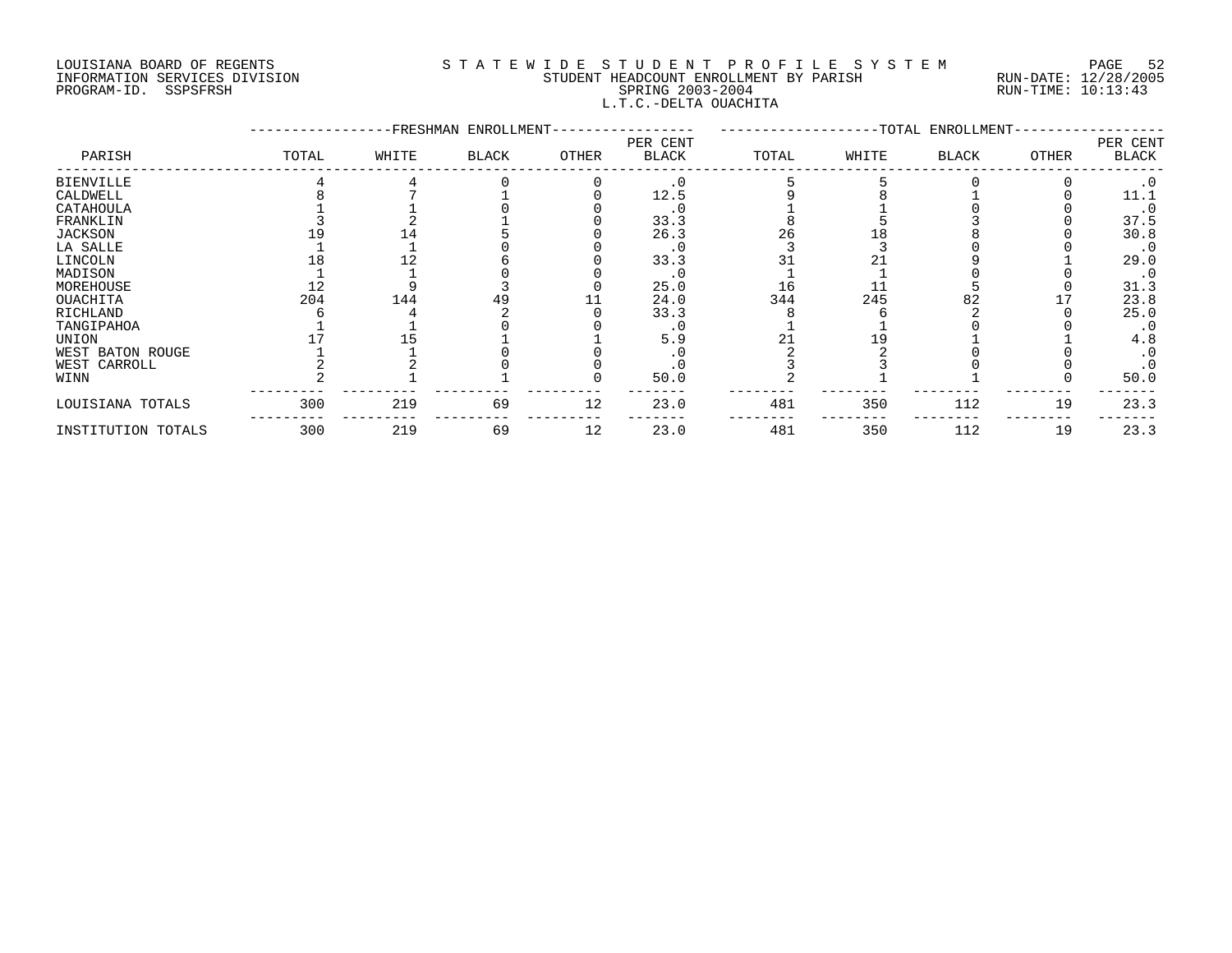LOUISIANA BOARD OF REGENTS
INFORMATION SERVICES DIVISION
PROGRAM-ID. SSPSFRSH

# S T A T E W I D E  S T U D E N T  P R O F I L E  S Y S T E M

STUDENT HEADCOUNT ENROLLMENT BY PARISH
SPRING 2003-2004
L.T.C.-DELTA OUACHITA

RUN-DATE: 12/28/2005
RUN-TIME: 10:13:43

| PARISH | FRESHMAN ENROLLMENT TOTAL | WHITE | BLACK | OTHER | PER CENT BLACK | TOTAL ENROLLMENT TOTAL | WHITE | BLACK | OTHER | PER CENT BLACK |
|---|---|---|---|---|---|---|---|---|---|---|
| BIENVILLE | 4 | 4 | 0 | 0 | .0 | 5 | 5 | 0 | 0 | .0 |
| CALDWELL | 8 | 7 | 1 | 0 | 12.5 | 9 | 8 | 1 | 0 | 11.1 |
| CATAHOULA | 1 | 1 | 0 | 0 | .0 | 1 | 1 | 0 | 0 | .0 |
| FRANKLIN | 3 | 2 | 1 | 0 | 33.3 | 8 | 5 | 3 | 0 | 37.5 |
| JACKSON | 19 | 14 | 5 | 0 | 26.3 | 26 | 18 | 8 | 0 | 30.8 |
| LA SALLE | 1 | 1 | 0 | 0 | .0 | 3 | 3 | 0 | 0 | .0 |
| LINCOLN | 18 | 12 | 6 | 0 | 33.3 | 31 | 21 | 9 | 1 | 29.0 |
| MADISON | 1 | 1 | 0 | 0 | .0 | 1 | 1 | 0 | 0 | .0 |
| MOREHOUSE | 12 | 9 | 3 | 0 | 25.0 | 16 | 11 | 5 | 0 | 31.3 |
| OUACHITA | 204 | 144 | 49 | 11 | 24.0 | 344 | 245 | 82 | 17 | 23.8 |
| RICHLAND | 6 | 4 | 2 | 0 | 33.3 | 8 | 6 | 2 | 0 | 25.0 |
| TANGIPAHOA | 1 | 1 | 0 | 0 | .0 | 1 | 1 | 0 | 0 | .0 |
| UNION | 17 | 15 | 1 | 1 | 5.9 | 21 | 19 | 1 | 1 | 4.8 |
| WEST BATON ROUGE | 1 | 1 | 0 | 0 | .0 | 2 | 2 | 0 | 0 | .0 |
| WEST CARROLL | 2 | 2 | 0 | 0 | .0 | 3 | 3 | 0 | 0 | .0 |
| WINN | 2 | 1 | 1 | 0 | 50.0 | 2 | 1 | 1 | 0 | 50.0 |
| LOUISIANA TOTALS | 300 | 219 | 69 | 12 | 23.0 | 481 | 350 | 112 | 19 | 23.3 |
| INSTITUTION TOTALS | 300 | 219 | 69 | 12 | 23.0 | 481 | 350 | 112 | 19 | 23.3 |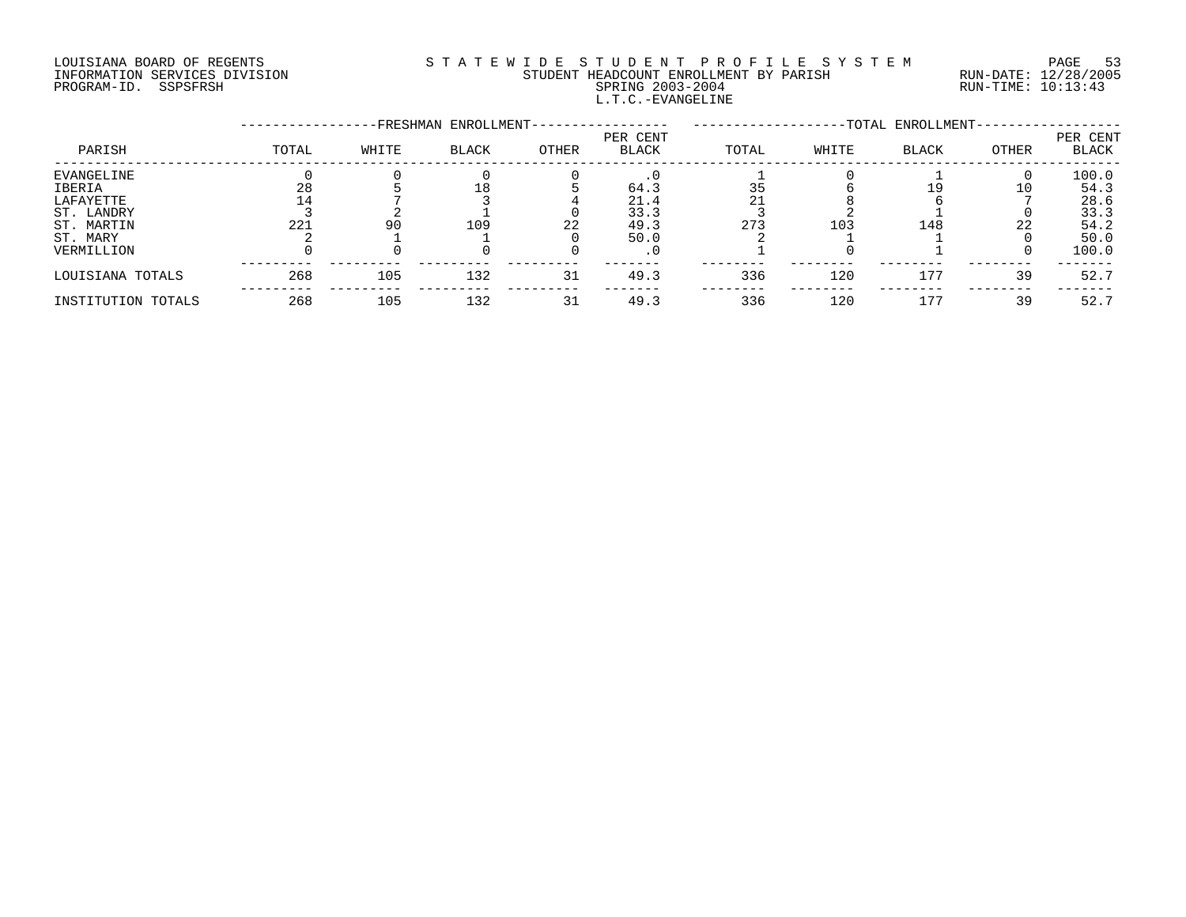LOUISIANA BOARD OF REGENTS
INFORMATION SERVICES DIVISION
PROGRAM-ID. SSPSFRSH

STATEWIDE STUDENT PROFILE SYSTEM
STUDENT HEADCOUNT ENROLLMENT BY PARISH
SPRING 2003-2004
L.T.C.-EVANGELINE

RUN-DATE: 12/28/2005
RUN-TIME: 10:13:43

| PARISH | FRESHMAN ENROLLMENT TOTAL | WHITE | BLACK | OTHER | PER CENT BLACK | TOTAL ENROLLMENT TOTAL | WHITE | BLACK | OTHER | PER CENT BLACK |
|---|---|---|---|---|---|---|---|---|---|---|
| EVANGELINE | 0 | 0 | 0 | 0 | .0 | 1 | 0 | 1 | 0 | 100.0 |
| IBERIA | 28 | 5 | 18 | 5 | 64.3 | 35 | 6 | 19 | 10 | 54.3 |
| LAFAYETTE | 14 | 7 | 3 | 4 | 21.4 | 21 | 8 | 6 | 7 | 28.6 |
| ST. LANDRY | 3 | 2 | 1 | 0 | 33.3 | 3 | 2 | 1 | 0 | 33.3 |
| ST. MARTIN | 221 | 90 | 109 | 22 | 49.3 | 273 | 103 | 148 | 22 | 54.2 |
| ST. MARY | 2 | 1 | 1 | 0 | 50.0 | 2 | 1 | 1 | 0 | 50.0 |
| VERMILLION | 0 | 0 | 0 | 0 | .0 | 1 | 0 | 1 | 0 | 100.0 |
| LOUISIANA TOTALS | 268 | 105 | 132 | 31 | 49.3 | 336 | 120 | 177 | 39 | 52.7 |
| INSTITUTION TOTALS | 268 | 105 | 132 | 31 | 49.3 | 336 | 120 | 177 | 39 | 52.7 |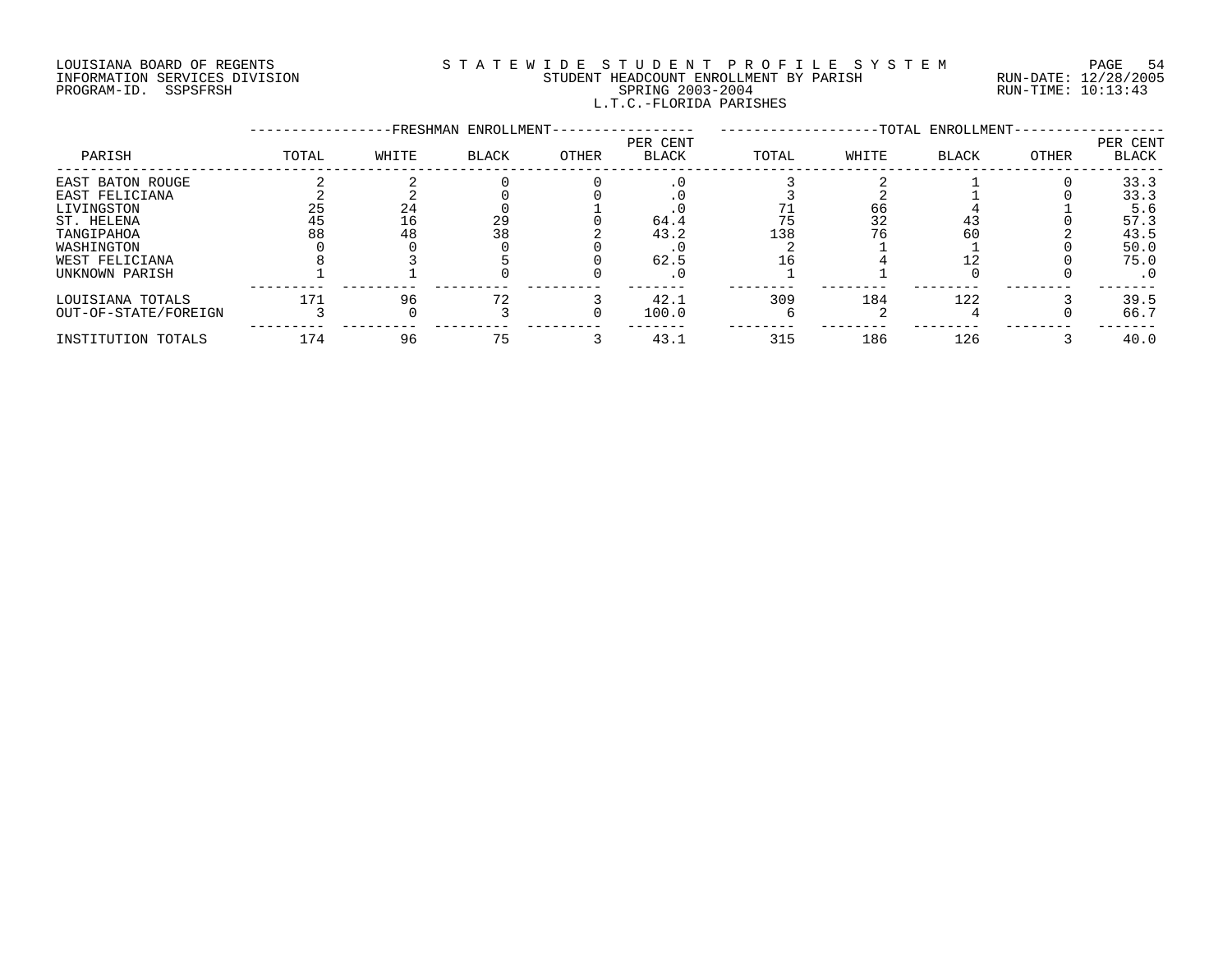LOUISIANA BOARD OF REGENTS
INFORMATION SERVICES DIVISION
PROGRAM-ID. SSPSFRSH

STATEWIDE STUDENT PROFILE SYSTEM
STUDENT HEADCOUNT ENROLLMENT BY PARISH
SPRING 2003-2004
L.T.C.-FLORIDA PARISHES

RUN-DATE: 12/28/2005
RUN-TIME: 10:13:43

| PARISH | FRESHMAN ENROLLMENT TOTAL | WHITE | BLACK | OTHER | PER CENT BLACK | TOTAL ENROLLMENT TOTAL | WHITE | BLACK | OTHER | PER CENT BLACK |
|---|---|---|---|---|---|---|---|---|---|---|
| EAST BATON ROUGE | 2 | 2 | 0 | 0 | .0 | 3 | 2 | 1 | 0 | 33.3 |
| EAST FELICIANA | 2 | 2 | 0 | 0 | .0 | 3 | 2 | 1 | 0 | 33.3 |
| LIVINGSTON | 25 | 24 | 0 | 1 | .0 | 71 | 66 | 4 | 1 | 5.6 |
| ST. HELENA | 45 | 16 | 29 | 0 | 64.4 | 75 | 32 | 43 | 0 | 57.3 |
| TANGIPAHOA | 88 | 48 | 38 | 2 | 43.2 | 138 | 76 | 60 | 2 | 43.5 |
| WASHINGTON | 0 | 0 | 0 | 0 | .0 | 2 | 1 | 1 | 0 | 50.0 |
| WEST FELICIANA | 8 | 3 | 5 | 0 | 62.5 | 16 | 4 | 12 | 0 | 75.0 |
| UNKNOWN PARISH | 1 | 1 | 0 | 0 | .0 | 1 | 1 | 0 | 0 | .0 |
| LOUISIANA TOTALS | 171 | 96 | 72 | 3 | 42.1 | 309 | 184 | 122 | 3 | 39.5 |
| OUT-OF-STATE/FOREIGN | 3 | 0 | 3 | 0 | 100.0 | 6 | 2 | 4 | 0 | 66.7 |
| INSTITUTION TOTALS | 174 | 96 | 75 | 3 | 43.1 | 315 | 186 | 126 | 3 | 40.0 |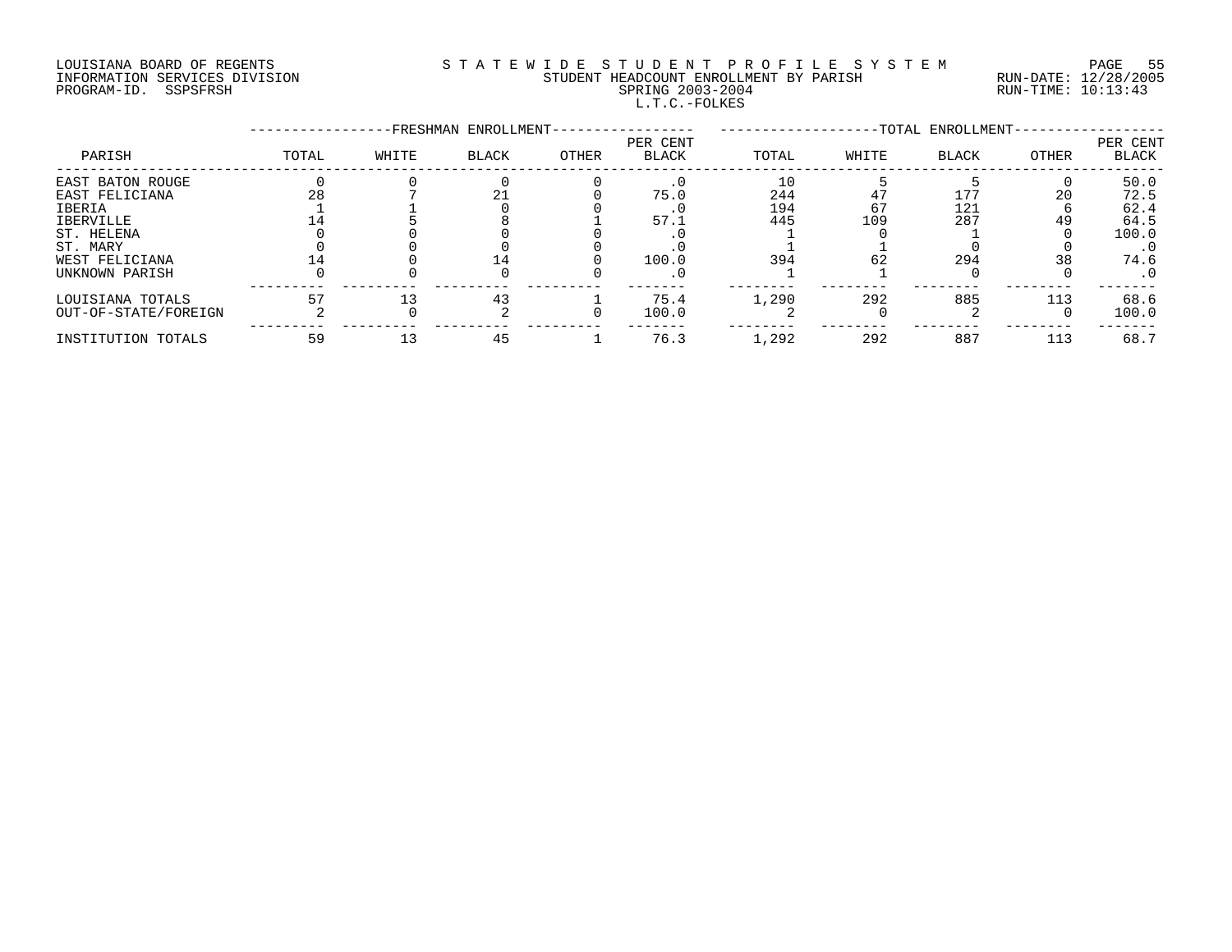LOUISIANA BOARD OF REGENTS
INFORMATION SERVICES DIVISION
PROGRAM-ID. SSPSFRSH

STATEWIDE STUDENT PROFILE SYSTEM
STUDENT HEADCOUNT ENROLLMENT BY PARISH
SPRING 2003-2004
L.T.C.-FOLKES

RUN-DATE: 12/28/2005
RUN-TIME: 10:13:43

| PARISH | FRESHMAN ENROLLMENT | | | | | TOTAL ENROLLMENT | | | | |
|---|---|---|---|---|---|---|---|---|---|---|
| | TOTAL | WHITE | BLACK | OTHER | PER CENT BLACK | TOTAL | WHITE | BLACK | OTHER | PER CENT BLACK |
| EAST BATON ROUGE | 0 | 0 | 0 | 0 | .0 | 10 | 5 | 5 | 0 | 50.0 |
| EAST FELICIANA | 28 | 7 | 21 | 0 | 75.0 | 244 | 47 | 177 | 20 | 72.5 |
| IBERIA | 1 | 1 | 0 | 0 | .0 | 194 | 67 | 121 | 6 | 62.4 |
| IBERVILLE | 14 | 5 | 8 | 1 | 57.1 | 445 | 109 | 287 | 49 | 64.5 |
| ST. HELENA | 0 | 0 | 0 | 0 | .0 | 1 | 0 | 1 | 0 | 100.0 |
| ST. MARY | 0 | 0 | 0 | 0 | .0 | 1 | 1 | 0 | 0 | .0 |
| WEST FELICIANA | 14 | 0 | 14 | 0 | 100.0 | 394 | 62 | 294 | 38 | 74.6 |
| UNKNOWN PARISH | 0 | 0 | 0 | 0 | .0 | 1 | 1 | 0 | 0 | .0 |
| LOUISIANA TOTALS | 57 | 13 | 43 | 1 | 75.4 | 1,290 | 292 | 885 | 113 | 68.6 |
| OUT-OF-STATE/FOREIGN | 2 | 0 | 2 | 0 | 100.0 | 2 | 0 | 2 | 0 | 100.0 |
| INSTITUTION TOTALS | 59 | 13 | 45 | 1 | 76.3 | 1,292 | 292 | 887 | 113 | 68.7 |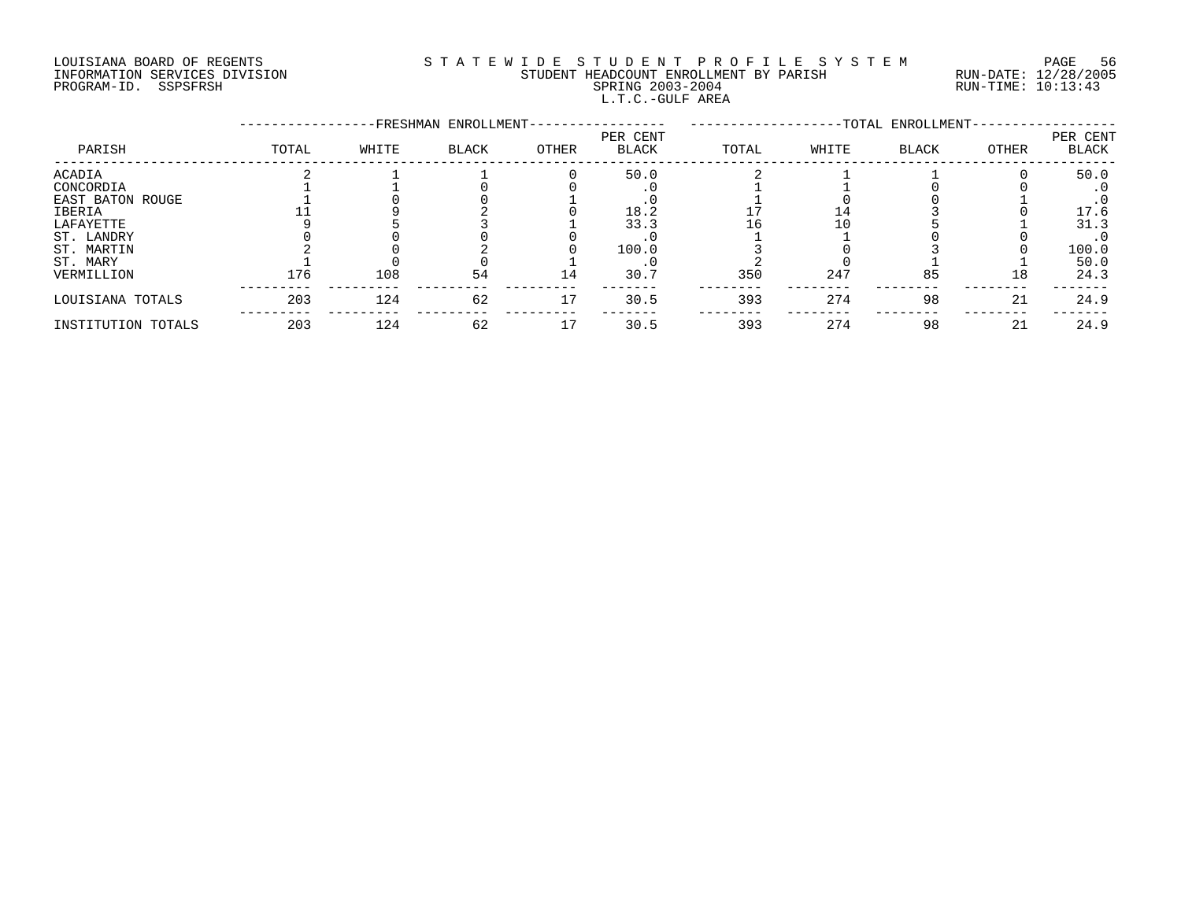LOUISIANA BOARD OF REGENTS
INFORMATION SERVICES DIVISION
PROGRAM-ID. SSPSFRSH

STATEWIDE STUDENT PROFILE SYSTEM
STUDENT HEADCOUNT ENROLLMENT BY PARISH
SPRING 2003-2004
L.T.C.-GULF AREA

RUN-DATE: 12/28/2005
RUN-TIME: 10:13:43

| PARISH | FRESHMAN ENROLLMENT TOTAL | WHITE | BLACK | OTHER | PER CENT BLACK | TOTAL ENROLLMENT TOTAL | WHITE | BLACK | OTHER | PER CENT BLACK |
|---|---|---|---|---|---|---|---|---|---|---|
| ACADIA | 2 | 1 | 1 | 0 | 50.0 | 2 | 1 | 1 | 0 | 50.0 |
| CONCORDIA | 1 | 1 | 0 | 0 | .0 | 1 | 1 | 0 | 0 | .0 |
| EAST BATON ROUGE | 1 | 0 | 0 | 1 | .0 | 1 | 0 | 0 | 1 | .0 |
| IBERIA | 11 | 9 | 2 | 0 | 18.2 | 17 | 14 | 3 | 0 | 17.6 |
| LAFAYETTE | 9 | 5 | 3 | 1 | 33.3 | 16 | 10 | 5 | 1 | 31.3 |
| ST. LANDRY | 0 | 0 | 0 | 0 | .0 | 1 | 1 | 0 | 0 | .0 |
| ST. MARTIN | 2 | 0 | 2 | 0 | 100.0 | 3 | 0 | 3 | 0 | 100.0 |
| ST. MARY | 1 | 0 | 0 | 1 | .0 | 2 | 0 | 1 | 1 | 50.0 |
| VERMILLION | 176 | 108 | 54 | 14 | 30.7 | 350 | 247 | 85 | 18 | 24.3 |
| LOUISIANA TOTALS | 203 | 124 | 62 | 17 | 30.5 | 393 | 274 | 98 | 21 | 24.9 |
| INSTITUTION TOTALS | 203 | 124 | 62 | 17 | 30.5 | 393 | 274 | 98 | 21 | 24.9 |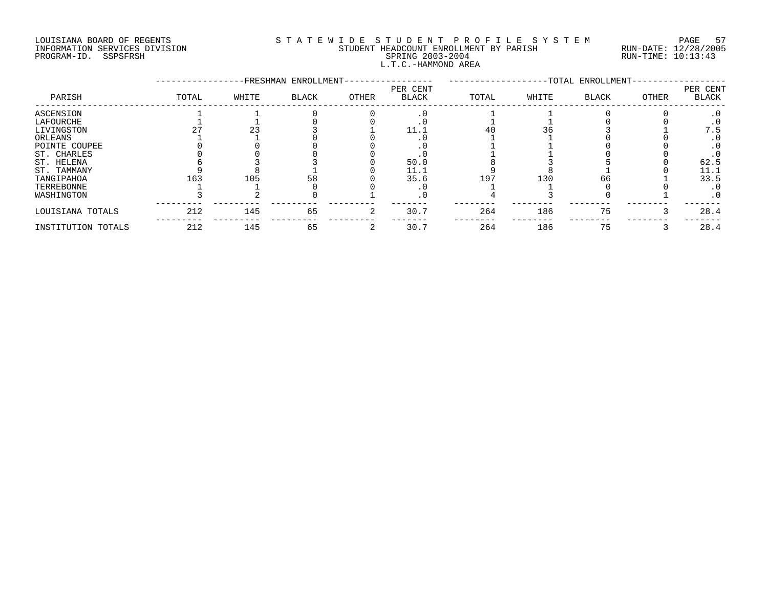LOUISIANA BOARD OF REGENTS
INFORMATION SERVICES DIVISION
PROGRAM-ID. SSPSFRSH

STATEWIDE STUDENT PROFILE SYSTEM
STUDENT HEADCOUNT ENROLLMENT BY PARISH
SPRING 2003-2004
L.T.C.-HAMMOND AREA

RUN-DATE: 12/28/2005
RUN-TIME: 10:13:43

| PARISH | FRESHMAN ENROLLMENT TOTAL | WHITE | BLACK | OTHER | PER CENT BLACK | TOTAL ENROLLMENT TOTAL | WHITE | BLACK | OTHER | PER CENT BLACK |
|---|---|---|---|---|---|---|---|---|---|---|
| ASCENSION | 1 | 1 | 0 | 0 | .0 | 1 | 1 | 0 | 0 | .0 |
| LAFOURCHE | 1 | 1 | 0 | 0 | .0 | 1 | 1 | 0 | 0 | .0 |
| LIVINGSTON | 27 | 23 | 3 | 1 | 11.1 | 40 | 36 | 3 | 1 | 7.5 |
| ORLEANS | 1 | 1 | 0 | 0 | .0 | 1 | 1 | 0 | 0 | .0 |
| POINTE COUPEE | 0 | 0 | 0 | 0 | .0 | 1 | 1 | 0 | 0 | .0 |
| ST. CHARLES | 0 | 0 | 0 | 0 | .0 | 1 | 1 | 0 | 0 | .0 |
| ST. HELENA | 6 | 3 | 3 | 0 | 50.0 | 8 | 3 | 5 | 0 | 62.5 |
| ST. TAMMANY | 9 | 8 | 1 | 0 | 11.1 | 9 | 8 | 1 | 0 | 11.1 |
| TANGIPAHOA | 163 | 105 | 58 | 0 | 35.6 | 197 | 130 | 66 | 1 | 33.5 |
| TERREBONNE | 1 | 1 | 0 | 0 | .0 | 1 | 1 | 0 | 0 | .0 |
| WASHINGTON | 3 | 2 | 0 | 1 | .0 | 4 | 3 | 0 | 1 | .0 |
| LOUISIANA TOTALS | 212 | 145 | 65 | 2 | 30.7 | 264 | 186 | 75 | 3 | 28.4 |
| INSTITUTION TOTALS | 212 | 145 | 65 | 2 | 30.7 | 264 | 186 | 75 | 3 | 28.4 |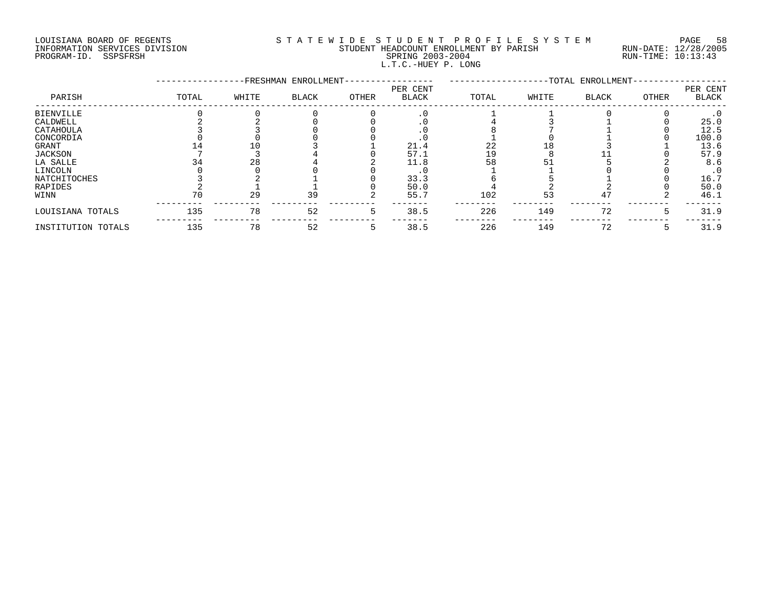LOUISIANA BOARD OF REGENTS
INFORMATION SERVICES DIVISION
PROGRAM-ID. SSPSFRSH

# STATEWIDE STUDENT PROFILE SYSTEM
## STUDENT HEADCOUNT ENROLLMENT BY PARISH
SPRING 2003-2004
L.T.C.-HUEY P. LONG

RUN-DATE: 12/28/2005
RUN-TIME: 10:13:43

| PARISH | FRESHMAN ENROLLMENT TOTAL | WHITE | BLACK | OTHER | PER CENT BLACK | TOTAL ENROLLMENT TOTAL | WHITE | BLACK | OTHER | PER CENT BLACK |
|---|---|---|---|---|---|---|---|---|---|---|
| BIENVILLE | 0 | 0 | 0 | 0 | .0 | 1 | 1 | 0 | 0 | .0 |
| CALDWELL | 2 | 2 | 0 | 0 | .0 | 4 | 3 | 1 | 0 | 25.0 |
| CATAHOULA | 3 | 3 | 0 | 0 | .0 | 8 | 7 | 1 | 0 | 12.5 |
| CONCORDIA | 0 | 0 | 0 | 0 | .0 | 1 | 0 | 1 | 0 | 100.0 |
| GRANT | 14 | 10 | 3 | 1 | 21.4 | 22 | 18 | 3 | 1 | 13.6 |
| JACKSON | 7 | 3 | 4 | 0 | 57.1 | 19 | 8 | 11 | 0 | 57.9 |
| LA SALLE | 34 | 28 | 4 | 2 | 11.8 | 58 | 51 | 5 | 2 | 8.6 |
| LINCOLN | 0 | 0 | 0 | 0 | .0 | 1 | 1 | 0 | 0 | .0 |
| NATCHITOCHES | 3 | 2 | 1 | 0 | 33.3 | 6 | 5 | 1 | 0 | 16.7 |
| RAPIDES | 2 | 1 | 1 | 0 | 50.0 | 4 | 2 | 2 | 0 | 50.0 |
| WINN | 70 | 29 | 39 | 2 | 55.7 | 102 | 53 | 47 | 2 | 46.1 |
| LOUISIANA TOTALS | 135 | 78 | 52 | 5 | 38.5 | 226 | 149 | 72 | 5 | 31.9 |
| INSTITUTION TOTALS | 135 | 78 | 52 | 5 | 38.5 | 226 | 149 | 72 | 5 | 31.9 |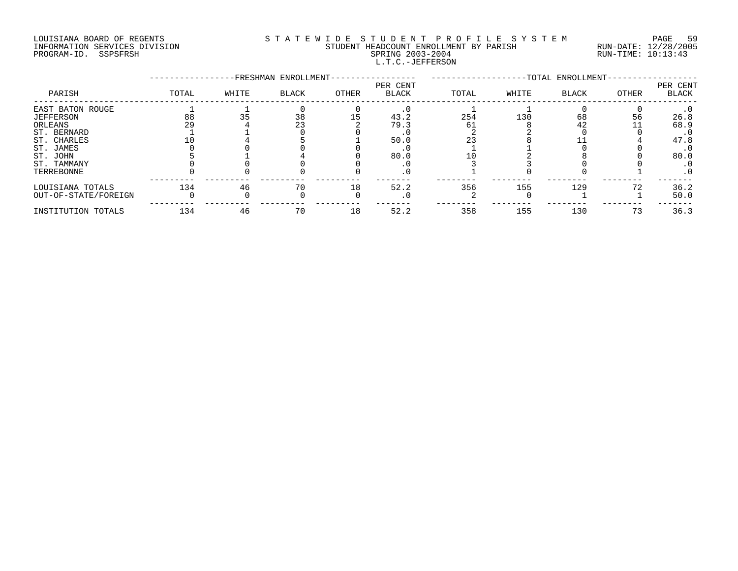LOUISIANA BOARD OF REGENTS
INFORMATION SERVICES DIVISION
PROGRAM-ID. SSPSFRSH

STATEWIDE STUDENT PROFILE SYSTEM
STUDENT HEADCOUNT ENROLLMENT BY PARISH
SPRING 2003-2004
L.T.C.-JEFFERSON

RUN-DATE: 12/28/2005
RUN-TIME: 10:13:43

| PARISH | FRESHMAN ENROLLMENT TOTAL | WHITE | BLACK | OTHER | PER CENT BLACK | TOTAL ENROLLMENT TOTAL | WHITE | BLACK | OTHER | PER CENT BLACK |
|---|---|---|---|---|---|---|---|---|---|---|
| EAST BATON ROUGE | 1 | 1 | 0 | 0 | .0 | 1 | 1 | 0 | 0 | .0 |
| JEFFERSON | 88 | 35 | 38 | 15 | 43.2 | 254 | 130 | 68 | 56 | 26.8 |
| ORLEANS | 29 | 4 | 23 | 2 | 79.3 | 61 | 8 | 42 | 11 | 68.9 |
| ST. BERNARD | 1 | 1 | 0 | 0 | .0 | 2 | 2 | 0 | 0 | .0 |
| ST. CHARLES | 10 | 4 | 5 | 1 | 50.0 | 23 | 8 | 11 | 4 | 47.8 |
| ST. JAMES | 0 | 0 | 0 | 0 | .0 | 1 | 1 | 0 | 0 | .0 |
| ST. JOHN | 5 | 1 | 4 | 0 | 80.0 | 10 | 2 | 8 | 0 | 80.0 |
| ST. TAMMANY | 0 | 0 | 0 | 0 | .0 | 3 | 3 | 0 | 0 | .0 |
| TERREBONNE | 0 | 0 | 0 | 0 | .0 | 1 | 0 | 0 | 1 | .0 |
| LOUISIANA TOTALS | 134 | 46 | 70 | 18 | 52.2 | 356 | 155 | 129 | 72 | 36.2 |
| OUT-OF-STATE/FOREIGN | 0 | 0 | 0 | 0 | .0 | 2 | 0 | 1 | 1 | 50.0 |
| INSTITUTION TOTALS | 134 | 46 | 70 | 18 | 52.2 | 358 | 155 | 130 | 73 | 36.3 |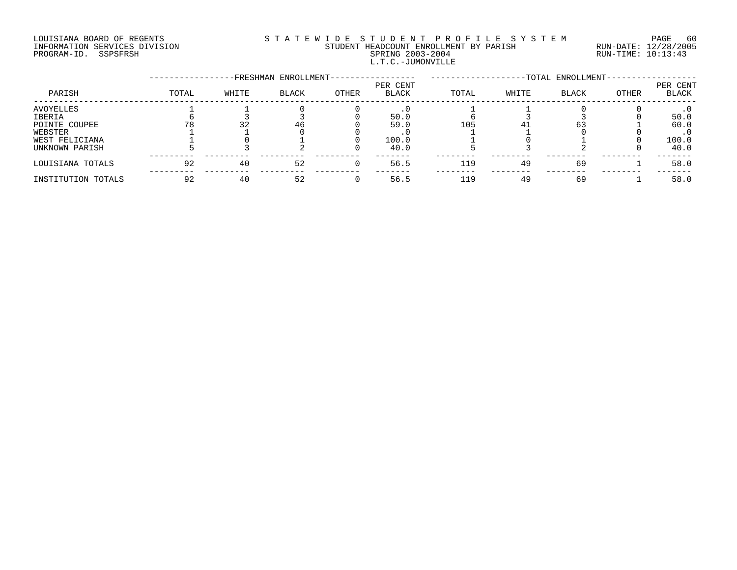LOUISIANA BOARD OF REGENTS
INFORMATION SERVICES DIVISION
PROGRAM-ID. SSPSFRSH

# STATEWIDE STUDENT PROFILE SYSTEM

STUDENT HEADCOUNT ENROLLMENT BY PARISH
SPRING 2003-2004
L.T.C.-JUMONVILLE

RUN-DATE: 12/28/2005
RUN-TIME: 10:13:43

| PARISH | FRESHMAN ENROLLMENT TOTAL | WHITE | BLACK | OTHER | PER CENT BLACK | TOTAL ENROLLMENT TOTAL | WHITE | BLACK | OTHER | PER CENT BLACK |
|---|---|---|---|---|---|---|---|---|---|---|
| AVOYELLES | 1 | 1 | 0 | 0 | .0 | 1 | 1 | 0 | 0 | .0 |
| IBERIA | 6 | 3 | 3 | 0 | 50.0 | 6 | 3 | 3 | 0 | 50.0 |
| POINTE COUPEE | 78 | 32 | 46 | 0 | 59.0 | 105 | 41 | 63 | 1 | 60.0 |
| WEBSTER | 1 | 1 | 0 | 0 | .0 | 1 | 1 | 0 | 0 | .0 |
| WEST FELICIANA | 1 | 0 | 1 | 0 | 100.0 | 1 | 0 | 1 | 0 | 100.0 |
| UNKNOWN PARISH | 5 | 3 | 2 | 0 | 40.0 | 5 | 3 | 2 | 0 | 40.0 |
| LOUISIANA TOTALS | 92 | 40 | 52 | 0 | 56.5 | 119 | 49 | 69 | 1 | 58.0 |
| INSTITUTION TOTALS | 92 | 40 | 52 | 0 | 56.5 | 119 | 49 | 69 | 1 | 58.0 |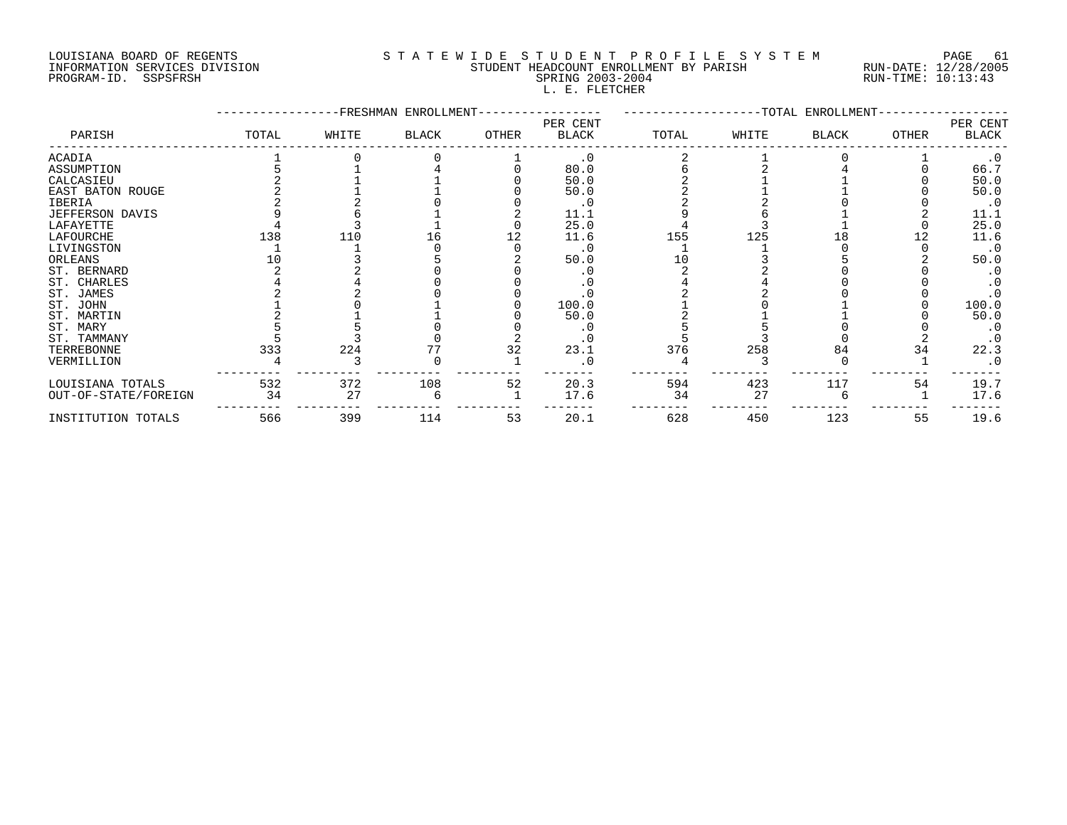LOUISIANA BOARD OF REGENTS
INFORMATION SERVICES DIVISION
PROGRAM-ID. SSPSFRSH

# STATEWIDE STUDENT PROFILE SYSTEM
## STUDENT HEADCOUNT ENROLLMENT BY PARISH
SPRING 2003-2004
L. E. FLETCHER

RUN-DATE: 12/28/2005
RUN-TIME: 10:13:43

| PARISH | FRESHMAN ENROLLMENT TOTAL | WHITE | BLACK | OTHER | PER CENT BLACK | TOTAL ENROLLMENT TOTAL | WHITE | BLACK | OTHER | PER CENT BLACK |
|---|---|---|---|---|---|---|---|---|---|---|
| ACADIA | 1 | 0 | 0 | 1 | .0 | 2 | 1 | 0 | 1 | .0 |
| ASSUMPTION | 5 | 1 | 4 | 0 | 80.0 | 6 | 2 | 4 | 0 | 66.7 |
| CALCASIEU | 2 | 1 | 1 | 0 | 50.0 | 2 | 1 | 1 | 0 | 50.0 |
| EAST BATON ROUGE | 2 | 1 | 1 | 0 | 50.0 | 2 | 1 | 1 | 0 | 50.0 |
| IBERIA | 2 | 2 | 0 | 0 | .0 | 2 | 2 | 0 | 0 | .0 |
| JEFFERSON DAVIS | 9 | 6 | 1 | 2 | 11.1 | 9 | 6 | 1 | 2 | 11.1 |
| LAFAYETTE | 4 | 3 | 1 | 0 | 25.0 | 4 | 3 | 1 | 0 | 25.0 |
| LAFOURCHE | 138 | 110 | 16 | 12 | 11.6 | 155 | 125 | 18 | 12 | 11.6 |
| LIVINGSTON | 1 | 1 | 0 | 0 | .0 | 1 | 1 | 0 | 0 | .0 |
| ORLEANS | 10 | 3 | 5 | 2 | 50.0 | 10 | 3 | 5 | 2 | 50.0 |
| ST. BERNARD | 2 | 2 | 0 | 0 | .0 | 2 | 2 | 0 | 0 | .0 |
| ST. CHARLES | 4 | 4 | 0 | 0 | .0 | 4 | 4 | 0 | 0 | .0 |
| ST. JAMES | 2 | 2 | 0 | 0 | .0 | 2 | 2 | 0 | 0 | .0 |
| ST. JOHN | 1 | 0 | 1 | 0 | 100.0 | 1 | 0 | 1 | 0 | 100.0 |
| ST. MARTIN | 2 | 1 | 1 | 0 | 50.0 | 2 | 1 | 1 | 0 | 50.0 |
| ST. MARY | 5 | 5 | 0 | 0 | .0 | 5 | 5 | 0 | 0 | .0 |
| ST. TAMMANY | 5 | 3 | 0 | 2 | .0 | 5 | 3 | 0 | 2 | .0 |
| TERREBONNE | 333 | 224 | 77 | 32 | 23.1 | 376 | 258 | 84 | 34 | 22.3 |
| VERMILLION | 4 | 3 | 0 | 1 | .0 | 4 | 3 | 0 | 1 | .0 |
| LOUISIANA TOTALS | 532 | 372 | 108 | 52 | 20.3 | 594 | 423 | 117 | 54 | 19.7 |
| OUT-OF-STATE/FOREIGN | 34 | 27 | 6 | 1 | 17.6 | 34 | 27 | 6 | 1 | 17.6 |
| INSTITUTION TOTALS | 566 | 399 | 114 | 53 | 20.1 | 628 | 450 | 123 | 55 | 19.6 |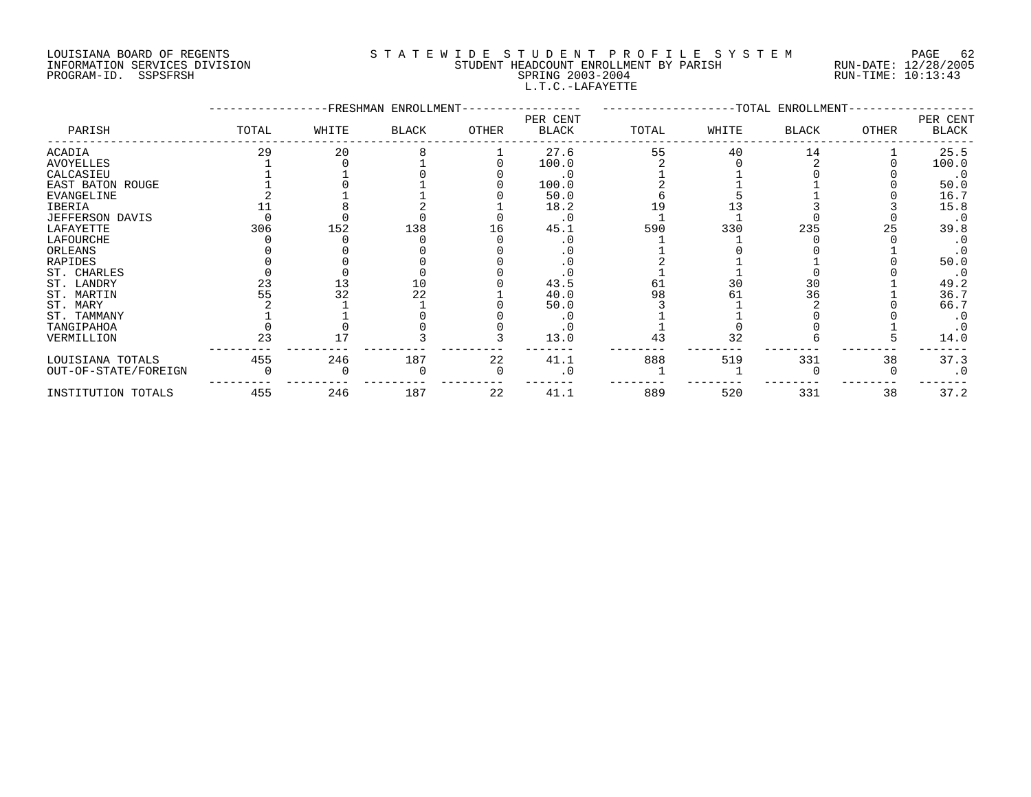LOUISIANA BOARD OF REGENTS
INFORMATION SERVICES DIVISION
PROGRAM-ID. SSPSFRSH

STATEWIDE STUDENT PROFILE SYSTEM
STUDENT HEADCOUNT ENROLLMENT BY PARISH
SPRING 2003-2004
L.T.C.-LAFAYETTE

RUN-DATE: 12/28/2005
RUN-TIME: 10:13:43

| PARISH | FRESHMAN ENROLLMENT TOTAL | WHITE | BLACK | OTHER | PER CENT BLACK | TOTAL ENROLLMENT TOTAL | WHITE | BLACK | OTHER | PER CENT BLACK |
|---|---|---|---|---|---|---|---|---|---|---|
| ACADIA | 29 | 20 | 8 | 1 | 27.6 | 55 | 40 | 14 | 1 | 25.5 |
| AVOYELLES | 1 | 0 | 1 | 0 | 100.0 | 2 | 0 | 2 | 0 | 100.0 |
| CALCASIEU | 1 | 1 | 0 | 0 | .0 | 1 | 1 | 0 | 0 | .0 |
| EAST BATON ROUGE | 1 | 0 | 1 | 0 | 100.0 | 2 | 1 | 1 | 0 | 50.0 |
| EVANGELINE | 2 | 1 | 1 | 0 | 50.0 | 6 | 5 | 1 | 0 | 16.7 |
| IBERIA | 11 | 8 | 2 | 1 | 18.2 | 19 | 13 | 3 | 3 | 15.8 |
| JEFFERSON DAVIS | 0 | 0 | 0 | 0 | .0 | 1 | 1 | 0 | 0 | .0 |
| LAFAYETTE | 306 | 152 | 138 | 16 | 45.1 | 590 | 330 | 235 | 25 | 39.8 |
| LAFOURCHE | 0 | 0 | 0 | 0 | .0 | 1 | 1 | 0 | 0 | .0 |
| ORLEANS | 0 | 0 | 0 | 0 | .0 | 1 | 0 | 0 | 1 | .0 |
| RAPIDES | 0 | 0 | 0 | 0 | .0 | 2 | 1 | 1 | 0 | 50.0 |
| ST. CHARLES | 0 | 0 | 0 | 0 | .0 | 1 | 1 | 0 | 0 | .0 |
| ST. LANDRY | 23 | 13 | 10 | 0 | 43.5 | 61 | 30 | 30 | 1 | 49.2 |
| ST. MARTIN | 55 | 32 | 22 | 1 | 40.0 | 98 | 61 | 36 | 1 | 36.7 |
| ST. MARY | 2 | 1 | 1 | 0 | 50.0 | 3 | 1 | 2 | 0 | 66.7 |
| ST. TAMMANY | 1 | 1 | 0 | 0 | .0 | 1 | 1 | 0 | 0 | .0 |
| TANGIPAHOA | 0 | 0 | 0 | 0 | .0 | 1 | 0 | 0 | 1 | .0 |
| VERMILLION | 23 | 17 | 3 | 3 | 13.0 | 43 | 32 | 6 | 5 | 14.0 |
| LOUISIANA TOTALS | 455 | 246 | 187 | 22 | 41.1 | 888 | 519 | 331 | 38 | 37.3 |
| OUT-OF-STATE/FOREIGN | 0 | 0 | 0 | 0 | .0 | 1 | 1 | 0 | 0 | .0 |
| INSTITUTION TOTALS | 455 | 246 | 187 | 22 | 41.1 | 889 | 520 | 331 | 38 | 37.2 |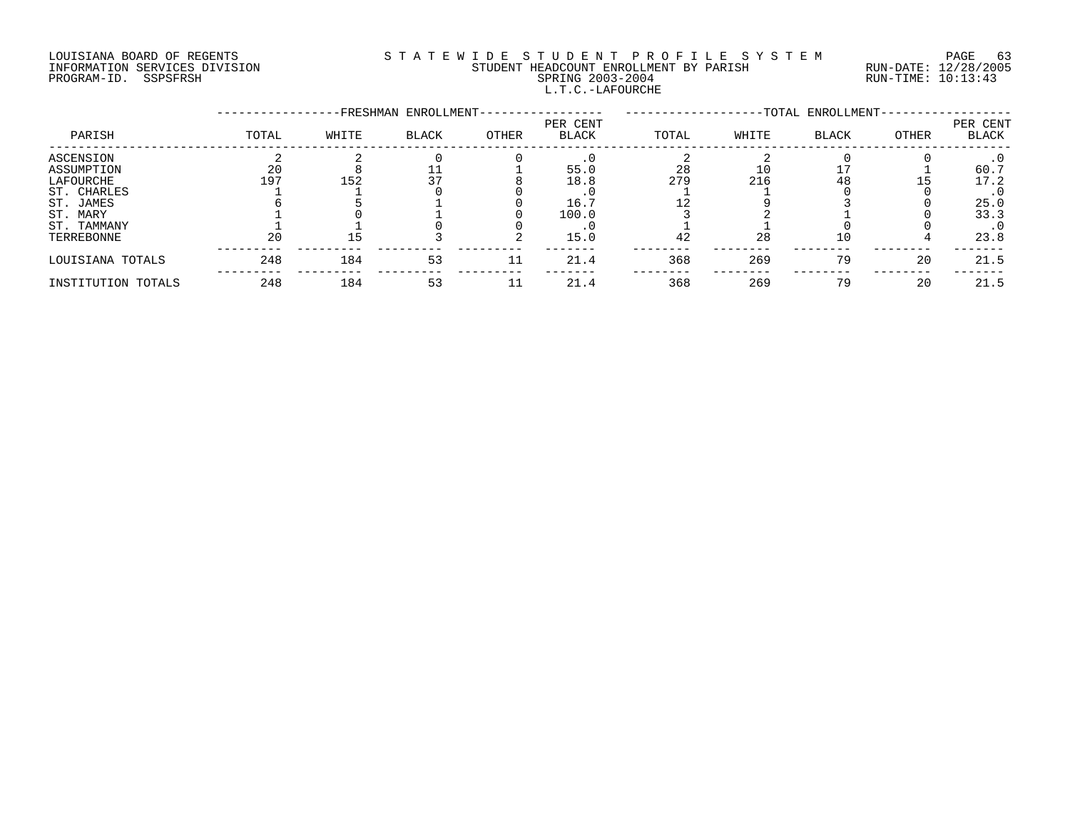LOUISIANA BOARD OF REGENTS
INFORMATION SERVICES DIVISION
PROGRAM-ID. SSPSFRSH

STATEWIDE STUDENT PROFILE SYSTEM
STUDENT HEADCOUNT ENROLLMENT BY PARISH
SPRING 2003-2004
L.T.C.-LAFOURCHE

RUN-DATE: 12/28/2005
RUN-TIME: 10:13:43

| PARISH | FRESHMAN ENROLLMENT TOTAL | WHITE | BLACK | OTHER | PER CENT BLACK | TOTAL ENROLLMENT TOTAL | WHITE | BLACK | OTHER | PER CENT BLACK |
|---|---|---|---|---|---|---|---|---|---|---|
| ASCENSION | 2 | 2 | 0 | 0 | .0 | 2 | 2 | 0 | 0 | .0 |
| ASSUMPTION | 20 | 8 | 11 | 1 | 55.0 | 28 | 10 | 17 | 1 | 60.7 |
| LAFOURCHE | 197 | 152 | 37 | 8 | 18.8 | 279 | 216 | 48 | 15 | 17.2 |
| ST. CHARLES | 1 | 1 | 0 | 0 | .0 | 1 | 1 | 0 | 0 | .0 |
| ST. JAMES | 6 | 5 | 1 | 0 | 16.7 | 12 | 9 | 3 | 0 | 25.0 |
| ST. MARY | 1 | 0 | 1 | 0 | 100.0 | 3 | 2 | 1 | 0 | 33.3 |
| ST. TAMMANY | 1 | 1 | 0 | 0 | .0 | 1 | 1 | 0 | 0 | .0 |
| TERREBONNE | 20 | 15 | 3 | 2 | 15.0 | 42 | 28 | 10 | 4 | 23.8 |
| LOUISIANA TOTALS | 248 | 184 | 53 | 11 | 21.4 | 368 | 269 | 79 | 20 | 21.5 |
| INSTITUTION TOTALS | 248 | 184 | 53 | 11 | 21.4 | 368 | 269 | 79 | 20 | 21.5 |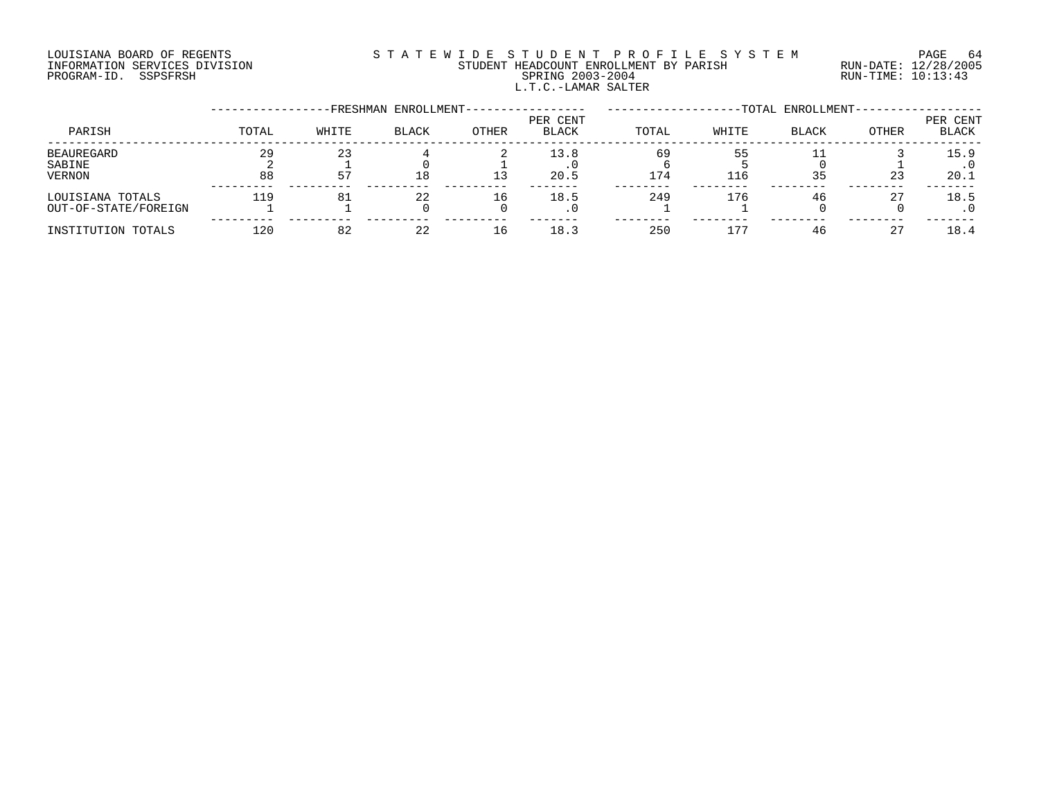LOUISIANA BOARD OF REGENTS
INFORMATION SERVICES DIVISION
PROGRAM-ID. SSPSFRSH

STATEWIDE STUDENT PROFILE SYSTEM
STUDENT HEADCOUNT ENROLLMENT BY PARISH
SPRING 2003-2004
L.T.C.-LAMAR SALTER

RUN-DATE: 12/28/2005
RUN-TIME: 10:13:43

| PARISH | FRESHMAN ENROLLMENT TOTAL | WHITE | BLACK | OTHER | PER CENT BLACK | TOTAL ENROLLMENT TOTAL | WHITE | BLACK | OTHER | PER CENT BLACK |
|---|---|---|---|---|---|---|---|---|---|---|
| BEAUREGARD | 29 | 23 | 4 | 2 | 13.8 | 69 | 55 | 11 | 3 | 15.9 |
| SABINE | 2 | 1 | 0 | 1 | .0 | 6 | 5 | 0 | 1 | .0 |
| VERNON | 88 | 57 | 18 | 13 | 20.5 | 174 | 116 | 35 | 23 | 20.1 |
| LOUISIANA TOTALS | 119 | 81 | 22 | 16 | 18.5 | 249 | 176 | 46 | 27 | 18.5 |
| OUT-OF-STATE/FOREIGN | 1 | 1 | 0 | 0 | .0 | 1 | 1 | 0 | 0 | .0 |
| INSTITUTION TOTALS | 120 | 82 | 22 | 16 | 18.3 | 250 | 177 | 46 | 27 | 18.4 |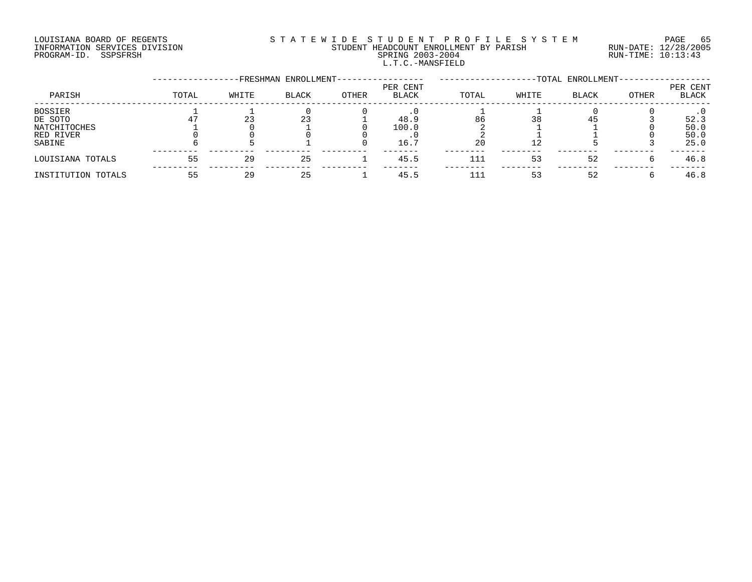LOUISIANA BOARD OF REGENTS
INFORMATION SERVICES DIVISION
PROGRAM-ID. SSPSFRSH

STATEWIDE STUDENT PROFILE SYSTEM
STUDENT HEADCOUNT ENROLLMENT BY PARISH
SPRING 2003-2004
L.T.C.-MANSFIELD

RUN-DATE: 12/28/2005
RUN-TIME: 10:13:43

| PARISH | FRESHMAN ENROLLMENT TOTAL | WHITE | BLACK | OTHER | PER CENT BLACK | TOTAL ENROLLMENT TOTAL | WHITE | BLACK | OTHER | PER CENT BLACK |
|---|---|---|---|---|---|---|---|---|---|---|
| BOSSIER | 1 | 1 | 0 | 0 | .0 | 1 | 1 | 0 | 0 | .0 |
| DE SOTO | 47 | 23 | 23 | 1 | 48.9 | 86 | 38 | 45 | 3 | 52.3 |
| NATCHITOCHES | 1 | 0 | 1 | 0 | 100.0 | 2 | 1 | 1 | 0 | 50.0 |
| RED RIVER | 0 | 0 | 0 | 0 | .0 | 2 | 1 | 1 | 0 | 50.0 |
| SABINE | 6 | 5 | 1 | 0 | 16.7 | 20 | 12 | 5 | 3 | 25.0 |
| LOUISIANA TOTALS | 55 | 29 | 25 | 1 | 45.5 | 111 | 53 | 52 | 6 | 46.8 |
| INSTITUTION TOTALS | 55 | 29 | 25 | 1 | 45.5 | 111 | 53 | 52 | 6 | 46.8 |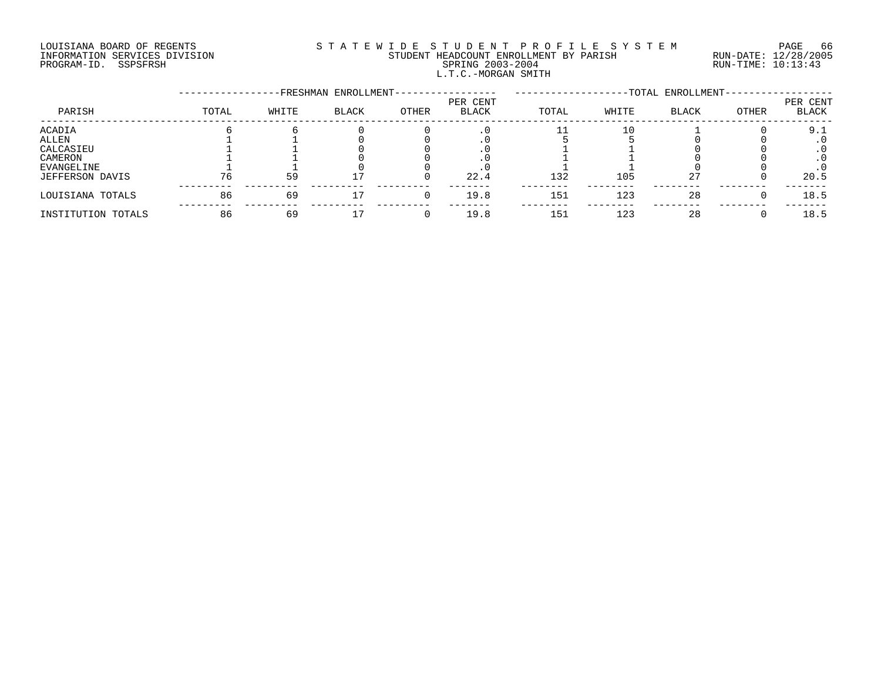LOUISIANA BOARD OF REGENTS
INFORMATION SERVICES DIVISION
PROGRAM-ID. SSPSFRSH

S T A T E W I D E S T U D E N T P R O F I L E S Y S T E M
STUDENT HEADCOUNT ENROLLMENT BY PARISH
SPRING 2003-2004
L.T.C.-MORGAN SMITH

RUN-DATE: 12/28/2005
RUN-TIME: 10:13:43

| PARISH | FRESHMAN ENROLLMENT TOTAL | WHITE | BLACK | OTHER | PER CENT BLACK | TOTAL ENROLLMENT TOTAL | WHITE | BLACK | OTHER | PER CENT BLACK |
|---|---|---|---|---|---|---|---|---|---|---|
| ACADIA | 6 | 6 | 0 | 0 | .0 | 11 | 10 | 1 | 0 | 9.1 |
| ALLEN | 1 | 1 | 0 | 0 | .0 | 5 | 5 | 0 | 0 | .0 |
| CALCASIEU | 1 | 1 | 0 | 0 | .0 | 1 | 1 | 0 | 0 | .0 |
| CAMERON | 1 | 1 | 0 | 0 | .0 | 1 | 1 | 0 | 0 | .0 |
| EVANGELINE | 1 | 1 | 0 | 0 | .0 | 1 | 1 | 0 | 0 | .0 |
| JEFFERSON DAVIS | 76 | 59 | 17 | 0 | 22.4 | 132 | 105 | 27 | 0 | 20.5 |
| LOUISIANA TOTALS | 86 | 69 | 17 | 0 | 19.8 | 151 | 123 | 28 | 0 | 18.5 |
| INSTITUTION TOTALS | 86 | 69 | 17 | 0 | 19.8 | 151 | 123 | 28 | 0 | 18.5 |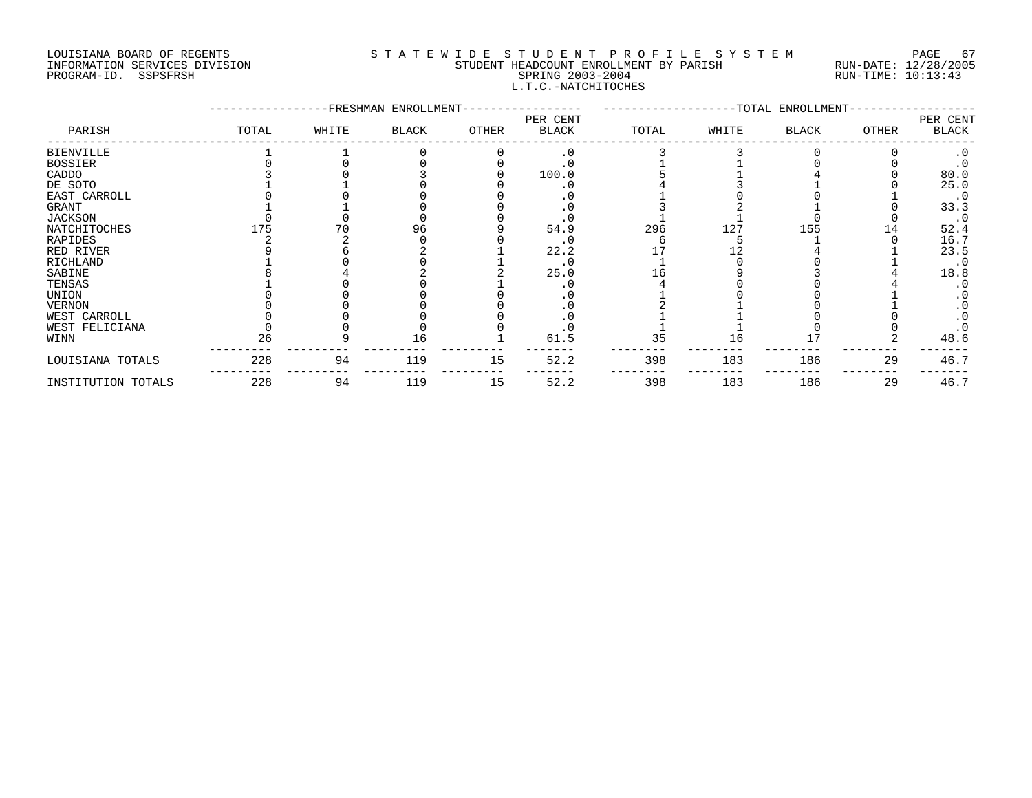LOUISIANA BOARD OF REGENTS
INFORMATION SERVICES DIVISION
PROGRAM-ID. SSPSFRSH

STATEWIDE STUDENT PROFILE SYSTEM
STUDENT HEADCOUNT ENROLLMENT BY PARISH
SPRING 2003-2004
L.T.C.-NATCHITOCHES

RUN-DATE: 12/28/2005
RUN-TIME: 10:13:43

| PARISH | FRESHMAN ENROLLMENT TOTAL | WHITE | BLACK | OTHER | PER CENT BLACK | TOTAL ENROLLMENT TOTAL | WHITE | BLACK | OTHER | PER CENT BLACK |
|---|---|---|---|---|---|---|---|---|---|---|
| BIENVILLE | 1 | 1 | 0 | 0 | .0 | 3 | 3 | 0 | 0 | .0 |
| BOSSIER | 0 | 0 | 0 | 0 | .0 | 1 | 1 | 0 | 0 | .0 |
| CADDO | 3 | 0 | 3 | 0 | 100.0 | 5 | 1 | 4 | 0 | 80.0 |
| DE SOTO | 1 | 1 | 0 | 0 | .0 | 4 | 3 | 1 | 0 | 25.0 |
| EAST CARROLL | 0 | 0 | 0 | 0 | .0 | 1 | 0 | 0 | 1 | .0 |
| GRANT | 1 | 1 | 0 | 0 | .0 | 3 | 2 | 1 | 0 | 33.3 |
| JACKSON | 0 | 0 | 0 | 0 | .0 | 1 | 1 | 0 | 0 | .0 |
| NATCHITOCHES | 175 | 70 | 96 | 9 | 54.9 | 296 | 127 | 155 | 14 | 52.4 |
| RAPIDES | 2 | 2 | 0 | 0 | .0 | 6 | 5 | 1 | 0 | 16.7 |
| RED RIVER | 9 | 6 | 2 | 1 | 22.2 | 17 | 12 | 4 | 1 | 23.5 |
| RICHLAND | 1 | 0 | 0 | 1 | .0 | 1 | 0 | 0 | 1 | .0 |
| SABINE | 8 | 4 | 2 | 2 | 25.0 | 16 | 9 | 3 | 4 | 18.8 |
| TENSAS | 1 | 0 | 0 | 1 | .0 | 4 | 0 | 0 | 4 | .0 |
| UNION | 0 | 0 | 0 | 0 | .0 | 1 | 0 | 0 | 1 | .0 |
| VERNON | 0 | 0 | 0 | 0 | .0 | 2 | 1 | 0 | 1 | .0 |
| WEST CARROLL | 0 | 0 | 0 | 0 | .0 | 1 | 1 | 0 | 0 | .0 |
| WEST FELICIANA | 0 | 0 | 0 | 0 | .0 | 1 | 1 | 0 | 0 | .0 |
| WINN | 26 | 9 | 16 | 1 | 61.5 | 35 | 16 | 17 | 2 | 48.6 |
| LOUISIANA TOTALS | 228 | 94 | 119 | 15 | 52.2 | 398 | 183 | 186 | 29 | 46.7 |
| INSTITUTION TOTALS | 228 | 94 | 119 | 15 | 52.2 | 398 | 183 | 186 | 29 | 46.7 |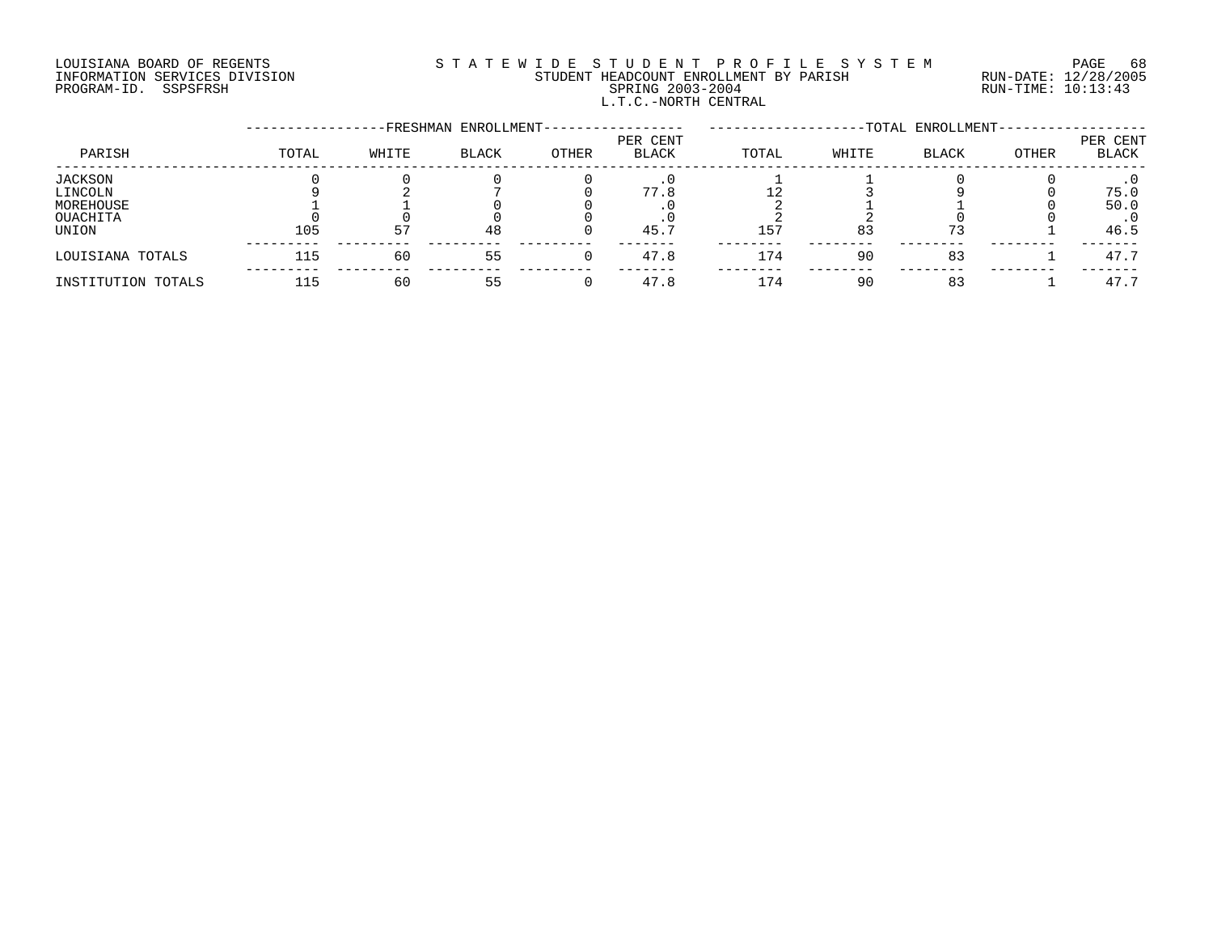LOUISIANA BOARD OF REGENTS
INFORMATION SERVICES DIVISION
PROGRAM-ID. SSPSFRSH

STATEWIDE STUDENT PROFILE SYSTEM
STUDENT HEADCOUNT ENROLLMENT BY PARISH
SPRING 2003-2004
L.T.C.-NORTH CENTRAL

RUN-DATE: 12/28/2005
RUN-TIME: 10:13:43

| PARISH | FRESHMAN ENROLLMENT | | | | | TOTAL ENROLLMENT | | | | |
|---|---|---|---|---|---|---|---|---|---|---|
| | TOTAL | WHITE | BLACK | OTHER | PER CENT BLACK | TOTAL | WHITE | BLACK | OTHER | PER CENT BLACK |
| JACKSON | 0 | 0 | 0 | 0 | .0 | 1 | 1 | 0 | 0 | .0 |
| LINCOLN | 9 | 2 | 7 | 0 | 77.8 | 12 | 3 | 9 | 0 | 75.0 |
| MOREHOUSE | 1 | 1 | 0 | 0 | .0 | 2 | 1 | 1 | 0 | 50.0 |
| OUACHITA | 0 | 0 | 0 | 0 | .0 | 2 | 2 | 0 | 0 | .0 |
| UNION | 105 | 57 | 48 | 0 | 45.7 | 157 | 83 | 73 | 1 | 46.5 |
| LOUISIANA TOTALS | 115 | 60 | 55 | 0 | 47.8 | 174 | 90 | 83 | 1 | 47.7 |
| INSTITUTION TOTALS | 115 | 60 | 55 | 0 | 47.8 | 174 | 90 | 83 | 1 | 47.7 |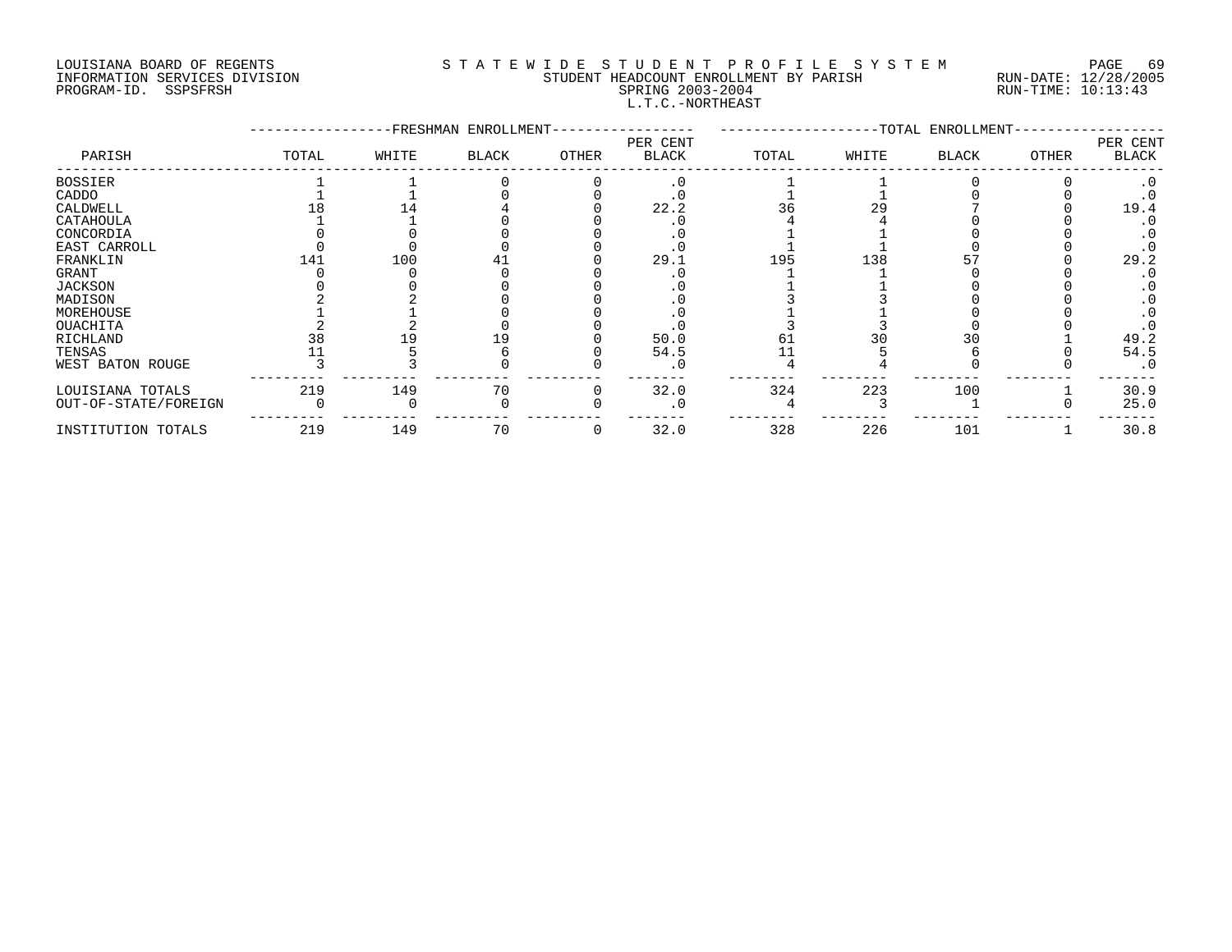LOUISIANA BOARD OF REGENTS
INFORMATION SERVICES DIVISION
PROGRAM-ID. SSPSFRSH

S T A T E W I D E   S T U D E N T   P R O F I L E   S Y S T E M
STUDENT HEADCOUNT ENROLLMENT BY PARISH
SPRING 2003-2004
L.T.C.-NORTHEAST

RUN-DATE: 12/28/2005
RUN-TIME: 10:13:43

| PARISH | FRESHMAN ENROLLMENT TOTAL | WHITE | BLACK | OTHER | PER CENT BLACK | TOTAL ENROLLMENT TOTAL | WHITE | BLACK | OTHER | PER CENT BLACK |
|---|---|---|---|---|---|---|---|---|---|---|
| BOSSIER | 1 | 1 | 0 | 0 | .0 | 1 | 1 | 0 | 0 | .0 |
| CADDO | 1 | 1 | 0 | 0 | .0 | 1 | 1 | 0 | 0 | .0 |
| CALDWELL | 18 | 14 | 4 | 0 | 22.2 | 36 | 29 | 7 | 0 | 19.4 |
| CATAHOULA | 1 | 1 | 0 | 0 | .0 | 4 | 4 | 0 | 0 | .0 |
| CONCORDIA | 0 | 0 | 0 | 0 | .0 | 1 | 1 | 0 | 0 | .0 |
| EAST CARROLL | 0 | 0 | 0 | 0 | .0 | 1 | 1 | 0 | 0 | .0 |
| FRANKLIN | 141 | 100 | 41 | 0 | 29.1 | 195 | 138 | 57 | 0 | 29.2 |
| GRANT | 0 | 0 | 0 | 0 | .0 | 1 | 1 | 0 | 0 | .0 |
| JACKSON | 0 | 0 | 0 | 0 | .0 | 1 | 1 | 0 | 0 | .0 |
| MADISON | 2 | 2 | 0 | 0 | .0 | 3 | 3 | 0 | 0 | .0 |
| MOREHOUSE | 1 | 1 | 0 | 0 | .0 | 1 | 1 | 0 | 0 | .0 |
| OUACHITA | 2 | 2 | 0 | 0 | .0 | 3 | 3 | 0 | 0 | .0 |
| RICHLAND | 38 | 19 | 19 | 0 | 50.0 | 61 | 30 | 30 | 1 | 49.2 |
| TENSAS | 11 | 5 | 6 | 0 | 54.5 | 11 | 5 | 6 | 0 | 54.5 |
| WEST BATON ROUGE | 3 | 3 | 0 | 0 | .0 | 4 | 4 | 0 | 0 | .0 |
| LOUISIANA TOTALS | 219 | 149 | 70 | 0 | 32.0 | 324 | 223 | 100 | 1 | 30.9 |
| OUT-OF-STATE/FOREIGN | 0 | 0 | 0 | 0 | .0 | 4 | 3 | 1 | 0 | 25.0 |
| INSTITUTION TOTALS | 219 | 149 | 70 | 0 | 32.0 | 328 | 226 | 101 | 1 | 30.8 |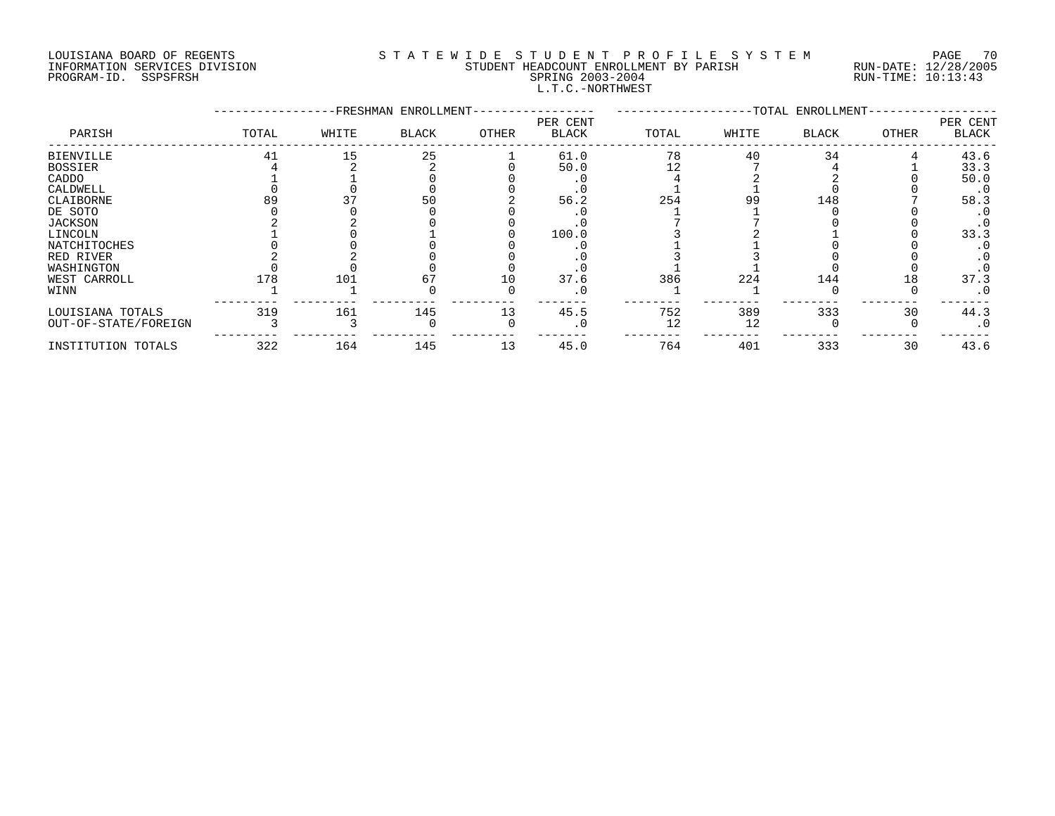LOUISIANA BOARD OF REGENTS
INFORMATION SERVICES DIVISION
PROGRAM-ID. SSPSFRSH

# STATEWIDE STUDENT PROFILE SYSTEM

STUDENT HEADCOUNT ENROLLMENT BY PARISH
SPRING 2003-2004
L.T.C.-NORTHWEST

RUN-DATE: 12/28/2005
RUN-TIME: 10:13:43

| PARISH | FRESHMAN ENROLLMENT TOTAL | WHITE | BLACK | OTHER | PER CENT BLACK | TOTAL ENROLLMENT TOTAL | WHITE | BLACK | OTHER | PER CENT BLACK |
|---|---|---|---|---|---|---|---|---|---|---|
| BIENVILLE | 41 | 15 | 25 | 1 | 61.0 | 78 | 40 | 34 | 4 | 43.6 |
| BOSSIER | 4 | 2 | 2 | 0 | 50.0 | 12 | 7 | 4 | 1 | 33.3 |
| CADDO | 1 | 1 | 0 | 0 | .0 | 4 | 2 | 2 | 0 | 50.0 |
| CALDWELL | 0 | 0 | 0 | 0 | .0 | 1 | 1 | 0 | 0 | .0 |
| CLAIBORNE | 89 | 37 | 50 | 2 | 56.2 | 254 | 99 | 148 | 7 | 58.3 |
| DE SOTO | 0 | 0 | 0 | 0 | .0 | 1 | 1 | 0 | 0 | .0 |
| JACKSON | 2 | 2 | 0 | 0 | .0 | 7 | 7 | 0 | 0 | .0 |
| LINCOLN | 1 | 0 | 1 | 0 | 100.0 | 3 | 2 | 1 | 0 | 33.3 |
| NATCHITOCHES | 0 | 0 | 0 | 0 | .0 | 1 | 1 | 0 | 0 | .0 |
| RED RIVER | 2 | 2 | 0 | 0 | .0 | 3 | 3 | 0 | 0 | .0 |
| WASHINGTON | 0 | 0 | 0 | 0 | .0 | 1 | 1 | 0 | 0 | .0 |
| WEST CARROLL | 178 | 101 | 67 | 10 | 37.6 | 386 | 224 | 144 | 18 | 37.3 |
| WINN | 1 | 1 | 0 | 0 | .0 | 1 | 1 | 0 | 0 | .0 |
| LOUISIANA TOTALS | 319 | 161 | 145 | 13 | 45.5 | 752 | 389 | 333 | 30 | 44.3 |
| OUT-OF-STATE/FOREIGN | 3 | 3 | 0 | 0 | .0 | 12 | 12 | 0 | 0 | .0 |
| INSTITUTION TOTALS | 322 | 164 | 145 | 13 | 45.0 | 764 | 401 | 333 | 30 | 43.6 |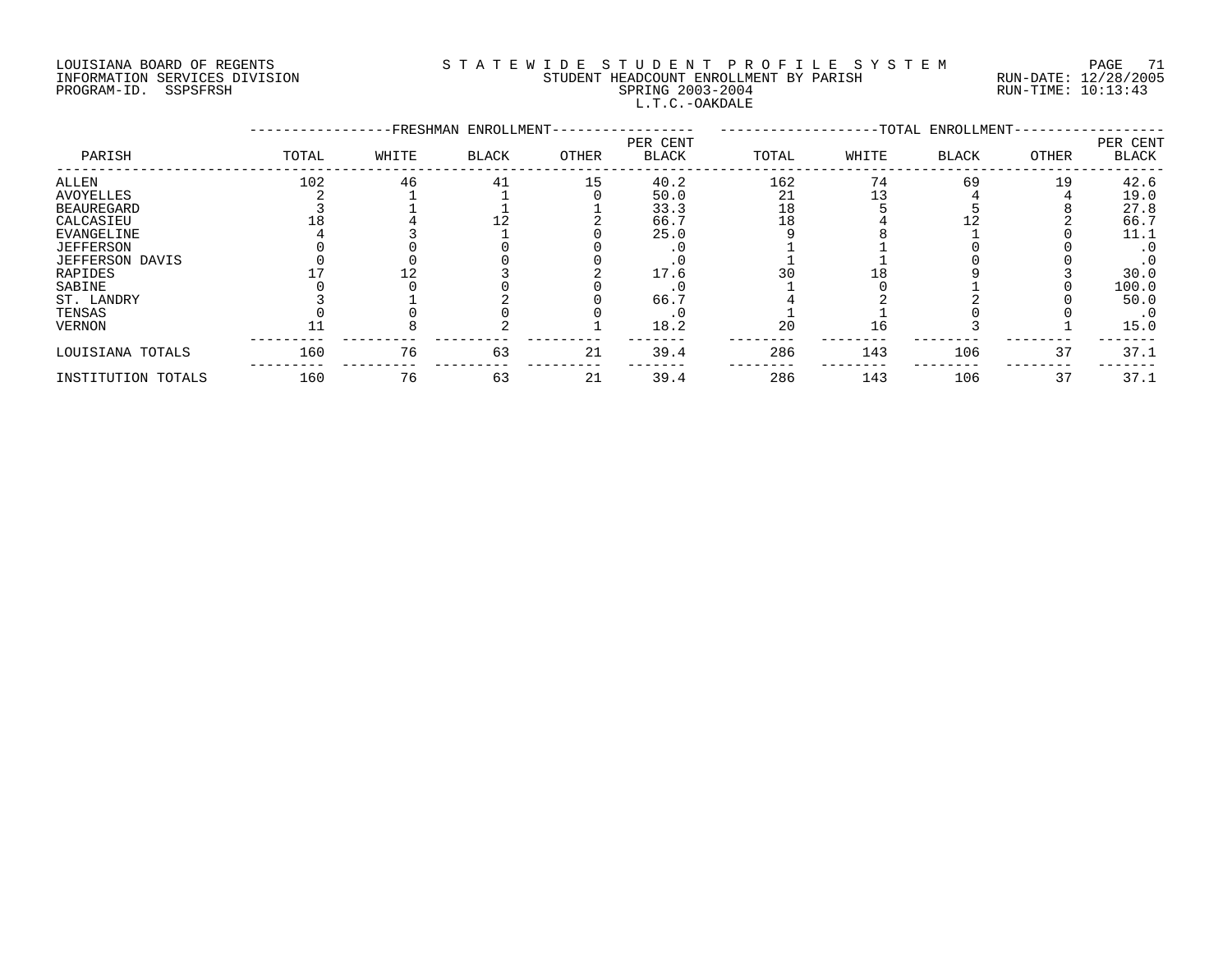LOUISIANA BOARD OF REGENTS
INFORMATION SERVICES DIVISION
PROGRAM-ID. SSPSFRSH

STATEWIDE STUDENT PROFILE SYSTEM
STUDENT HEADCOUNT ENROLLMENT BY PARISH
SPRING 2003-2004
L.T.C.-OAKDALE

RUN-DATE: 12/28/2005
RUN-TIME: 10:13:43

| PARISH | FRESHMAN ENROLLMENT TOTAL | WHITE | BLACK | OTHER | PER CENT BLACK | TOTAL ENROLLMENT TOTAL | WHITE | BLACK | OTHER | PER CENT BLACK |
|---|---|---|---|---|---|---|---|---|---|---|
| ALLEN | 102 | 46 | 41 | 15 | 40.2 | 162 | 74 | 69 | 19 | 42.6 |
| AVOYELLES | 2 | 1 | 1 | 0 | 50.0 | 21 | 13 | 4 | 4 | 19.0 |
| BEAUREGARD | 3 | 1 | 1 | 1 | 33.3 | 18 | 5 | 5 | 8 | 27.8 |
| CALCASIEU | 18 | 4 | 12 | 2 | 66.7 | 18 | 4 | 12 | 2 | 66.7 |
| EVANGELINE | 4 | 3 | 1 | 0 | 25.0 | 9 | 8 | 1 | 0 | 11.1 |
| JEFFERSON | 0 | 0 | 0 | 0 | .0 | 1 | 1 | 0 | 0 | .0 |
| JEFFERSON DAVIS | 0 | 0 | 0 | 0 | .0 | 1 | 1 | 0 | 0 | .0 |
| RAPIDES | 17 | 12 | 3 | 2 | 17.6 | 30 | 18 | 9 | 3 | 30.0 |
| SABINE | 0 | 0 | 0 | 0 | .0 | 1 | 0 | 1 | 0 | 100.0 |
| ST. LANDRY | 3 | 1 | 2 | 0 | 66.7 | 4 | 2 | 2 | 0 | 50.0 |
| TENSAS | 0 | 0 | 0 | 0 | .0 | 1 | 1 | 0 | 0 | .0 |
| VERNON | 11 | 8 | 2 | 1 | 18.2 | 20 | 16 | 3 | 1 | 15.0 |
| LOUISIANA TOTALS | 160 | 76 | 63 | 21 | 39.4 | 286 | 143 | 106 | 37 | 37.1 |
| INSTITUTION TOTALS | 160 | 76 | 63 | 21 | 39.4 | 286 | 143 | 106 | 37 | 37.1 |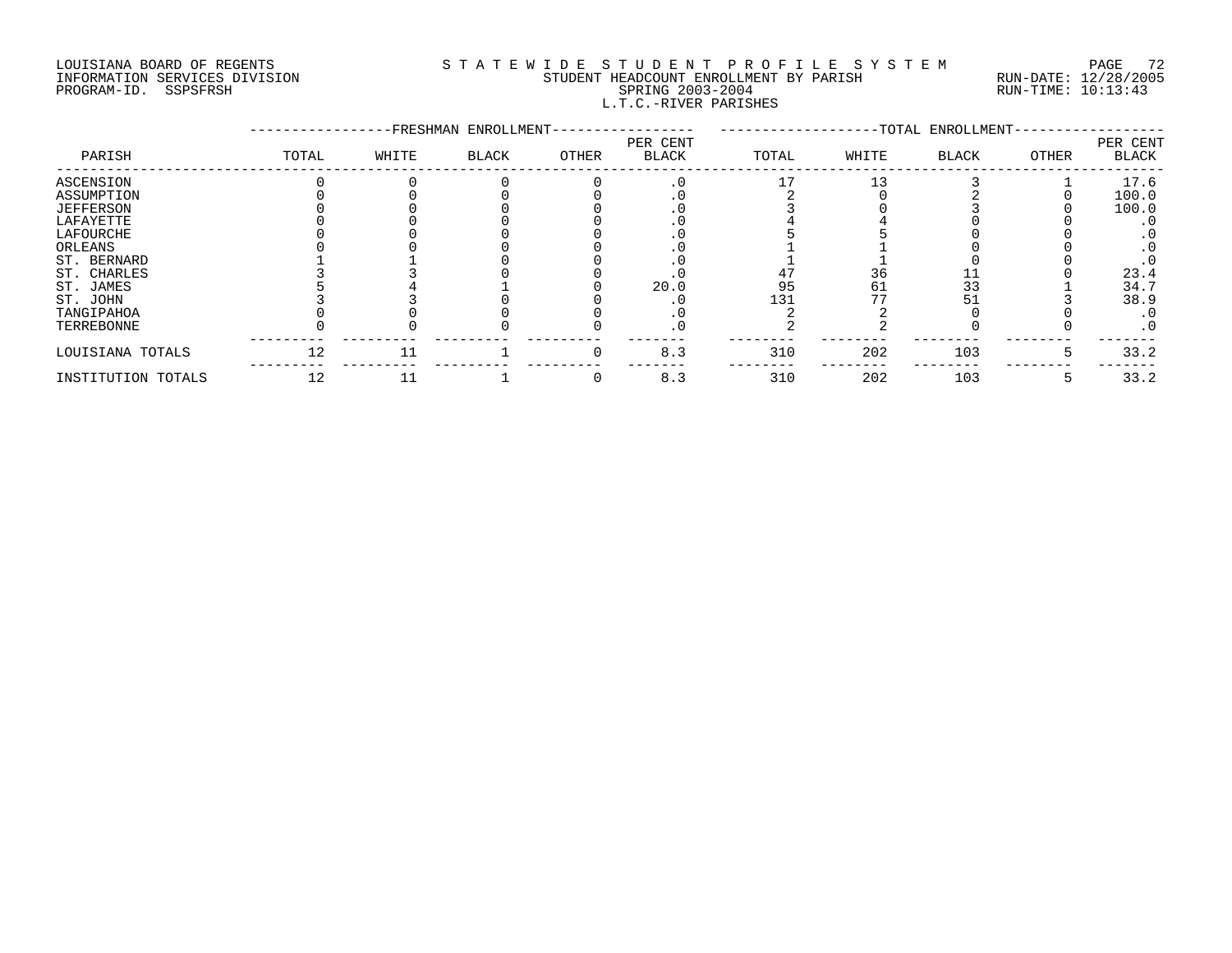LOUISIANA BOARD OF REGENTS
INFORMATION SERVICES DIVISION
PROGRAM-ID. SSPSFRSH

# STATEWIDE STUDENT PROFILE SYSTEM

STUDENT HEADCOUNT ENROLLMENT BY PARISH
SPRING 2003-2004
L.T.C.-RIVER PARISHES

RUN-DATE: 12/28/2005
RUN-TIME: 10:13:43

| PARISH | FRESHMAN ENROLLMENT | | | | | TOTAL ENROLLMENT | | | | |
|---|---|---|---|---|---|---|---|---|---|---|
| | TOTAL | WHITE | BLACK | OTHER | PER CENT BLACK | TOTAL | WHITE | BLACK | OTHER | PER CENT BLACK |
| ASCENSION | 0 | 0 | 0 | 0 | .0 | 17 | 13 | 3 | 1 | 17.6 |
| ASSUMPTION | 0 | 0 | 0 | 0 | .0 | 2 | 0 | 2 | 0 | 100.0 |
| JEFFERSON | 0 | 0 | 0 | 0 | .0 | 3 | 0 | 3 | 0 | 100.0 |
| LAFAYETTE | 0 | 0 | 0 | 0 | .0 | 4 | 4 | 0 | 0 | .0 |
| LAFOURCHE | 0 | 0 | 0 | 0 | .0 | 5 | 5 | 0 | 0 | .0 |
| ORLEANS | 0 | 0 | 0 | 0 | .0 | 1 | 1 | 0 | 0 | .0 |
| ST. BERNARD | 1 | 1 | 0 | 0 | .0 | 1 | 1 | 0 | 0 | .0 |
| ST. CHARLES | 3 | 3 | 0 | 0 | .0 | 47 | 36 | 11 | 0 | 23.4 |
| ST. JAMES | 5 | 4 | 1 | 0 | 20.0 | 95 | 61 | 33 | 1 | 34.7 |
| ST. JOHN | 3 | 3 | 0 | 0 | .0 | 131 | 77 | 51 | 3 | 38.9 |
| TANGIPAHOA | 0 | 0 | 0 | 0 | .0 | 2 | 2 | 0 | 0 | .0 |
| TERREBONNE | 0 | 0 | 0 | 0 | .0 | 2 | 2 | 0 | 0 | .0 |
| LOUISIANA TOTALS | 12 | 11 | 1 | 0 | 8.3 | 310 | 202 | 103 | 5 | 33.2 |
| INSTITUTION TOTALS | 12 | 11 | 1 | 0 | 8.3 | 310 | 202 | 103 | 5 | 33.2 |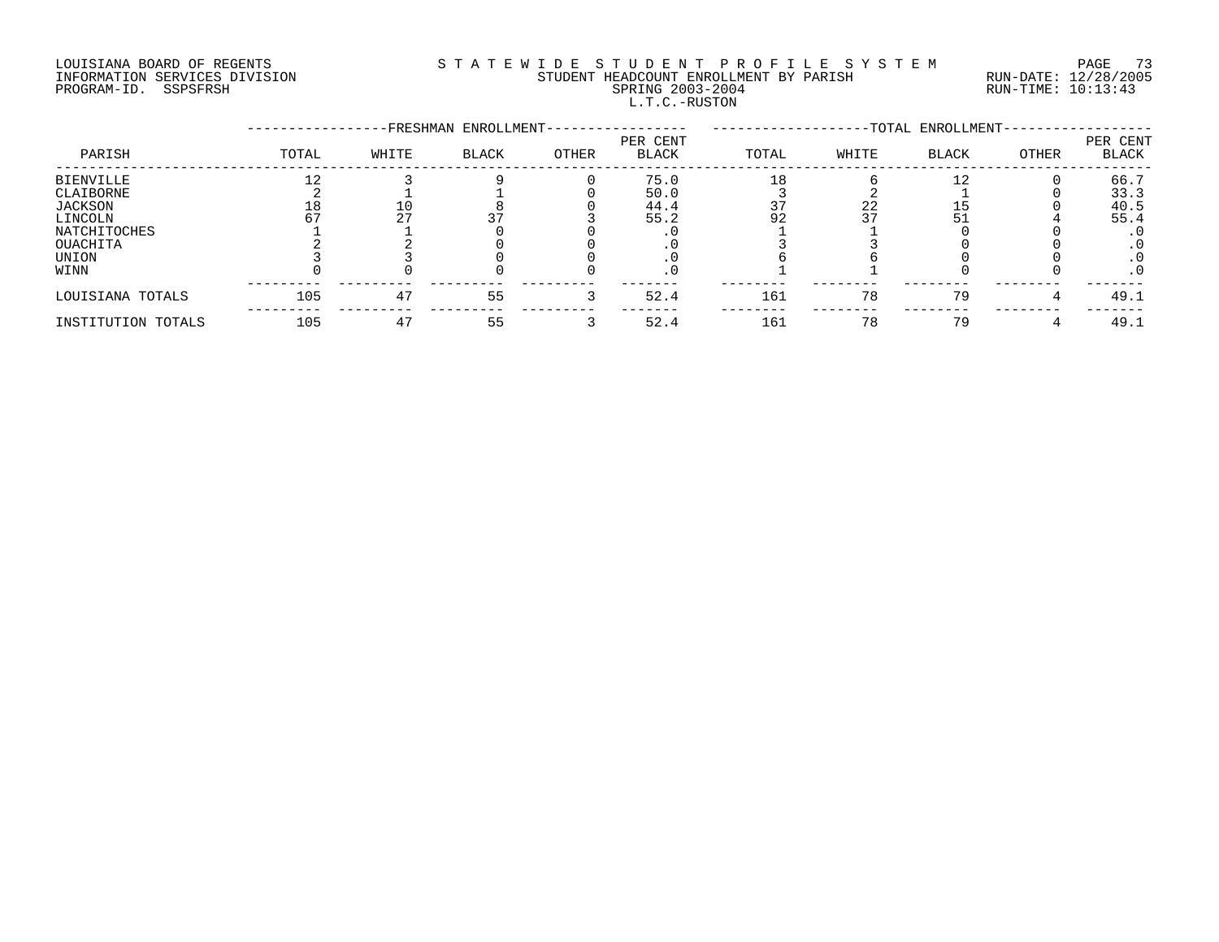LOUISIANA BOARD OF REGENTS
INFORMATION SERVICES DIVISION
PROGRAM-ID. SSPSFRSH

STATEWIDE STUDENT PROFILE SYSTEM
STUDENT HEADCOUNT ENROLLMENT BY PARISH
SPRING 2003-2004
L.T.C.-RUSTON

RUN-DATE: 12/28/2005
RUN-TIME: 10:13:43

| PARISH | FRESHMAN ENROLLMENT TOTAL | WHITE | BLACK | OTHER | PER CENT BLACK | TOTAL ENROLLMENT TOTAL | WHITE | BLACK | OTHER | PER CENT BLACK |
|---|---|---|---|---|---|---|---|---|---|---|
| BIENVILLE | 12 | 3 | 9 | 0 | 75.0 | 18 | 6 | 12 | 0 | 66.7 |
| CLAIBORNE | 2 | 1 | 1 | 0 | 50.0 | 3 | 2 | 1 | 0 | 33.3 |
| JACKSON | 18 | 10 | 8 | 0 | 44.4 | 37 | 22 | 15 | 0 | 40.5 |
| LINCOLN | 67 | 27 | 37 | 3 | 55.2 | 92 | 37 | 51 | 4 | 55.4 |
| NATCHITOCHES | 1 | 1 | 0 | 0 | .0 | 1 | 1 | 0 | 0 | .0 |
| OUACHITA | 2 | 2 | 0 | 0 | .0 | 3 | 3 | 0 | 0 | .0 |
| UNION | 3 | 3 | 0 | 0 | .0 | 6 | 6 | 0 | 0 | .0 |
| WINN | 0 | 0 | 0 | 0 | .0 | 1 | 1 | 0 | 0 | .0 |
| LOUISIANA TOTALS | 105 | 47 | 55 | 3 | 52.4 | 161 | 78 | 79 | 4 | 49.1 |
| INSTITUTION TOTALS | 105 | 47 | 55 | 3 | 52.4 | 161 | 78 | 79 | 4 | 49.1 |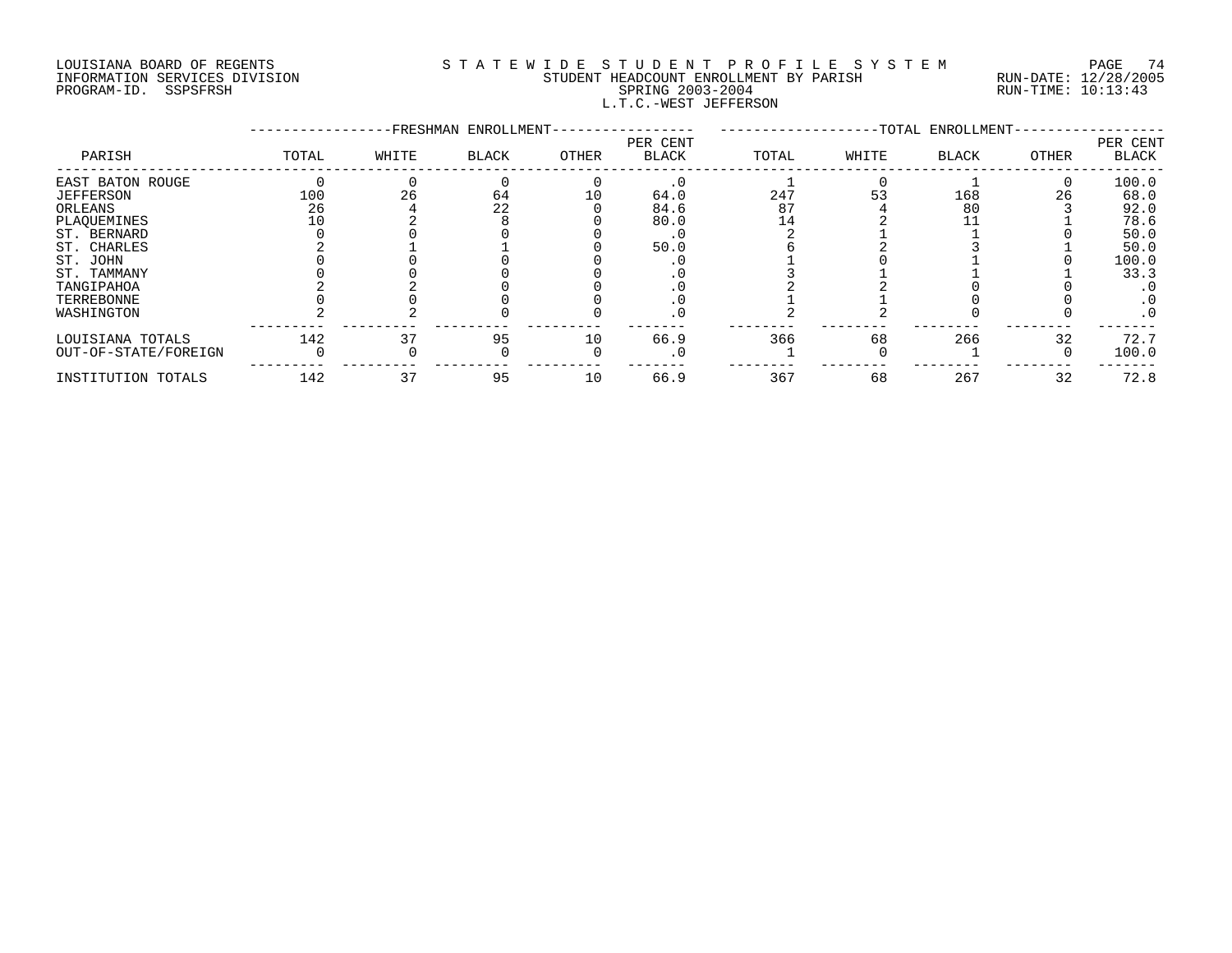LOUISIANA BOARD OF REGENTS
INFORMATION SERVICES DIVISION
PROGRAM-ID. SSPSFRSH

STATEWIDE STUDENT PROFILE SYSTEM
STUDENT HEADCOUNT ENROLLMENT BY PARISH
SPRING 2003-2004
L.T.C.-WEST JEFFERSON

RUN-DATE: 12/28/2005
RUN-TIME: 10:13:43

| PARISH | FRESHMAN ENROLLMENT TOTAL | WHITE | BLACK | OTHER | PER CENT BLACK | TOTAL ENROLLMENT TOTAL | WHITE | BLACK | OTHER | PER CENT BLACK |
|---|---|---|---|---|---|---|---|---|---|---|
| EAST BATON ROUGE | 0 | 0 | 0 | 0 | .0 | 1 | 0 | 1 | 0 | 100.0 |
| JEFFERSON | 100 | 26 | 64 | 10 | 64.0 | 247 | 53 | 168 | 26 | 68.0 |
| ORLEANS | 26 | 4 | 22 | 0 | 84.6 | 87 | 4 | 80 | 3 | 92.0 |
| PLAQUEMINES | 10 | 2 | 8 | 0 | 80.0 | 14 | 2 | 11 | 1 | 78.6 |
| ST. BERNARD | 0 | 0 | 0 | 0 | .0 | 2 | 1 | 1 | 0 | 50.0 |
| ST. CHARLES | 2 | 1 | 1 | 0 | 50.0 | 6 | 2 | 3 | 1 | 50.0 |
| ST. JOHN | 0 | 0 | 0 | 0 | .0 | 1 | 0 | 1 | 0 | 100.0 |
| ST. TAMMANY | 0 | 0 | 0 | 0 | .0 | 3 | 1 | 1 | 1 | 33.3 |
| TANGIPAHOA | 2 | 2 | 0 | 0 | .0 | 2 | 2 | 0 | 0 | .0 |
| TERREBONNE | 0 | 0 | 0 | 0 | .0 | 1 | 1 | 0 | 0 | .0 |
| WASHINGTON | 2 | 2 | 0 | 0 | .0 | 2 | 2 | 0 | 0 | .0 |
| LOUISIANA TOTALS | 142 | 37 | 95 | 10 | 66.9 | 366 | 68 | 266 | 32 | 72.7 |
| OUT-OF-STATE/FOREIGN | 0 | 0 | 0 | 0 | .0 | 1 | 0 | 1 | 0 | 100.0 |
| INSTITUTION TOTALS | 142 | 37 | 95 | 10 | 66.9 | 367 | 68 | 267 | 32 | 72.8 |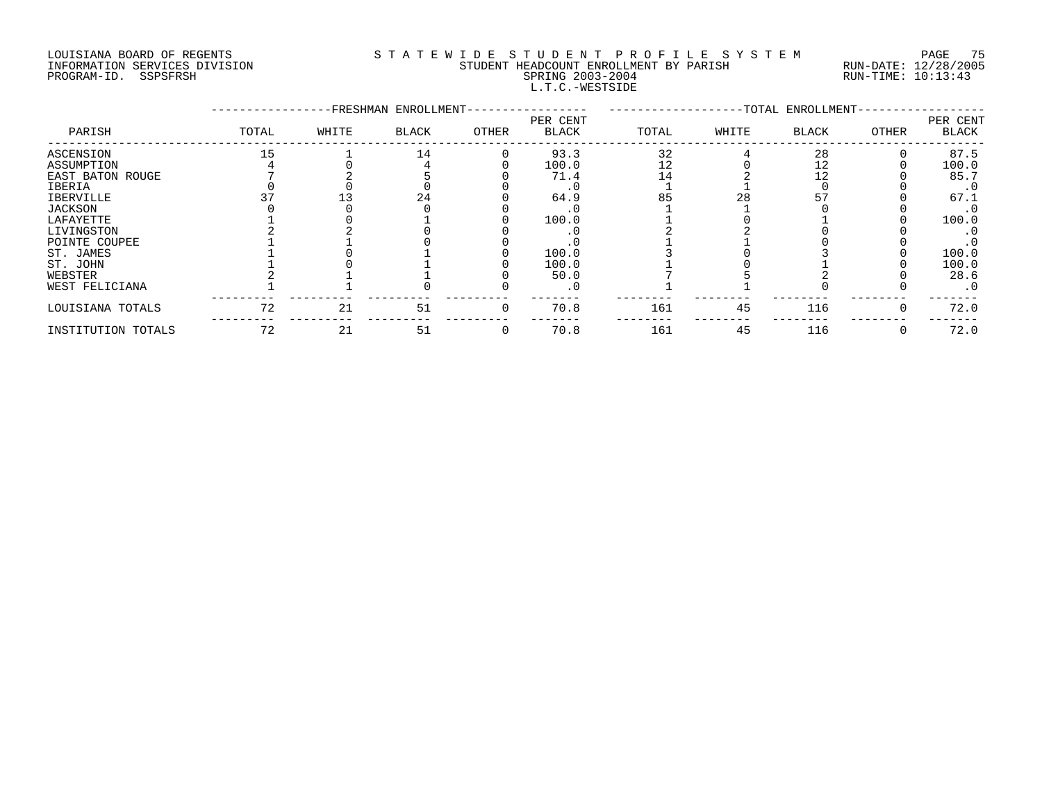LOUISIANA BOARD OF REGENTS
INFORMATION SERVICES DIVISION
PROGRAM-ID. SSPSFRSH

STATEWIDE STUDENT PROFILE SYSTEM
STUDENT HEADCOUNT ENROLLMENT BY PARISH
SPRING 2003-2004
L.T.C.-WESTSIDE

RUN-DATE: 12/28/2005
RUN-TIME: 10:13:43

| PARISH | FRESHMAN ENROLLMENT TOTAL | WHITE | BLACK | OTHER | PER CENT BLACK | TOTAL ENROLLMENT TOTAL | WHITE | BLACK | OTHER | PER CENT BLACK |
|---|---|---|---|---|---|---|---|---|---|---|
| ASCENSION | 15 | 1 | 14 | 0 | 93.3 | 32 | 4 | 28 | 0 | 87.5 |
| ASSUMPTION | 4 | 0 | 4 | 0 | 100.0 | 12 | 0 | 12 | 0 | 100.0 |
| EAST BATON ROUGE | 7 | 2 | 5 | 0 | 71.4 | 14 | 2 | 12 | 0 | 85.7 |
| IBERIA | 0 | 0 | 0 | 0 | .0 | 1 | 1 | 0 | 0 | .0 |
| IBERVILLE | 37 | 13 | 24 | 0 | 64.9 | 85 | 28 | 57 | 0 | 67.1 |
| JACKSON | 0 | 0 | 0 | 0 | .0 | 1 | 1 | 0 | 0 | .0 |
| LAFAYETTE | 1 | 0 | 1 | 0 | 100.0 | 1 | 0 | 1 | 0 | 100.0 |
| LIVINGSTON | 2 | 2 | 0 | 0 | .0 | 2 | 2 | 0 | 0 | .0 |
| POINTE COUPEE | 1 | 1 | 0 | 0 | .0 | 1 | 1 | 0 | 0 | .0 |
| ST. JAMES | 1 | 0 | 1 | 0 | 100.0 | 3 | 0 | 3 | 0 | 100.0 |
| ST. JOHN | 1 | 0 | 1 | 0 | 100.0 | 1 | 0 | 1 | 0 | 100.0 |
| WEBSTER | 2 | 1 | 1 | 0 | 50.0 | 7 | 5 | 2 | 0 | 28.6 |
| WEST FELICIANA | 1 | 1 | 0 | 0 | .0 | 1 | 1 | 0 | 0 | .0 |
| LOUISIANA TOTALS | 72 | 21 | 51 | 0 | 70.8 | 161 | 45 | 116 | 0 | 72.0 |
| INSTITUTION TOTALS | 72 | 21 | 51 | 0 | 70.8 | 161 | 45 | 116 | 0 | 72.0 |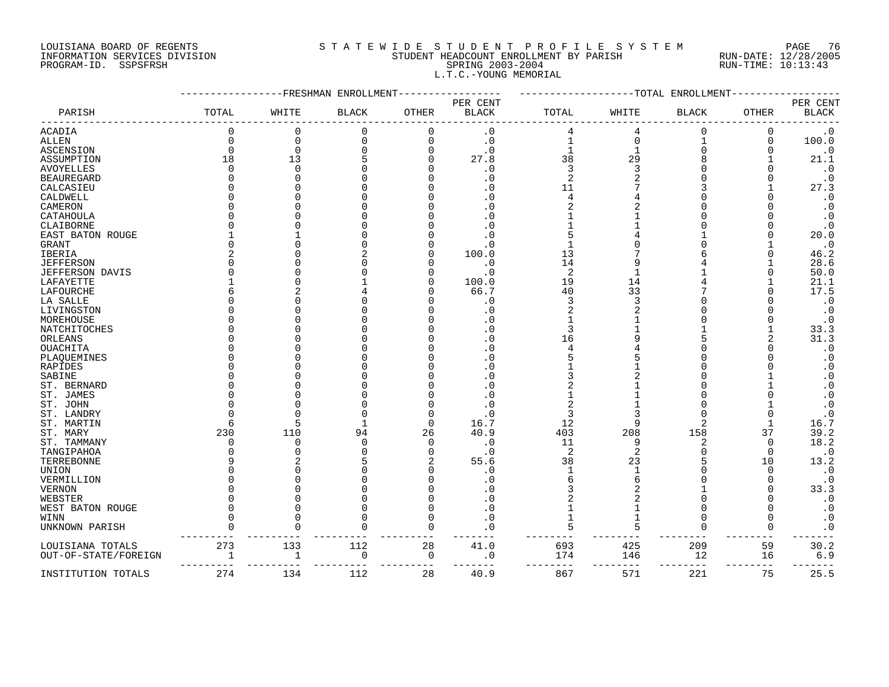LOUISIANA BOARD OF REGENTS
INFORMATION SERVICES DIVISION
PROGRAM-ID. SSPSFRSH

STATEWIDE STUDENT PROFILE SYSTEM
STUDENT HEADCOUNT ENROLLMENT BY PARISH
SPRING 2003-2004
L.T.C.-YOUNG MEMORIAL

RUN-DATE: 12/28/2005
RUN-TIME: 10:13:43

| PARISH | FRESHMAN ENROLLMENT TOTAL | WHITE | BLACK | OTHER | PER CENT BLACK | TOTAL ENROLLMENT TOTAL | WHITE | BLACK | OTHER | PER CENT BLACK |
|---|---|---|---|---|---|---|---|---|---|---|
| ACADIA | 0 | 0 | 0 | 0 | .0 | 4 | 4 | 0 | 0 | .0 |
| ALLEN | 0 | 0 | 0 | 0 | .0 | 1 | 0 | 1 | 0 | 100.0 |
| ASCENSION | 0 | 0 | 0 | 0 | .0 | 1 | 1 | 0 | 0 | .0 |
| ASSUMPTION | 18 | 13 | 5 | 0 | 27.8 | 38 | 29 | 8 | 1 | 21.1 |
| AVOYELLES | 0 | 0 | 0 | 0 | .0 | 3 | 3 | 0 | 0 | .0 |
| BEAUREGARD | 0 | 0 | 0 | 0 | .0 | 2 | 2 | 0 | 0 | .0 |
| CALCASIEU | 0 | 0 | 0 | 0 | .0 | 11 | 7 | 3 | 1 | 27.3 |
| CALDWELL | 0 | 0 | 0 | 0 | .0 | 4 | 4 | 0 | 0 | .0 |
| CAMERON | 0 | 0 | 0 | 0 | .0 | 2 | 2 | 0 | 0 | .0 |
| CATAHOULA | 0 | 0 | 0 | 0 | .0 | 1 | 1 | 0 | 0 | .0 |
| CLAIBORNE | 0 | 0 | 0 | 0 | .0 | 1 | 1 | 0 | 0 | .0 |
| EAST BATON ROUGE | 1 | 1 | 0 | 0 | .0 | 5 | 4 | 1 | 0 | 20.0 |
| GRANT | 0 | 0 | 0 | 0 | .0 | 1 | 0 | 0 | 1 | .0 |
| IBERIA | 2 | 0 | 2 | 0 | 100.0 | 13 | 7 | 6 | 0 | 46.2 |
| JEFFERSON | 0 | 0 | 0 | 0 | .0 | 14 | 9 | 4 | 1 | 28.6 |
| JEFFERSON DAVIS | 0 | 0 | 0 | 0 | .0 | 2 | 1 | 1 | 0 | 50.0 |
| LAFAYETTE | 1 | 0 | 1 | 0 | 100.0 | 19 | 14 | 4 | 1 | 21.1 |
| LAFOURCHE | 6 | 2 | 4 | 0 | 66.7 | 40 | 33 | 7 | 0 | 17.5 |
| LA SALLE | 0 | 0 | 0 | 0 | .0 | 3 | 3 | 0 | 0 | .0 |
| LIVINGSTON | 0 | 0 | 0 | 0 | .0 | 2 | 2 | 0 | 0 | .0 |
| MOREHOUSE | 0 | 0 | 0 | 0 | .0 | 1 | 1 | 0 | 0 | .0 |
| NATCHITOCHES | 0 | 0 | 0 | 0 | .0 | 3 | 1 | 1 | 1 | 33.3 |
| ORLEANS | 0 | 0 | 0 | 0 | .0 | 16 | 9 | 5 | 2 | 31.3 |
| OUACHITA | 0 | 0 | 0 | 0 | .0 | 4 | 4 | 0 | 0 | .0 |
| PLAQUEMINES | 0 | 0 | 0 | 0 | .0 | 5 | 5 | 0 | 0 | .0 |
| RAPIDES | 0 | 0 | 0 | 0 | .0 | 1 | 1 | 0 | 0 | .0 |
| SABINE | 0 | 0 | 0 | 0 | .0 | 3 | 2 | 0 | 1 | .0 |
| ST. BERNARD | 0 | 0 | 0 | 0 | .0 | 2 | 1 | 0 | 1 | .0 |
| ST. JAMES | 0 | 0 | 0 | 0 | .0 | 1 | 1 | 0 | 0 | .0 |
| ST. JOHN | 0 | 0 | 0 | 0 | .0 | 2 | 1 | 0 | 1 | .0 |
| ST. LANDRY | 0 | 0 | 0 | 0 | .0 | 3 | 3 | 0 | 0 | .0 |
| ST. MARTIN | 6 | 5 | 1 | 0 | 16.7 | 12 | 9 | 2 | 1 | 16.7 |
| ST. MARY | 230 | 110 | 94 | 26 | 40.9 | 403 | 208 | 158 | 37 | 39.2 |
| ST. TAMMANY | 0 | 0 | 0 | 0 | .0 | 11 | 9 | 2 | 0 | 18.2 |
| TANGIPAHOA | 0 | 0 | 0 | 0 | .0 | 2 | 2 | 0 | 0 | .0 |
| TERREBONNE | 9 | 2 | 5 | 2 | 55.6 | 38 | 23 | 5 | 10 | 13.2 |
| UNION | 0 | 0 | 0 | 0 | .0 | 1 | 1 | 0 | 0 | .0 |
| VERMILLION | 0 | 0 | 0 | 0 | .0 | 6 | 6 | 0 | 0 | .0 |
| VERNON | 0 | 0 | 0 | 0 | .0 | 3 | 2 | 1 | 0 | 33.3 |
| WEBSTER | 0 | 0 | 0 | 0 | .0 | 2 | 2 | 0 | 0 | .0 |
| WEST BATON ROUGE | 0 | 0 | 0 | 0 | .0 | 1 | 1 | 0 | 0 | .0 |
| WINN | 0 | 0 | 0 | 0 | .0 | 1 | 1 | 0 | 0 | .0 |
| UNKNOWN PARISH | 0 | 0 | 0 | 0 | .0 | 5 | 5 | 0 | 0 | .0 |
| LOUISIANA TOTALS | 273 | 133 | 112 | 28 | 41.0 | 693 | 425 | 209 | 59 | 30.2 |
| OUT-OF-STATE/FOREIGN | 1 | 1 | 0 | 0 | .0 | 174 | 146 | 12 | 16 | 6.9 |
| INSTITUTION TOTALS | 274 | 134 | 112 | 28 | 40.9 | 867 | 571 | 221 | 75 | 25.5 |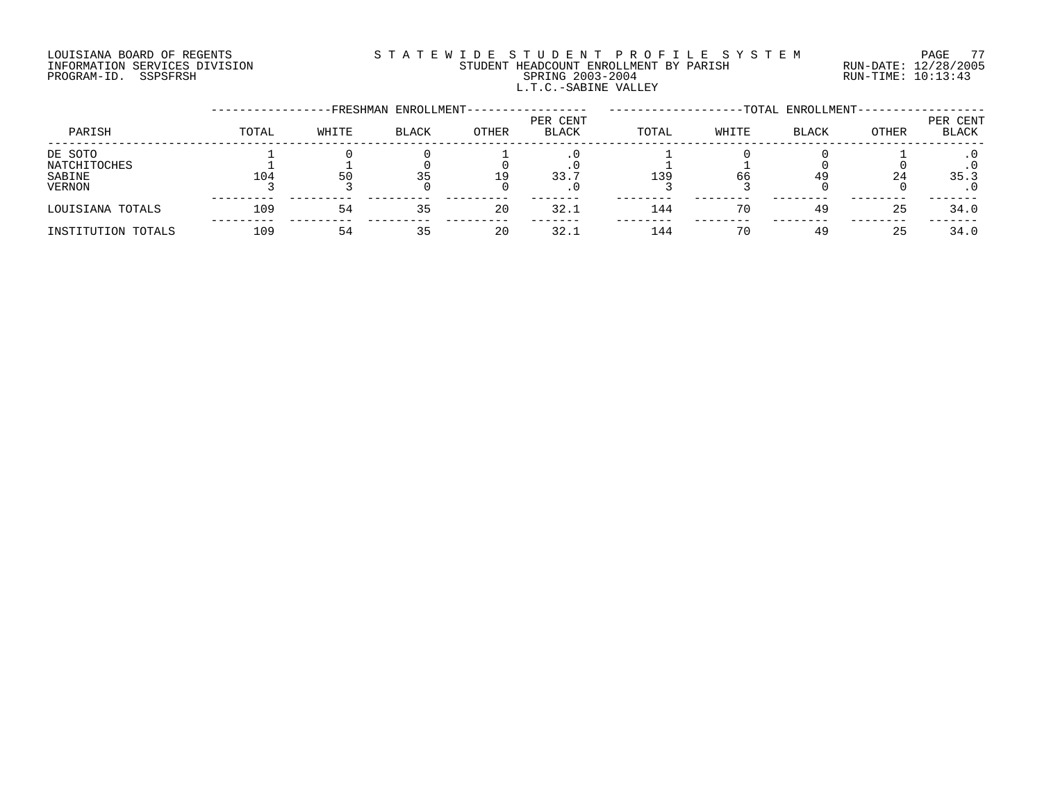LOUISIANA BOARD OF REGENTS
INFORMATION SERVICES DIVISION
PROGRAM-ID. SSPSFRSH

STATEWIDE STUDENT PROFILE SYSTEM
STUDENT HEADCOUNT ENROLLMENT BY PARISH
SPRING 2003-2004
L.T.C.-SABINE VALLEY

RUN-DATE: 12/28/2005
RUN-TIME: 10:13:43

| PARISH | FRESHMAN ENROLLMENT | | | | | TOTAL ENROLLMENT | | | | |
|---|---|---|---|---|---|---|---|---|---|---|
| | TOTAL | WHITE | BLACK | OTHER | PER CENT BLACK | TOTAL | WHITE | BLACK | OTHER | PER CENT BLACK |
| DE SOTO | 1 | 0 | 0 | 1 | .0 | 1 | 0 | 0 | 1 | .0 |
| NATCHITOCHES | 1 | 1 | 0 | 0 | .0 | 1 | 1 | 0 | 0 | .0 |
| SABINE | 104 | 50 | 35 | 19 | 33.7 | 139 | 66 | 49 | 24 | 35.3 |
| VERNON | 3 | 3 | 0 | 0 | .0 | 3 | 3 | 0 | 0 | .0 |
| LOUISIANA TOTALS | 109 | 54 | 35 | 20 | 32.1 | 144 | 70 | 49 | 25 | 34.0 |
| INSTITUTION TOTALS | 109 | 54 | 35 | 20 | 32.1 | 144 | 70 | 49 | 25 | 34.0 |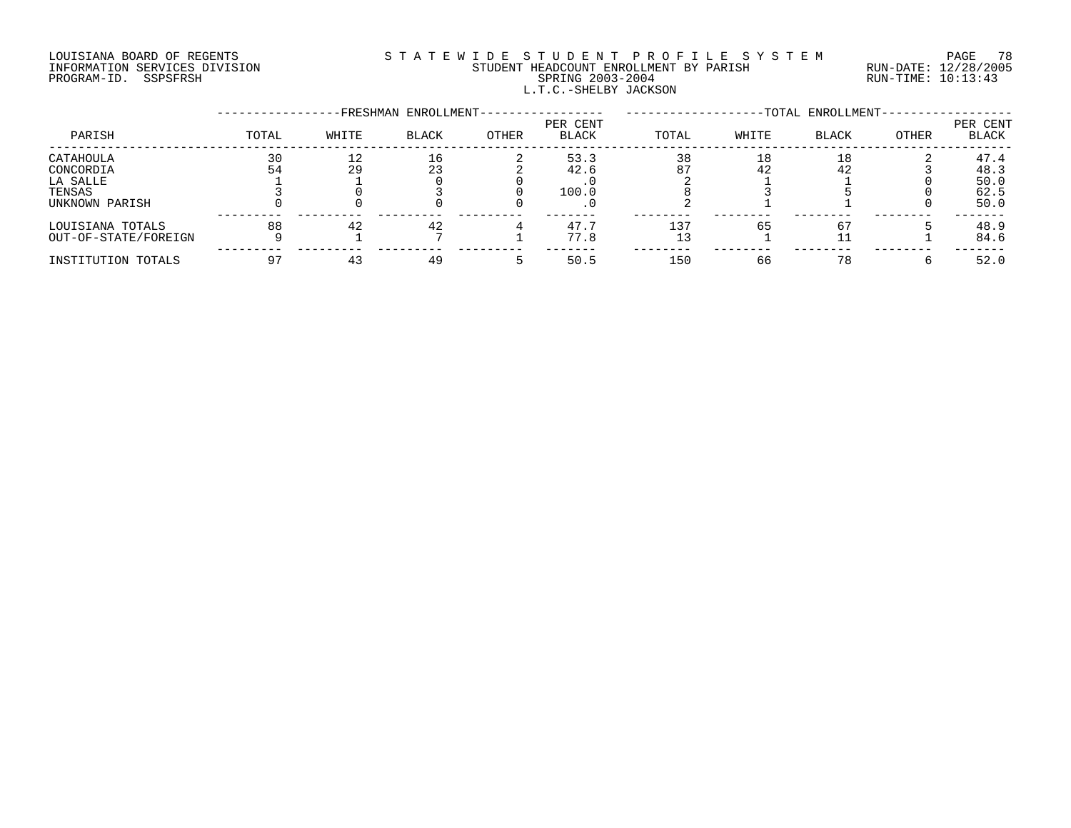LOUISIANA BOARD OF REGENTS
INFORMATION SERVICES DIVISION
PROGRAM-ID. SSPSFRSH

STATEWIDE STUDENT PROFILE SYSTEM
STUDENT HEADCOUNT ENROLLMENT BY PARISH
SPRING 2003-2004
L.T.C.-SHELBY JACKSON

RUN-DATE: 12/28/2005
RUN-TIME: 10:13:43

| PARISH | FRESHMAN ENROLLMENT TOTAL | WHITE | BLACK | OTHER | PER CENT BLACK | TOTAL ENROLLMENT TOTAL | WHITE | BLACK | OTHER | PER CENT BLACK |
|---|---|---|---|---|---|---|---|---|---|---|
| CATAHOULA | 30 | 12 | 16 | 2 | 53.3 | 38 | 18 | 18 | 2 | 47.4 |
| CONCORDIA | 54 | 29 | 23 | 2 | 42.6 | 87 | 42 | 42 | 3 | 48.3 |
| LA SALLE | 1 | 1 | 0 | 0 | .0 | 2 | 1 | 1 | 0 | 50.0 |
| TENSAS | 3 | 0 | 3 | 0 | 100.0 | 8 | 3 | 5 | 0 | 62.5 |
| UNKNOWN PARISH | 0 | 0 | 0 | 0 | .0 | 2 | 1 | 1 | 0 | 50.0 |
| LOUISIANA TOTALS | 88 | 42 | 42 | 4 | 47.7 | 137 | 65 | 67 | 5 | 48.9 |
| OUT-OF-STATE/FOREIGN | 9 | 1 | 7 | 1 | 77.8 | 13 | 1 | 11 | 1 | 84.6 |
| INSTITUTION TOTALS | 97 | 43 | 49 | 5 | 50.5 | 150 | 66 | 78 | 6 | 52.0 |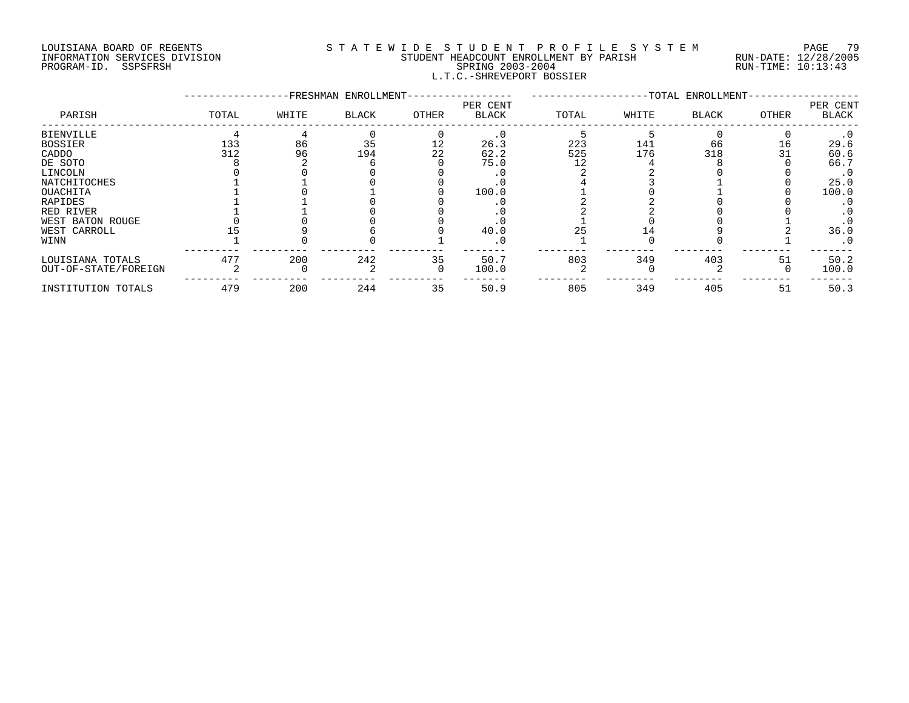LOUISIANA BOARD OF REGENTS
INFORMATION SERVICES DIVISION
PROGRAM-ID. SSPSFRSH

STATEWIDE STUDENT PROFILE SYSTEM
STUDENT HEADCOUNT ENROLLMENT BY PARISH
SPRING 2003-2004
L.T.C.-SHREVEPORT BOSSIER

RUN-DATE: 12/28/2005
RUN-TIME: 10:13:43

| PARISH | FRESHMAN ENROLLMENT TOTAL | WHITE | BLACK | OTHER | PER CENT BLACK | TOTAL ENROLLMENT TOTAL | WHITE | BLACK | OTHER | PER CENT BLACK |
|---|---|---|---|---|---|---|---|---|---|---|
| BIENVILLE | 4 | 4 | 0 | 0 | .0 | 5 | 5 | 0 | 0 | .0 |
| BOSSIER | 133 | 86 | 35 | 12 | 26.3 | 223 | 141 | 66 | 16 | 29.6 |
| CADDO | 312 | 96 | 194 | 22 | 62.2 | 525 | 176 | 318 | 31 | 60.6 |
| DE SOTO | 8 | 2 | 6 | 0 | 75.0 | 12 | 4 | 8 | 0 | 66.7 |
| LINCOLN | 0 | 0 | 0 | 0 | .0 | 2 | 2 | 0 | 0 | .0 |
| NATCHITOCHES | 1 | 1 | 0 | 0 | .0 | 4 | 3 | 1 | 0 | 25.0 |
| OUACHITA | 1 | 0 | 1 | 0 | 100.0 | 1 | 0 | 1 | 0 | 100.0 |
| RAPIDES | 1 | 1 | 0 | 0 | .0 | 2 | 2 | 0 | 0 | .0 |
| RED RIVER | 1 | 1 | 0 | 0 | .0 | 2 | 2 | 0 | 0 | .0 |
| WEST BATON ROUGE | 0 | 0 | 0 | 0 | .0 | 1 | 0 | 0 | 1 | .0 |
| WEST CARROLL | 15 | 9 | 6 | 0 | 40.0 | 25 | 14 | 9 | 2 | 36.0 |
| WINN | 1 | 0 | 0 | 1 | .0 | 1 | 0 | 0 | 1 | .0 |
| LOUISIANA TOTALS | 477 | 200 | 242 | 35 | 50.7 | 803 | 349 | 403 | 51 | 50.2 |
| OUT-OF-STATE/FOREIGN | 2 | 0 | 2 | 0 | 100.0 | 2 | 0 | 2 | 0 | 100.0 |
| INSTITUTION TOTALS | 479 | 200 | 244 | 35 | 50.9 | 805 | 349 | 405 | 51 | 50.3 |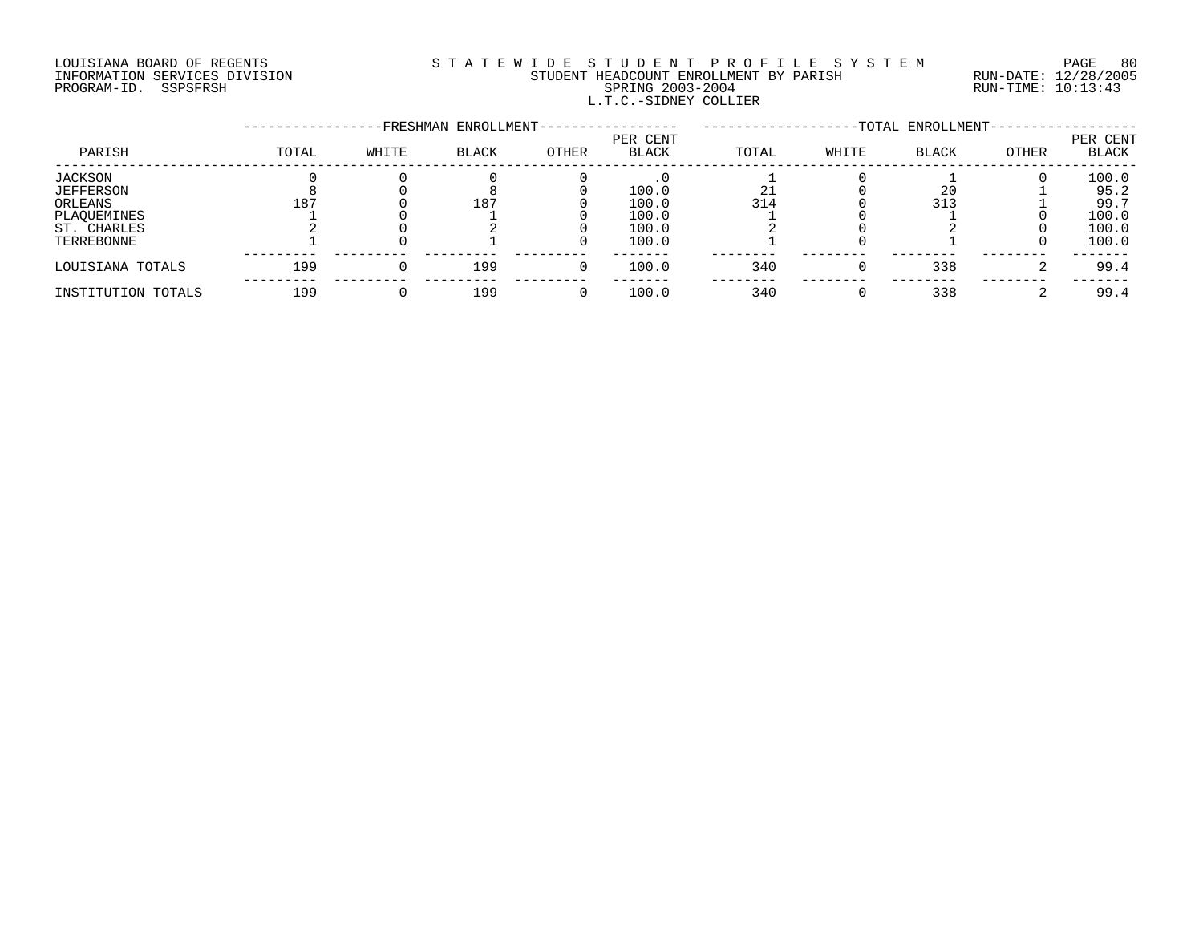LOUISIANA BOARD OF REGENTS
INFORMATION SERVICES DIVISION
PROGRAM-ID. SSPSFRSH

STATEWIDE STUDENT PROFILE SYSTEM
STUDENT HEADCOUNT ENROLLMENT BY PARISH
SPRING 2003-2004
L.T.C.-SIDNEY COLLIER

RUN-DATE: 12/28/2005
RUN-TIME: 10:13:43

| PARISH | FRESHMAN ENROLLMENT TOTAL | WHITE | BLACK | OTHER | PER CENT BLACK | TOTAL ENROLLMENT TOTAL | WHITE | BLACK | OTHER | PER CENT BLACK |
|---|---|---|---|---|---|---|---|---|---|---|
| JACKSON | 0 | 0 | 0 | 0 | .0 | 1 | 0 | 1 | 0 | 100.0 |
| JEFFERSON | 8 | 0 | 8 | 0 | 100.0 | 21 | 0 | 20 | 1 | 95.2 |
| ORLEANS | 187 | 0 | 187 | 0 | 100.0 | 314 | 0 | 313 | 1 | 99.7 |
| PLAQUEMINES | 1 | 0 | 1 | 0 | 100.0 | 1 | 0 | 1 | 0 | 100.0 |
| ST. CHARLES | 2 | 0 | 2 | 0 | 100.0 | 2 | 0 | 2 | 0 | 100.0 |
| TERREBONNE | 1 | 0 | 1 | 0 | 100.0 | 1 | 0 | 1 | 0 | 100.0 |
| LOUISIANA TOTALS | 199 | 0 | 199 | 0 | 100.0 | 340 | 0 | 338 | 2 | 99.4 |
| INSTITUTION TOTALS | 199 | 0 | 199 | 0 | 100.0 | 340 | 0 | 338 | 2 | 99.4 |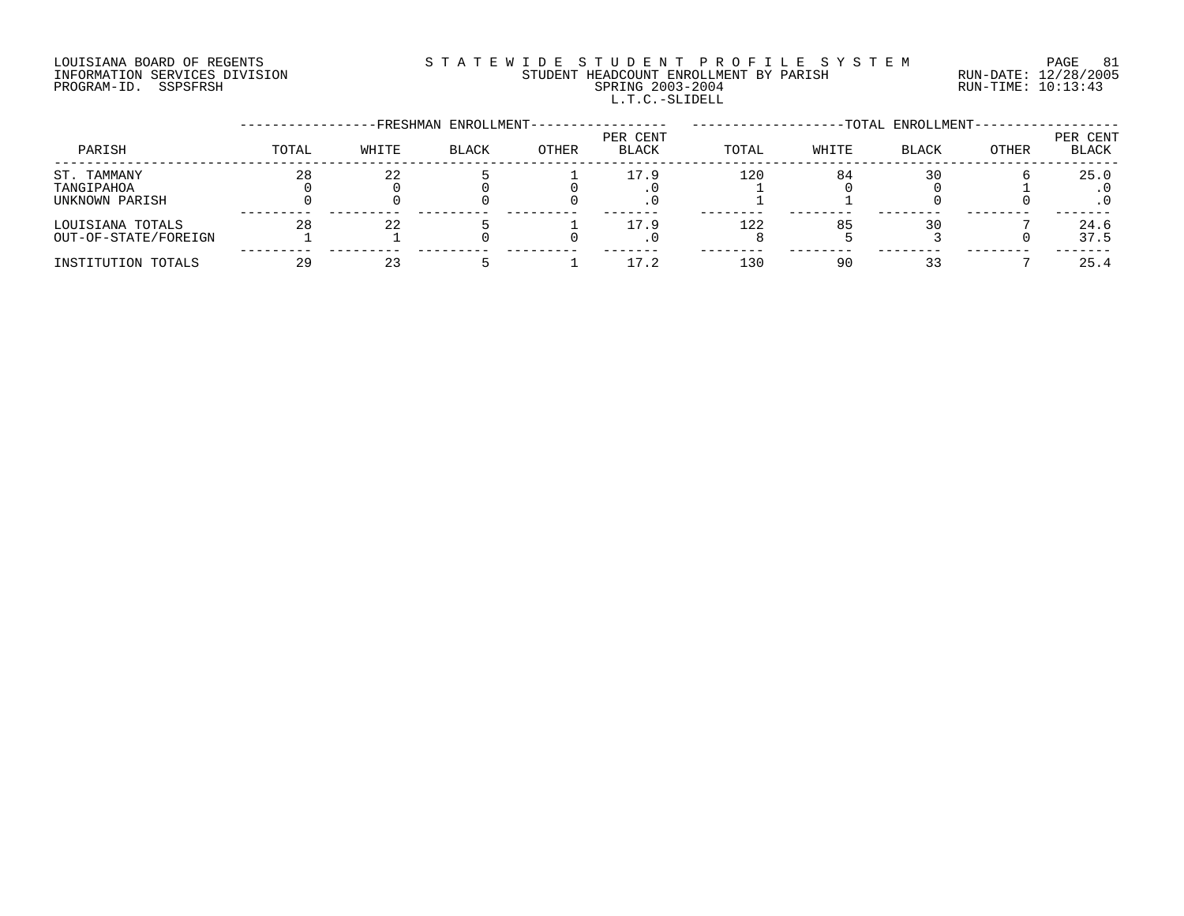LOUISIANA BOARD OF REGENTS
INFORMATION SERVICES DIVISION
PROGRAM-ID. SSPSFRSH

STATEWIDE STUDENT PROFILE SYSTEM
STUDENT HEADCOUNT ENROLLMENT BY PARISH
SPRING 2003-2004
L.T.C.-SLIDELL

RUN-DATE: 12/28/2005
RUN-TIME: 10:13:43

| PARISH | FRESHMAN ENROLLMENT TOTAL | WHITE | BLACK | OTHER | PER CENT BLACK | TOTAL ENROLLMENT TOTAL | WHITE | BLACK | OTHER | PER CENT BLACK |
|---|---|---|---|---|---|---|---|---|---|---|
| ST. TAMMANY | 28 | 22 | 5 | 1 | 17.9 | 120 | 84 | 30 | 6 | 25.0 |
| TANGIPAHOA | 0 | 0 | 0 | 0 | .0 | 1 | 0 | 0 | 1 | .0 |
| UNKNOWN PARISH | 0 | 0 | 0 | 0 | .0 | 1 | 1 | 0 | 0 | .0 |
| LOUISIANA TOTALS | 28 | 22 | 5 | 1 | 17.9 | 122 | 85 | 30 | 7 | 24.6 |
| OUT-OF-STATE/FOREIGN | 1 | 1 | 0 | 0 | .0 | 8 | 5 | 3 | 0 | 37.5 |
| INSTITUTION TOTALS | 29 | 23 | 5 | 1 | 17.2 | 130 | 90 | 33 | 7 | 25.4 |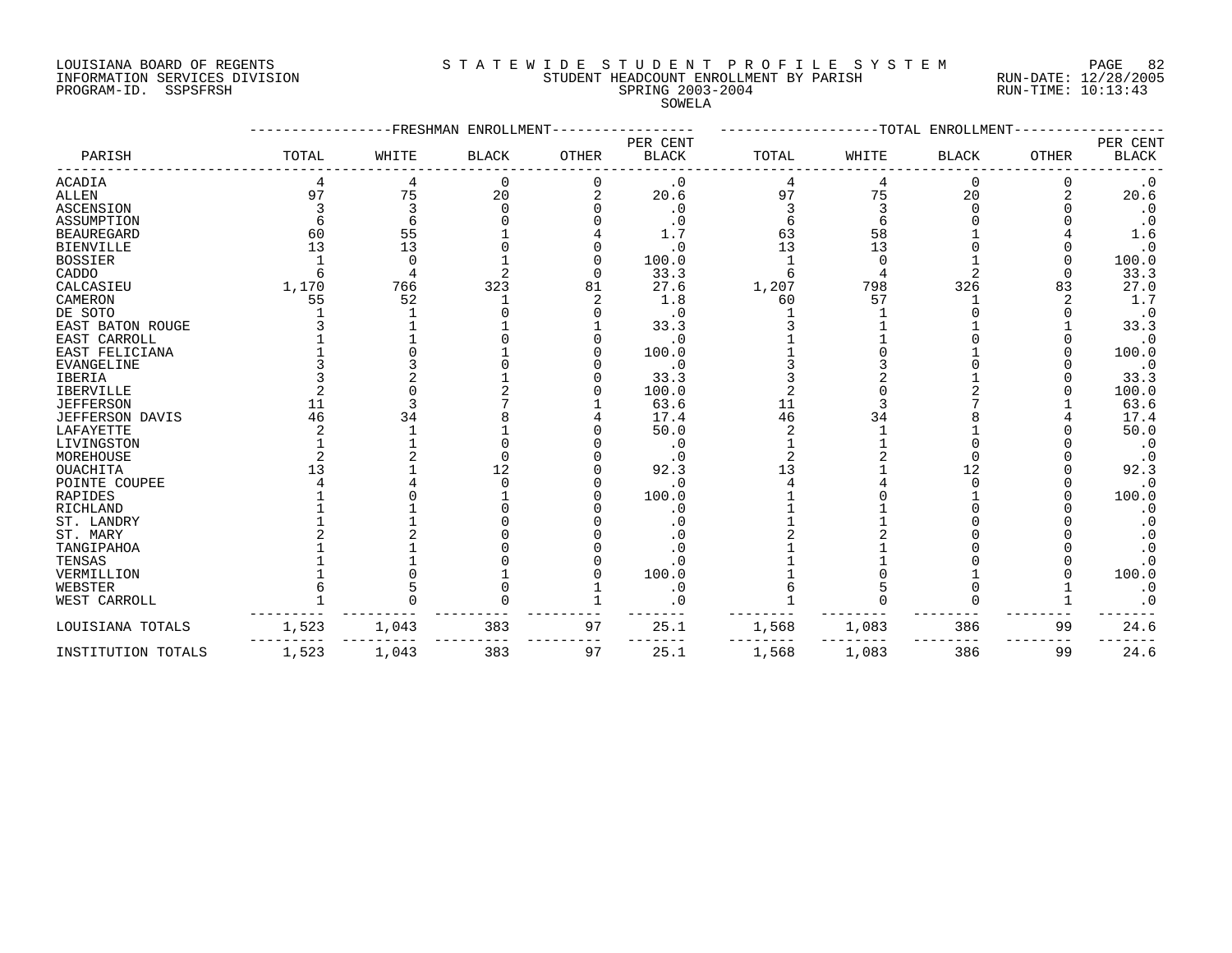LOUISIANA BOARD OF REGENTS
INFORMATION SERVICES DIVISION
PROGRAM-ID. SSPSFRSH

STATEWIDE STUDENT PROFILE SYSTEM
STUDENT HEADCOUNT ENROLLMENT BY PARISH
SPRING 2003-2004
SOWELA

RUN-DATE: 12/28/2005
RUN-TIME: 10:13:43

| PARISH | FRESHMAN ENROLLMENT TOTAL | WHITE | BLACK | OTHER | PER CENT BLACK | TOTAL ENROLLMENT TOTAL | WHITE | BLACK | OTHER | PER CENT BLACK |
|---|---|---|---|---|---|---|---|---|---|---|
| ACADIA | 4 | 4 | 0 | 0 | .0 | 4 | 4 | 0 | 0 | .0 |
| ALLEN | 97 | 75 | 20 | 2 | 20.6 | 97 | 75 | 20 | 2 | 20.6 |
| ASCENSION | 3 | 3 | 0 | 0 | .0 | 3 | 3 | 0 | 0 | .0 |
| ASSUMPTION | 6 | 6 | 0 | 0 | .0 | 6 | 6 | 0 | 0 | .0 |
| BEAUREGARD | 60 | 55 | 1 | 4 | 1.7 | 63 | 58 | 1 | 4 | 1.6 |
| BIENVILLE | 13 | 13 | 0 | 0 | .0 | 13 | 13 | 0 | 0 | .0 |
| BOSSIER | 1 | 0 | 1 | 0 | 100.0 | 1 | 0 | 1 | 0 | 100.0 |
| CADDO | 6 | 4 | 2 | 0 | 33.3 | 6 | 4 | 2 | 0 | 33.3 |
| CALCASIEU | 1,170 | 766 | 323 | 81 | 27.6 | 1,207 | 798 | 326 | 83 | 27.0 |
| CAMERON | 55 | 52 | 1 | 2 | 1.8 | 60 | 57 | 1 | 2 | 1.7 |
| DE SOTO | 1 | 1 | 0 | 0 | .0 | 1 | 1 | 0 | 0 | .0 |
| EAST BATON ROUGE | 3 | 1 | 1 | 1 | 33.3 | 3 | 1 | 1 | 1 | 33.3 |
| EAST CARROLL | 1 | 1 | 0 | 0 | .0 | 1 | 1 | 0 | 0 | .0 |
| EAST FELICIANA | 1 | 0 | 1 | 0 | 100.0 | 1 | 0 | 1 | 0 | 100.0 |
| EVANGELINE | 3 | 3 | 0 | 0 | .0 | 3 | 3 | 0 | 0 | .0 |
| IBERIA | 3 | 2 | 1 | 0 | 33.3 | 3 | 2 | 1 | 0 | 33.3 |
| IBERVILLE | 2 | 0 | 2 | 0 | 100.0 | 2 | 0 | 2 | 0 | 100.0 |
| JEFFERSON | 11 | 3 | 7 | 1 | 63.6 | 11 | 3 | 7 | 1 | 63.6 |
| JEFFERSON DAVIS | 46 | 34 | 8 | 4 | 17.4 | 46 | 34 | 8 | 4 | 17.4 |
| LAFAYETTE | 2 | 1 | 1 | 0 | 50.0 | 2 | 1 | 1 | 0 | 50.0 |
| LIVINGSTON | 1 | 1 | 0 | 0 | .0 | 1 | 1 | 0 | 0 | .0 |
| MOREHOUSE | 2 | 2 | 0 | 0 | .0 | 2 | 2 | 0 | 0 | .0 |
| OUACHITA | 13 | 1 | 12 | 0 | 92.3 | 13 | 1 | 12 | 0 | 92.3 |
| POINTE COUPEE | 4 | 4 | 0 | 0 | .0 | 4 | 4 | 0 | 0 | .0 |
| RAPIDES | 1 | 0 | 1 | 0 | 100.0 | 1 | 0 | 1 | 0 | 100.0 |
| RICHLAND | 1 | 1 | 0 | 0 | .0 | 1 | 1 | 0 | 0 | .0 |
| ST. LANDRY | 1 | 1 | 0 | 0 | .0 | 1 | 1 | 0 | 0 | .0 |
| ST. MARY | 2 | 2 | 0 | 0 | .0 | 2 | 2 | 0 | 0 | .0 |
| TANGIPAHOA | 1 | 1 | 0 | 0 | .0 | 1 | 1 | 0 | 0 | .0 |
| TENSAS | 1 | 1 | 0 | 0 | .0 | 1 | 1 | 0 | 0 | .0 |
| VERMILLION | 1 | 0 | 1 | 0 | 100.0 | 1 | 0 | 1 | 0 | 100.0 |
| WEBSTER | 6 | 5 | 0 | 1 | .0 | 6 | 5 | 0 | 1 | .0 |
| WEST CARROLL | 1 | 0 | 0 | 1 | .0 | 1 | 0 | 0 | 1 | .0 |
| LOUISIANA TOTALS | 1,523 | 1,043 | 383 | 97 | 25.1 | 1,568 | 1,083 | 386 | 99 | 24.6 |
| INSTITUTION TOTALS | 1,523 | 1,043 | 383 | 97 | 25.1 | 1,568 | 1,083 | 386 | 99 | 24.6 |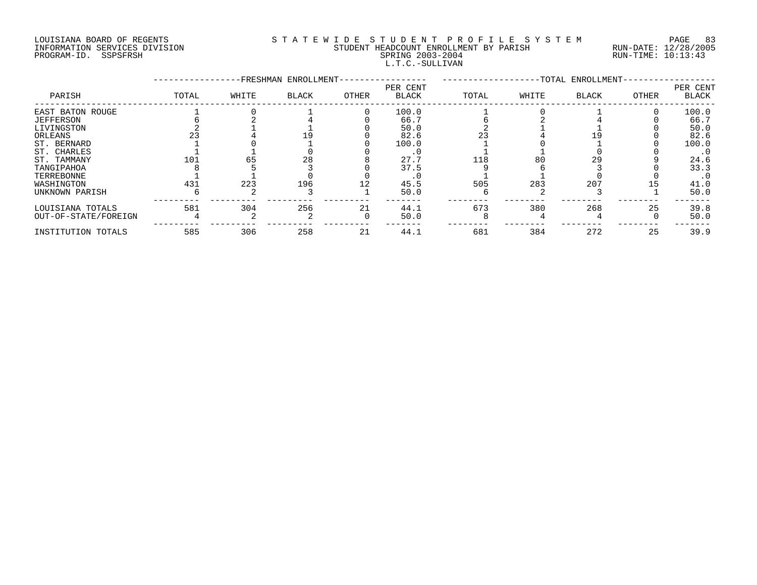LOUISIANA BOARD OF REGENTS
INFORMATION SERVICES DIVISION
PROGRAM-ID. SSPSFRSH

# STATEWIDE STUDENT PROFILE SYSTEM
## STUDENT HEADCOUNT ENROLLMENT BY PARISH
### SPRING 2003-2004
### L.T.C.-SULLIVAN

RUN-DATE: 12/28/2005
RUN-TIME: 10:13:43

| PARISH | FRESHMAN ENROLLMENT TOTAL | WHITE | BLACK | OTHER | PER CENT BLACK | TOTAL ENROLLMENT TOTAL | WHITE | BLACK | OTHER | PER CENT BLACK |
|---|---|---|---|---|---|---|---|---|---|---|
| EAST BATON ROUGE | 1 | 0 | 1 | 0 | 100.0 | 1 | 0 | 1 | 0 | 100.0 |
| JEFFERSON | 6 | 2 | 4 | 0 | 66.7 | 6 | 2 | 4 | 0 | 66.7 |
| LIVINGSTON | 2 | 1 | 1 | 0 | 50.0 | 2 | 1 | 1 | 0 | 50.0 |
| ORLEANS | 23 | 4 | 19 | 0 | 82.6 | 23 | 4 | 19 | 0 | 82.6 |
| ST. BERNARD | 1 | 0 | 1 | 0 | 100.0 | 1 | 0 | 1 | 0 | 100.0 |
| ST. CHARLES | 1 | 1 | 0 | 0 | .0 | 1 | 1 | 0 | 0 | .0 |
| ST. TAMMANY | 101 | 65 | 28 | 8 | 27.7 | 118 | 80 | 29 | 9 | 24.6 |
| TANGIPAHOA | 8 | 5 | 3 | 0 | 37.5 | 9 | 6 | 3 | 0 | 33.3 |
| TERREBONNE | 1 | 1 | 0 | 0 | .0 | 1 | 1 | 0 | 0 | .0 |
| WASHINGTON | 431 | 223 | 196 | 12 | 45.5 | 505 | 283 | 207 | 15 | 41.0 |
| UNKNOWN PARISH | 6 | 2 | 3 | 1 | 50.0 | 6 | 2 | 3 | 1 | 50.0 |
| LOUISIANA TOTALS | 581 | 304 | 256 | 21 | 44.1 | 673 | 380 | 268 | 25 | 39.8 |
| OUT-OF-STATE/FOREIGN | 4 | 2 | 2 | 0 | 50.0 | 8 | 4 | 4 | 0 | 50.0 |
| INSTITUTION TOTALS | 585 | 306 | 258 | 21 | 44.1 | 681 | 384 | 272 | 25 | 39.9 |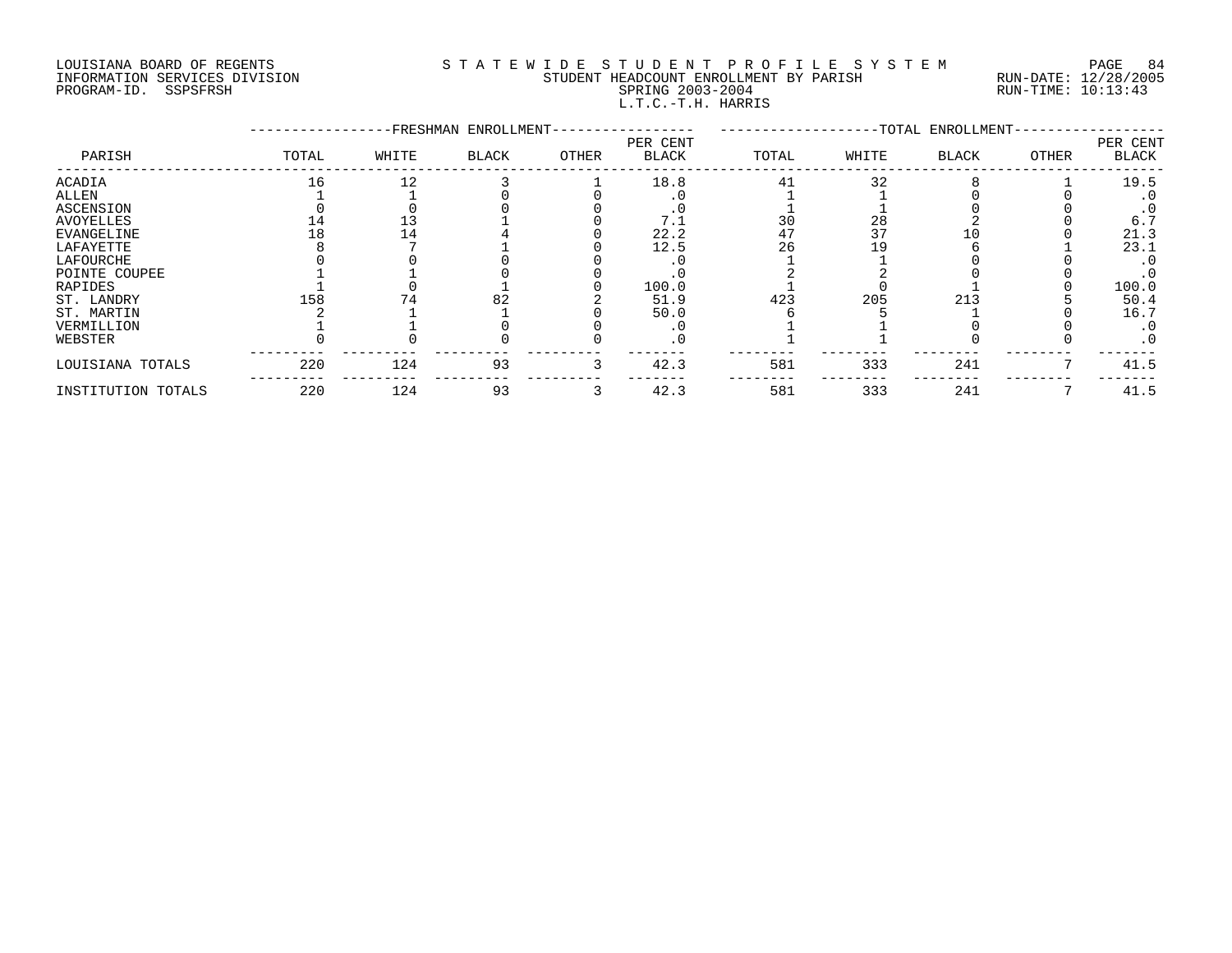LOUISIANA BOARD OF REGENTS
INFORMATION SERVICES DIVISION
PROGRAM-ID. SSPSFRSH

S T A T E W I D E S T U D E N T P R O F I L E S Y S T E M
STUDENT HEADCOUNT ENROLLMENT BY PARISH
SPRING 2003-2004
L.T.C.-T.H. HARRIS

RUN-DATE: 12/28/2005
RUN-TIME: 10:13:43

| PARISH | FRESHMAN ENROLLMENT TOTAL | WHITE | BLACK | OTHER | PER CENT BLACK | TOTAL ENROLLMENT TOTAL | WHITE | BLACK | OTHER | PER CENT BLACK |
|---|---|---|---|---|---|---|---|---|---|---|
| ACADIA | 16 | 12 | 3 | 1 | 18.8 | 41 | 32 | 8 | 1 | 19.5 |
| ALLEN | 1 | 1 | 0 | 0 | .0 | 1 | 1 | 0 | 0 | .0 |
| ASCENSION | 0 | 0 | 0 | 0 | .0 | 1 | 1 | 0 | 0 | .0 |
| AVOYELLES | 14 | 13 | 1 | 0 | 7.1 | 30 | 28 | 2 | 0 | 6.7 |
| EVANGELINE | 18 | 14 | 4 | 0 | 22.2 | 47 | 37 | 10 | 0 | 21.3 |
| LAFAYETTE | 8 | 7 | 1 | 0 | 12.5 | 26 | 19 | 6 | 1 | 23.1 |
| LAFOURCHE | 0 | 0 | 0 | 0 | .0 | 1 | 1 | 0 | 0 | .0 |
| POINTE COUPEE | 1 | 1 | 0 | 0 | .0 | 2 | 2 | 0 | 0 | .0 |
| RAPIDES | 1 | 0 | 1 | 0 | 100.0 | 1 | 0 | 1 | 0 | 100.0 |
| ST. LANDRY | 158 | 74 | 82 | 2 | 51.9 | 423 | 205 | 213 | 5 | 50.4 |
| ST. MARTIN | 2 | 1 | 1 | 0 | 50.0 | 6 | 5 | 1 | 0 | 16.7 |
| VERMILLION | 1 | 1 | 0 | 0 | .0 | 1 | 1 | 0 | 0 | .0 |
| WEBSTER | 0 | 0 | 0 | 0 | .0 | 1 | 1 | 0 | 0 | .0 |
| LOUISIANA TOTALS | 220 | 124 | 93 | 3 | 42.3 | 581 | 333 | 241 | 7 | 41.5 |
| INSTITUTION TOTALS | 220 | 124 | 93 | 3 | 42.3 | 581 | 333 | 241 | 7 | 41.5 |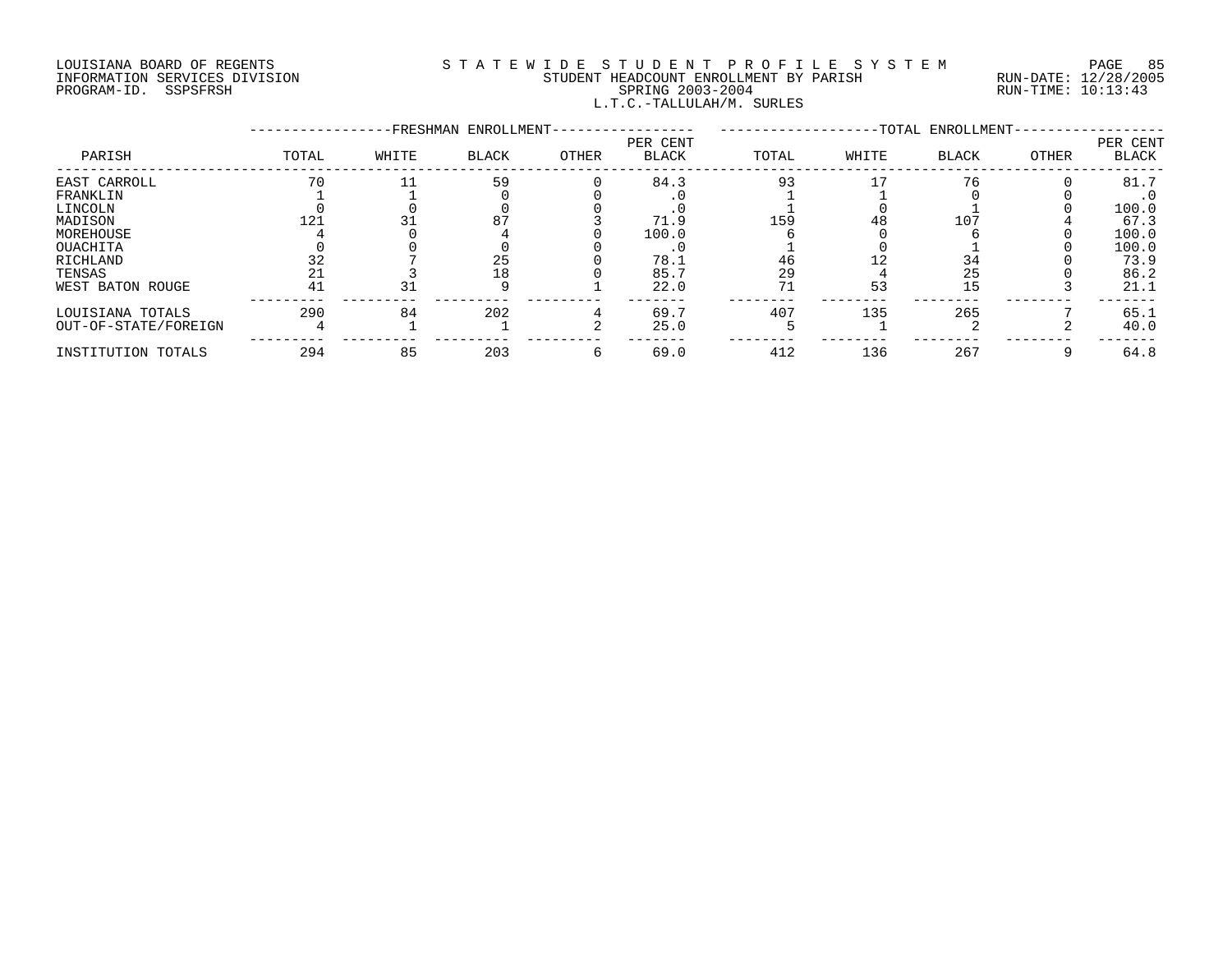LOUISIANA BOARD OF REGENTS
INFORMATION SERVICES DIVISION
PROGRAM-ID. SSPSFRSH

STATEWIDE STUDENT PROFILE SYSTEM
STUDENT HEADCOUNT ENROLLMENT BY PARISH
SPRING 2003-2004
L.T.C.-TALLULAH/M. SURLES

RUN-DATE: 12/28/2005
RUN-TIME: 10:13:43

| PARISH | FRESHMAN ENROLLMENT TOTAL | WHITE | BLACK | OTHER | PER CENT BLACK | TOTAL ENROLLMENT TOTAL | WHITE | BLACK | OTHER | PER CENT BLACK |
|---|---|---|---|---|---|---|---|---|---|---|
| EAST CARROLL | 70 | 11 | 59 | 0 | 84.3 | 93 | 17 | 76 | 0 | 81.7 |
| FRANKLIN | 1 | 1 | 0 | 0 | .0 | 1 | 1 | 0 | 0 | .0 |
| LINCOLN | 0 | 0 | 0 | 0 | .0 | 1 | 0 | 1 | 0 | 100.0 |
| MADISON | 121 | 31 | 87 | 3 | 71.9 | 159 | 48 | 107 | 4 | 67.3 |
| MOREHOUSE | 4 | 0 | 4 | 0 | 100.0 | 6 | 0 | 6 | 0 | 100.0 |
| OUACHITA | 0 | 0 | 0 | 0 | .0 | 1 | 0 | 1 | 0 | 100.0 |
| RICHLAND | 32 | 7 | 25 | 0 | 78.1 | 46 | 12 | 34 | 0 | 73.9 |
| TENSAS | 21 | 3 | 18 | 0 | 85.7 | 29 | 4 | 25 | 0 | 86.2 |
| WEST BATON ROUGE | 41 | 31 | 9 | 1 | 22.0 | 71 | 53 | 15 | 3 | 21.1 |
| LOUISIANA TOTALS | 290 | 84 | 202 | 4 | 69.7 | 407 | 135 | 265 | 7 | 65.1 |
| OUT-OF-STATE/FOREIGN | 4 | 1 | 1 | 2 | 25.0 | 5 | 1 | 2 | 2 | 40.0 |
| INSTITUTION TOTALS | 294 | 85 | 203 | 6 | 69.0 | 412 | 136 | 267 | 9 | 64.8 |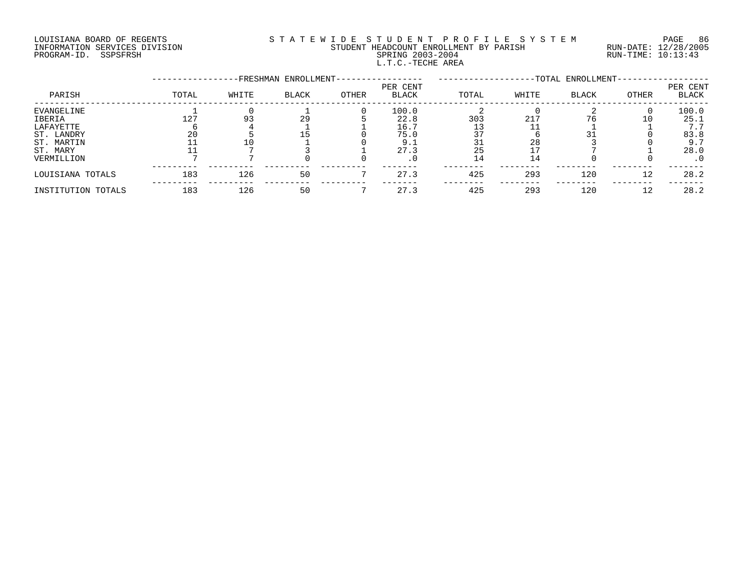LOUISIANA BOARD OF REGENTS
INFORMATION SERVICES DIVISION
PROGRAM-ID. SSPSFRSH

STATEWIDE STUDENT PROFILE SYSTEM
STUDENT HEADCOUNT ENROLLMENT BY PARISH
SPRING 2003-2004
L.T.C.-TECHE AREA

RUN-DATE: 12/28/2005
RUN-TIME: 10:13:43

| PARISH | FRESHMAN ENROLLMENT TOTAL | WHITE | BLACK | OTHER | PER CENT BLACK | TOTAL ENROLLMENT TOTAL | WHITE | BLACK | OTHER | PER CENT BLACK |
|---|---|---|---|---|---|---|---|---|---|---|
| EVANGELINE | 1 | 0 | 1 | 0 | 100.0 | 2 | 0 | 2 | 0 | 100.0 |
| IBERIA | 127 | 93 | 29 | 5 | 22.8 | 303 | 217 | 76 | 10 | 25.1 |
| LAFAYETTE | 6 | 4 | 1 | 1 | 16.7 | 13 | 11 | 1 | 1 | 7.7 |
| ST. LANDRY | 20 | 5 | 15 | 0 | 75.0 | 37 | 6 | 31 | 0 | 83.8 |
| ST. MARTIN | 11 | 10 | 1 | 0 | 9.1 | 31 | 28 | 3 | 0 | 9.7 |
| ST. MARY | 11 | 7 | 3 | 1 | 27.3 | 25 | 17 | 7 | 1 | 28.0 |
| VERMILLION | 7 | 7 | 0 | 0 | .0 | 14 | 14 | 0 | 0 | .0 |
| LOUISIANA TOTALS | 183 | 126 | 50 | 7 | 27.3 | 425 | 293 | 120 | 12 | 28.2 |
| INSTITUTION TOTALS | 183 | 126 | 50 | 7 | 27.3 | 425 | 293 | 120 | 12 | 28.2 |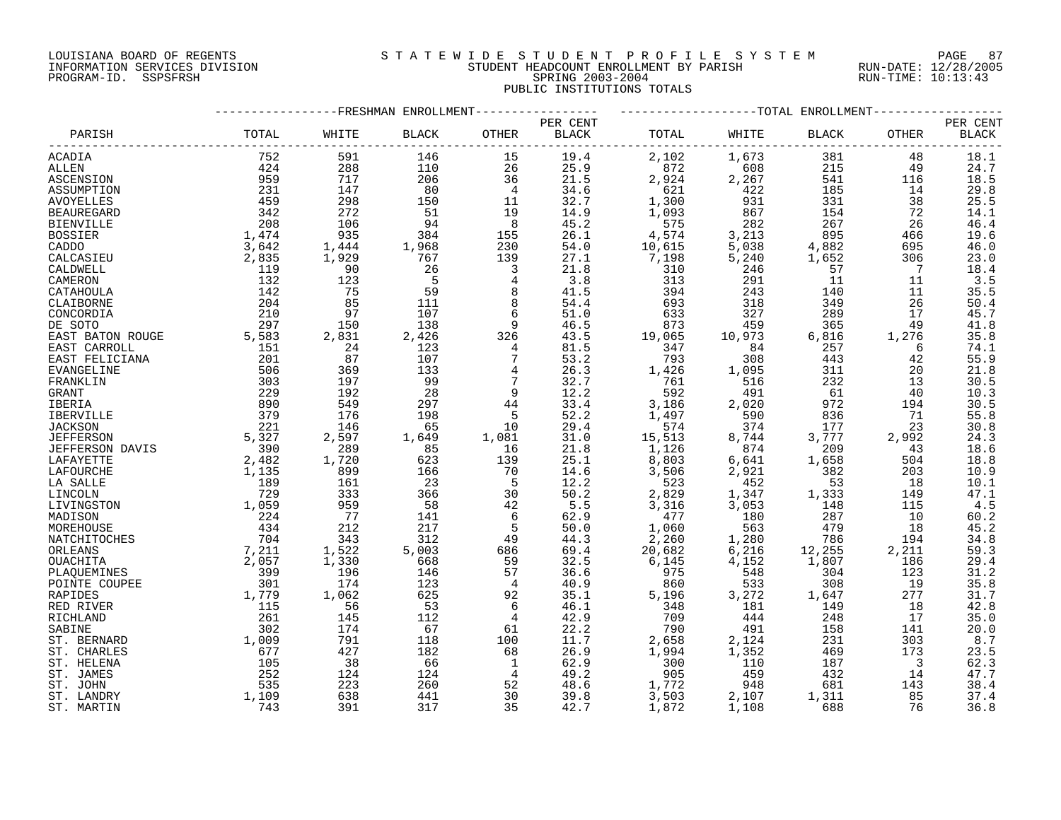LOUISIANA BOARD OF REGENTS
INFORMATION SERVICES DIVISION
PROGRAM-ID. SSPSFRSH

STATEWIDE STUDENT PROFILE SYSTEM
STUDENT HEADCOUNT ENROLLMENT BY PARISH
SPRING 2003-2004
PUBLIC INSTITUTIONS TOTALS

RUN-DATE: 12/28/2005
RUN-TIME: 10:13:43

| PARISH | FRESHMAN ENROLLMENT TOTAL | WHITE | BLACK | OTHER | PER CENT BLACK | TOTAL ENROLLMENT TOTAL | WHITE | BLACK | OTHER | PER CENT BLACK |
|---|---|---|---|---|---|---|---|---|---|---|
| ACADIA | 752 | 591 | 146 | 15 | 19.4 | 2,102 | 1,673 | 381 | 48 | 18.1 |
| ALLEN | 424 | 288 | 110 | 26 | 25.9 | 872 | 608 | 215 | 49 | 24.7 |
| ASCENSION | 959 | 717 | 206 | 36 | 21.5 | 2,924 | 2,267 | 541 | 116 | 18.5 |
| ASSUMPTION | 231 | 147 | 80 | 4 | 34.6 | 621 | 422 | 185 | 14 | 29.8 |
| AVOYELLES | 459 | 298 | 150 | 11 | 32.7 | 1,300 | 931 | 331 | 38 | 25.5 |
| BEAUREGARD | 342 | 272 | 51 | 19 | 14.9 | 1,093 | 867 | 154 | 72 | 14.1 |
| BIENVILLE | 208 | 106 | 94 | 8 | 45.2 | 575 | 282 | 267 | 26 | 46.4 |
| BOSSIER | 1,474 | 935 | 384 | 155 | 26.1 | 4,574 | 3,213 | 895 | 466 | 19.6 |
| CADDO | 3,642 | 1,444 | 1,968 | 230 | 54.0 | 10,615 | 5,038 | 4,882 | 695 | 46.0 |
| CALCASIEU | 2,835 | 1,929 | 767 | 139 | 27.1 | 7,198 | 5,240 | 1,652 | 306 | 23.0 |
| CALDWELL | 119 | 90 | 26 | 3 | 21.8 | 310 | 246 | 57 | 7 | 18.4 |
| CAMERON | 132 | 123 | 5 | 4 | 3.8 | 313 | 291 | 11 | 11 | 3.5 |
| CATAHOULA | 142 | 75 | 59 | 8 | 41.5 | 394 | 243 | 140 | 11 | 35.5 |
| CLAIBORNE | 204 | 85 | 111 | 8 | 54.4 | 693 | 318 | 349 | 26 | 50.4 |
| CONCORDIA | 210 | 97 | 107 | 6 | 51.0 | 633 | 327 | 289 | 17 | 45.7 |
| DE SOTO | 297 | 150 | 138 | 9 | 46.5 | 873 | 459 | 365 | 49 | 41.8 |
| EAST BATON ROUGE | 5,583 | 2,831 | 2,426 | 326 | 43.5 | 19,065 | 10,973 | 6,816 | 1,276 | 35.8 |
| EAST CARROLL | 151 | 24 | 123 | 4 | 81.5 | 347 | 84 | 257 | 6 | 74.1 |
| EAST FELICIANA | 201 | 87 | 107 | 7 | 53.2 | 793 | 308 | 443 | 42 | 55.9 |
| EVANGELINE | 506 | 369 | 133 | 4 | 26.3 | 1,426 | 1,095 | 311 | 20 | 21.8 |
| FRANKLIN | 303 | 197 | 99 | 7 | 32.7 | 761 | 516 | 232 | 13 | 30.5 |
| GRANT | 229 | 192 | 28 | 9 | 12.2 | 592 | 491 | 61 | 40 | 10.3 |
| IBERIA | 890 | 549 | 297 | 44 | 33.4 | 3,186 | 2,020 | 972 | 194 | 30.5 |
| IBERVILLE | 379 | 176 | 198 | 5 | 52.2 | 1,497 | 590 | 836 | 71 | 55.8 |
| JACKSON | 221 | 146 | 65 | 10 | 29.4 | 574 | 374 | 177 | 23 | 30.8 |
| JEFFERSON | 5,327 | 2,597 | 1,649 | 1,081 | 31.0 | 15,513 | 8,744 | 3,777 | 2,992 | 24.3 |
| JEFFERSON DAVIS | 390 | 289 | 85 | 16 | 21.8 | 1,126 | 874 | 209 | 43 | 18.6 |
| LAFAYETTE | 2,482 | 1,720 | 623 | 139 | 25.1 | 8,803 | 6,641 | 1,658 | 504 | 18.8 |
| LAFOURCHE | 1,135 | 899 | 166 | 70 | 14.6 | 3,506 | 2,921 | 382 | 203 | 10.9 |
| LA SALLE | 189 | 161 | 23 | 5 | 12.2 | 523 | 452 | 53 | 18 | 10.1 |
| LINCOLN | 729 | 333 | 366 | 30 | 50.2 | 2,829 | 1,347 | 1,333 | 149 | 47.1 |
| LIVINGSTON | 1,059 | 959 | 58 | 42 | 5.5 | 3,316 | 3,053 | 148 | 115 | 4.5 |
| MADISON | 224 | 77 | 141 | 6 | 62.9 | 477 | 180 | 287 | 10 | 60.2 |
| MOREHOUSE | 434 | 212 | 217 | 5 | 50.0 | 1,060 | 563 | 479 | 18 | 45.2 |
| NATCHITOCHES | 704 | 343 | 312 | 49 | 44.3 | 2,260 | 1,280 | 786 | 194 | 34.8 |
| ORLEANS | 7,211 | 1,522 | 5,003 | 686 | 69.4 | 20,682 | 6,216 | 12,255 | 2,211 | 59.3 |
| OUACHITA | 2,057 | 1,330 | 668 | 59 | 32.5 | 6,145 | 4,152 | 1,807 | 186 | 29.4 |
| PLAQUEMINES | 399 | 196 | 146 | 57 | 36.6 | 975 | 548 | 304 | 123 | 31.2 |
| POINTE COUPEE | 301 | 174 | 123 | 4 | 40.9 | 860 | 533 | 308 | 19 | 35.8 |
| RAPIDES | 1,779 | 1,062 | 625 | 92 | 35.1 | 5,196 | 3,272 | 1,647 | 277 | 31.7 |
| RED RIVER | 115 | 56 | 53 | 6 | 46.1 | 348 | 181 | 149 | 18 | 42.8 |
| RICHLAND | 261 | 145 | 112 | 4 | 42.9 | 709 | 444 | 248 | 17 | 35.0 |
| SABINE | 302 | 174 | 67 | 61 | 22.2 | 790 | 491 | 158 | 141 | 20.0 |
| ST. BERNARD | 1,009 | 791 | 118 | 100 | 11.7 | 2,658 | 2,124 | 231 | 303 | 8.7 |
| ST. CHARLES | 677 | 427 | 182 | 68 | 26.9 | 1,994 | 1,352 | 469 | 173 | 23.5 |
| ST. HELENA | 105 | 38 | 66 | 1 | 62.9 | 300 | 110 | 187 | 3 | 62.3 |
| ST. JAMES | 252 | 124 | 124 | 4 | 49.2 | 905 | 459 | 432 | 14 | 47.7 |
| ST. JOHN | 535 | 223 | 260 | 52 | 48.6 | 1,772 | 948 | 681 | 143 | 38.4 |
| ST. LANDRY | 1,109 | 638 | 441 | 30 | 39.8 | 3,503 | 2,107 | 1,311 | 85 | 37.4 |
| ST. MARTIN | 743 | 391 | 317 | 35 | 42.7 | 1,872 | 1,108 | 688 | 76 | 36.8 |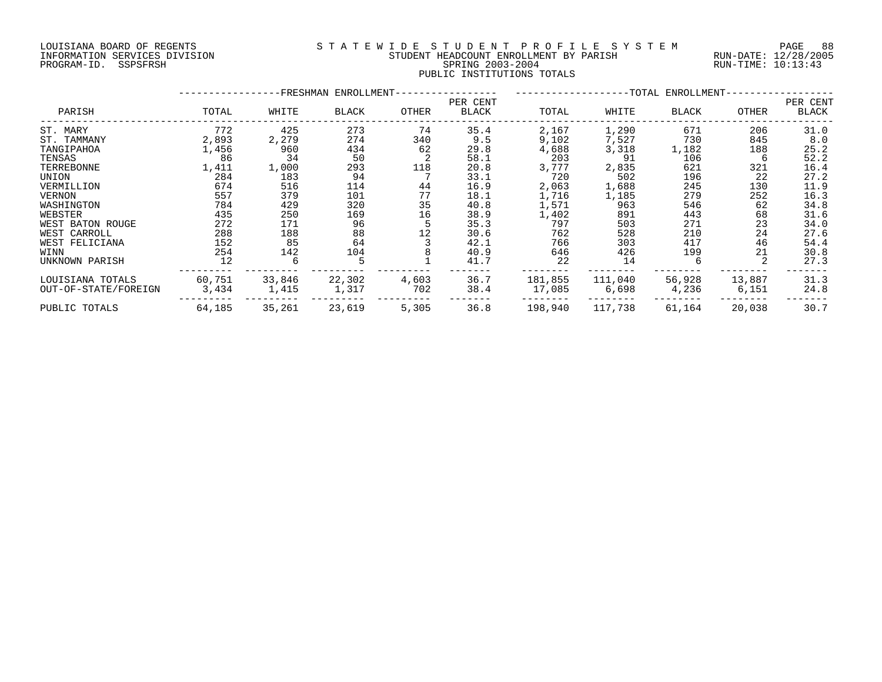LOUISIANA BOARD OF REGENTS
INFORMATION SERVICES DIVISION
PROGRAM-ID. SSPSFRSH

STATEWIDE STUDENT PROFILE SYSTEM
STUDENT HEADCOUNT ENROLLMENT BY PARISH
SPRING 2003-2004
PUBLIC INSTITUTIONS TOTALS

RUN-DATE: 12/28/2005
RUN-TIME: 10:13:43

| PARISH | FRESHMAN ENROLLMENT TOTAL | WHITE | BLACK | OTHER | PER CENT BLACK | TOTAL ENROLLMENT TOTAL | WHITE | BLACK | OTHER | PER CENT BLACK |
|---|---|---|---|---|---|---|---|---|---|---|
| ST. MARY | 772 | 425 | 273 | 74 | 35.4 | 2,167 | 1,290 | 671 | 206 | 31.0 |
| ST. TAMMANY | 2,893 | 2,279 | 274 | 340 | 9.5 | 9,102 | 7,527 | 730 | 845 | 8.0 |
| TANGIPAHOA | 1,456 | 960 | 434 | 62 | 29.8 | 4,688 | 3,318 | 1,182 | 188 | 25.2 |
| TENSAS | 86 | 34 | 50 | 2 | 58.1 | 203 | 91 | 106 | 6 | 52.2 |
| TERREBONNE | 1,411 | 1,000 | 293 | 118 | 20.8 | 3,777 | 2,835 | 621 | 321 | 16.4 |
| UNION | 284 | 183 | 94 | 7 | 33.1 | 720 | 502 | 196 | 22 | 27.2 |
| VERMILLION | 674 | 516 | 114 | 44 | 16.9 | 2,063 | 1,688 | 245 | 130 | 11.9 |
| VERNON | 557 | 379 | 101 | 77 | 18.1 | 1,716 | 1,185 | 279 | 252 | 16.3 |
| WASHINGTON | 784 | 429 | 320 | 35 | 40.8 | 1,571 | 963 | 546 | 62 | 34.8 |
| WEBSTER | 435 | 250 | 169 | 16 | 38.9 | 1,402 | 891 | 443 | 68 | 31.6 |
| WEST BATON ROUGE | 272 | 171 | 96 | 5 | 35.3 | 797 | 503 | 271 | 23 | 34.0 |
| WEST CARROLL | 288 | 188 | 88 | 12 | 30.6 | 762 | 528 | 210 | 24 | 27.6 |
| WEST FELICIANA | 152 | 85 | 64 | 3 | 42.1 | 766 | 303 | 417 | 46 | 54.4 |
| WINN | 254 | 142 | 104 | 8 | 40.9 | 646 | 426 | 199 | 21 | 30.8 |
| UNKNOWN PARISH | 12 | 6 | 5 | 1 | 41.7 | 22 | 14 | 6 | 2 | 27.3 |
| LOUISIANA TOTALS | 60,751 | 33,846 | 22,302 | 4,603 | 36.7 | 181,855 | 111,040 | 56,928 | 13,887 | 31.3 |
| OUT-OF-STATE/FOREIGN | 3,434 | 1,415 | 1,317 | 702 | 38.4 | 17,085 | 6,698 | 4,236 | 6,151 | 24.8 |
| PUBLIC TOTALS | 64,185 | 35,261 | 23,619 | 5,305 | 36.8 | 198,940 | 117,738 | 61,164 | 20,038 | 30.7 |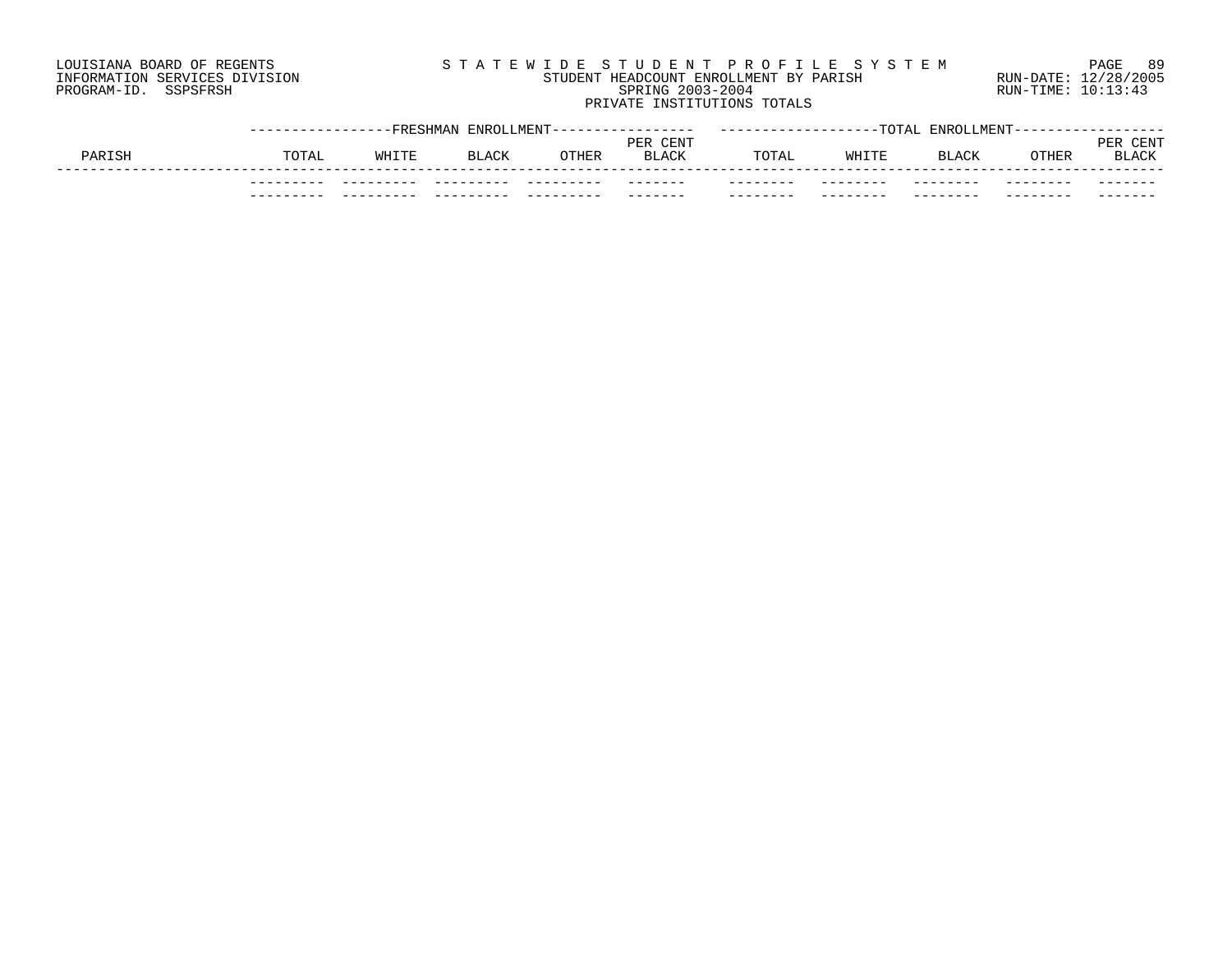LOUISIANA BOARD OF REGENTS
INFORMATION SERVICES DIVISION
PROGRAM-ID. SSPSFRSH

STATEWIDE STUDENT PROFILE SYSTEM
STUDENT HEADCOUNT ENROLLMENT BY PARISH
SPRING 2003-2004
PRIVATE INSTITUTIONS TOTALS

RUN-DATE: 12/28/2005
RUN-TIME: 10:13:43

| PARISH | FRESHMAN ENROLLMENT TOTAL | WHITE | BLACK | OTHER | PER CENT BLACK | TOTAL ENROLLMENT TOTAL | WHITE | BLACK | OTHER | PER CENT BLACK |
|---|---|---|---|---|---|---|---|---|---|---|
| | | | | | | | | | | |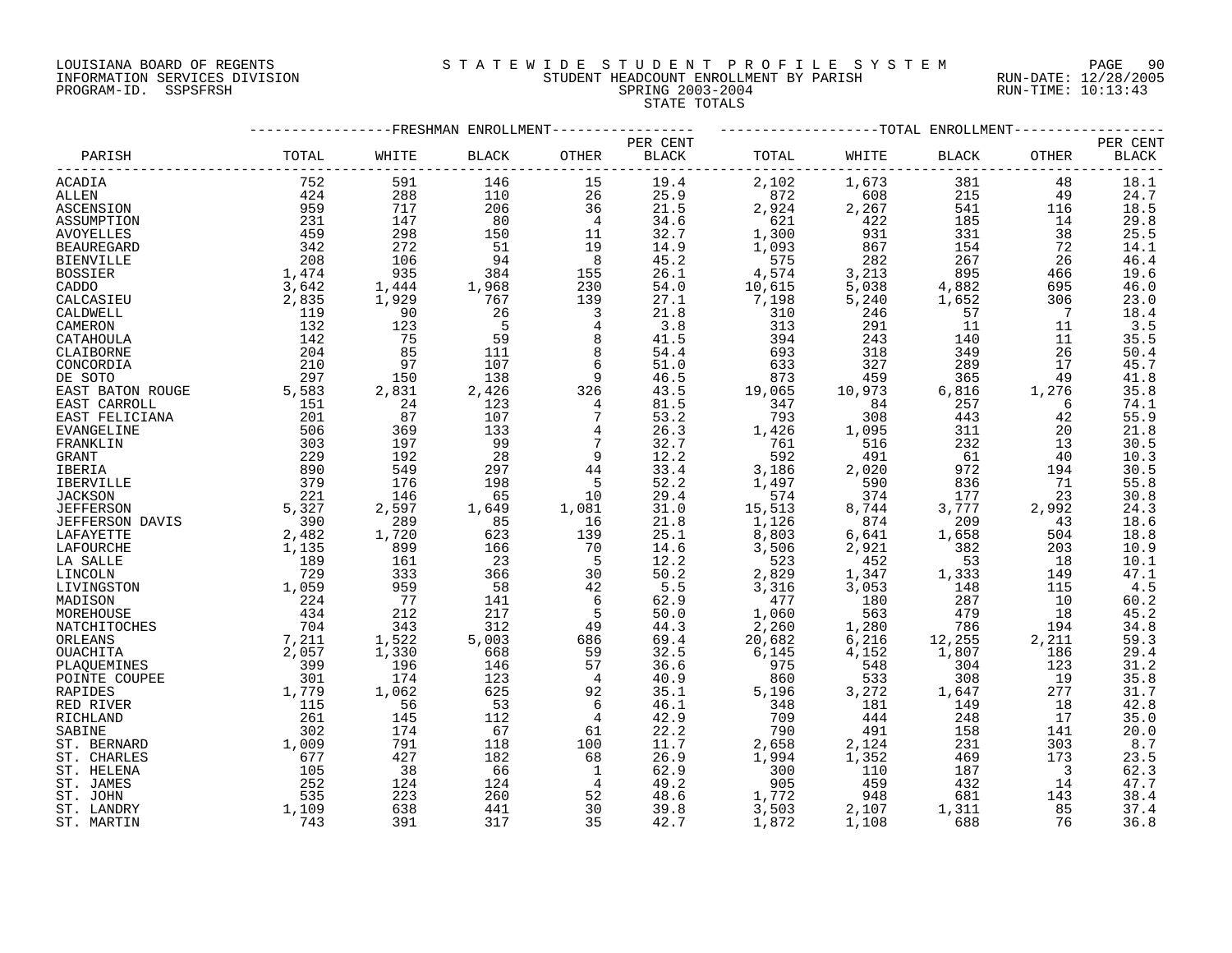LOUISIANA BOARD OF REGENTS
INFORMATION SERVICES DIVISION
PROGRAM-ID. SSPSFRSH

STATEWIDE STUDENT PROFILE SYSTEM
STUDENT HEADCOUNT ENROLLMENT BY PARISH
SPRING 2003-2004
STATE TOTALS

RUN-DATE: 12/28/2005
RUN-TIME: 10:13:43

| PARISH | FRESHMAN ENROLLMENT | | | | | TOTAL ENROLLMENT | | | | |
|---|---|---|---|---|---|---|---|---|---|---|
| | TOTAL | WHITE | BLACK | OTHER | PER CENT BLACK | TOTAL | WHITE | BLACK | OTHER | PER CENT BLACK |
| ACADIA | 752 | 591 | 146 | 15 | 19.4 | 2,102 | 1,673 | 381 | 48 | 18.1 |
| ALLEN | 424 | 288 | 110 | 26 | 25.9 | 872 | 608 | 215 | 49 | 24.7 |
| ASCENSION | 959 | 717 | 206 | 36 | 21.5 | 2,924 | 2,267 | 541 | 116 | 18.5 |
| ASSUMPTION | 231 | 147 | 80 | 4 | 34.6 | 621 | 422 | 185 | 14 | 29.8 |
| AVOYELLES | 459 | 298 | 150 | 11 | 32.7 | 1,300 | 931 | 331 | 38 | 25.5 |
| BEAUREGARD | 342 | 272 | 51 | 19 | 14.9 | 1,093 | 867 | 154 | 72 | 14.1 |
| BIENVILLE | 208 | 106 | 94 | 8 | 45.2 | 575 | 282 | 267 | 26 | 46.4 |
| BOSSIER | 1,474 | 935 | 384 | 155 | 26.1 | 4,574 | 3,213 | 895 | 466 | 19.6 |
| CADDO | 3,642 | 1,444 | 1,968 | 230 | 54.0 | 10,615 | 5,038 | 4,882 | 695 | 46.0 |
| CALCASIEU | 2,835 | 1,929 | 767 | 139 | 27.1 | 7,198 | 5,240 | 1,652 | 306 | 23.0 |
| CALDWELL | 119 | 90 | 26 | 3 | 21.8 | 310 | 246 | 57 | 7 | 18.4 |
| CAMERON | 132 | 123 | 5 | 4 | 3.8 | 313 | 291 | 11 | 11 | 3.5 |
| CATAHOULA | 142 | 75 | 59 | 8 | 41.5 | 394 | 243 | 140 | 11 | 35.5 |
| CLAIBORNE | 204 | 85 | 111 | 8 | 54.4 | 693 | 318 | 349 | 26 | 50.4 |
| CONCORDIA | 210 | 97 | 107 | 6 | 51.0 | 633 | 327 | 289 | 17 | 45.7 |
| DE SOTO | 297 | 150 | 138 | 9 | 46.5 | 873 | 459 | 365 | 49 | 41.8 |
| EAST BATON ROUGE | 5,583 | 2,831 | 2,426 | 326 | 43.5 | 19,065 | 10,973 | 6,816 | 1,276 | 35.8 |
| EAST CARROLL | 151 | 24 | 123 | 4 | 81.5 | 347 | 84 | 257 | 6 | 74.1 |
| EAST FELICIANA | 201 | 87 | 107 | 7 | 53.2 | 793 | 308 | 443 | 42 | 55.9 |
| EVANGELINE | 506 | 369 | 133 | 4 | 26.3 | 1,426 | 1,095 | 311 | 20 | 21.8 |
| FRANKLIN | 303 | 197 | 99 | 7 | 32.7 | 761 | 516 | 232 | 13 | 30.5 |
| GRANT | 229 | 192 | 28 | 9 | 12.2 | 592 | 491 | 61 | 40 | 10.3 |
| IBERIA | 890 | 549 | 297 | 44 | 33.4 | 3,186 | 2,020 | 972 | 194 | 30.5 |
| IBERVILLE | 379 | 176 | 198 | 5 | 52.2 | 1,497 | 590 | 836 | 71 | 55.8 |
| JACKSON | 221 | 146 | 65 | 10 | 29.4 | 574 | 374 | 177 | 23 | 30.8 |
| JEFFERSON | 5,327 | 2,597 | 1,649 | 1,081 | 31.0 | 15,513 | 8,744 | 3,777 | 2,992 | 24.3 |
| JEFFERSON DAVIS | 390 | 289 | 85 | 16 | 21.8 | 1,126 | 874 | 209 | 43 | 18.6 |
| LAFAYETTE | 2,482 | 1,720 | 623 | 139 | 25.1 | 8,803 | 6,641 | 1,658 | 504 | 18.8 |
| LAFOURCHE | 1,135 | 899 | 166 | 70 | 14.6 | 3,506 | 2,921 | 382 | 203 | 10.9 |
| LA SALLE | 189 | 161 | 23 | 5 | 12.2 | 523 | 452 | 53 | 18 | 10.1 |
| LINCOLN | 729 | 333 | 366 | 30 | 50.2 | 2,829 | 1,347 | 1,333 | 149 | 47.1 |
| LIVINGSTON | 1,059 | 959 | 58 | 42 | 5.5 | 3,316 | 3,053 | 148 | 115 | 4.5 |
| MADISON | 224 | 77 | 141 | 6 | 62.9 | 477 | 180 | 287 | 10 | 60.2 |
| MOREHOUSE | 434 | 212 | 217 | 5 | 50.0 | 1,060 | 563 | 479 | 18 | 45.2 |
| NATCHITOCHES | 704 | 343 | 312 | 49 | 44.3 | 2,260 | 1,280 | 786 | 194 | 34.8 |
| ORLEANS | 7,211 | 1,522 | 5,003 | 686 | 69.4 | 20,682 | 6,216 | 12,255 | 2,211 | 59.3 |
| OUACHITA | 2,057 | 1,330 | 668 | 59 | 32.5 | 6,145 | 4,152 | 1,807 | 186 | 29.4 |
| PLAQUEMINES | 399 | 196 | 146 | 57 | 36.6 | 975 | 548 | 304 | 123 | 31.2 |
| POINTE COUPEE | 301 | 174 | 123 | 4 | 40.9 | 860 | 533 | 308 | 19 | 35.8 |
| RAPIDES | 1,779 | 1,062 | 625 | 92 | 35.1 | 5,196 | 3,272 | 1,647 | 277 | 31.7 |
| RED RIVER | 115 | 56 | 53 | 6 | 46.1 | 348 | 181 | 149 | 18 | 42.8 |
| RICHLAND | 261 | 145 | 112 | 4 | 42.9 | 709 | 444 | 248 | 17 | 35.0 |
| SABINE | 302 | 174 | 67 | 61 | 22.2 | 790 | 491 | 158 | 141 | 20.0 |
| ST. BERNARD | 1,009 | 791 | 118 | 100 | 11.7 | 2,658 | 2,124 | 231 | 303 | 8.7 |
| ST. CHARLES | 677 | 427 | 182 | 68 | 26.9 | 1,994 | 1,352 | 469 | 173 | 23.5 |
| ST. HELENA | 105 | 38 | 66 | 1 | 62.9 | 300 | 110 | 187 | 3 | 62.3 |
| ST. JAMES | 252 | 124 | 124 | 4 | 49.2 | 905 | 459 | 432 | 14 | 47.7 |
| ST. JOHN | 535 | 223 | 260 | 52 | 48.6 | 1,772 | 948 | 681 | 143 | 38.4 |
| ST. LANDRY | 1,109 | 638 | 441 | 30 | 39.8 | 3,503 | 2,107 | 1,311 | 85 | 37.4 |
| ST. MARTIN | 743 | 391 | 317 | 35 | 42.7 | 1,872 | 1,108 | 688 | 76 | 36.8 |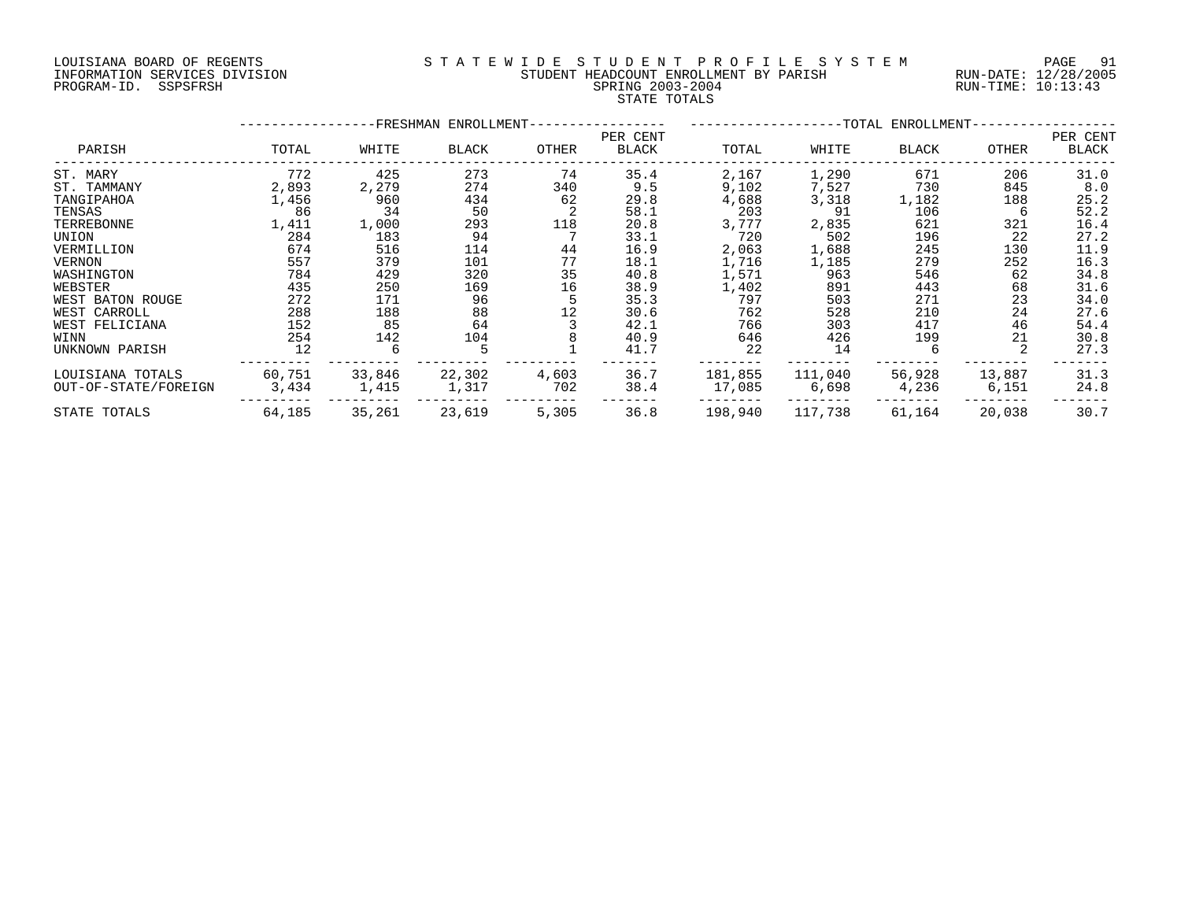LOUISIANA BOARD OF REGENTS
INFORMATION SERVICES DIVISION
PROGRAM-ID. SSPSFRSH

STATEWIDE STUDENT PROFILE SYSTEM
STUDENT HEADCOUNT ENROLLMENT BY PARISH
SPRING 2003-2004
STATE TOTALS

RUN-DATE: 12/28/2005
RUN-TIME: 10:13:43

| | FRESHMAN ENROLLMENT | | | | | TOTAL ENROLLMENT | | | | |
|---|---|---|---|---|---|---|---|---|---|---|
| PARISH | TOTAL | WHITE | BLACK | OTHER | PER CENT BLACK | TOTAL | WHITE | BLACK | OTHER | PER CENT BLACK |
| ST. MARY | 772 | 425 | 273 | 74 | 35.4 | 2,167 | 1,290 | 671 | 206 | 31.0 |
| ST. TAMMANY | 2,893 | 2,279 | 274 | 340 | 9.5 | 9,102 | 7,527 | 730 | 845 | 8.0 |
| TANGIPAHOA | 1,456 | 960 | 434 | 62 | 29.8 | 4,688 | 3,318 | 1,182 | 188 | 25.2 |
| TENSAS | 86 | 34 | 50 | 2 | 58.1 | 203 | 91 | 106 | 6 | 52.2 |
| TERREBONNE | 1,411 | 1,000 | 293 | 118 | 20.8 | 3,777 | 2,835 | 621 | 321 | 16.4 |
| UNION | 284 | 183 | 94 | 7 | 33.1 | 720 | 502 | 196 | 22 | 27.2 |
| VERMILLION | 674 | 516 | 114 | 44 | 16.9 | 2,063 | 1,688 | 245 | 130 | 11.9 |
| VERNON | 557 | 379 | 101 | 77 | 18.1 | 1,716 | 1,185 | 279 | 252 | 16.3 |
| WASHINGTON | 784 | 429 | 320 | 35 | 40.8 | 1,571 | 963 | 546 | 62 | 34.8 |
| WEBSTER | 435 | 250 | 169 | 16 | 38.9 | 1,402 | 891 | 443 | 68 | 31.6 |
| WEST BATON ROUGE | 272 | 171 | 96 | 5 | 35.3 | 797 | 503 | 271 | 23 | 34.0 |
| WEST CARROLL | 288 | 188 | 88 | 12 | 30.6 | 762 | 528 | 210 | 24 | 27.6 |
| WEST FELICIANA | 152 | 85 | 64 | 3 | 42.1 | 766 | 303 | 417 | 46 | 54.4 |
| WINN | 254 | 142 | 104 | 8 | 40.9 | 646 | 426 | 199 | 21 | 30.8 |
| UNKNOWN PARISH | 12 | 6 | 5 | 1 | 41.7 | 22 | 14 | 6 | 2 | 27.3 |
| LOUISIANA TOTALS | 60,751 | 33,846 | 22,302 | 4,603 | 36.7 | 181,855 | 111,040 | 56,928 | 13,887 | 31.3 |
| OUT-OF-STATE/FOREIGN | 3,434 | 1,415 | 1,317 | 702 | 38.4 | 17,085 | 6,698 | 4,236 | 6,151 | 24.8 |
| STATE TOTALS | 64,185 | 35,261 | 23,619 | 5,305 | 36.8 | 198,940 | 117,738 | 61,164 | 20,038 | 30.7 |